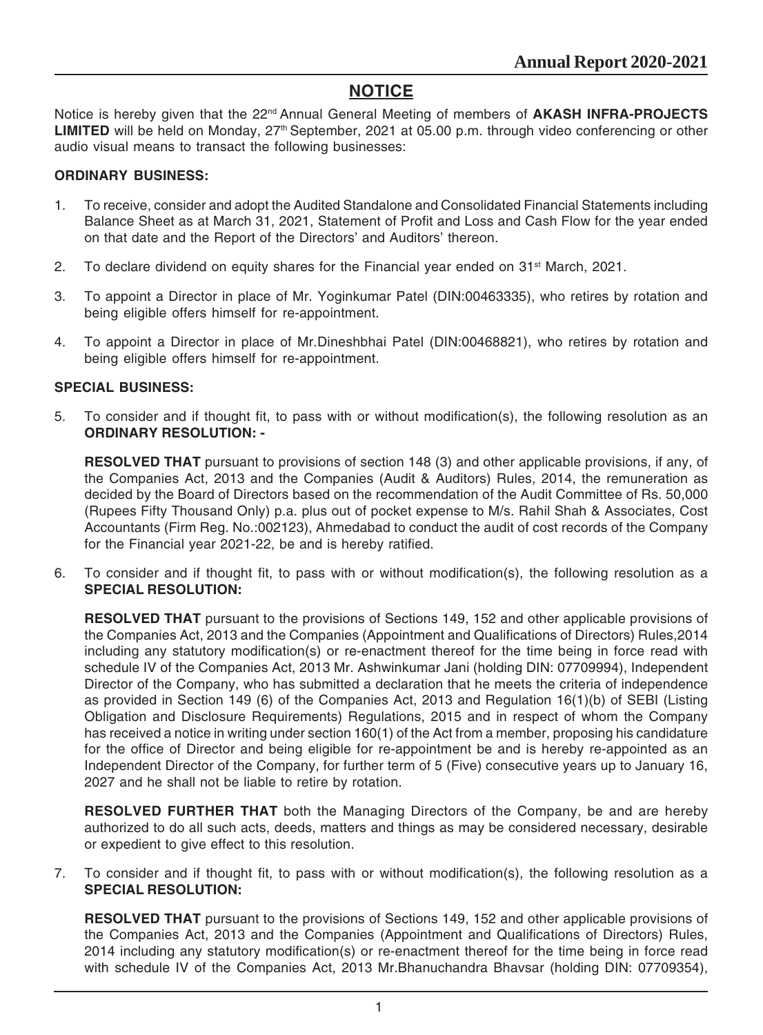## NOTICE

Notice is hereby given that the 22nd Annual General Meeting of members of **AKASH INFRA-PROJECTS LIMITED** will be held on Monday, 27th September, 2021 at 05.00 p.m. through video conferencing or other audio visual means to transact the following businesses:

**ORDINARY BUSINESS:**

1. To receive, consider and adopt the Audited Standalone and Consolidated Financial Statements including Balance Sheet as at March 31, 2021, Statement of Profit and Loss and Cash Flow for the year ended on that date and the Report of the Directors' and Auditors' thereon.

2. To declare dividend on equity shares for the Financial year ended on 31st March, 2021.

3. To appoint a Director in place of Mr. Yoginkumar Patel (DIN:00463335), who retires by rotation and being eligible offers himself for re-appointment.

4. To appoint a Director in place of Mr.Dineshbhai Patel (DIN:00468821), who retires by rotation and being eligible offers himself for re-appointment.

**SPECIAL BUSINESS:**

5. To consider and if thought fit, to pass with or without modification(s), the following resolution as an **ORDINARY RESOLUTION: -**

   **RESOLVED THAT** pursuant to provisions of section 148 (3) and other applicable provisions, if any, of the Companies Act, 2013 and the Companies (Audit & Auditors) Rules, 2014, the remuneration as decided by the Board of Directors based on the recommendation of the Audit Committee of Rs. 50,000 (Rupees Fifty Thousand Only) p.a. plus out of pocket expense to M/s. Rahil Shah & Associates, Cost Accountants (Firm Reg. No.:002123), Ahmedabad to conduct the audit of cost records of the Company for the Financial year 2021-22, be and is hereby ratified.

6. To consider and if thought fit, to pass with or without modification(s), the following resolution as a **SPECIAL RESOLUTION:**

   **RESOLVED THAT** pursuant to the provisions of Sections 149, 152 and other applicable provisions of the Companies Act, 2013 and the Companies (Appointment and Qualifications of Directors) Rules,2014 including any statutory modification(s) or re-enactment thereof for the time being in force read with schedule IV of the Companies Act, 2013 Mr. Ashwinkumar Jani (holding DIN: 07709994), Independent Director of the Company, who has submitted a declaration that he meets the criteria of independence as provided in Section 149 (6) of the Companies Act, 2013 and Regulation 16(1)(b) of SEBI (Listing Obligation and Disclosure Requirements) Regulations, 2015 and in respect of whom the Company has received a notice in writing under section 160(1) of the Act from a member, proposing his candidature for the office of Director and being eligible for re-appointment be and is hereby re-appointed as an Independent Director of the Company, for further term of 5 (Five) consecutive years up to January 16, 2027 and he shall not be liable to retire by rotation.

   **RESOLVED FURTHER THAT** both the Managing Directors of the Company, be and are hereby authorized to do all such acts, deeds, matters and things as may be considered necessary, desirable or expedient to give effect to this resolution.

7. To consider and if thought fit, to pass with or without modification(s), the following resolution as a **SPECIAL RESOLUTION:**

   **RESOLVED THAT** pursuant to the provisions of Sections 149, 152 and other applicable provisions of the Companies Act, 2013 and the Companies (Appointment and Qualifications of Directors) Rules, 2014 including any statutory modification(s) or re-enactment thereof for the time being in force read with schedule IV of the Companies Act, 2013 Mr.Bhanuchandra Bhavsar (holding DIN: 07709354),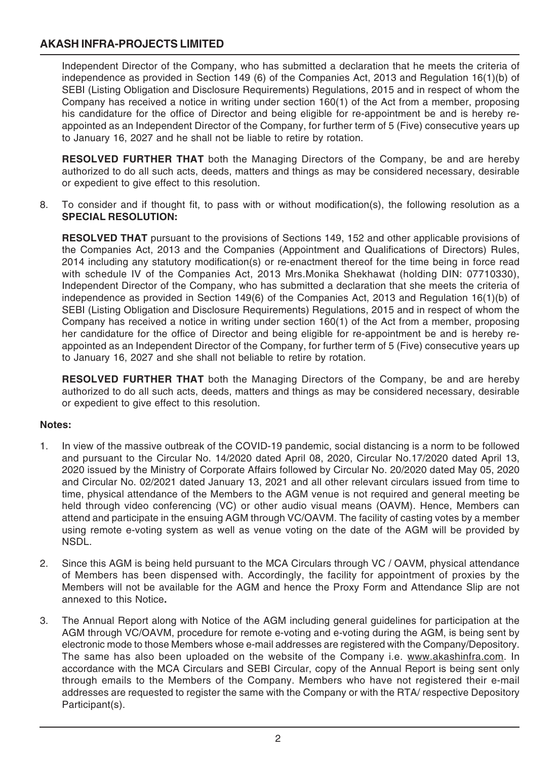Independent Director of the Company, who has submitted a declaration that he meets the criteria of independence as provided in Section 149 (6) of the Companies Act, 2013 and Regulation 16(1)(b) of SEBI (Listing Obligation and Disclosure Requirements) Regulations, 2015 and in respect of whom the Company has received a notice in writing under section 160(1) of the Act from a member, proposing his candidature for the office of Director and being eligible for re-appointment be and is hereby re-appointed as an Independent Director of the Company, for further term of 5 (Five) consecutive years up to January 16, 2027 and he shall not be liable to retire by rotation.

**RESOLVED FURTHER THAT** both the Managing Directors of the Company, be and are hereby authorized to do all such acts, deeds, matters and things as may be considered necessary, desirable or expedient to give effect to this resolution.

8. To consider and if thought fit, to pass with or without modification(s), the following resolution as a **SPECIAL RESOLUTION:**

   **RESOLVED THAT** pursuant to the provisions of Sections 149, 152 and other applicable provisions of the Companies Act, 2013 and the Companies (Appointment and Qualifications of Directors) Rules, 2014 including any statutory modification(s) or re-enactment thereof for the time being in force read with schedule IV of the Companies Act, 2013 Mrs.Monika Shekhawat (holding DIN: 07710330), Independent Director of the Company, who has submitted a declaration that she meets the criteria of independence as provided in Section 149(6) of the Companies Act, 2013 and Regulation 16(1)(b) of SEBI (Listing Obligation and Disclosure Requirements) Regulations, 2015 and in respect of whom the Company has received a notice in writing under section 160(1) of the Act from a member, proposing her candidature for the office of Director and being eligible for re-appointment be and is hereby re-appointed as an Independent Director of the Company, for further term of 5 (Five) consecutive years up to January 16, 2027 and she shall not beliable to retire by rotation.

   **RESOLVED FURTHER THAT** both the Managing Directors of the Company, be and are hereby authorized to do all such acts, deeds, matters and things as may be considered necessary, desirable or expedient to give effect to this resolution.

**Notes:**

1. In view of the massive outbreak of the COVID-19 pandemic, social distancing is a norm to be followed and pursuant to the Circular No. 14/2020 dated April 08, 2020, Circular No.17/2020 dated April 13, 2020 issued by the Ministry of Corporate Affairs followed by Circular No. 20/2020 dated May 05, 2020 and Circular No. 02/2021 dated January 13, 2021 and all other relevant circulars issued from time to time, physical attendance of the Members to the AGM venue is not required and general meeting be held through video conferencing (VC) or other audio visual means (OAVM). Hence, Members can attend and participate in the ensuing AGM through VC/OAVM. The facility of casting votes by a member using remote e-voting system as well as venue voting on the date of the AGM will be provided by NSDL.

2. Since this AGM is being held pursuant to the MCA Circulars through VC / OAVM, physical attendance of Members has been dispensed with. Accordingly, the facility for appointment of proxies by the Members will not be available for the AGM and hence the Proxy Form and Attendance Slip are not annexed to this Notice**.**

3. The Annual Report along with Notice of the AGM including general guidelines for participation at the AGM through VC/OAVM, procedure for remote e-voting and e-voting during the AGM, is being sent by electronic mode to those Members whose e-mail addresses are registered with the Company/Depository. The same has also been uploaded on the website of the Company i.e. www.akashinfra.com. In accordance with the MCA Circulars and SEBI Circular, copy of the Annual Report is being sent only through emails to the Members of the Company. Members who have not registered their e-mail addresses are requested to register the same with the Company or with the RTA/ respective Depository Participant(s).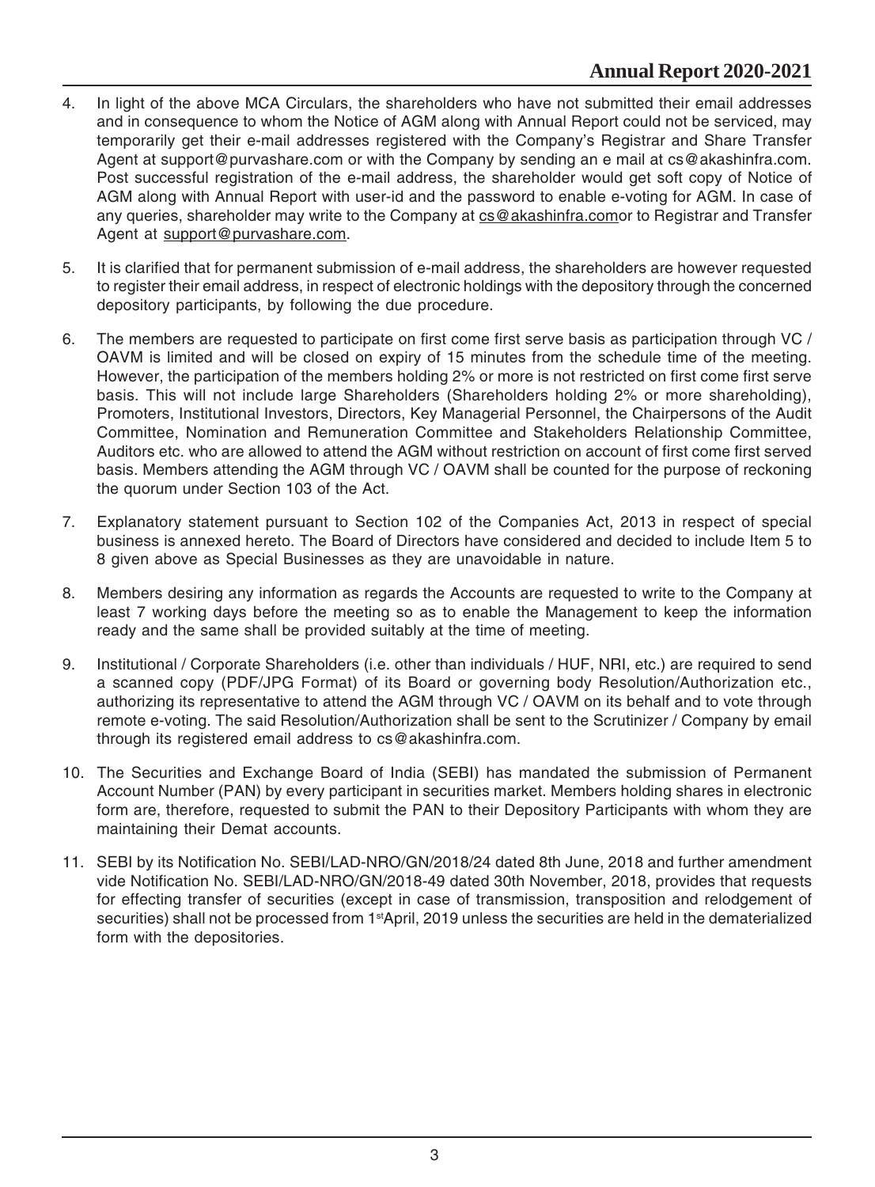4. In light of the above MCA Circulars, the shareholders who have not submitted their email addresses and in consequence to whom the Notice of AGM along with Annual Report could not be serviced, may temporarily get their e-mail addresses registered with the Company's Registrar and Share Transfer Agent at support@purvashare.com or with the Company by sending an e mail at cs@akashinfra.com. Post successful registration of the e-mail address, the shareholder would get soft copy of Notice of AGM along with Annual Report with user-id and the password to enable e-voting for AGM. In case of any queries, shareholder may write to the Company at cs@akashinfra.comor to Registrar and Transfer Agent at support@purvashare.com.

5. It is clarified that for permanent submission of e-mail address, the shareholders are however requested to register their email address, in respect of electronic holdings with the depository through the concerned depository participants, by following the due procedure.

6. The members are requested to participate on first come first serve basis as participation through VC / OAVM is limited and will be closed on expiry of 15 minutes from the schedule time of the meeting. However, the participation of the members holding 2% or more is not restricted on first come first serve basis. This will not include large Shareholders (Shareholders holding 2% or more shareholding), Promoters, Institutional Investors, Directors, Key Managerial Personnel, the Chairpersons of the Audit Committee, Nomination and Remuneration Committee and Stakeholders Relationship Committee, Auditors etc. who are allowed to attend the AGM without restriction on account of first come first served basis. Members attending the AGM through VC / OAVM shall be counted for the purpose of reckoning the quorum under Section 103 of the Act.

7. Explanatory statement pursuant to Section 102 of the Companies Act, 2013 in respect of special business is annexed hereto. The Board of Directors have considered and decided to include Item 5 to 8 given above as Special Businesses as they are unavoidable in nature.

8. Members desiring any information as regards the Accounts are requested to write to the Company at least 7 working days before the meeting so as to enable the Management to keep the information ready and the same shall be provided suitably at the time of meeting.

9. Institutional / Corporate Shareholders (i.e. other than individuals / HUF, NRI, etc.) are required to send a scanned copy (PDF/JPG Format) of its Board or governing body Resolution/Authorization etc., authorizing its representative to attend the AGM through VC / OAVM on its behalf and to vote through remote e-voting. The said Resolution/Authorization shall be sent to the Scrutinizer / Company by email through its registered email address to cs@akashinfra.com.

10. The Securities and Exchange Board of India (SEBI) has mandated the submission of Permanent Account Number (PAN) by every participant in securities market. Members holding shares in electronic form are, therefore, requested to submit the PAN to their Depository Participants with whom they are maintaining their Demat accounts.

11. SEBI by its Notification No. SEBI/LAD-NRO/GN/2018/24 dated 8th June, 2018 and further amendment vide Notification No. SEBI/LAD-NRO/GN/2018-49 dated 30th November, 2018, provides that requests for effecting transfer of securities (except in case of transmission, transposition and relodgement of securities) shall not be processed from 1stApril, 2019 unless the securities are held in the dematerialized form with the depositories.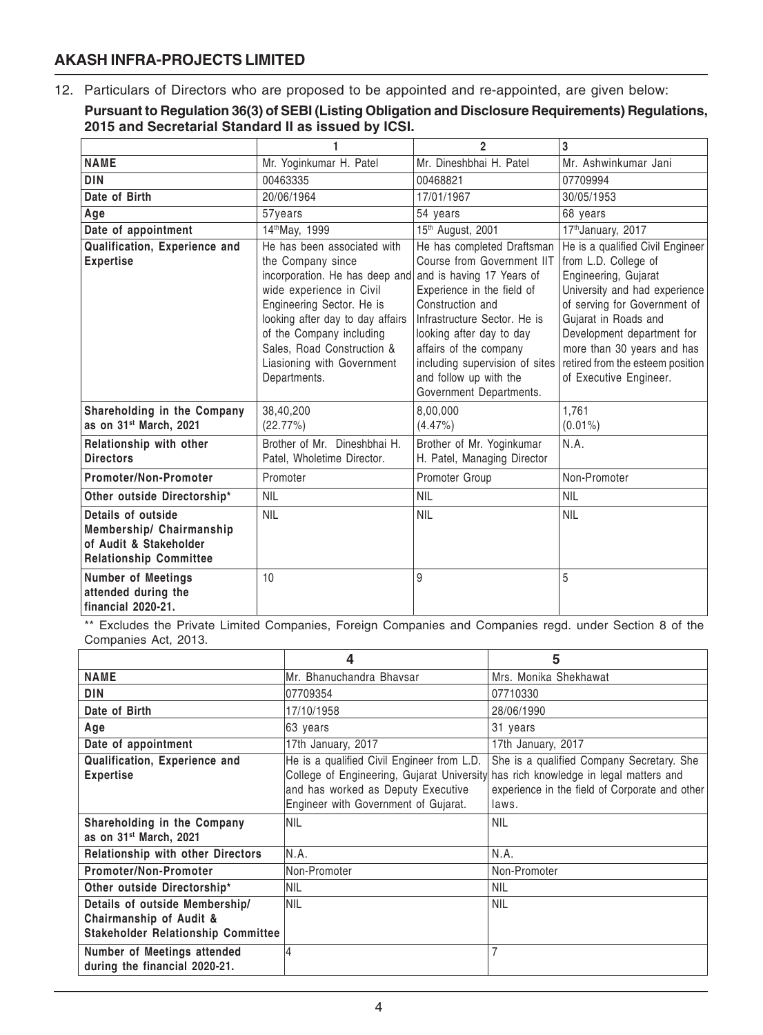## AKASH INFRA-PROJECTS LIMITED

12. Particulars of Directors who are proposed to be appointed and re-appointed, are given below:

**Pursuant to Regulation 36(3) of SEBI (Listing Obligation and Disclosure Requirements) Regulations, 2015 and Secretarial Standard II as issued by ICSI.**

| | 1 | 2 | 3 |
|---|---|---|---|
| **NAME** | Mr. Yoginkumar H. Patel | Mr. Dineshbhai H. Patel | Mr. Ashwinkumar Jani |
| **DIN** | 00463335 | 00468821 | 07709994 |
| **Date of Birth** | 20/06/1964 | 17/01/1967 | 30/05/1953 |
| **Age** | 57years | 54 years | 68 years |
| **Date of appointment** | 14thMay, 1999 | 15th August, 2001 | 17thJanuary, 2017 |
| **Qualification, Experience and Expertise** | He has been associated with the Company since incorporation. He has deep and wide experience in Civil Engineering Sector. He is looking after day to day affairs of the Company including Sales, Road Construction & Liasioning with Government Departments. | He has completed Draftsman Course from Government IIT and is having 17 Years of Experience in the field of Construction and Infrastructure Sector. He is looking after day to day affairs of the company including supervision of sites and follow up with the Government Departments. | He is a qualified Civil Engineer from L.D. College of Engineering, Gujarat University and had experience of serving for Government of Gujarat in Roads and Development department for more than 30 years and has retired from the esteem position of Executive Engineer. |
| **Shareholding in the Company as on 31st March, 2021** | 38,40,200 (22.77%) | 8,00,000 (4.47%) | 1,761 (0.01%) |
| **Relationship with other Directors** | Brother of Mr. Dineshbhai H. Patel, Wholetime Director. | Brother of Mr. Yoginkumar H. Patel, Managing Director | N.A. |
| **Promoter/Non-Promoter** | Promoter | Promoter Group | Non-Promoter |
| **Other outside Directorship*** | NIL | NIL | NIL |
| **Details of outside Membership/ Chairmanship of Audit & Stakeholder Relationship Committee** | NIL | NIL | NIL |
| **Number of Meetings attended during the financial 2020-21.** | 10 | 9 | 5 |

** Excludes the Private Limited Companies, Foreign Companies and Companies regd. under Section 8 of the Companies Act, 2013.

| | 4 | 5 |
|---|---|---|
| **NAME** | Mr. Bhanuchandra Bhavsar | Mrs. Monika Shekhawat |
| **DIN** | 07709354 | 07710330 |
| **Date of Birth** | 17/10/1958 | 28/06/1990 |
| **Age** | 63 years | 31 years |
| **Date of appointment** | 17th January, 2017 | 17th January, 2017 |
| **Qualification, Experience and Expertise** | He is a qualified Civil Engineer from L.D. College of Engineering, Gujarat University and has worked as Deputy Executive Engineer with Government of Gujarat. | She is a qualified Company Secretary. She has rich knowledge in legal matters and experience in the field of Corporate and other laws. |
| **Shareholding in the Company as on 31st March, 2021** | NIL | NIL |
| **Relationship with other Directors** | N.A. | N.A. |
| **Promoter/Non-Promoter** | Non-Promoter | Non-Promoter |
| **Other outside Directorship*** | NIL | NIL |
| **Details of outside Membership/ Chairmanship of Audit & Stakeholder Relationship Committee** | NIL | NIL |
| **Number of Meetings attended during the financial 2020-21.** | 4 | 7 |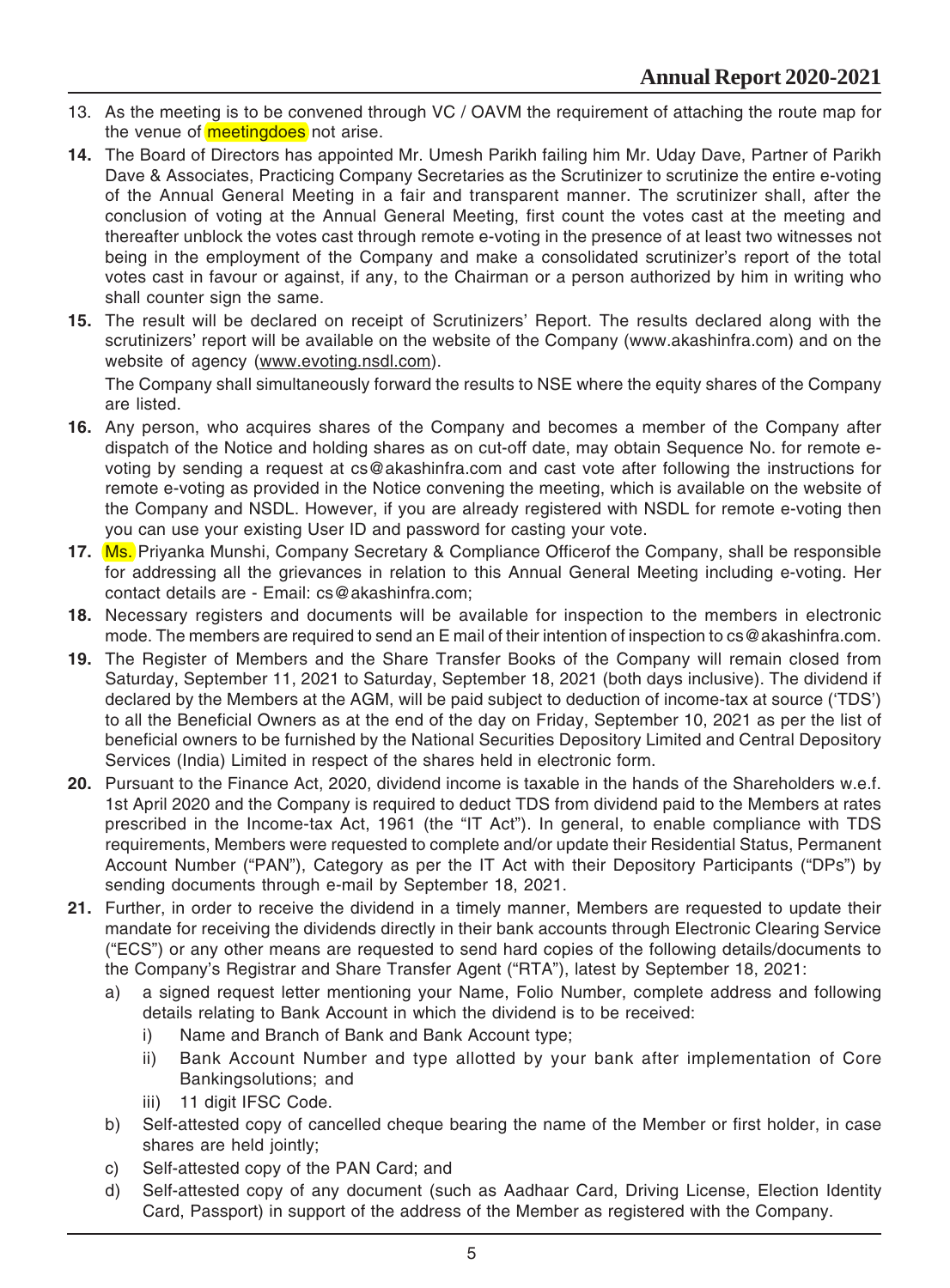13. As the meeting is to be convened through VC / OAVM the requirement of attaching the route map for the venue of meetingdoes not arise.

**14.** The Board of Directors has appointed Mr. Umesh Parikh failing him Mr. Uday Dave, Partner of Parikh Dave & Associates, Practicing Company Secretaries as the Scrutinizer to scrutinize the entire e-voting of the Annual General Meeting in a fair and transparent manner. The scrutinizer shall, after the conclusion of voting at the Annual General Meeting, first count the votes cast at the meeting and thereafter unblock the votes cast through remote e-voting in the presence of at least two witnesses not being in the employment of the Company and make a consolidated scrutinizer's report of the total votes cast in favour or against, if any, to the Chairman or a person authorized by him in writing who shall counter sign the same.

**15.** The result will be declared on receipt of Scrutinizers' Report. The results declared along with the scrutinizers' report will be available on the website of the Company (www.akashinfra.com) and on the website of agency (www.evoting.nsdl.com).

The Company shall simultaneously forward the results to NSE where the equity shares of the Company are listed.

**16.** Any person, who acquires shares of the Company and becomes a member of the Company after dispatch of the Notice and holding shares as on cut-off date, may obtain Sequence No. for remote e-voting by sending a request at cs@akashinfra.com and cast vote after following the instructions for remote e-voting as provided in the Notice convening the meeting, which is available on the website of the Company and NSDL. However, if you are already registered with NSDL for remote e-voting then you can use your existing User ID and password for casting your vote.

**17.** Ms. Priyanka Munshi, Company Secretary & Compliance Officerof the Company, shall be responsible for addressing all the grievances in relation to this Annual General Meeting including e-voting. Her contact details are - Email: cs@akashinfra.com;

**18.** Necessary registers and documents will be available for inspection to the members in electronic mode. The members are required to send an E mail of their intention of inspection to cs@akashinfra.com.

**19.** The Register of Members and the Share Transfer Books of the Company will remain closed from Saturday, September 11, 2021 to Saturday, September 18, 2021 (both days inclusive). The dividend if declared by the Members at the AGM, will be paid subject to deduction of income-tax at source ('TDS') to all the Beneficial Owners as at the end of the day on Friday, September 10, 2021 as per the list of beneficial owners to be furnished by the National Securities Depository Limited and Central Depository Services (India) Limited in respect of the shares held in electronic form.

**20.** Pursuant to the Finance Act, 2020, dividend income is taxable in the hands of the Shareholders w.e.f. 1st April 2020 and the Company is required to deduct TDS from dividend paid to the Members at rates prescribed in the Income-tax Act, 1961 (the "IT Act"). In general, to enable compliance with TDS requirements, Members were requested to complete and/or update their Residential Status, Permanent Account Number ("PAN"), Category as per the IT Act with their Depository Participants ("DPs") by sending documents through e-mail by September 18, 2021.

**21.** Further, in order to receive the dividend in a timely manner, Members are requested to update their mandate for receiving the dividends directly in their bank accounts through Electronic Clearing Service ("ECS") or any other means are requested to send hard copies of the following details/documents to the Company's Registrar and Share Transfer Agent ("RTA"), latest by September 18, 2021:

a) a signed request letter mentioning your Name, Folio Number, complete address and following details relating to Bank Account in which the dividend is to be received:

   i) Name and Branch of Bank and Bank Account type;

   ii) Bank Account Number and type allotted by your bank after implementation of Core Bankingsolutions; and

   iii) 11 digit IFSC Code.

b) Self-attested copy of cancelled cheque bearing the name of the Member or first holder, in case shares are held jointly;

c) Self-attested copy of the PAN Card; and

d) Self-attested copy of any document (such as Aadhaar Card, Driving License, Election Identity Card, Passport) in support of the address of the Member as registered with the Company.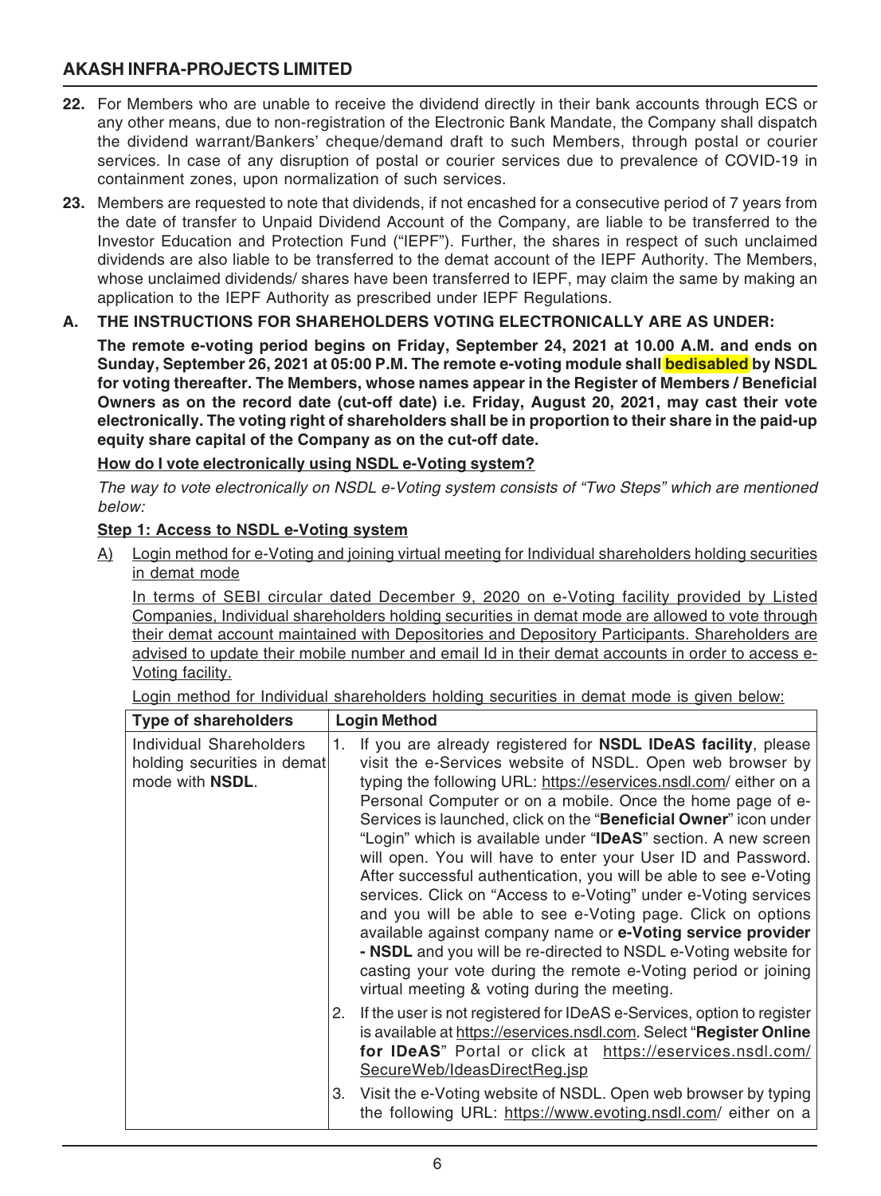22. For Members who are unable to receive the dividend directly in their bank accounts through ECS or any other means, due to non-registration of the Electronic Bank Mandate, the Company shall dispatch the dividend warrant/Bankers' cheque/demand draft to such Members, through postal or courier services. In case of any disruption of postal or courier services due to prevalence of COVID-19 in containment zones, upon normalization of such services.

23. Members are requested to note that dividends, if not encashed for a consecutive period of 7 years from the date of transfer to Unpaid Dividend Account of the Company, are liable to be transferred to the Investor Education and Protection Fund ("IEPF"). Further, the shares in respect of such unclaimed dividends are also liable to be transferred to the demat account of the IEPF Authority. The Members, whose unclaimed dividends/ shares have been transferred to IEPF, may claim the same by making an application to the IEPF Authority as prescribed under IEPF Regulations.

**A. THE INSTRUCTIONS FOR SHAREHOLDERS VOTING ELECTRONICALLY ARE AS UNDER:**

**The remote e-voting period begins on Friday, September 24, 2021 at 10.00 A.M. and ends on Sunday, September 26, 2021 at 05:00 P.M. The remote e-voting module shall bedisabled by NSDL for voting thereafter. The Members, whose names appear in the Register of Members / Beneficial Owners as on the record date (cut-off date) i.e. Friday, August 20, 2021, may cast their vote electronically. The voting right of shareholders shall be in proportion to their share in the paid-up equity share capital of the Company as on the cut-off date.**

**How do I vote electronically using NSDL e-Voting system?**

*The way to vote electronically on NSDL e-Voting system consists of "Two Steps" which are mentioned below:*

**Step 1: Access to NSDL e-Voting system**

A) Login method for e-Voting and joining virtual meeting for Individual shareholders holding securities in demat mode

In terms of SEBI circular dated December 9, 2020 on e-Voting facility provided by Listed Companies, Individual shareholders holding securities in demat mode are allowed to vote through their demat account maintained with Depositories and Depository Participants. Shareholders are advised to update their mobile number and email Id in their demat accounts in order to access e-Voting facility.

Login method for Individual shareholders holding securities in demat mode is given below:

| Type of shareholders | Login Method |
|---|---|
| Individual Shareholders holding securities in demat mode with **NSDL**. | 1. If you are already registered for **NSDL IDeAS facility**, please visit the e-Services website of NSDL. Open web browser by typing the following URL: https://eservices.nsdl.com/ either on a Personal Computer or on a mobile. Once the home page of e-Services is launched, click on the "**Beneficial Owner**" icon under "Login" which is available under "**IDeAS**" section. A new screen will open. You will have to enter your User ID and Password. After successful authentication, you will be able to see e-Voting services. Click on "Access to e-Voting" under e-Voting services and you will be able to see e-Voting page. Click on options available against company name or **e-Voting service provider - NSDL** and you will be re-directed to NSDL e-Voting website for casting your vote during the remote e-Voting period or joining virtual meeting & voting during the meeting.<br>2. If the user is not registered for IDeAS e-Services, option to register is available at https://eservices.nsdl.com. Select "**Register Online for IDeAS**" Portal or click at https://eservices.nsdl.com/SecureWeb/IdeasDirectReg.jsp<br>3. Visit the e-Voting website of NSDL. Open web browser by typing the following URL: https://www.evoting.nsdl.com/ either on a |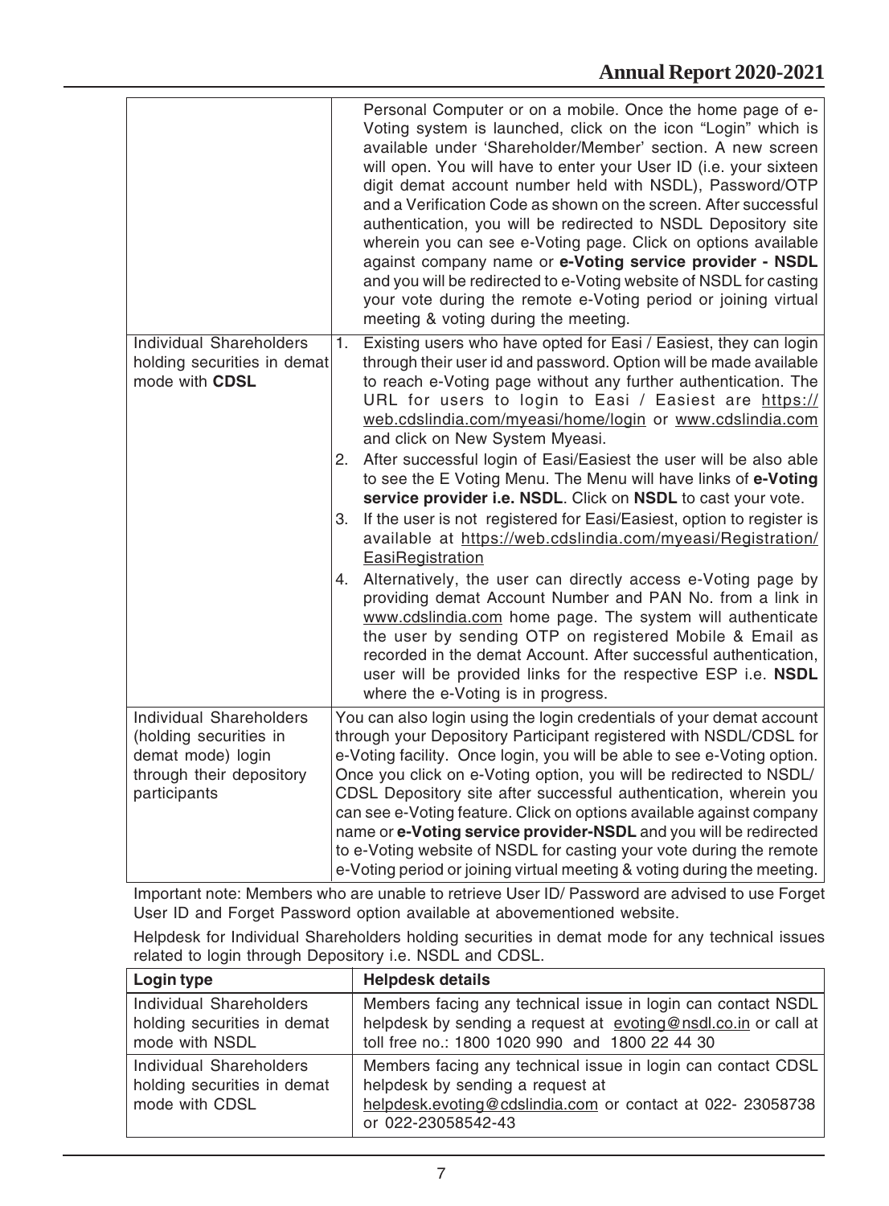| | |
|---|---|
| | Personal Computer or on a mobile. Once the home page of e-Voting system is launched, click on the icon "Login" which is available under 'Shareholder/Member' section. A new screen will open. You will have to enter your User ID (i.e. your sixteen digit demat account number held with NSDL), Password/OTP and a Verification Code as shown on the screen. After successful authentication, you will be redirected to NSDL Depository site wherein you can see e-Voting page. Click on options available against company name or **e-Voting service provider - NSDL** and you will be redirected to e-Voting website of NSDL for casting your vote during the remote e-Voting period or joining virtual meeting & voting during the meeting. |
| Individual Shareholders holding securities in demat mode with **CDSL** | 1. Existing users who have opted for Easi / Easiest, they can login through their user id and password. Option will be made available to reach e-Voting page without any further authentication. The URL for users to login to Easi / Easiest are https://web.cdslindia.com/myeasi/home/login or www.cdslindia.com and click on New System Myeasi.<br>2. After successful login of Easi/Easiest the user will be also able to see the E Voting Menu. The Menu will have links of **e-Voting service provider i.e. NSDL**. Click on **NSDL** to cast your vote.<br>3. If the user is not registered for Easi/Easiest, option to register is available at https://web.cdslindia.com/myeasi/Registration/EasiRegistration<br>4. Alternatively, the user can directly access e-Voting page by providing demat Account Number and PAN No. from a link in www.cdslindia.com home page. The system will authenticate the user by sending OTP on registered Mobile & Email as recorded in the demat Account. After successful authentication, user will be provided links for the respective ESP i.e. **NSDL** where the e-Voting is in progress. |
| Individual Shareholders (holding securities in demat mode) login through their depository participants | You can also login using the login credentials of your demat account through your Depository Participant registered with NSDL/CDSL for e-Voting facility. Once login, you will be able to see e-Voting option. Once you click on e-Voting option, you will be redirected to NSDL/CDSL Depository site after successful authentication, wherein you can see e-Voting feature. Click on options available against company name or **e-Voting service provider-NSDL** and you will be redirected to e-Voting website of NSDL for casting your vote during the remote e-Voting period or joining virtual meeting & voting during the meeting. |

Important note: Members who are unable to retrieve User ID/ Password are advised to use Forget User ID and Forget Password option available at abovementioned website.

Helpdesk for Individual Shareholders holding securities in demat mode for any technical issues related to login through Depository i.e. NSDL and CDSL.

| **Login type** | **Helpdesk details** |
|---|---|
| Individual Shareholders holding securities in demat mode with NSDL | Members facing any technical issue in login can contact NSDL helpdesk by sending a request at evoting@nsdl.co.in or call at toll free no.: 1800 1020 990 and 1800 22 44 30 |
| Individual Shareholders holding securities in demat mode with CDSL | Members facing any technical issue in login can contact CDSL helpdesk by sending a request at helpdesk.evoting@cdslindia.com or contact at 022- 23058738 or 022-23058542-43 |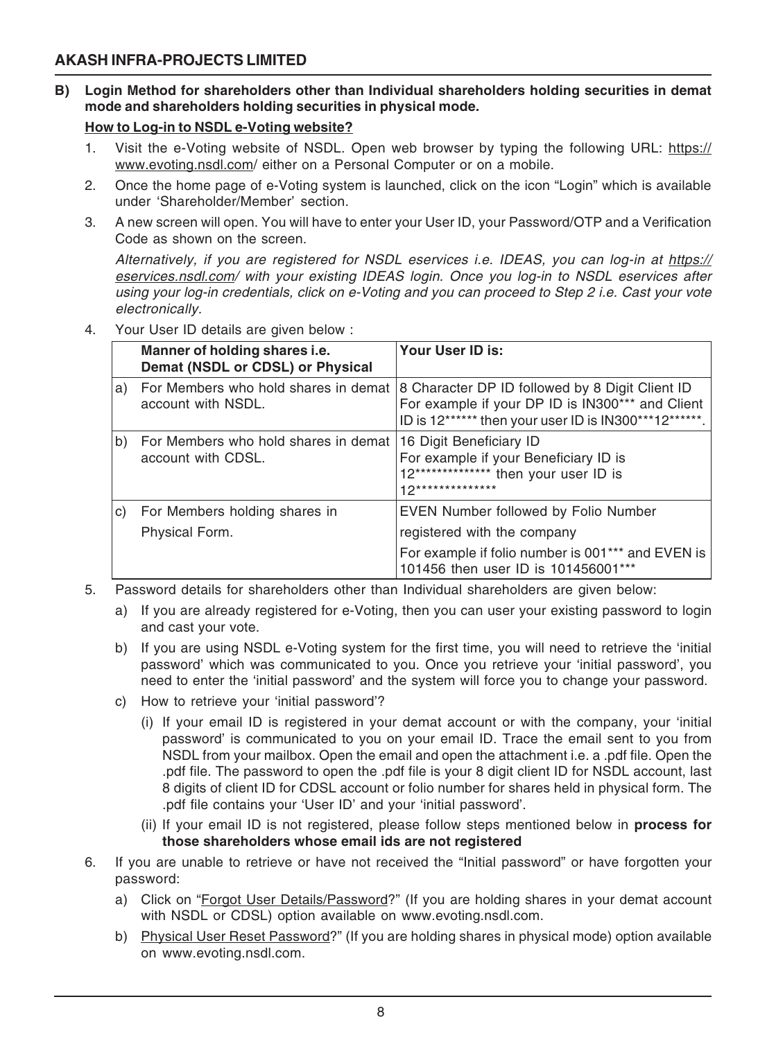**B) Login Method for shareholders other than Individual shareholders holding securities in demat mode and shareholders holding securities in physical mode.**

**How to Log-in to NSDL e-Voting website?**

1. Visit the e-Voting website of NSDL. Open web browser by typing the following URL: https://www.evoting.nsdl.com/ either on a Personal Computer or on a mobile.

2. Once the home page of e-Voting system is launched, click on the icon "Login" which is available under 'Shareholder/Member' section.

3. A new screen will open. You will have to enter your User ID, your Password/OTP and a Verification Code as shown on the screen.

   *Alternatively, if you are registered for NSDL eservices i.e. IDEAS, you can log-in at https://eservices.nsdl.com/ with your existing IDEAS login. Once you log-in to NSDL eservices after using your log-in credentials, click on e-Voting and you can proceed to Step 2 i.e. Cast your vote electronically.*

4. Your User ID details are given below :

| | Manner of holding shares i.e. Demat (NSDL or CDSL) or Physical | Your User ID is: |
|---|---|---|
| a) | For Members who hold shares in demat account with NSDL. | 8 Character DP ID followed by 8 Digit Client ID For example if your DP ID is IN300*** and Client ID is 12****** then your user ID is IN300***12******. |
| b) | For Members who hold shares in demat account with CDSL. | 16 Digit Beneficiary ID For example if your Beneficiary ID is 12************** then your user ID is 12************** |
| c) | For Members holding shares in Physical Form. | EVEN Number followed by Folio Number registered with the company For example if folio number is 001*** and EVEN is 101456 then user ID is 101456001*** |

5. Password details for shareholders other than Individual shareholders are given below:

   a) If you are already registered for e-Voting, then you can user your existing password to login and cast your vote.

   b) If you are using NSDL e-Voting system for the first time, you will need to retrieve the 'initial password' which was communicated to you. Once you retrieve your 'initial password', you need to enter the 'initial password' and the system will force you to change your password.

   c) How to retrieve your 'initial password'?

      (i) If your email ID is registered in your demat account or with the company, your 'initial password' is communicated to you on your email ID. Trace the email sent to you from NSDL from your mailbox. Open the email and open the attachment i.e. a .pdf file. Open the .pdf file. The password to open the .pdf file is your 8 digit client ID for NSDL account, last 8 digits of client ID for CDSL account or folio number for shares held in physical form. The .pdf file contains your 'User ID' and your 'initial password'.

      (ii) If your email ID is not registered, please follow steps mentioned below in **process for those shareholders whose email ids are not registered**

6. If you are unable to retrieve or have not received the "Initial password" or have forgotten your password:

   a) Click on "Forgot User Details/Password?" (If you are holding shares in your demat account with NSDL or CDSL) option available on www.evoting.nsdl.com.

   b) Physical User Reset Password?" (If you are holding shares in physical mode) option available on www.evoting.nsdl.com.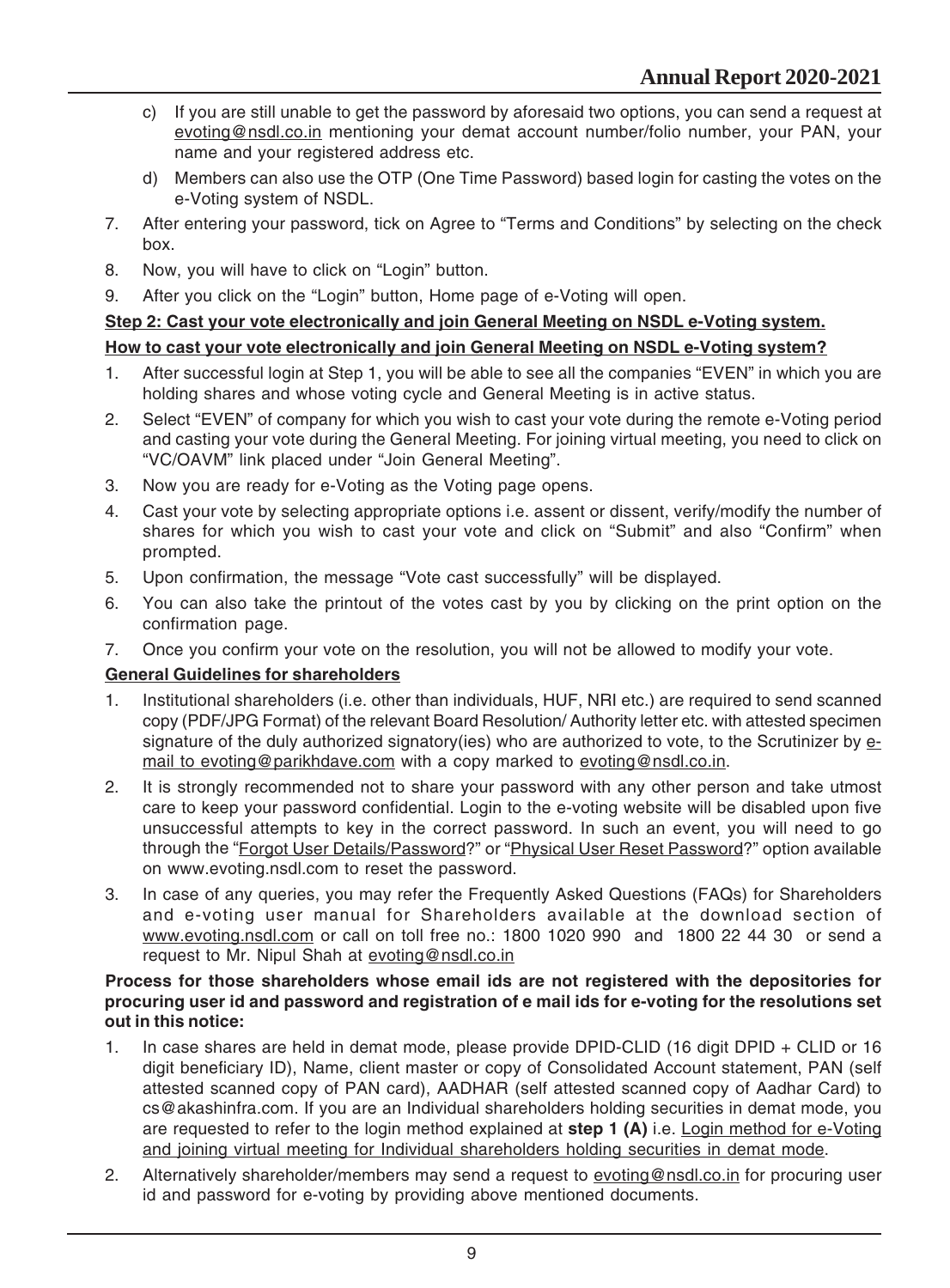c) If you are still unable to get the password by aforesaid two options, you can send a request at evoting@nsdl.co.in mentioning your demat account number/folio number, your PAN, your name and your registered address etc.

d) Members can also use the OTP (One Time Password) based login for casting the votes on the e-Voting system of NSDL.

7. After entering your password, tick on Agree to "Terms and Conditions" by selecting on the check box.
8. Now, you will have to click on "Login" button.
9. After you click on the "Login" button, Home page of e-Voting will open.

**Step 2: Cast your vote electronically and join General Meeting on NSDL e-Voting system.**

**How to cast your vote electronically and join General Meeting on NSDL e-Voting system?**

1. After successful login at Step 1, you will be able to see all the companies "EVEN" in which you are holding shares and whose voting cycle and General Meeting is in active status.
2. Select "EVEN" of company for which you wish to cast your vote during the remote e-Voting period and casting your vote during the General Meeting. For joining virtual meeting, you need to click on "VC/OAVM" link placed under "Join General Meeting".
3. Now you are ready for e-Voting as the Voting page opens.
4. Cast your vote by selecting appropriate options i.e. assent or dissent, verify/modify the number of shares for which you wish to cast your vote and click on "Submit" and also "Confirm" when prompted.
5. Upon confirmation, the message "Vote cast successfully" will be displayed.
6. You can also take the printout of the votes cast by you by clicking on the print option on the confirmation page.
7. Once you confirm your vote on the resolution, you will not be allowed to modify your vote.

**General Guidelines for shareholders**

1. Institutional shareholders (i.e. other than individuals, HUF, NRI etc.) are required to send scanned copy (PDF/JPG Format) of the relevant Board Resolution/ Authority letter etc. with attested specimen signature of the duly authorized signatory(ies) who are authorized to vote, to the Scrutinizer by e-mail to evoting@parikhdave.com with a copy marked to evoting@nsdl.co.in.
2. It is strongly recommended not to share your password with any other person and take utmost care to keep your password confidential. Login to the e-voting website will be disabled upon five unsuccessful attempts to key in the correct password. In such an event, you will need to go through the "Forgot User Details/Password?" or "Physical User Reset Password?" option available on www.evoting.nsdl.com to reset the password.
3. In case of any queries, you may refer the Frequently Asked Questions (FAQs) for Shareholders and e-voting user manual for Shareholders available at the download section of www.evoting.nsdl.com or call on toll free no.: 1800 1020 990 and 1800 22 44 30 or send a request to Mr. Nipul Shah at evoting@nsdl.co.in

**Process for those shareholders whose email ids are not registered with the depositories for procuring user id and password and registration of e mail ids for e-voting for the resolutions set out in this notice:**

1. In case shares are held in demat mode, please provide DPID-CLID (16 digit DPID + CLID or 16 digit beneficiary ID), Name, client master or copy of Consolidated Account statement, PAN (self attested scanned copy of PAN card), AADHAR (self attested scanned copy of Aadhar Card) to cs@akashinfra.com. If you are an Individual shareholders holding securities in demat mode, you are requested to refer to the login method explained at **step 1 (A)** i.e. Login method for e-Voting and joining virtual meeting for Individual shareholders holding securities in demat mode.
2. Alternatively shareholder/members may send a request to evoting@nsdl.co.in for procuring user id and password for e-voting by providing above mentioned documents.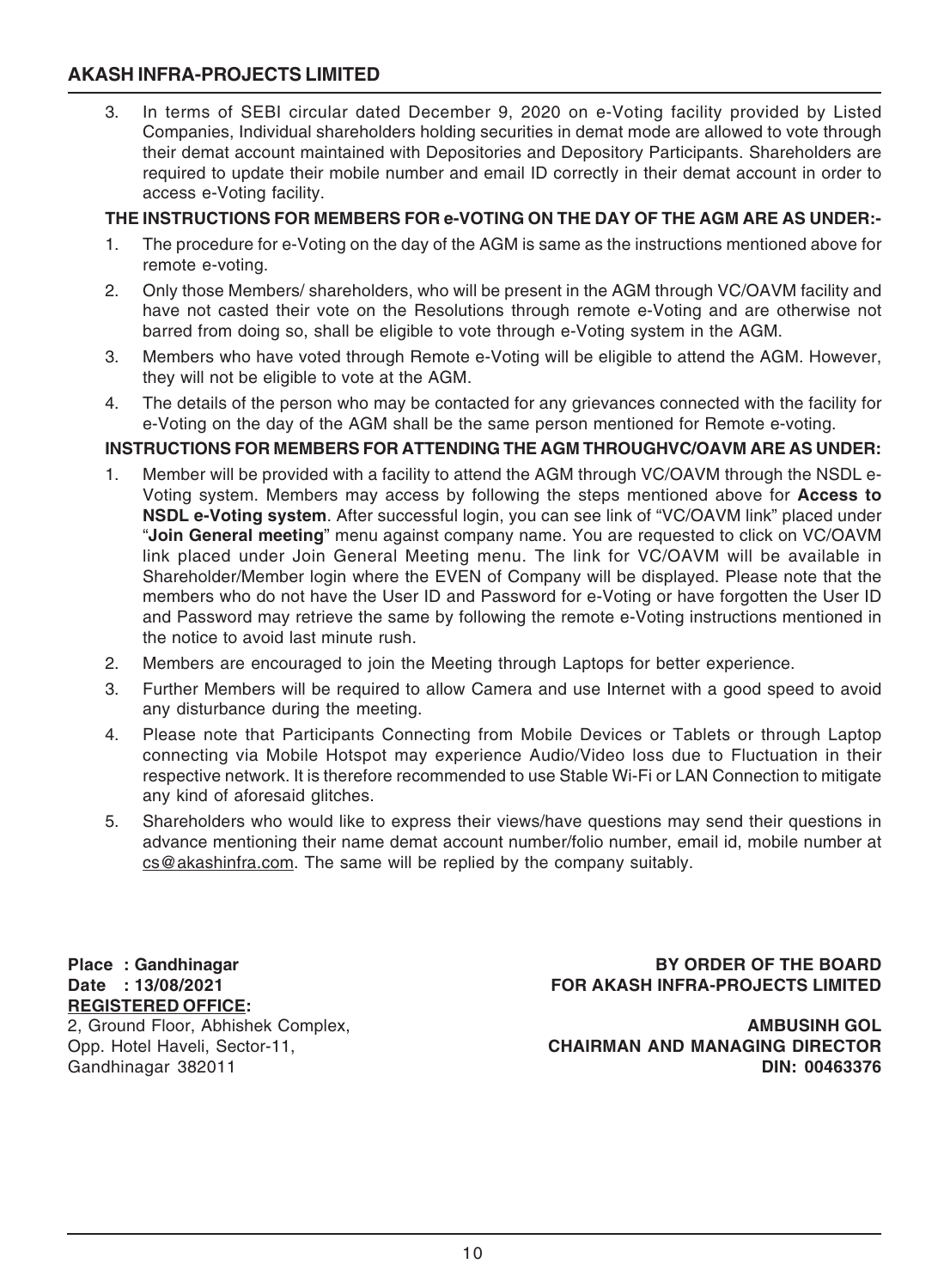3. In terms of SEBI circular dated December 9, 2020 on e-Voting facility provided by Listed Companies, Individual shareholders holding securities in demat mode are allowed to vote through their demat account maintained with Depositories and Depository Participants. Shareholders are required to update their mobile number and email ID correctly in their demat account in order to access e-Voting facility.

**THE INSTRUCTIONS FOR MEMBERS FOR e-VOTING ON THE DAY OF THE AGM ARE AS UNDER:-**

1. The procedure for e-Voting on the day of the AGM is same as the instructions mentioned above for remote e-voting.
2. Only those Members/ shareholders, who will be present in the AGM through VC/OAVM facility and have not casted their vote on the Resolutions through remote e-Voting and are otherwise not barred from doing so, shall be eligible to vote through e-Voting system in the AGM.
3. Members who have voted through Remote e-Voting will be eligible to attend the AGM. However, they will not be eligible to vote at the AGM.
4. The details of the person who may be contacted for any grievances connected with the facility for e-Voting on the day of the AGM shall be the same person mentioned for Remote e-voting.

**INSTRUCTIONS FOR MEMBERS FOR ATTENDING THE AGM THROUGHVC/OAVM ARE AS UNDER:**

1. Member will be provided with a facility to attend the AGM through VC/OAVM through the NSDL e-Voting system. Members may access by following the steps mentioned above for **Access to NSDL e-Voting system**. After successful login, you can see link of "VC/OAVM link" placed under "**Join General meeting**" menu against company name. You are requested to click on VC/OAVM link placed under Join General Meeting menu. The link for VC/OAVM will be available in Shareholder/Member login where the EVEN of Company will be displayed. Please note that the members who do not have the User ID and Password for e-Voting or have forgotten the User ID and Password may retrieve the same by following the remote e-Voting instructions mentioned in the notice to avoid last minute rush.
2. Members are encouraged to join the Meeting through Laptops for better experience.
3. Further Members will be required to allow Camera and use Internet with a good speed to avoid any disturbance during the meeting.
4. Please note that Participants Connecting from Mobile Devices or Tablets or through Laptop connecting via Mobile Hotspot may experience Audio/Video loss due to Fluctuation in their respective network. It is therefore recommended to use Stable Wi-Fi or LAN Connection to mitigate any kind of aforesaid glitches.
5. Shareholders who would like to express their views/have questions may send their questions in advance mentioning their name demat account number/folio number, email id, mobile number at cs@akashinfra.com. The same will be replied by the company suitably.

**Place : Gandhinagar**
**Date : 13/08/2021**
**REGISTERED OFFICE:**
2, Ground Floor, Abhishek Complex,
Opp. Hotel Haveli, Sector-11,
Gandhinagar 382011

**BY ORDER OF THE BOARD**
**FOR AKASH INFRA-PROJECTS LIMITED**

**AMBUSINH GOL**
**CHAIRMAN AND MANAGING DIRECTOR**
**DIN: 00463376**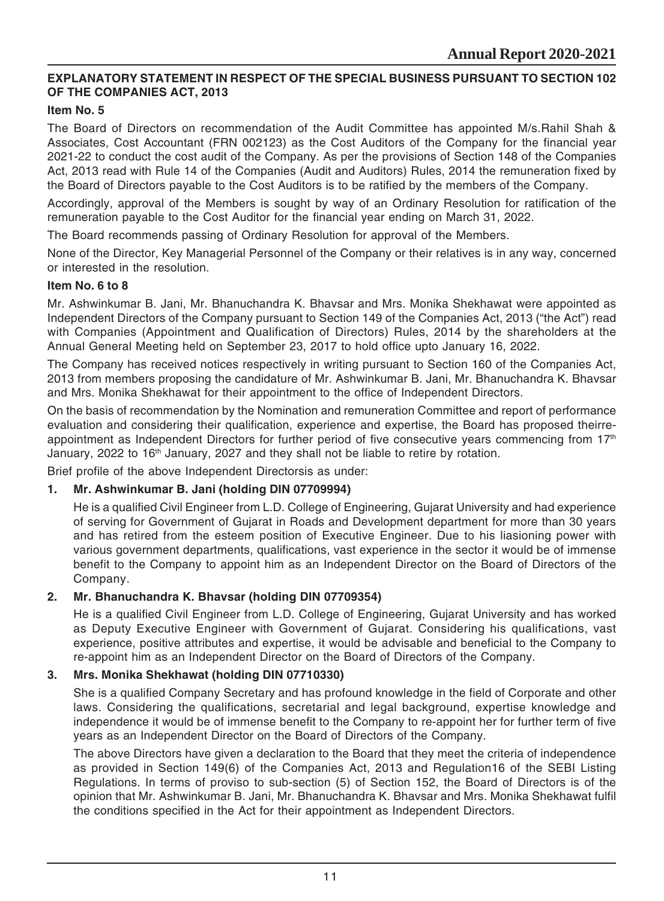### EXPLANATORY STATEMENT IN RESPECT OF THE SPECIAL BUSINESS PURSUANT TO SECTION 102 OF THE COMPANIES ACT, 2013

**Item No. 5**

The Board of Directors on recommendation of the Audit Committee has appointed M/s.Rahil Shah & Associates, Cost Accountant (FRN 002123) as the Cost Auditors of the Company for the financial year 2021-22 to conduct the cost audit of the Company. As per the provisions of Section 148 of the Companies Act, 2013 read with Rule 14 of the Companies (Audit and Auditors) Rules, 2014 the remuneration fixed by the Board of Directors payable to the Cost Auditors is to be ratified by the members of the Company.

Accordingly, approval of the Members is sought by way of an Ordinary Resolution for ratification of the remuneration payable to the Cost Auditor for the financial year ending on March 31, 2022.

The Board recommends passing of Ordinary Resolution for approval of the Members.

None of the Director, Key Managerial Personnel of the Company or their relatives is in any way, concerned or interested in the resolution.

**Item No. 6 to 8**

Mr. Ashwinkumar B. Jani, Mr. Bhanuchandra K. Bhavsar and Mrs. Monika Shekhawat were appointed as Independent Directors of the Company pursuant to Section 149 of the Companies Act, 2013 ("the Act") read with Companies (Appointment and Qualification of Directors) Rules, 2014 by the shareholders at the Annual General Meeting held on September 23, 2017 to hold office upto January 16, 2022.

The Company has received notices respectively in writing pursuant to Section 160 of the Companies Act, 2013 from members proposing the candidature of Mr. Ashwinkumar B. Jani, Mr. Bhanuchandra K. Bhavsar and Mrs. Monika Shekhawat for their appointment to the office of Independent Directors.

On the basis of recommendation by the Nomination and remuneration Committee and report of performance evaluation and considering their qualification, experience and expertise, the Board has proposed theirre-appointment as Independent Directors for further period of five consecutive years commencing from 17th January, 2022 to 16th January, 2027 and they shall not be liable to retire by rotation.

Brief profile of the above Independent Directorsis as under:

1. **Mr. Ashwinkumar B. Jani (holding DIN 07709994)**

   He is a qualified Civil Engineer from L.D. College of Engineering, Gujarat University and had experience of serving for Government of Gujarat in Roads and Development department for more than 30 years and has retired from the esteem position of Executive Engineer. Due to his liasioning power with various government departments, qualifications, vast experience in the sector it would be of immense benefit to the Company to appoint him as an Independent Director on the Board of Directors of the Company.

2. **Mr. Bhanuchandra K. Bhavsar (holding DIN 07709354)**

   He is a qualified Civil Engineer from L.D. College of Engineering, Gujarat University and has worked as Deputy Executive Engineer with Government of Gujarat. Considering his qualifications, vast experience, positive attributes and expertise, it would be advisable and beneficial to the Company to re-appoint him as an Independent Director on the Board of Directors of the Company.

3. **Mrs. Monika Shekhawat (holding DIN 07710330)**

   She is a qualified Company Secretary and has profound knowledge in the field of Corporate and other laws. Considering the qualifications, secretarial and legal background, expertise knowledge and independence it would be of immense benefit to the Company to re-appoint her for further term of five years as an Independent Director on the Board of Directors of the Company.

   The above Directors have given a declaration to the Board that they meet the criteria of independence as provided in Section 149(6) of the Companies Act, 2013 and Regulation16 of the SEBI Listing Regulations. In terms of proviso to sub-section (5) of Section 152, the Board of Directors is of the opinion that Mr. Ashwinkumar B. Jani, Mr. Bhanuchandra K. Bhavsar and Mrs. Monika Shekhawat fulfil the conditions specified in the Act for their appointment as Independent Directors.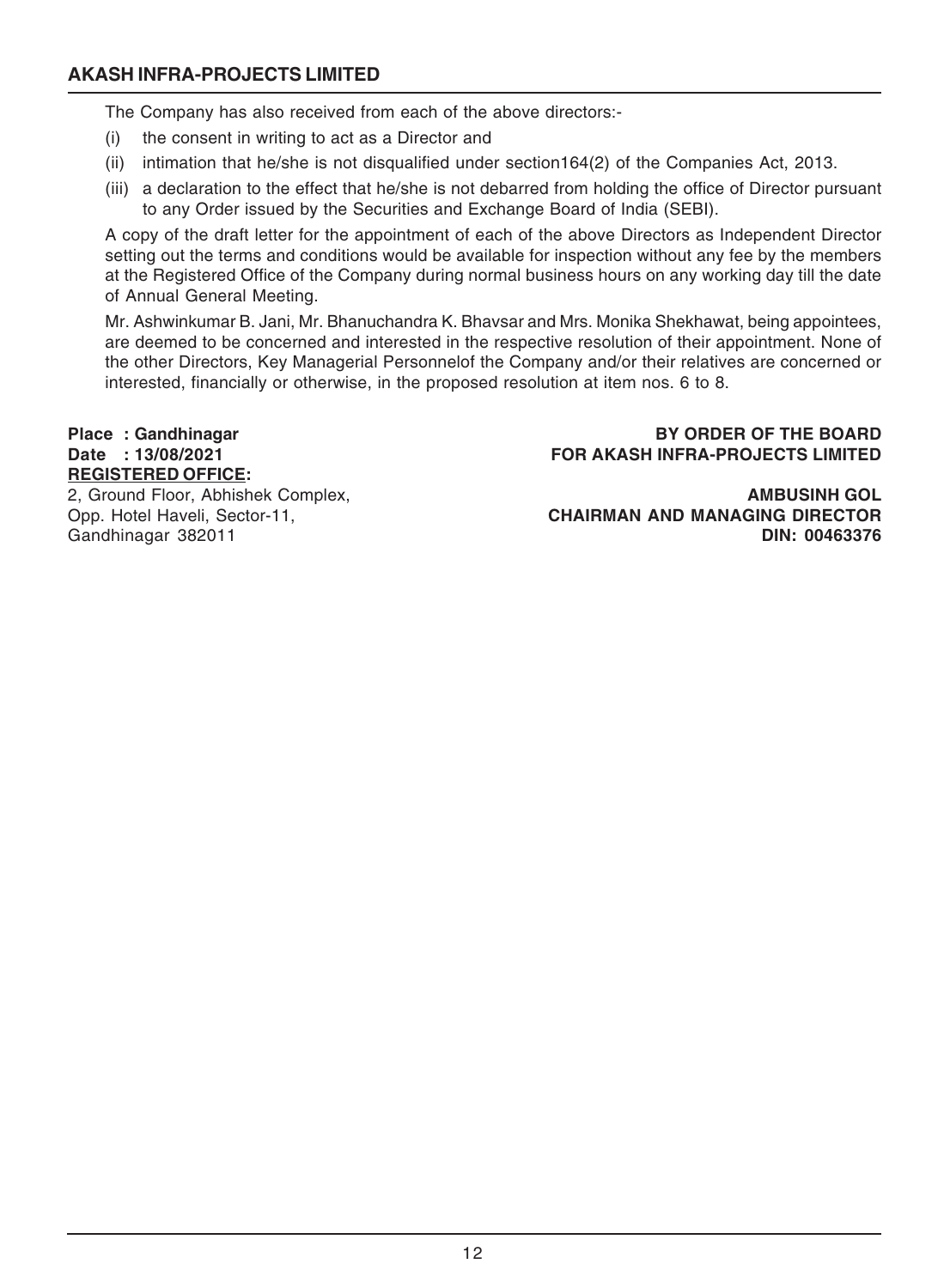The Company has also received from each of the above directors:-

(i) the consent in writing to act as a Director and

(ii) intimation that he/she is not disqualified under section164(2) of the Companies Act, 2013.

(iii) a declaration to the effect that he/she is not debarred from holding the office of Director pursuant to any Order issued by the Securities and Exchange Board of India (SEBI).

A copy of the draft letter for the appointment of each of the above Directors as Independent Director setting out the terms and conditions would be available for inspection without any fee by the members at the Registered Office of the Company during normal business hours on any working day till the date of Annual General Meeting.

Mr. Ashwinkumar B. Jani, Mr. Bhanuchandra K. Bhavsar and Mrs. Monika Shekhawat, being appointees, are deemed to be concerned and interested in the respective resolution of their appointment. None of the other Directors, Key Managerial Personnelof the Company and/or their relatives are concerned or interested, financially or otherwise, in the proposed resolution at item nos. 6 to 8.

**Place : Gandhinagar**
**Date : 13/08/2021**
**REGISTERED OFFICE:**
2, Ground Floor, Abhishek Complex,
Opp. Hotel Haveli, Sector-11,
Gandhinagar 382011

**BY ORDER OF THE BOARD**
**FOR AKASH INFRA-PROJECTS LIMITED**

**AMBUSINH GOL**
**CHAIRMAN AND MANAGING DIRECTOR**
**DIN: 00463376**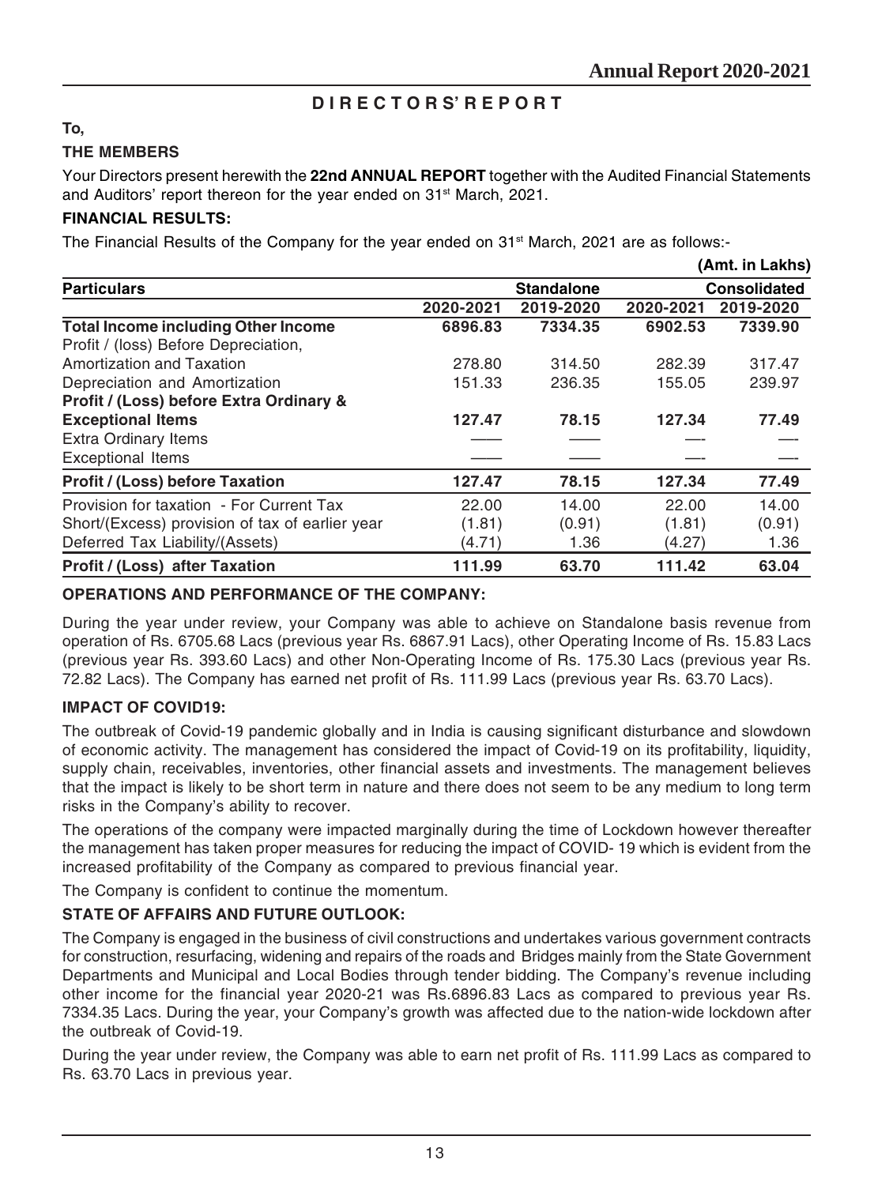# DIRECTORS' REPORT

**To,**

**THE MEMBERS**

Your Directors present herewith the **22nd ANNUAL REPORT** together with the Audited Financial Statements and Auditors' report thereon for the year ended on 31st March, 2021.

**FINANCIAL RESULTS:**

The Financial Results of the Company for the year ended on 31st March, 2021 are as follows:-

**(Amt. in Lakhs)**

| Particulars | Standalone | | Consolidated | |
|---|---|---|---|---|
| | 2020-2021 | 2019-2020 | 2020-2021 | 2019-2020 |
| **Total Income including Other Income** | **6896.83** | **7334.35** | **6902.53** | **7339.90** |
| Profit / (loss) Before Depreciation, Amortization and Taxation | 278.80 | 314.50 | 282.39 | 317.47 |
| Depreciation and Amortization | 151.33 | 236.35 | 155.05 | 239.97 |
| **Profit / (Loss) before Extra Ordinary & Exceptional Items** | **127.47** | **78.15** | **127.34** | **77.49** |
| Extra Ordinary Items | — | — | — | — |
| Exceptional Items | — | — | — | — |
| **Profit / (Loss) before Taxation** | **127.47** | **78.15** | **127.34** | **77.49** |
| Provision for taxation - For Current Tax | 22.00 | 14.00 | 22.00 | 14.00 |
| Short/(Excess) provision of tax of earlier year | (1.81) | (0.91) | (1.81) | (0.91) |
| Deferred Tax Liability/(Assets) | (4.71) | 1.36 | (4.27) | 1.36 |
| **Profit / (Loss) after Taxation** | **111.99** | **63.70** | **111.42** | **63.04** |

**OPERATIONS AND PERFORMANCE OF THE COMPANY:**

During the year under review, your Company was able to achieve on Standalone basis revenue from operation of Rs. 6705.68 Lacs (previous year Rs. 6867.91 Lacs), other Operating Income of Rs. 15.83 Lacs (previous year Rs. 393.60 Lacs) and other Non-Operating Income of Rs. 175.30 Lacs (previous year Rs. 72.82 Lacs). The Company has earned net profit of Rs. 111.99 Lacs (previous year Rs. 63.70 Lacs).

**IMPACT OF COVID19:**

The outbreak of Covid-19 pandemic globally and in India is causing significant disturbance and slowdown of economic activity. The management has considered the impact of Covid-19 on its profitability, liquidity, supply chain, receivables, inventories, other financial assets and investments. The management believes that the impact is likely to be short term in nature and there does not seem to be any medium to long term risks in the Company's ability to recover.

The operations of the company were impacted marginally during the time of Lockdown however thereafter the management has taken proper measures for reducing the impact of COVID- 19 which is evident from the increased profitability of the Company as compared to previous financial year.

The Company is confident to continue the momentum.

**STATE OF AFFAIRS AND FUTURE OUTLOOK:**

The Company is engaged in the business of civil constructions and undertakes various government contracts for construction, resurfacing, widening and repairs of the roads and Bridges mainly from the State Government Departments and Municipal and Local Bodies through tender bidding. The Company's revenue including other income for the financial year 2020-21 was Rs.6896.83 Lacs as compared to previous year Rs. 7334.35 Lacs. During the year, your Company's growth was affected due to the nation-wide lockdown after the outbreak of Covid-19.

During the year under review, the Company was able to earn net profit of Rs. 111.99 Lacs as compared to Rs. 63.70 Lacs in previous year.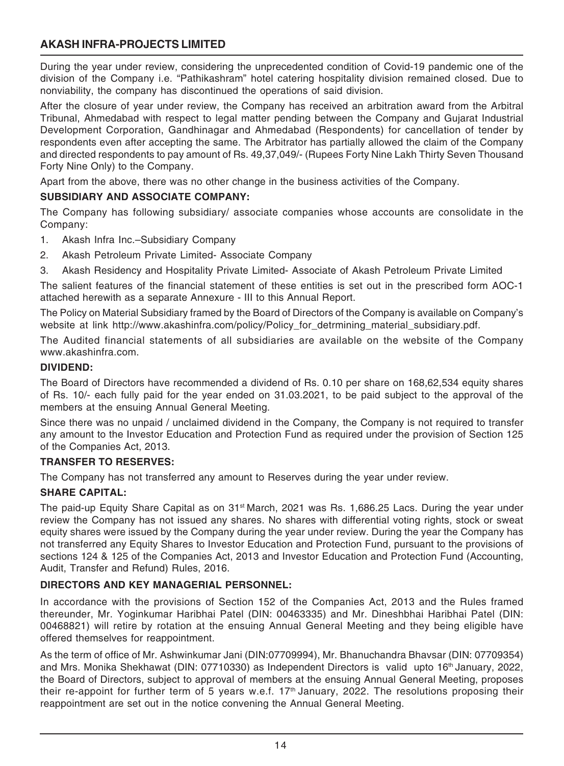During the year under review, considering the unprecedented condition of Covid-19 pandemic one of the division of the Company i.e. "Pathikashram" hotel catering hospitality division remained closed. Due to nonviability, the company has discontinued the operations of said division.

After the closure of year under review, the Company has received an arbitration award from the Arbitral Tribunal, Ahmedabad with respect to legal matter pending between the Company and Gujarat Industrial Development Corporation, Gandhinagar and Ahmedabad (Respondents) for cancellation of tender by respondents even after accepting the same. The Arbitrator has partially allowed the claim of the Company and directed respondents to pay amount of Rs. 49,37,049/- (Rupees Forty Nine Lakh Thirty Seven Thousand Forty Nine Only) to the Company.

Apart from the above, there was no other change in the business activities of the Company.

**SUBSIDIARY AND ASSOCIATE COMPANY:**

The Company has following subsidiary/ associate companies whose accounts are consolidate in the Company:

1. Akash Infra Inc.–Subsidiary Company
2. Akash Petroleum Private Limited- Associate Company
3. Akash Residency and Hospitality Private Limited- Associate of Akash Petroleum Private Limited

The salient features of the financial statement of these entities is set out in the prescribed form AOC-1 attached herewith as a separate Annexure - III to this Annual Report.

The Policy on Material Subsidiary framed by the Board of Directors of the Company is available on Company's website at link http://www.akashinfra.com/policy/Policy_for_detrmining_material_subsidiary.pdf.

The Audited financial statements of all subsidiaries are available on the website of the Company www.akashinfra.com.

**DIVIDEND:**

The Board of Directors have recommended a dividend of Rs. 0.10 per share on 168,62,534 equity shares of Rs. 10/- each fully paid for the year ended on 31.03.2021, to be paid subject to the approval of the members at the ensuing Annual General Meeting.

Since there was no unpaid / unclaimed dividend in the Company, the Company is not required to transfer any amount to the Investor Education and Protection Fund as required under the provision of Section 125 of the Companies Act, 2013.

**TRANSFER TO RESERVES:**

The Company has not transferred any amount to Reserves during the year under review.

**SHARE CAPITAL:**

The paid-up Equity Share Capital as on 31st March, 2021 was Rs. 1,686.25 Lacs. During the year under review the Company has not issued any shares. No shares with differential voting rights, stock or sweat equity shares were issued by the Company during the year under review. During the year the Company has not transferred any Equity Shares to Investor Education and Protection Fund, pursuant to the provisions of sections 124 & 125 of the Companies Act, 2013 and Investor Education and Protection Fund (Accounting, Audit, Transfer and Refund) Rules, 2016.

**DIRECTORS AND KEY MANAGERIAL PERSONNEL:**

In accordance with the provisions of Section 152 of the Companies Act, 2013 and the Rules framed thereunder, Mr. Yoginkumar Haribhai Patel (DIN: 00463335) and Mr. Dineshbhai Haribhai Patel (DIN: 00468821) will retire by rotation at the ensuing Annual General Meeting and they being eligible have offered themselves for reappointment.

As the term of office of Mr. Ashwinkumar Jani (DIN:07709994), Mr. Bhanuchandra Bhavsar (DIN: 07709354) and Mrs. Monika Shekhawat (DIN: 07710330) as Independent Directors is valid upto 16th January, 2022, the Board of Directors, subject to approval of members at the ensuing Annual General Meeting, proposes their re-appoint for further term of 5 years w.e.f. 17th January, 2022. The resolutions proposing their reappointment are set out in the notice convening the Annual General Meeting.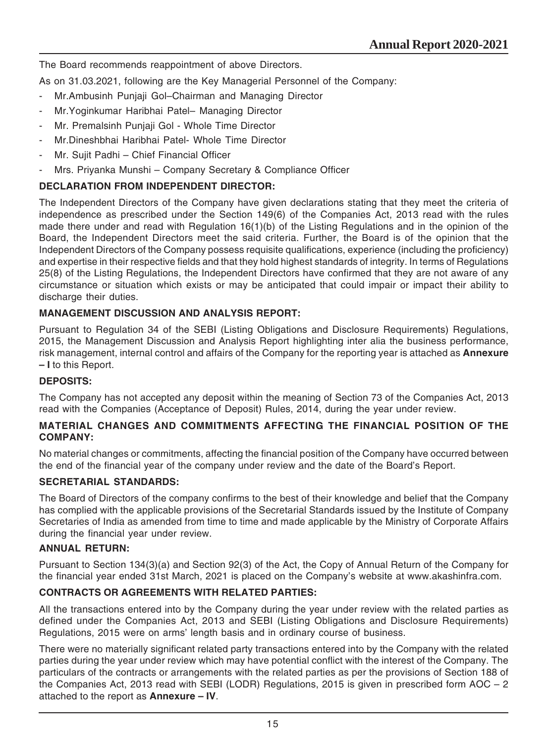The Board recommends reappointment of above Directors.

As on 31.03.2021, following are the Key Managerial Personnel of the Company:

- Mr.Ambusinh Punjaji Gol–Chairman and Managing Director
- Mr.Yoginkumar Haribhai Patel– Managing Director
- Mr. Premalsinh Punjaji Gol - Whole Time Director
- Mr.Dineshbhai Haribhai Patel- Whole Time Director
- Mr. Sujit Padhi – Chief Financial Officer
- Mrs. Priyanka Munshi – Company Secretary & Compliance Officer

**DECLARATION FROM INDEPENDENT DIRECTOR:**

The Independent Directors of the Company have given declarations stating that they meet the criteria of independence as prescribed under the Section 149(6) of the Companies Act, 2013 read with the rules made there under and read with Regulation 16(1)(b) of the Listing Regulations and in the opinion of the Board, the Independent Directors meet the said criteria. Further, the Board is of the opinion that the Independent Directors of the Company possess requisite qualifications, experience (including the proficiency) and expertise in their respective fields and that they hold highest standards of integrity. In terms of Regulations 25(8) of the Listing Regulations, the Independent Directors have confirmed that they are not aware of any circumstance or situation which exists or may be anticipated that could impair or impact their ability to discharge their duties.

**MANAGEMENT DISCUSSION AND ANALYSIS REPORT:**

Pursuant to Regulation 34 of the SEBI (Listing Obligations and Disclosure Requirements) Regulations, 2015, the Management Discussion and Analysis Report highlighting inter alia the business performance, risk management, internal control and affairs of the Company for the reporting year is attached as **Annexure – I** to this Report.

**DEPOSITS:**

The Company has not accepted any deposit within the meaning of Section 73 of the Companies Act, 2013 read with the Companies (Acceptance of Deposit) Rules, 2014, during the year under review.

**MATERIAL CHANGES AND COMMITMENTS AFFECTING THE FINANCIAL POSITION OF THE COMPANY:**

No material changes or commitments, affecting the financial position of the Company have occurred between the end of the financial year of the company under review and the date of the Board's Report.

**SECRETARIAL STANDARDS:**

The Board of Directors of the company confirms to the best of their knowledge and belief that the Company has complied with the applicable provisions of the Secretarial Standards issued by the Institute of Company Secretaries of India as amended from time to time and made applicable by the Ministry of Corporate Affairs during the financial year under review.

**ANNUAL RETURN:**

Pursuant to Section 134(3)(a) and Section 92(3) of the Act, the Copy of Annual Return of the Company for the financial year ended 31st March, 2021 is placed on the Company's website at www.akashinfra.com.

**CONTRACTS OR AGREEMENTS WITH RELATED PARTIES:**

All the transactions entered into by the Company during the year under review with the related parties as defined under the Companies Act, 2013 and SEBI (Listing Obligations and Disclosure Requirements) Regulations, 2015 were on arms' length basis and in ordinary course of business.

There were no materially significant related party transactions entered into by the Company with the related parties during the year under review which may have potential conflict with the interest of the Company. The particulars of the contracts or arrangements with the related parties as per the provisions of Section 188 of the Companies Act, 2013 read with SEBI (LODR) Regulations, 2015 is given in prescribed form AOC – 2 attached to the report as **Annexure – IV**.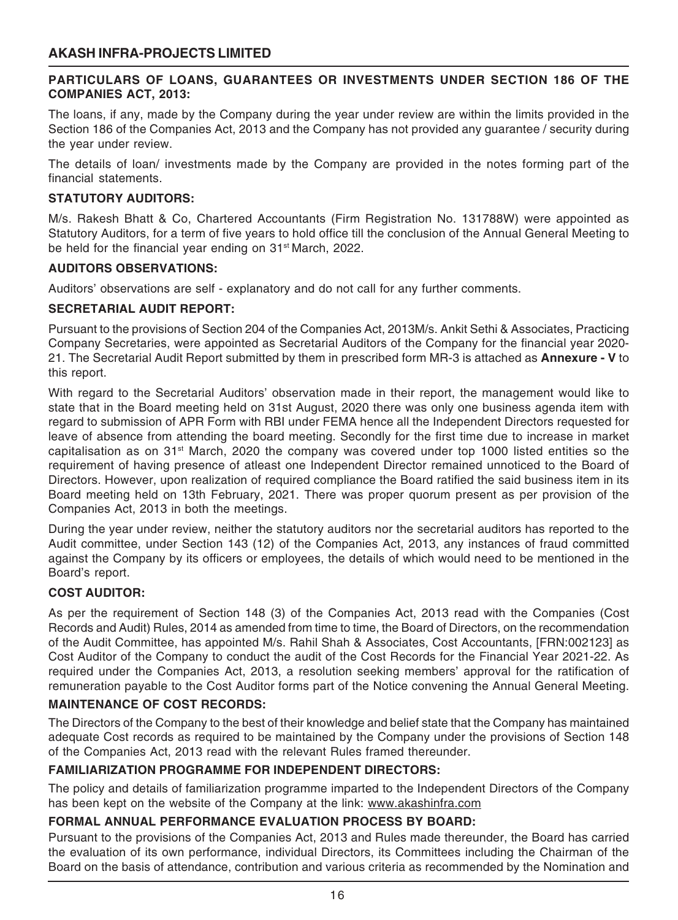### PARTICULARS OF LOANS, GUARANTEES OR INVESTMENTS UNDER SECTION 186 OF THE COMPANIES ACT, 2013:

The loans, if any, made by the Company during the year under review are within the limits provided in the Section 186 of the Companies Act, 2013 and the Company has not provided any guarantee / security during the year under review.

The details of loan/ investments made by the Company are provided in the notes forming part of the financial statements.

### STATUTORY AUDITORS:

M/s. Rakesh Bhatt & Co, Chartered Accountants (Firm Registration No. 131788W) were appointed as Statutory Auditors, for a term of five years to hold office till the conclusion of the Annual General Meeting to be held for the financial year ending on 31st March, 2022.

### AUDITORS OBSERVATIONS:

Auditors' observations are self - explanatory and do not call for any further comments.

### SECRETARIAL AUDIT REPORT:

Pursuant to the provisions of Section 204 of the Companies Act, 2013M/s. Ankit Sethi & Associates, Practicing Company Secretaries, were appointed as Secretarial Auditors of the Company for the financial year 2020-21. The Secretarial Audit Report submitted by them in prescribed form MR-3 is attached as **Annexure - V** to this report.

With regard to the Secretarial Auditors' observation made in their report, the management would like to state that in the Board meeting held on 31st August, 2020 there was only one business agenda item with regard to submission of APR Form with RBI under FEMA hence all the Independent Directors requested for leave of absence from attending the board meeting. Secondly for the first time due to increase in market capitalisation as on 31st March, 2020 the company was covered under top 1000 listed entities so the requirement of having presence of atleast one Independent Director remained unnoticed to the Board of Directors. However, upon realization of required compliance the Board ratified the said business item in its Board meeting held on 13th February, 2021. There was proper quorum present as per provision of the Companies Act, 2013 in both the meetings.

During the year under review, neither the statutory auditors nor the secretarial auditors has reported to the Audit committee, under Section 143 (12) of the Companies Act, 2013, any instances of fraud committed against the Company by its officers or employees, the details of which would need to be mentioned in the Board's report.

### COST AUDITOR:

As per the requirement of Section 148 (3) of the Companies Act, 2013 read with the Companies (Cost Records and Audit) Rules, 2014 as amended from time to time, the Board of Directors, on the recommendation of the Audit Committee, has appointed M/s. Rahil Shah & Associates, Cost Accountants, [FRN:002123] as Cost Auditor of the Company to conduct the audit of the Cost Records for the Financial Year 2021-22. As required under the Companies Act, 2013, a resolution seeking members' approval for the ratification of remuneration payable to the Cost Auditor forms part of the Notice convening the Annual General Meeting.

### MAINTENANCE OF COST RECORDS:

The Directors of the Company to the best of their knowledge and belief state that the Company has maintained adequate Cost records as required to be maintained by the Company under the provisions of Section 148 of the Companies Act, 2013 read with the relevant Rules framed thereunder.

### FAMILIARIZATION PROGRAMME FOR INDEPENDENT DIRECTORS:

The policy and details of familiarization programme imparted to the Independent Directors of the Company has been kept on the website of the Company at the link: www.akashinfra.com

### FORMAL ANNUAL PERFORMANCE EVALUATION PROCESS BY BOARD:

Pursuant to the provisions of the Companies Act, 2013 and Rules made thereunder, the Board has carried the evaluation of its own performance, individual Directors, its Committees including the Chairman of the Board on the basis of attendance, contribution and various criteria as recommended by the Nomination and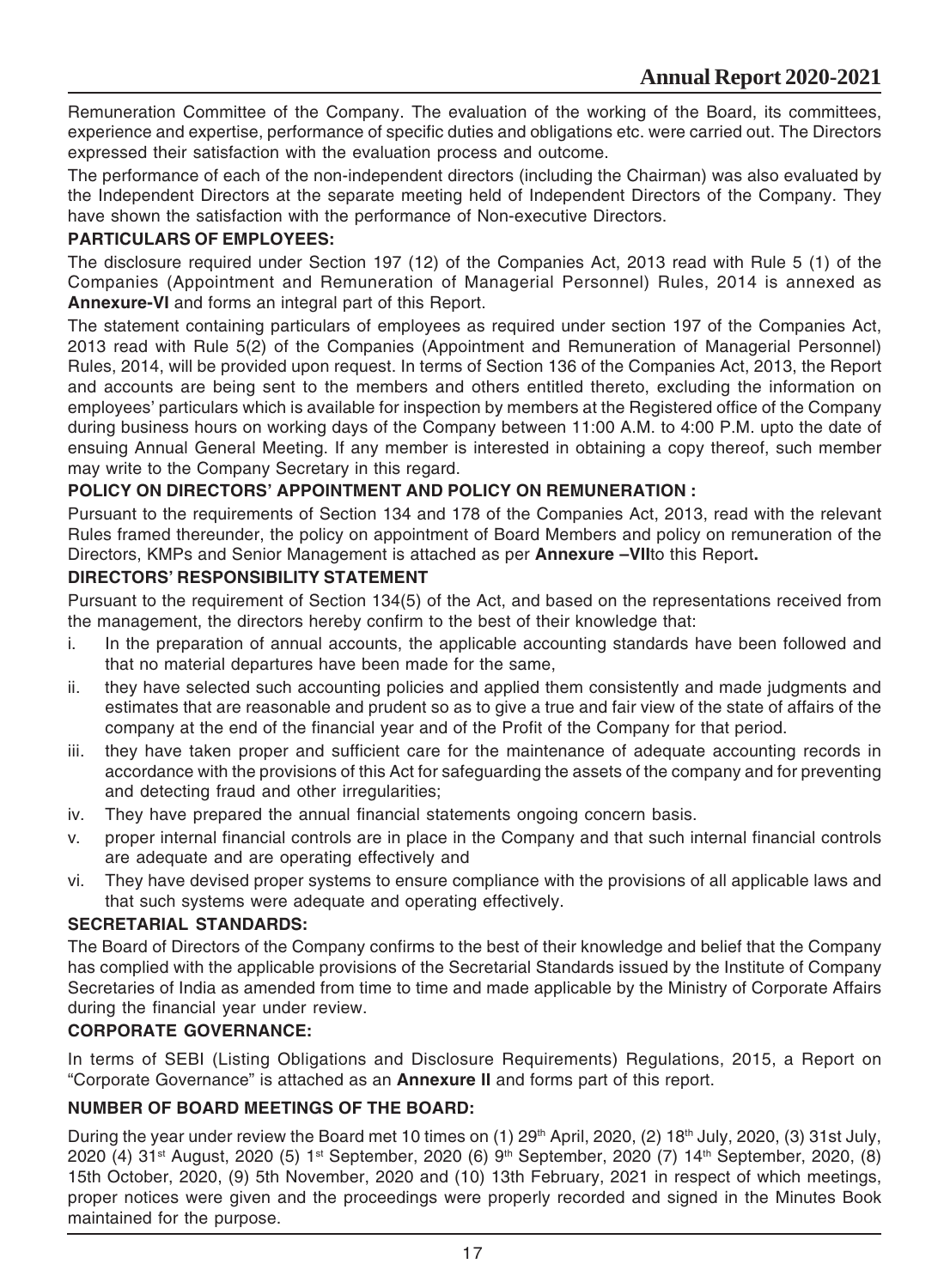Remuneration Committee of the Company. The evaluation of the working of the Board, its committees, experience and expertise, performance of specific duties and obligations etc. were carried out. The Directors expressed their satisfaction with the evaluation process and outcome.

The performance of each of the non-independent directors (including the Chairman) was also evaluated by the Independent Directors at the separate meeting held of Independent Directors of the Company. They have shown the satisfaction with the performance of Non-executive Directors.

**PARTICULARS OF EMPLOYEES:**

The disclosure required under Section 197 (12) of the Companies Act, 2013 read with Rule 5 (1) of the Companies (Appointment and Remuneration of Managerial Personnel) Rules, 2014 is annexed as **Annexure-VI** and forms an integral part of this Report.

The statement containing particulars of employees as required under section 197 of the Companies Act, 2013 read with Rule 5(2) of the Companies (Appointment and Remuneration of Managerial Personnel) Rules, 2014, will be provided upon request. In terms of Section 136 of the Companies Act, 2013, the Report and accounts are being sent to the members and others entitled thereto, excluding the information on employees' particulars which is available for inspection by members at the Registered office of the Company during business hours on working days of the Company between 11:00 A.M. to 4:00 P.M. upto the date of ensuing Annual General Meeting. If any member is interested in obtaining a copy thereof, such member may write to the Company Secretary in this regard.

**POLICY ON DIRECTORS' APPOINTMENT AND POLICY ON REMUNERATION :**

Pursuant to the requirements of Section 134 and 178 of the Companies Act, 2013, read with the relevant Rules framed thereunder, the policy on appointment of Board Members and policy on remuneration of the Directors, KMPs and Senior Management is attached as per **Annexure –VII**to this Report**.**

**DIRECTORS' RESPONSIBILITY STATEMENT**

Pursuant to the requirement of Section 134(5) of the Act, and based on the representations received from the management, the directors hereby confirm to the best of their knowledge that:

i. In the preparation of annual accounts, the applicable accounting standards have been followed and that no material departures have been made for the same,
ii. they have selected such accounting policies and applied them consistently and made judgments and estimates that are reasonable and prudent so as to give a true and fair view of the state of affairs of the company at the end of the financial year and of the Profit of the Company for that period.
iii. they have taken proper and sufficient care for the maintenance of adequate accounting records in accordance with the provisions of this Act for safeguarding the assets of the company and for preventing and detecting fraud and other irregularities;
iv. They have prepared the annual financial statements ongoing concern basis.
v. proper internal financial controls are in place in the Company and that such internal financial controls are adequate and are operating effectively and
vi. They have devised proper systems to ensure compliance with the provisions of all applicable laws and that such systems were adequate and operating effectively.

**SECRETARIAL STANDARDS:**

The Board of Directors of the Company confirms to the best of their knowledge and belief that the Company has complied with the applicable provisions of the Secretarial Standards issued by the Institute of Company Secretaries of India as amended from time to time and made applicable by the Ministry of Corporate Affairs during the financial year under review.

**CORPORATE GOVERNANCE:**

In terms of SEBI (Listing Obligations and Disclosure Requirements) Regulations, 2015, a Report on "Corporate Governance" is attached as an **Annexure II** and forms part of this report.

**NUMBER OF BOARD MEETINGS OF THE BOARD:**

During the year under review the Board met 10 times on (1) 29th April, 2020, (2) 18th July, 2020, (3) 31st July, 2020 (4) 31st August, 2020 (5) 1st September, 2020 (6) 9th September, 2020 (7) 14th September, 2020, (8) 15th October, 2020, (9) 5th November, 2020 and (10) 13th February, 2021 in respect of which meetings, proper notices were given and the proceedings were properly recorded and signed in the Minutes Book maintained for the purpose.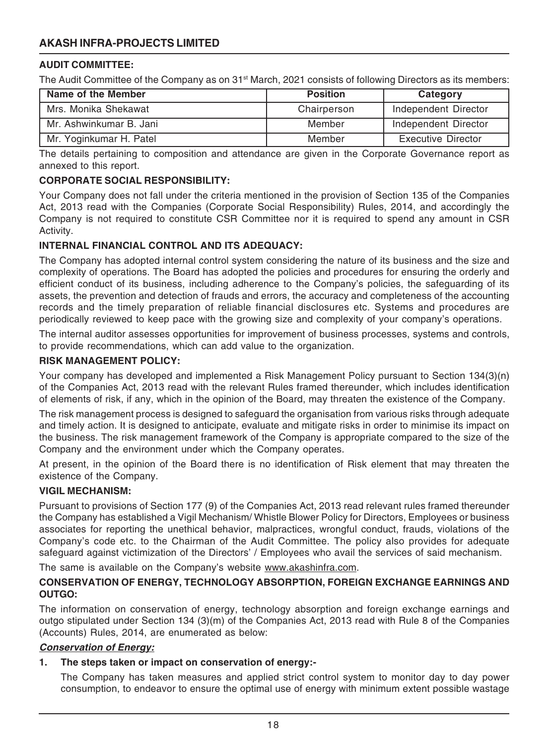### AUDIT COMMITTEE:

The Audit Committee of the Company as on 31st March, 2021 consists of following Directors as its members:

| Name of the Member | Position | Category |
|---|---|---|
| Mrs. Monika Shekawat | Chairperson | Independent Director |
| Mr. Ashwinkumar B. Jani | Member | Independent Director |
| Mr. Yoginkumar H. Patel | Member | Executive Director |

The details pertaining to composition and attendance are given in the Corporate Governance report as annexed to this report.

### CORPORATE SOCIAL RESPONSIBILITY:

Your Company does not fall under the criteria mentioned in the provision of Section 135 of the Companies Act, 2013 read with the Companies (Corporate Social Responsibility) Rules, 2014, and accordingly the Company is not required to constitute CSR Committee nor it is required to spend any amount in CSR Activity.

### INTERNAL FINANCIAL CONTROL AND ITS ADEQUACY:

The Company has adopted internal control system considering the nature of its business and the size and complexity of operations. The Board has adopted the policies and procedures for ensuring the orderly and efficient conduct of its business, including adherence to the Company's policies, the safeguarding of its assets, the prevention and detection of frauds and errors, the accuracy and completeness of the accounting records and the timely preparation of reliable financial disclosures etc. Systems and procedures are periodically reviewed to keep pace with the growing size and complexity of your company's operations.

The internal auditor assesses opportunities for improvement of business processes, systems and controls, to provide recommendations, which can add value to the organization.

### RISK MANAGEMENT POLICY:

Your company has developed and implemented a Risk Management Policy pursuant to Section 134(3)(n) of the Companies Act, 2013 read with the relevant Rules framed thereunder, which includes identification of elements of risk, if any, which in the opinion of the Board, may threaten the existence of the Company.

The risk management process is designed to safeguard the organisation from various risks through adequate and timely action. It is designed to anticipate, evaluate and mitigate risks in order to minimise its impact on the business. The risk management framework of the Company is appropriate compared to the size of the Company and the environment under which the Company operates.

At present, in the opinion of the Board there is no identification of Risk element that may threaten the existence of the Company.

### VIGIL MECHANISM:

Pursuant to provisions of Section 177 (9) of the Companies Act, 2013 read relevant rules framed thereunder the Company has established a Vigil Mechanism/ Whistle Blower Policy for Directors, Employees or business associates for reporting the unethical behavior, malpractices, wrongful conduct, frauds, violations of the Company's code etc. to the Chairman of the Audit Committee. The policy also provides for adequate safeguard against victimization of the Directors' / Employees who avail the services of said mechanism.

The same is available on the Company's website www.akashinfra.com.

### CONSERVATION OF ENERGY, TECHNOLOGY ABSORPTION, FOREIGN EXCHANGE EARNINGS AND OUTGO:

The information on conservation of energy, technology absorption and foreign exchange earnings and outgo stipulated under Section 134 (3)(m) of the Companies Act, 2013 read with Rule 8 of the Companies (Accounts) Rules, 2014, are enumerated as below:

***Conservation of Energy:***

1. **The steps taken or impact on conservation of energy:-**

   The Company has taken measures and applied strict control system to monitor day to day power consumption, to endeavor to ensure the optimal use of energy with minimum extent possible wastage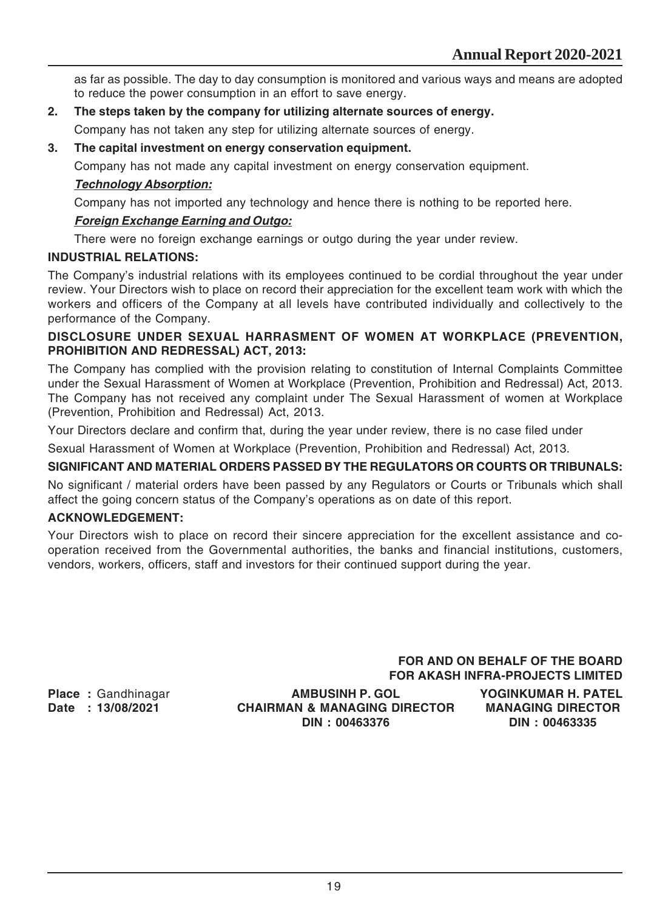as far as possible. The day to day consumption is monitored and various ways and means are adopted to reduce the power consumption in an effort to save energy.

**2. The steps taken by the company for utilizing alternate sources of energy.**

Company has not taken any step for utilizing alternate sources of energy.

**3. The capital investment on energy conservation equipment.**

Company has not made any capital investment on energy conservation equipment.

***Technology Absorption:***

Company has not imported any technology and hence there is nothing to be reported here.

***Foreign Exchange Earning and Outgo:***

There were no foreign exchange earnings or outgo during the year under review.

**INDUSTRIAL RELATIONS:**

The Company's industrial relations with its employees continued to be cordial throughout the year under review. Your Directors wish to place on record their appreciation for the excellent team work with which the workers and officers of the Company at all levels have contributed individually and collectively to the performance of the Company.

**DISCLOSURE UNDER SEXUAL HARRASMENT OF WOMEN AT WORKPLACE (PREVENTION, PROHIBITION AND REDRESSAL) ACT, 2013:**

The Company has complied with the provision relating to constitution of Internal Complaints Committee under the Sexual Harassment of Women at Workplace (Prevention, Prohibition and Redressal) Act, 2013. The Company has not received any complaint under The Sexual Harassment of women at Workplace (Prevention, Prohibition and Redressal) Act, 2013.

Your Directors declare and confirm that, during the year under review, there is no case filed under

Sexual Harassment of Women at Workplace (Prevention, Prohibition and Redressal) Act, 2013.

**SIGNIFICANT AND MATERIAL ORDERS PASSED BY THE REGULATORS OR COURTS OR TRIBUNALS:**

No significant / material orders have been passed by any Regulators or Courts or Tribunals which shall affect the going concern status of the Company's operations as on date of this report.

**ACKNOWLEDGEMENT:**

Your Directors wish to place on record their sincere appreciation for the excellent assistance and co-operation received from the Governmental authorities, the banks and financial institutions, customers, vendors, workers, officers, staff and investors for their continued support during the year.

**FOR AND ON BEHALF OF THE BOARD**
**FOR AKASH INFRA-PROJECTS LIMITED**

**Place :** Gandhinagar
**Date : 13/08/2021**

**AMBUSINH P. GOL**
**CHAIRMAN & MANAGING DIRECTOR**
**DIN : 00463376**

**YOGINKUMAR H. PATEL**
**MANAGING DIRECTOR**
**DIN : 00463335**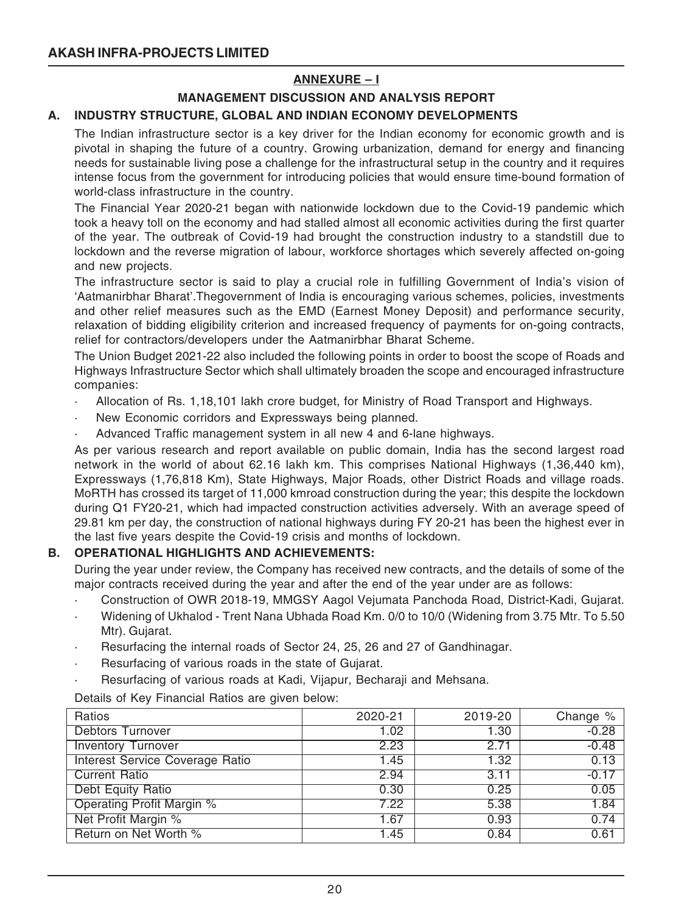## ANNEXURE – I

### MANAGEMENT DISCUSSION AND ANALYSIS REPORT

### A. INDUSTRY STRUCTURE, GLOBAL AND INDIAN ECONOMY DEVELOPMENTS

The Indian infrastructure sector is a key driver for the Indian economy for economic growth and is pivotal in shaping the future of a country. Growing urbanization, demand for energy and financing needs for sustainable living pose a challenge for the infrastructural setup in the country and it requires intense focus from the government for introducing policies that would ensure time-bound formation of world-class infrastructure in the country.

The Financial Year 2020-21 began with nationwide lockdown due to the Covid-19 pandemic which took a heavy toll on the economy and had stalled almost all economic activities during the first quarter of the year. The outbreak of Covid-19 had brought the construction industry to a standstill due to lockdown and the reverse migration of labour, workforce shortages which severely affected on-going and new projects.

The infrastructure sector is said to play a crucial role in fulfilling Government of India's vision of 'Aatmanirbhar Bharat'.Thegovernment of India is encouraging various schemes, policies, investments and other relief measures such as the EMD (Earnest Money Deposit) and performance security, relaxation of bidding eligibility criterion and increased frequency of payments for on-going contracts, relief for contractors/developers under the Aatmanirbhar Bharat Scheme.

The Union Budget 2021-22 also included the following points in order to boost the scope of Roads and Highways Infrastructure Sector which shall ultimately broaden the scope and encouraged infrastructure companies:

- Allocation of Rs. 1,18,101 lakh crore budget, for Ministry of Road Transport and Highways.
- New Economic corridors and Expressways being planned.
- Advanced Traffic management system in all new 4 and 6-lane highways.

As per various research and report available on public domain, India has the second largest road network in the world of about 62.16 lakh km. This comprises National Highways (1,36,440 km), Expressways (1,76,818 Km), State Highways, Major Roads, other District Roads and village roads. MoRTH has crossed its target of 11,000 kmroad construction during the year; this despite the lockdown during Q1 FY20-21, which had impacted construction activities adversely. With an average speed of 29.81 km per day, the construction of national highways during FY 20-21 has been the highest ever in the last five years despite the Covid-19 crisis and months of lockdown.

### B. OPERATIONAL HIGHLIGHTS AND ACHIEVEMENTS:

During the year under review, the Company has received new contracts, and the details of some of the major contracts received during the year and after the end of the year under are as follows:

- Construction of OWR 2018-19, MMGSY Aagol Vejumata Panchoda Road, District-Kadi, Gujarat.
- Widening of Ukhalod - Trent Nana Ubhada Road Km. 0/0 to 10/0 (Widening from 3.75 Mtr. To 5.50 Mtr). Gujarat.
- Resurfacing the internal roads of Sector 24, 25, 26 and 27 of Gandhinagar.
- Resurfacing of various roads in the state of Gujarat.
- Resurfacing of various roads at Kadi, Vijapur, Becharaji and Mehsana.

Details of Key Financial Ratios are given below:

| Ratios | 2020-21 | 2019-20 | Change % |
|---|---|---|---|
| Debtors Turnover | 1.02 | 1.30 | -0.28 |
| Inventory Turnover | 2.23 | 2.71 | -0.48 |
| Interest Service Coverage Ratio | 1.45 | 1.32 | 0.13 |
| Current Ratio | 2.94 | 3.11 | -0.17 |
| Debt Equity Ratio | 0.30 | 0.25 | 0.05 |
| Operating Profit Margin % | 7.22 | 5.38 | 1.84 |
| Net Profit Margin % | 1.67 | 0.93 | 0.74 |
| Return on Net Worth % | 1.45 | 0.84 | 0.61 |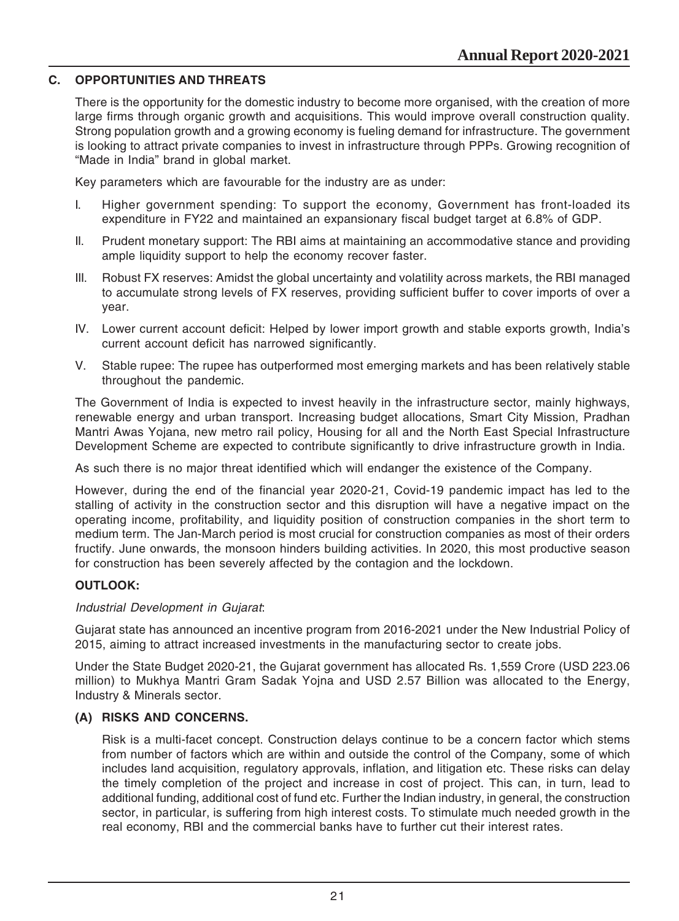## C. OPPORTUNITIES AND THREATS

There is the opportunity for the domestic industry to become more organised, with the creation of more large firms through organic growth and acquisitions. This would improve overall construction quality. Strong population growth and a growing economy is fueling demand for infrastructure. The government is looking to attract private companies to invest in infrastructure through PPPs. Growing recognition of "Made in India" brand in global market.

Key parameters which are favourable for the industry are as under:

I. Higher government spending: To support the economy, Government has front-loaded its expenditure in FY22 and maintained an expansionary fiscal budget target at 6.8% of GDP.

II. Prudent monetary support: The RBI aims at maintaining an accommodative stance and providing ample liquidity support to help the economy recover faster.

III. Robust FX reserves: Amidst the global uncertainty and volatility across markets, the RBI managed to accumulate strong levels of FX reserves, providing sufficient buffer to cover imports of over a year.

IV. Lower current account deficit: Helped by lower import growth and stable exports growth, India's current account deficit has narrowed significantly.

V. Stable rupee: The rupee has outperformed most emerging markets and has been relatively stable throughout the pandemic.

The Government of India is expected to invest heavily in the infrastructure sector, mainly highways, renewable energy and urban transport. Increasing budget allocations, Smart City Mission, Pradhan Mantri Awas Yojana, new metro rail policy, Housing for all and the North East Special Infrastructure Development Scheme are expected to contribute significantly to drive infrastructure growth in India.

As such there is no major threat identified which will endanger the existence of the Company.

However, during the end of the financial year 2020-21, Covid-19 pandemic impact has led to the stalling of activity in the construction sector and this disruption will have a negative impact on the operating income, profitability, and liquidity position of construction companies in the short term to medium term. The Jan-March period is most crucial for construction companies as most of their orders fructify. June onwards, the monsoon hinders building activities. In 2020, this most productive season for construction has been severely affected by the contagion and the lockdown.

### OUTLOOK:

*Industrial Development in Gujarat*:

Gujarat state has announced an incentive program from 2016-2021 under the New Industrial Policy of 2015, aiming to attract increased investments in the manufacturing sector to create jobs.

Under the State Budget 2020-21, the Gujarat government has allocated Rs. 1,559 Crore (USD 223.06 million) to Mukhya Mantri Gram Sadak Yojna and USD 2.57 Billion was allocated to the Energy, Industry & Minerals sector.

### (A) RISKS AND CONCERNS.

Risk is a multi-facet concept. Construction delays continue to be a concern factor which stems from number of factors which are within and outside the control of the Company, some of which includes land acquisition, regulatory approvals, inflation, and litigation etc. These risks can delay the timely completion of the project and increase in cost of project. This can, in turn, lead to additional funding, additional cost of fund etc. Further the Indian industry, in general, the construction sector, in particular, is suffering from high interest costs. To stimulate much needed growth in the real economy, RBI and the commercial banks have to further cut their interest rates.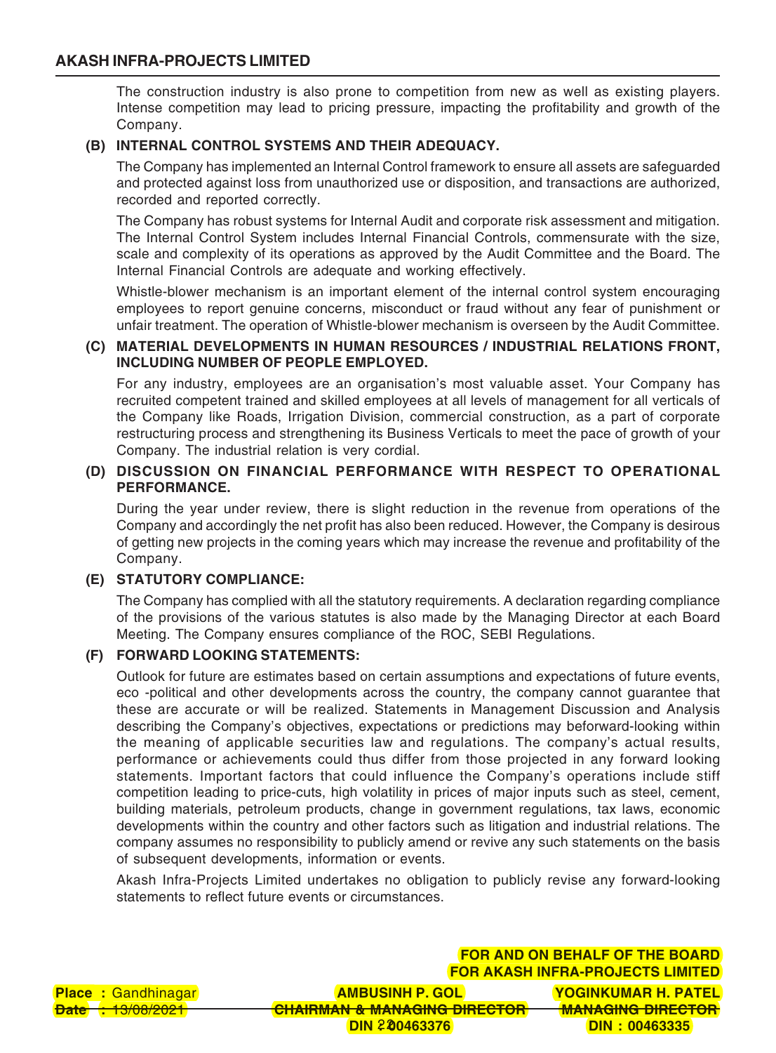The construction industry is also prone to competition from new as well as existing players. Intense competition may lead to pricing pressure, impacting the profitability and growth of the Company.

**(B) INTERNAL CONTROL SYSTEMS AND THEIR ADEQUACY.**

The Company has implemented an Internal Control framework to ensure all assets are safeguarded and protected against loss from unauthorized use or disposition, and transactions are authorized, recorded and reported correctly.

The Company has robust systems for Internal Audit and corporate risk assessment and mitigation. The Internal Control System includes Internal Financial Controls, commensurate with the size, scale and complexity of its operations as approved by the Audit Committee and the Board. The Internal Financial Controls are adequate and working effectively.

Whistle-blower mechanism is an important element of the internal control system encouraging employees to report genuine concerns, misconduct or fraud without any fear of punishment or unfair treatment. The operation of Whistle-blower mechanism is overseen by the Audit Committee.

**(C) MATERIAL DEVELOPMENTS IN HUMAN RESOURCES / INDUSTRIAL RELATIONS FRONT, INCLUDING NUMBER OF PEOPLE EMPLOYED.**

For any industry, employees are an organisation's most valuable asset. Your Company has recruited competent trained and skilled employees at all levels of management for all verticals of the Company like Roads, Irrigation Division, commercial construction, as a part of corporate restructuring process and strengthening its Business Verticals to meet the pace of growth of your Company. The industrial relation is very cordial.

**(D) DISCUSSION ON FINANCIAL PERFORMANCE WITH RESPECT TO OPERATIONAL PERFORMANCE.**

During the year under review, there is slight reduction in the revenue from operations of the Company and accordingly the net profit has also been reduced. However, the Company is desirous of getting new projects in the coming years which may increase the revenue and profitability of the Company.

**(E) STATUTORY COMPLIANCE:**

The Company has complied with all the statutory requirements. A declaration regarding compliance of the provisions of the various statutes is also made by the Managing Director at each Board Meeting. The Company ensures compliance of the ROC, SEBI Regulations.

**(F) FORWARD LOOKING STATEMENTS:**

Outlook for future are estimates based on certain assumptions and expectations of future events, eco -political and other developments across the country, the company cannot guarantee that these are accurate or will be realized. Statements in Management Discussion and Analysis describing the Company's objectives, expectations or predictions may beforward-looking within the meaning of applicable securities law and regulations. The company's actual results, performance or achievements could thus differ from those projected in any forward looking statements. Important factors that could influence the Company's operations include stiff competition leading to price-cuts, high volatility in prices of major inputs such as steel, cement, building materials, petroleum products, change in government regulations, tax laws, economic developments within the country and other factors such as litigation and industrial relations. The company assumes no responsibility to publicly amend or revive any such statements on the basis of subsequent developments, information or events.

Akash Infra-Projects Limited undertakes no obligation to publicly revise any forward-looking statements to reflect future events or circumstances.

**FOR AND ON BEHALF OF THE BOARD**
**FOR AKASH INFRA-PROJECTS LIMITED**

**Place :** Gandhinagar
**Date :** 13/08/2021

**AMBUSINH P. GOL**
**CHAIRMAN & MANAGING DIRECTOR**
**DIN : 00463376**

**YOGINKUMAR H. PATEL**
**MANAGING DIRECTOR**
**DIN : 00463335**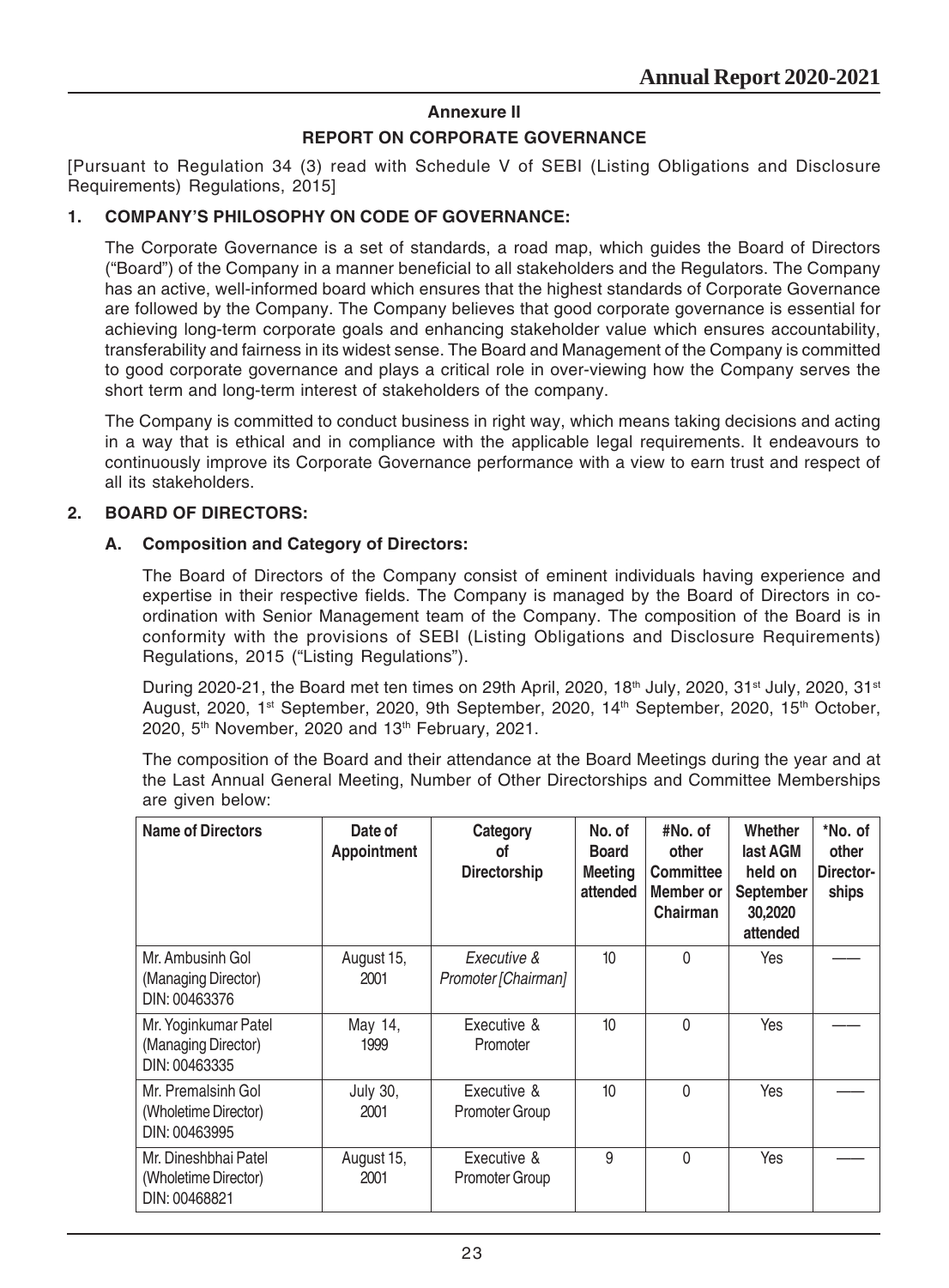## Annexure II

## REPORT ON CORPORATE GOVERNANCE

[Pursuant to Regulation 34 (3) read with Schedule V of SEBI (Listing Obligations and Disclosure Requirements) Regulations, 2015]

### 1. COMPANY'S PHILOSOPHY ON CODE OF GOVERNANCE:

The Corporate Governance is a set of standards, a road map, which guides the Board of Directors ("Board") of the Company in a manner beneficial to all stakeholders and the Regulators. The Company has an active, well-informed board which ensures that the highest standards of Corporate Governance are followed by the Company. The Company believes that good corporate governance is essential for achieving long-term corporate goals and enhancing stakeholder value which ensures accountability, transferability and fairness in its widest sense. The Board and Management of the Company is committed to good corporate governance and plays a critical role in over-viewing how the Company serves the short term and long-term interest of stakeholders of the company.

The Company is committed to conduct business in right way, which means taking decisions and acting in a way that is ethical and in compliance with the applicable legal requirements. It endeavours to continuously improve its Corporate Governance performance with a view to earn trust and respect of all its stakeholders.

### 2. BOARD OF DIRECTORS:

#### A. Composition and Category of Directors:

The Board of Directors of the Company consist of eminent individuals having experience and expertise in their respective fields. The Company is managed by the Board of Directors in co-ordination with Senior Management team of the Company. The composition of the Board is in conformity with the provisions of SEBI (Listing Obligations and Disclosure Requirements) Regulations, 2015 ("Listing Regulations").

During 2020-21, the Board met ten times on 29th April, 2020, 18th July, 2020, 31st July, 2020, 31st August, 2020, 1st September, 2020, 9th September, 2020, 14th September, 2020, 15th October, 2020, 5th November, 2020 and 13th February, 2021.

The composition of the Board and their attendance at the Board Meetings during the year and at the Last Annual General Meeting, Number of Other Directorships and Committee Memberships are given below:

| Name of Directors | Date of Appointment | Category of Directorship | No. of Board Meeting attended | #No. of other Committee Member or Chairman | Whether last AGM held on September 30,2020 attended | *No. of other Director-ships |
|---|---|---|---|---|---|---|
| Mr. Ambusinh Gol (Managing Director) DIN: 00463376 | August 15, 2001 | *Executive & Promoter [Chairman]* | 10 | 0 | Yes | —— |
| Mr. Yoginkumar Patel (Managing Director) DIN: 00463335 | May 14, 1999 | Executive & Promoter | 10 | 0 | Yes | —— |
| Mr. Premalsinh Gol (Wholetime Director) DIN: 00463995 | July 30, 2001 | Executive & Promoter Group | 10 | 0 | Yes | —— |
| Mr. Dineshbhai Patel (Wholetime Director) DIN: 00468821 | August 15, 2001 | Executive & Promoter Group | 9 | 0 | Yes | —— |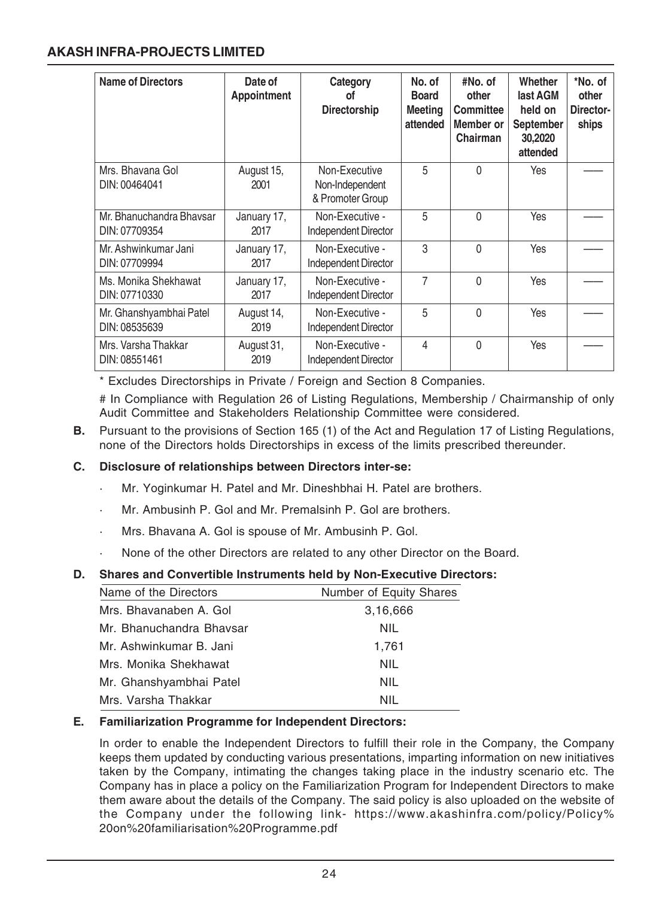| Name of Directors | Date of Appointment | Category of Directorship | No. of Board Meeting attended | #No. of other Committee Member or Chairman | Whether last AGM held on September 30,2020 attended | *No. of other Director-ships |
|---|---|---|---|---|---|---|
| Mrs. Bhavana Gol DIN: 00464041 | August 15, 2001 | Non-Executive Non-Independent & Promoter Group | 5 | 0 | Yes | —— |
| Mr. Bhanuchandra Bhavsar DIN: 07709354 | January 17, 2017 | Non-Executive - Independent Director | 5 | 0 | Yes | —— |
| Mr. Ashwinkumar Jani DIN: 07709994 | January 17, 2017 | Non-Executive - Independent Director | 3 | 0 | Yes | —— |
| Ms. Monika Shekhawat DIN: 07710330 | January 17, 2017 | Non-Executive - Independent Director | 7 | 0 | Yes | —— |
| Mr. Ghanshyambhai Patel DIN: 08535639 | August 14, 2019 | Non-Executive - Independent Director | 5 | 0 | Yes | —— |
| Mrs. Varsha Thakkar DIN: 08551461 | August 31, 2019 | Non-Executive - Independent Director | 4 | 0 | Yes | —— |

\* Excludes Directorships in Private / Foreign and Section 8 Companies.

# In Compliance with Regulation 26 of Listing Regulations, Membership / Chairmanship of only Audit Committee and Stakeholders Relationship Committee were considered.

**B.** Pursuant to the provisions of Section 165 (1) of the Act and Regulation 17 of Listing Regulations, none of the Directors holds Directorships in excess of the limits prescribed thereunder.

**C. Disclosure of relationships between Directors inter-se:**

- Mr. Yoginkumar H. Patel and Mr. Dineshbhai H. Patel are brothers.
- Mr. Ambusinh P. Gol and Mr. Premalsinh P. Gol are brothers.
- Mrs. Bhavana A. Gol is spouse of Mr. Ambusinh P. Gol.
- None of the other Directors are related to any other Director on the Board.

**D. Shares and Convertible Instruments held by Non-Executive Directors:**

| Name of the Directors | Number of Equity Shares |
|---|---|
| Mrs. Bhavanaben A. Gol | 3,16,666 |
| Mr. Bhanuchandra Bhavsar | NIL |
| Mr. Ashwinkumar B. Jani | 1,761 |
| Mrs. Monika Shekhawat | NIL |
| Mr. Ghanshyambhai Patel | NIL |
| Mrs. Varsha Thakkar | NIL |

**E. Familiarization Programme for Independent Directors:**

In order to enable the Independent Directors to fulfill their role in the Company, the Company keeps them updated by conducting various presentations, imparting information on new initiatives taken by the Company, intimating the changes taking place in the industry scenario etc. The Company has in place a policy on the Familiarization Program for Independent Directors to make them aware about the details of the Company. The said policy is also uploaded on the website of the Company under the following link- https://www.akashinfra.com/policy/Policy%20on%20familiarisation%20Programme.pdf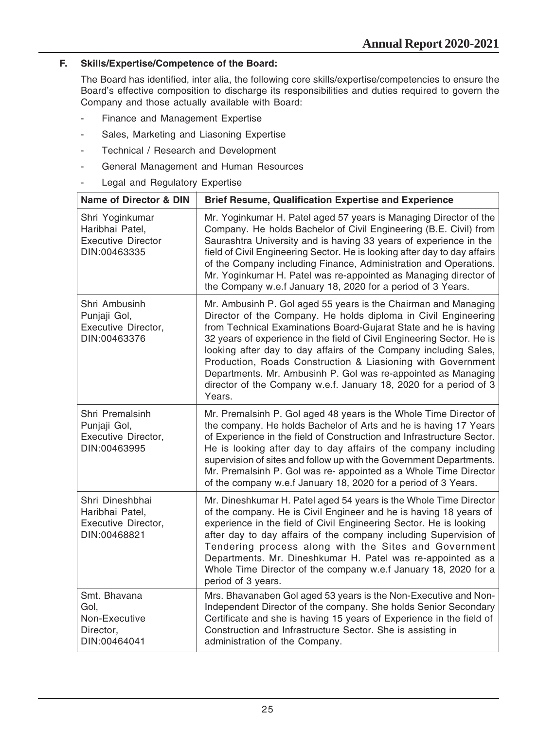### F. Skills/Expertise/Competence of the Board:

The Board has identified, inter alia, the following core skills/expertise/competencies to ensure the Board's effective composition to discharge its responsibilities and duties required to govern the Company and those actually available with Board:

- Finance and Management Expertise
- Sales, Marketing and Liasoning Expertise
- Technical / Research and Development
- General Management and Human Resources
- Legal and Regulatory Expertise

| Name of Director & DIN | Brief Resume, Qualification Expertise and Experience |
|---|---|
| Shri Yoginkumar Haribhai Patel, Executive Director DIN:00463335 | Mr. Yoginkumar H. Patel aged 57 years is Managing Director of the Company. He holds Bachelor of Civil Engineering (B.E. Civil) from Saurashtra University and is having 33 years of experience in the field of Civil Engineering Sector. He is looking after day to day affairs of the Company including Finance, Administration and Operations. Mr. Yoginkumar H. Patel was re-appointed as Managing director of the Company w.e.f January 18, 2020 for a period of 3 Years. |
| Shri Ambusinh Punjaji Gol, Executive Director, DIN:00463376 | Mr. Ambusinh P. Gol aged 55 years is the Chairman and Managing Director of the Company. He holds diploma in Civil Engineering from Technical Examinations Board-Gujarat State and he is having 32 years of experience in the field of Civil Engineering Sector. He is looking after day to day affairs of the Company including Sales, Production, Roads Construction & Liasioning with Government Departments. Mr. Ambusinh P. Gol was re-appointed as Managing director of the Company w.e.f. January 18, 2020 for a period of 3 Years. |
| Shri Premalsinh Punjaji Gol, Executive Director, DIN:00463995 | Mr. Premalsinh P. Gol aged 48 years is the Whole Time Director of the company. He holds Bachelor of Arts and he is having 17 Years of Experience in the field of Construction and Infrastructure Sector. He is looking after day to day affairs of the company including supervision of sites and follow up with the Government Departments. Mr. Premalsinh P. Gol was re- appointed as a Whole Time Director of the company w.e.f January 18, 2020 for a period of 3 Years. |
| Shri Dineshbhai Haribhai Patel, Executive Director, DIN:00468821 | Mr. Dineshkumar H. Patel aged 54 years is the Whole Time Director of the company. He is Civil Engineer and he is having 18 years of experience in the field of Civil Engineering Sector. He is looking after day to day affairs of the company including Supervision of Tendering process along with the Sites and Government Departments. Mr. Dineshkumar H. Patel was re-appointed as a Whole Time Director of the company w.e.f January 18, 2020 for a period of 3 years. |
| Smt. Bhavana Gol, Non-Executive Director, DIN:00464041 | Mrs. Bhavanaben Gol aged 53 years is the Non-Executive and Non-Independent Director of the company. She holds Senior Secondary Certificate and she is having 15 years of Experience in the field of Construction and Infrastructure Sector. She is assisting in administration of the Company. |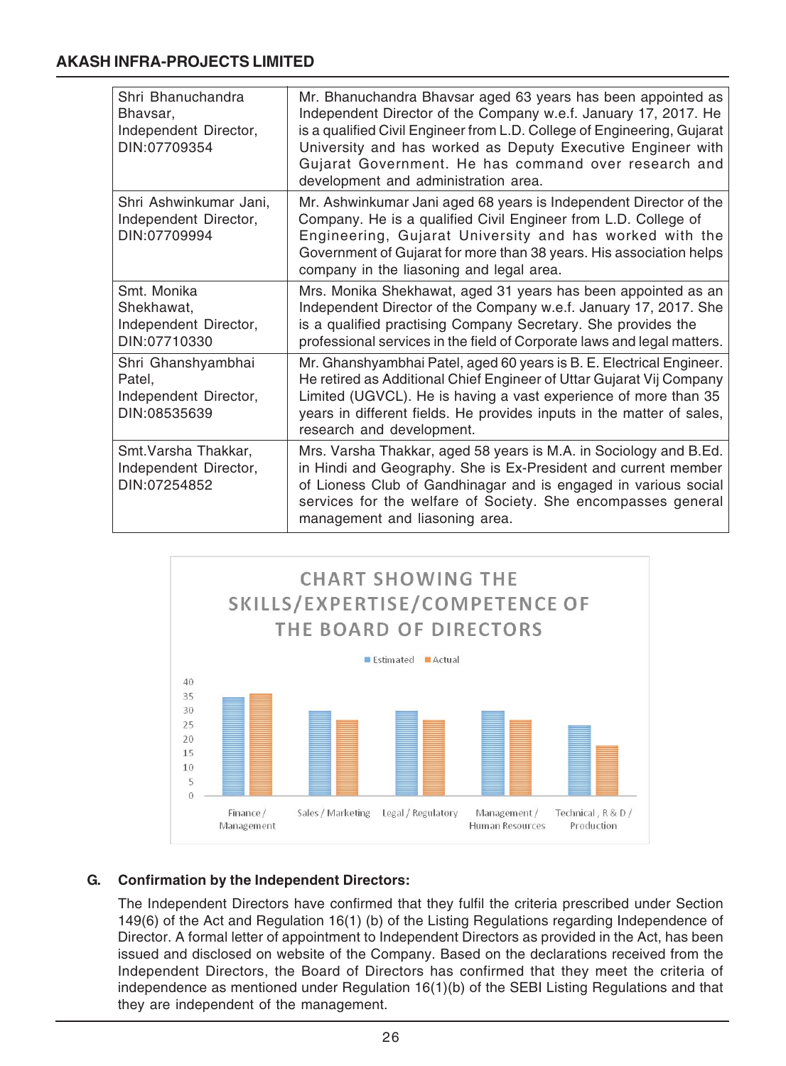| Shri Bhanuchandra Bhavsar, Independent Director, DIN:07709354 | Mr. Bhanuchandra Bhavsar aged 63 years has been appointed as Independent Director of the Company w.e.f. January 17, 2017. He is a qualified Civil Engineer from L.D. College of Engineering, Gujarat University and has worked as Deputy Executive Engineer with Gujarat Government. He has command over research and development and administration area. |
|---|---|
| Shri Ashwinkumar Jani, Independent Director, DIN:07709994 | Mr. Ashwinkumar Jani aged 68 years is Independent Director of the Company. He is a qualified Civil Engineer from L.D. College of Engineering, Gujarat University and has worked with the Government of Gujarat for more than 38 years. His association helps company in the liasoning and legal area. |
| Smt. Monika Shekhawat, Independent Director, DIN:07710330 | Mrs. Monika Shekhawat, aged 31 years has been appointed as an Independent Director of the Company w.e.f. January 17, 2017. She is a qualified practising Company Secretary. She provides the professional services in the field of Corporate laws and legal matters. |
| Shri Ghanshyambhai Patel, Independent Director, DIN:08535639 | Mr. Ghanshyambhai Patel, aged 60 years is B. E. Electrical Engineer. He retired as Additional Chief Engineer of Uttar Gujarat Vij Company Limited (UGVCL). He is having a vast experience of more than 35 years in different fields. He provides inputs in the matter of sales, research and development. |
| Smt.Varsha Thakkar, Independent Director, DIN:07254852 | Mrs. Varsha Thakkar, aged 58 years is M.A. in Sociology and B.Ed. in Hindi and Geography. She is Ex-President and current member of Lioness Club of Gandhinagar and is engaged in various social services for the welfare of Society. She encompasses general management and liasoning area. |

**CHART SHOWING THE SKILLS/EXPERTISE/COMPETENCE OF THE BOARD OF DIRECTORS**

Estimated | Actual

Finance / Management | Sales / Marketing | Legal / Regulatory | Management / Human Resources | Technical , R & D / Production

**G. Confirmation by the Independent Directors:**

The Independent Directors have confirmed that they fulfil the criteria prescribed under Section 149(6) of the Act and Regulation 16(1) (b) of the Listing Regulations regarding Independence of Director. A formal letter of appointment to Independent Directors as provided in the Act, has been issued and disclosed on website of the Company. Based on the declarations received from the Independent Directors, the Board of Directors has confirmed that they meet the criteria of independence as mentioned under Regulation 16(1)(b) of the SEBI Listing Regulations and that they are independent of the management.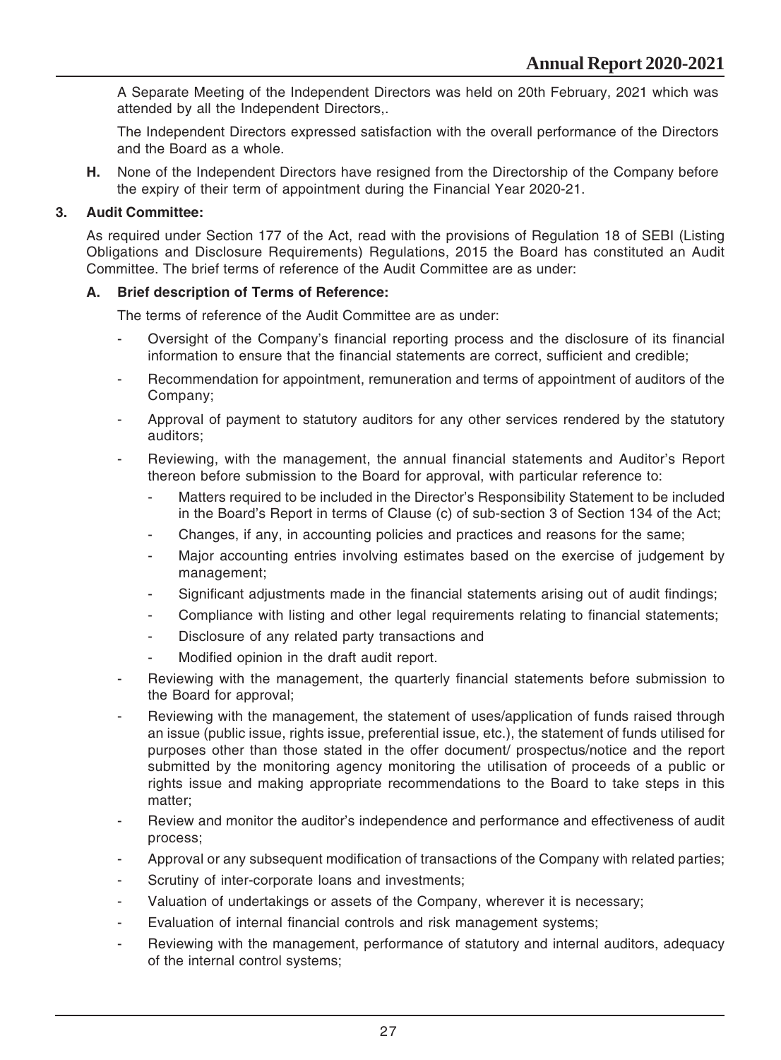A Separate Meeting of the Independent Directors was held on 20th February, 2021 which was attended by all the Independent Directors,.

The Independent Directors expressed satisfaction with the overall performance of the Directors and the Board as a whole.

**H.** None of the Independent Directors have resigned from the Directorship of the Company before the expiry of their term of appointment during the Financial Year 2020-21.

### 3. Audit Committee:

As required under Section 177 of the Act, read with the provisions of Regulation 18 of SEBI (Listing Obligations and Disclosure Requirements) Regulations, 2015 the Board has constituted an Audit Committee. The brief terms of reference of the Audit Committee are as under:

#### A. Brief description of Terms of Reference:

The terms of reference of the Audit Committee are as under:

- Oversight of the Company's financial reporting process and the disclosure of its financial information to ensure that the financial statements are correct, sufficient and credible;
- Recommendation for appointment, remuneration and terms of appointment of auditors of the Company;
- Approval of payment to statutory auditors for any other services rendered by the statutory auditors;
- Reviewing, with the management, the annual financial statements and Auditor's Report thereon before submission to the Board for approval, with particular reference to:
  - Matters required to be included in the Director's Responsibility Statement to be included in the Board's Report in terms of Clause (c) of sub-section 3 of Section 134 of the Act;
  - Changes, if any, in accounting policies and practices and reasons for the same;
  - Major accounting entries involving estimates based on the exercise of judgement by management;
  - Significant adjustments made in the financial statements arising out of audit findings;
  - Compliance with listing and other legal requirements relating to financial statements;
  - Disclosure of any related party transactions and
  - Modified opinion in the draft audit report.
- Reviewing with the management, the quarterly financial statements before submission to the Board for approval;
- Reviewing with the management, the statement of uses/application of funds raised through an issue (public issue, rights issue, preferential issue, etc.), the statement of funds utilised for purposes other than those stated in the offer document/ prospectus/notice and the report submitted by the monitoring agency monitoring the utilisation of proceeds of a public or rights issue and making appropriate recommendations to the Board to take steps in this matter;
- Review and monitor the auditor's independence and performance and effectiveness of audit process;
- Approval or any subsequent modification of transactions of the Company with related parties;
- Scrutiny of inter-corporate loans and investments;
- Valuation of undertakings or assets of the Company, wherever it is necessary;
- Evaluation of internal financial controls and risk management systems;
- Reviewing with the management, performance of statutory and internal auditors, adequacy of the internal control systems;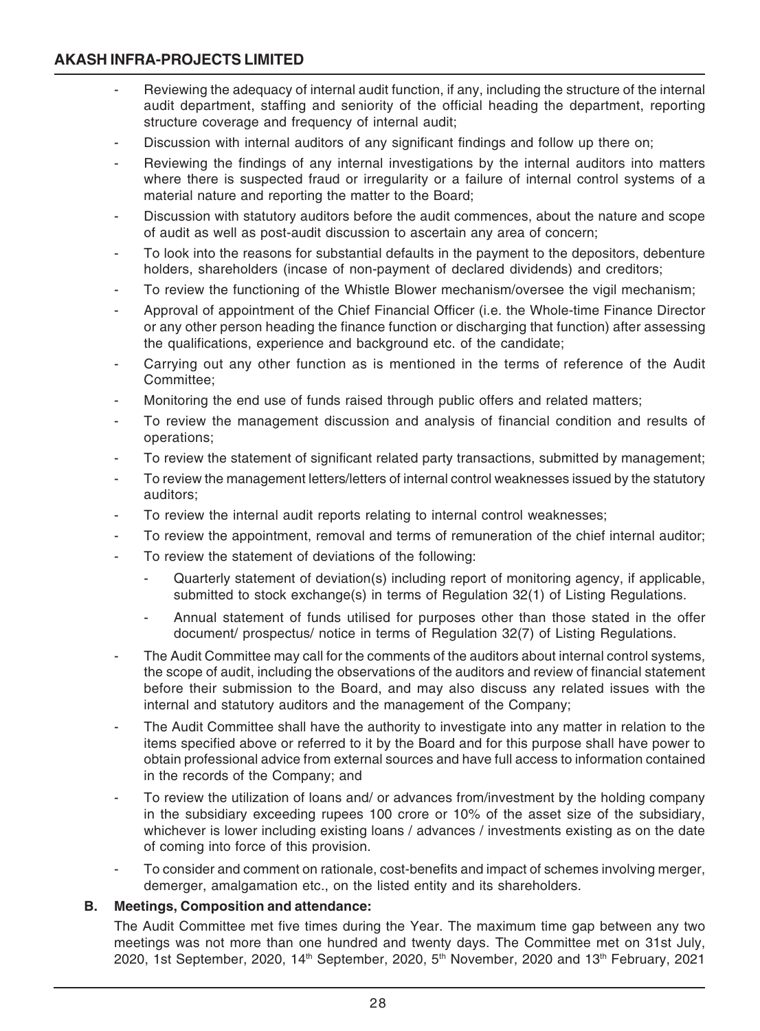- Reviewing the adequacy of internal audit function, if any, including the structure of the internal audit department, staffing and seniority of the official heading the department, reporting structure coverage and frequency of internal audit;
- Discussion with internal auditors of any significant findings and follow up there on;
- Reviewing the findings of any internal investigations by the internal auditors into matters where there is suspected fraud or irregularity or a failure of internal control systems of a material nature and reporting the matter to the Board;
- Discussion with statutory auditors before the audit commences, about the nature and scope of audit as well as post-audit discussion to ascertain any area of concern;
- To look into the reasons for substantial defaults in the payment to the depositors, debenture holders, shareholders (incase of non-payment of declared dividends) and creditors;
- To review the functioning of the Whistle Blower mechanism/oversee the vigil mechanism;
- Approval of appointment of the Chief Financial Officer (i.e. the Whole-time Finance Director or any other person heading the finance function or discharging that function) after assessing the qualifications, experience and background etc. of the candidate;
- Carrying out any other function as is mentioned in the terms of reference of the Audit Committee;
- Monitoring the end use of funds raised through public offers and related matters;
- To review the management discussion and analysis of financial condition and results of operations;
- To review the statement of significant related party transactions, submitted by management;
- To review the management letters/letters of internal control weaknesses issued by the statutory auditors;
- To review the internal audit reports relating to internal control weaknesses;
- To review the appointment, removal and terms of remuneration of the chief internal auditor;
- To review the statement of deviations of the following:
  - Quarterly statement of deviation(s) including report of monitoring agency, if applicable, submitted to stock exchange(s) in terms of Regulation 32(1) of Listing Regulations.
  - Annual statement of funds utilised for purposes other than those stated in the offer document/ prospectus/ notice in terms of Regulation 32(7) of Listing Regulations.
- The Audit Committee may call for the comments of the auditors about internal control systems, the scope of audit, including the observations of the auditors and review of financial statement before their submission to the Board, and may also discuss any related issues with the internal and statutory auditors and the management of the Company;
- The Audit Committee shall have the authority to investigate into any matter in relation to the items specified above or referred to it by the Board and for this purpose shall have power to obtain professional advice from external sources and have full access to information contained in the records of the Company; and
- To review the utilization of loans and/ or advances from/investment by the holding company in the subsidiary exceeding rupees 100 crore or 10% of the asset size of the subsidiary, whichever is lower including existing loans / advances / investments existing as on the date of coming into force of this provision.
- To consider and comment on rationale, cost-benefits and impact of schemes involving merger, demerger, amalgamation etc., on the listed entity and its shareholders.

**B. Meetings, Composition and attendance:**

The Audit Committee met five times during the Year. The maximum time gap between any two meetings was not more than one hundred and twenty days. The Committee met on 31st July, 2020, 1st September, 2020, 14th September, 2020, 5th November, 2020 and 13th February, 2021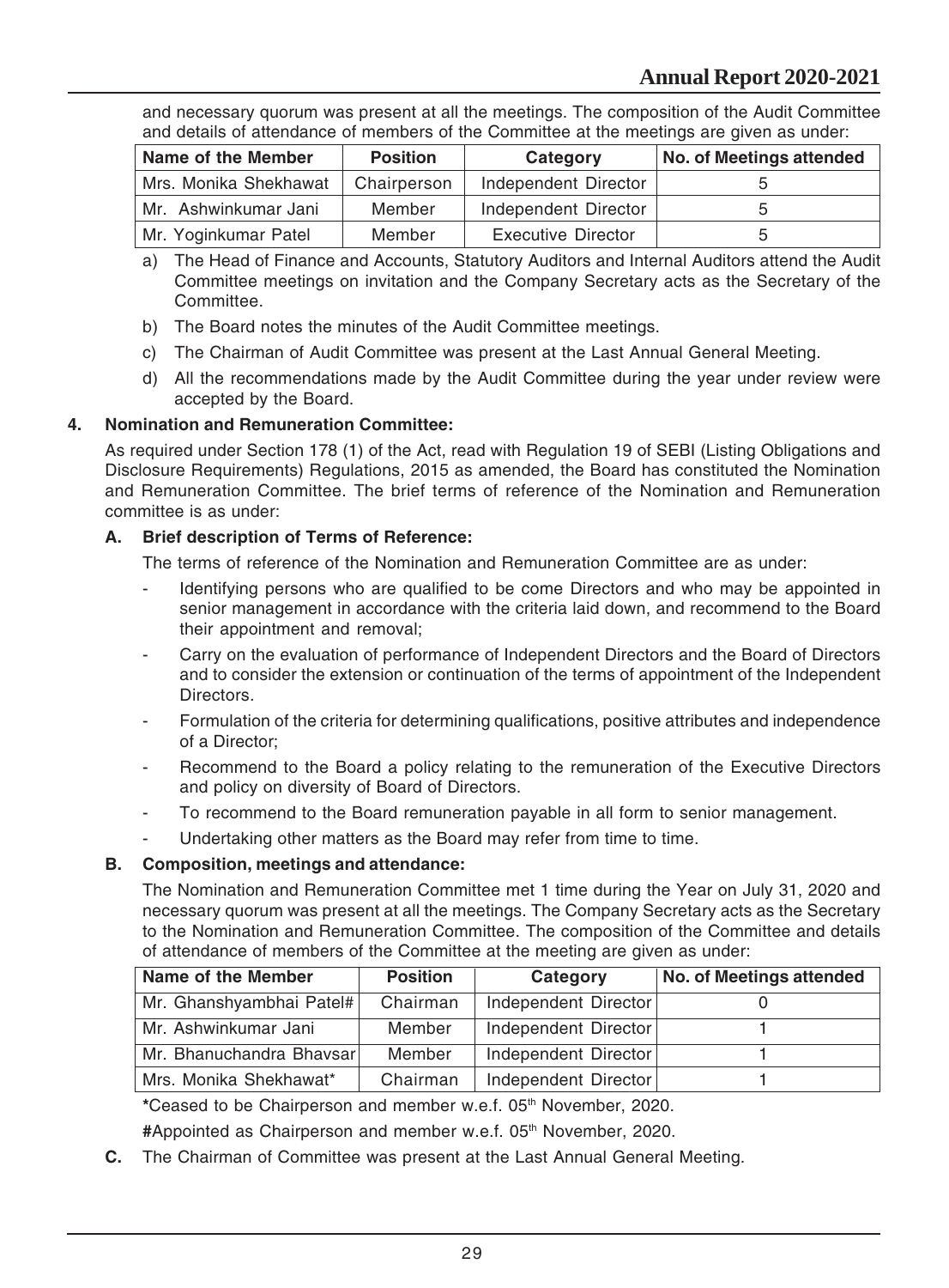and necessary quorum was present at all the meetings. The composition of the Audit Committee and details of attendance of members of the Committee at the meetings are given as under:

| Name of the Member | Position | Category | No. of Meetings attended |
|---|---|---|---|
| Mrs. Monika Shekhawat | Chairperson | Independent Director | 5 |
| Mr. Ashwinkumar Jani | Member | Independent Director | 5 |
| Mr. Yoginkumar Patel | Member | Executive Director | 5 |

a) The Head of Finance and Accounts, Statutory Auditors and Internal Auditors attend the Audit Committee meetings on invitation and the Company Secretary acts as the Secretary of the Committee.

b) The Board notes the minutes of the Audit Committee meetings.

c) The Chairman of Audit Committee was present at the Last Annual General Meeting.

d) All the recommendations made by the Audit Committee during the year under review were accepted by the Board.

**4. Nomination and Remuneration Committee:**

As required under Section 178 (1) of the Act, read with Regulation 19 of SEBI (Listing Obligations and Disclosure Requirements) Regulations, 2015 as amended, the Board has constituted the Nomination and Remuneration Committee. The brief terms of reference of the Nomination and Remuneration committee is as under:

**A. Brief description of Terms of Reference:**

The terms of reference of the Nomination and Remuneration Committee are as under:

- Identifying persons who are qualified to be come Directors and who may be appointed in senior management in accordance with the criteria laid down, and recommend to the Board their appointment and removal;
- Carry on the evaluation of performance of Independent Directors and the Board of Directors and to consider the extension or continuation of the terms of appointment of the Independent Directors.
- Formulation of the criteria for determining qualifications, positive attributes and independence of a Director;
- Recommend to the Board a policy relating to the remuneration of the Executive Directors and policy on diversity of Board of Directors.
- To recommend to the Board remuneration payable in all form to senior management.
- Undertaking other matters as the Board may refer from time to time.

**B. Composition, meetings and attendance:**

The Nomination and Remuneration Committee met 1 time during the Year on July 31, 2020 and necessary quorum was present at all the meetings. The Company Secretary acts as the Secretary to the Nomination and Remuneration Committee. The composition of the Committee and details of attendance of members of the Committee at the meeting are given as under:

| Name of the Member | Position | Category | No. of Meetings attended |
|---|---|---|---|
| Mr. Ghanshyambhai Patel# | Chairman | Independent Director | 0 |
| Mr. Ashwinkumar Jani | Member | Independent Director | 1 |
| Mr. Bhanuchandra Bhavsar | Member | Independent Director | 1 |
| Mrs. Monika Shekhawat* | Chairman | Independent Director | 1 |

*Ceased to be Chairperson and member w.e.f. 05th November, 2020.

#Appointed as Chairperson and member w.e.f. 05th November, 2020.

**C.** The Chairman of Committee was present at the Last Annual General Meeting.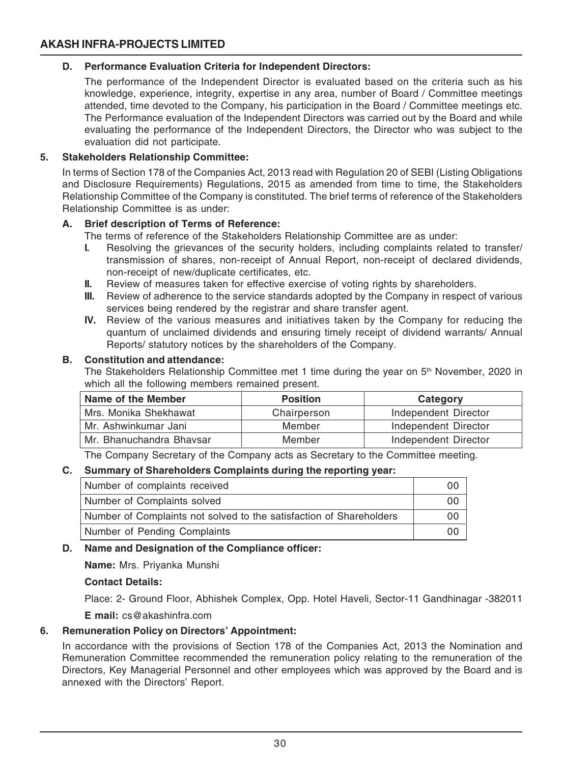### D. Performance Evaluation Criteria for Independent Directors:

The performance of the Independent Director is evaluated based on the criteria such as his knowledge, experience, integrity, expertise in any area, number of Board / Committee meetings attended, time devoted to the Company, his participation in the Board / Committee meetings etc. The Performance evaluation of the Independent Directors was carried out by the Board and while evaluating the performance of the Independent Directors, the Director who was subject to the evaluation did not participate.

## 5. Stakeholders Relationship Committee:

In terms of Section 178 of the Companies Act, 2013 read with Regulation 20 of SEBI (Listing Obligations and Disclosure Requirements) Regulations, 2015 as amended from time to time, the Stakeholders Relationship Committee of the Company is constituted. The brief terms of reference of the Stakeholders Relationship Committee is as under:

### A. Brief description of Terms of Reference:

The terms of reference of the Stakeholders Relationship Committee are as under:

- **I.** Resolving the grievances of the security holders, including complaints related to transfer/ transmission of shares, non-receipt of Annual Report, non-receipt of declared dividends, non-receipt of new/duplicate certificates, etc.
- **II.** Review of measures taken for effective exercise of voting rights by shareholders.
- **III.** Review of adherence to the service standards adopted by the Company in respect of various services being rendered by the registrar and share transfer agent.
- **IV.** Review of the various measures and initiatives taken by the Company for reducing the quantum of unclaimed dividends and ensuring timely receipt of dividend warrants/ Annual Reports/ statutory notices by the shareholders of the Company.

### B. Constitution and attendance:

The Stakeholders Relationship Committee met 1 time during the year on 5th November, 2020 in which all the following members remained present.

| Name of the Member | Position | Category |
|---|---|---|
| Mrs. Monika Shekhawat | Chairperson | Independent Director |
| Mr. Ashwinkumar Jani | Member | Independent Director |
| Mr. Bhanuchandra Bhavsar | Member | Independent Director |

The Company Secretary of the Company acts as Secretary to the Committee meeting.

### C. Summary of Shareholders Complaints during the reporting year:

| | |
|---|---|
| Number of complaints received | 00 |
| Number of Complaints solved | 00 |
| Number of Complaints not solved to the satisfaction of Shareholders | 00 |
| Number of Pending Complaints | 00 |

### D. Name and Designation of the Compliance officer:

**Name:** Mrs. Priyanka Munshi

**Contact Details:**

Place: 2- Ground Floor, Abhishek Complex, Opp. Hotel Haveli, Sector-11 Gandhinagar -382011

**E mail:** cs@akashinfra.com

## 6. Remuneration Policy on Directors' Appointment:

In accordance with the provisions of Section 178 of the Companies Act, 2013 the Nomination and Remuneration Committee recommended the remuneration policy relating to the remuneration of the Directors, Key Managerial Personnel and other employees which was approved by the Board and is annexed with the Directors' Report.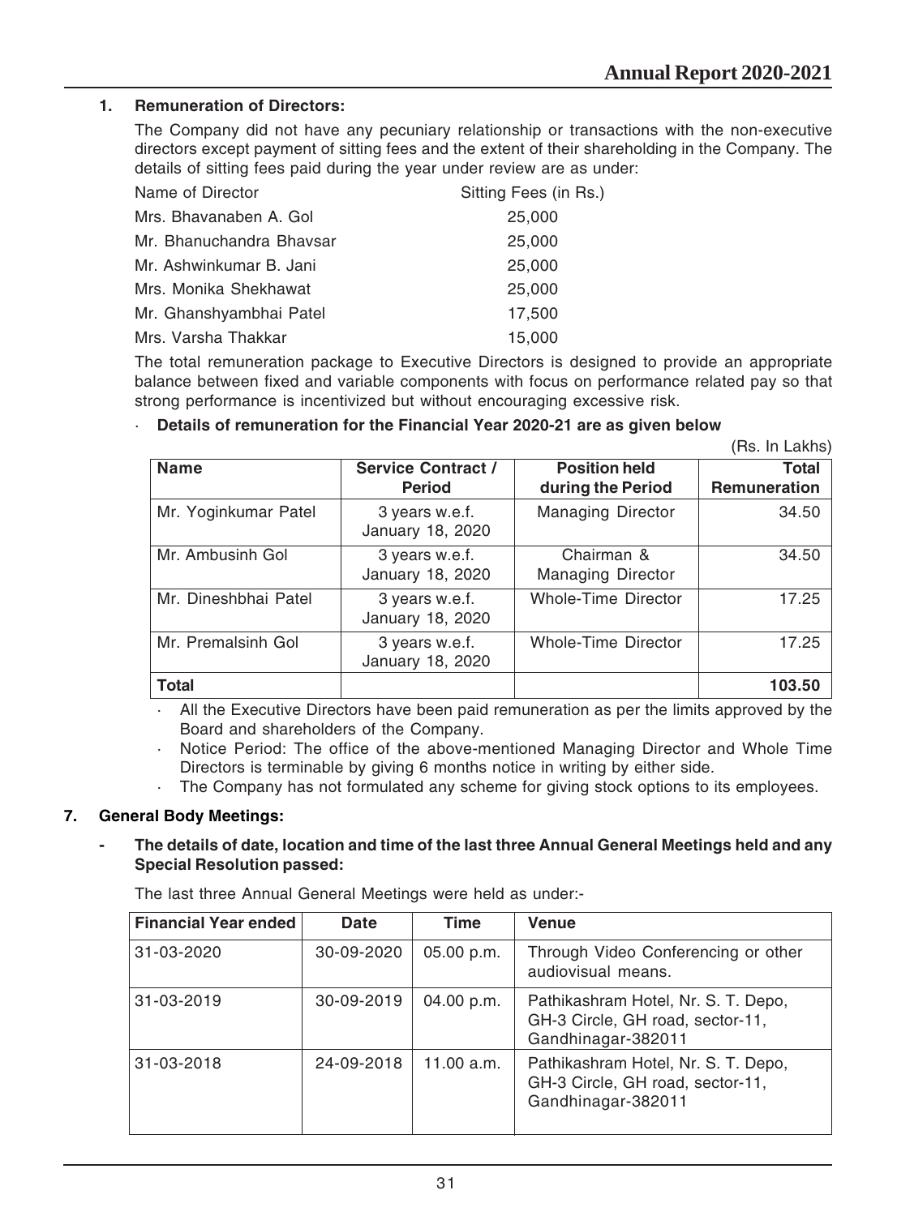## 1. Remuneration of Directors:

The Company did not have any pecuniary relationship or transactions with the non-executive directors except payment of sitting fees and the extent of their shareholding in the Company. The details of sitting fees paid during the year under review are as under:

| Name of Director | Sitting Fees (in Rs.) |
|---|---|
| Mrs. Bhavanaben A. Gol | 25,000 |
| Mr. Bhanuchandra Bhavsar | 25,000 |
| Mr. Ashwinkumar B. Jani | 25,000 |
| Mrs. Monika Shekhawat | 25,000 |
| Mr. Ghanshyambhai Patel | 17,500 |
| Mrs. Varsha Thakkar | 15,000 |

The total remuneration package to Executive Directors is designed to provide an appropriate balance between fixed and variable components with focus on performance related pay so that strong performance is incentivized but without encouraging excessive risk.

- **Details of remuneration for the Financial Year 2020-21 are as given below**

(Rs. In Lakhs)

| Name | Service Contract / Period | Position held during the Period | Total Remuneration |
|---|---|---|---|
| Mr. Yoginkumar Patel | 3 years w.e.f. January 18, 2020 | Managing Director | 34.50 |
| Mr. Ambusinh Gol | 3 years w.e.f. January 18, 2020 | Chairman & Managing Director | 34.50 |
| Mr. Dineshbhai Patel | 3 years w.e.f. January 18, 2020 | Whole-Time Director | 17.25 |
| Mr. Premalsinh Gol | 3 years w.e.f. January 18, 2020 | Whole-Time Director | 17.25 |
| **Total** | | | **103.50** |

- All the Executive Directors have been paid remuneration as per the limits approved by the Board and shareholders of the Company.
- Notice Period: The office of the above-mentioned Managing Director and Whole Time Directors is terminable by giving 6 months notice in writing by either side.
- The Company has not formulated any scheme for giving stock options to its employees.

## 7. General Body Meetings:

- **The details of date, location and time of the last three Annual General Meetings held and any Special Resolution passed:**

The last three Annual General Meetings were held as under:-

| Financial Year ended | Date | Time | Venue |
|---|---|---|---|
| 31-03-2020 | 30-09-2020 | 05.00 p.m. | Through Video Conferencing or other audiovisual means. |
| 31-03-2019 | 30-09-2019 | 04.00 p.m. | Pathikashram Hotel, Nr. S. T. Depo, GH-3 Circle, GH road, sector-11, Gandhinagar-382011 |
| 31-03-2018 | 24-09-2018 | 11.00 a.m. | Pathikashram Hotel, Nr. S. T. Depo, GH-3 Circle, GH road, sector-11, Gandhinagar-382011 |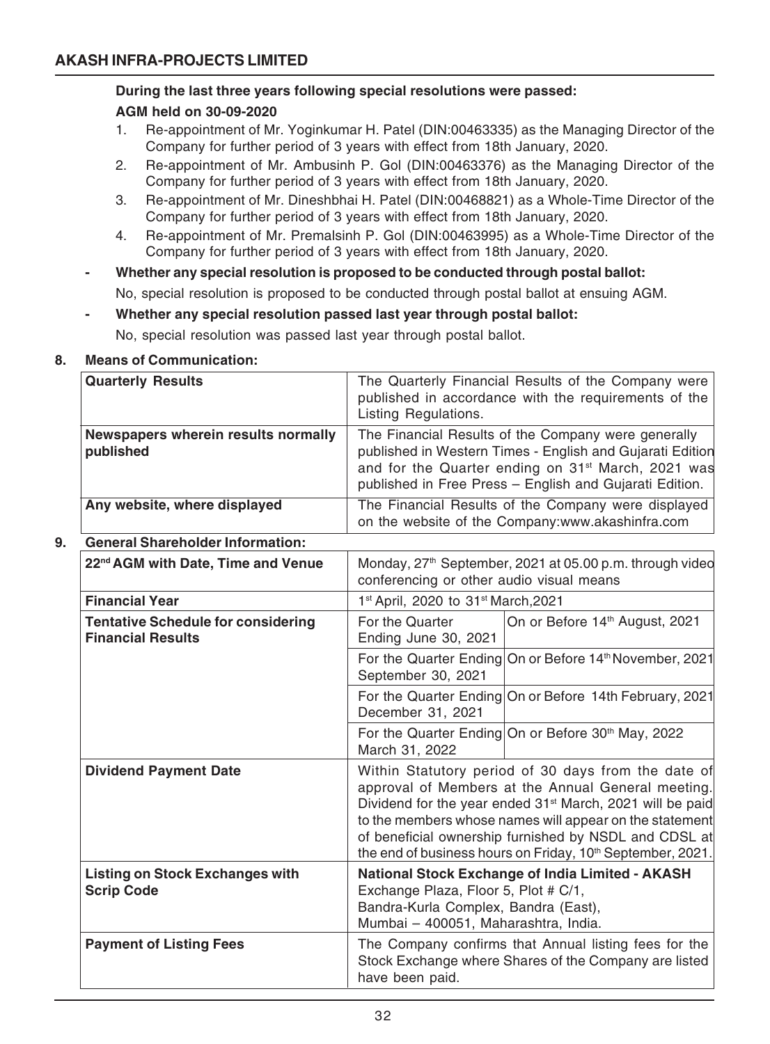**During the last three years following special resolutions were passed:**

**AGM held on 30-09-2020**

1. Re-appointment of Mr. Yoginkumar H. Patel (DIN:00463335) as the Managing Director of the Company for further period of 3 years with effect from 18th January, 2020.
2. Re-appointment of Mr. Ambusinh P. Gol (DIN:00463376) as the Managing Director of the Company for further period of 3 years with effect from 18th January, 2020.
3. Re-appointment of Mr. Dineshbhai H. Patel (DIN:00468821) as a Whole-Time Director of the Company for further period of 3 years with effect from 18th January, 2020.
4. Re-appointment of Mr. Premalsinh P. Gol (DIN:00463995) as a Whole-Time Director of the Company for further period of 3 years with effect from 18th January, 2020.

- **Whether any special resolution is proposed to be conducted through postal ballot:**

  No, special resolution is proposed to be conducted through postal ballot at ensuing AGM.

- **Whether any special resolution passed last year through postal ballot:**

  No, special resolution was passed last year through postal ballot.

**8. Means of Communication:**

| | |
|---|---|
| **Quarterly Results** | The Quarterly Financial Results of the Company were published in accordance with the requirements of the Listing Regulations. |
| **Newspapers wherein results normally published** | The Financial Results of the Company were generally published in Western Times - English and Gujarati Edition and for the Quarter ending on 31st March, 2021 was published in Free Press – English and Gujarati Edition. |
| **Any website, where displayed** | The Financial Results of the Company were displayed on the website of the Company:www.akashinfra.com |

**9. General Shareholder Information:**

| | | |
|---|---|---|
| **22nd AGM with Date, Time and Venue** | Monday, 27th September, 2021 at 05.00 p.m. through video conferencing or other audio visual means | |
| **Financial Year** | 1st April, 2020 to 31st March,2021 | |
| **Tentative Schedule for considering Financial Results** | For the Quarter Ending June 30, 2021 | On or Before 14th August, 2021 |
| | For the Quarter Ending September 30, 2021 | On or Before 14th November, 2021 |
| | For the Quarter Ending December 31, 2021 | On or Before 14th February, 2021 |
| | For the Quarter Ending March 31, 2022 | On or Before 30th May, 2022 |
| **Dividend Payment Date** | Within Statutory period of 30 days from the date of approval of Members at the Annual General meeting. Dividend for the year ended 31st March, 2021 will be paid to the members whose names will appear on the statement of beneficial ownership furnished by NSDL and CDSL at the end of business hours on Friday, 10th September, 2021. | |
| **Listing on Stock Exchanges with Scrip Code** | **National Stock Exchange of India Limited - AKASH** Exchange Plaza, Floor 5, Plot # C/1, Bandra-Kurla Complex, Bandra (East), Mumbai – 400051, Maharashtra, India. | |
| **Payment of Listing Fees** | The Company confirms that Annual listing fees for the Stock Exchange where Shares of the Company are listed have been paid. | |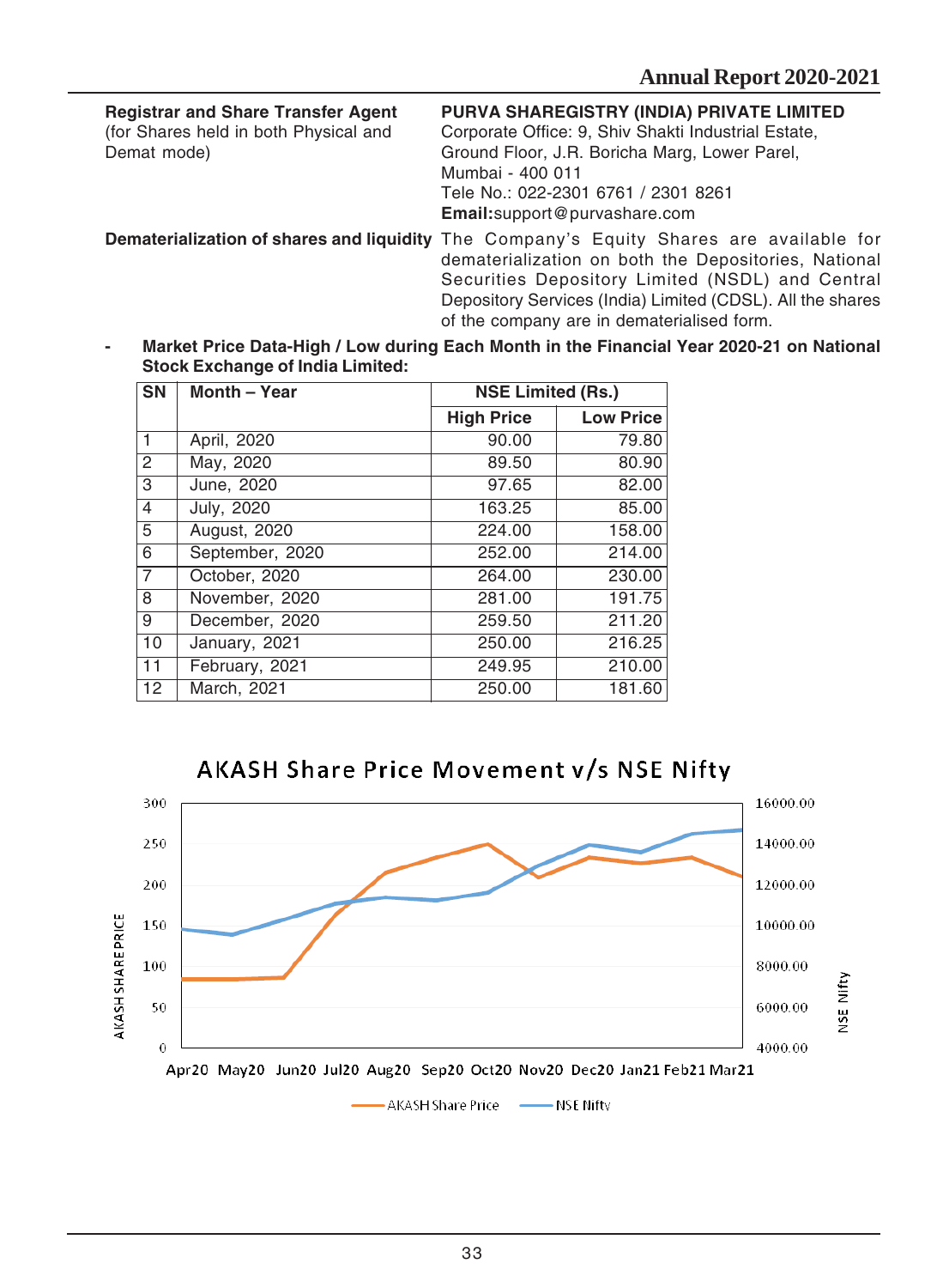| | |
|---|---|
| **Registrar and Share Transfer Agent** (for Shares held in both Physical and Demat mode) | **PURVA SHAREGISTRY (INDIA) PRIVATE LIMITED** Corporate Office: 9, Shiv Shakti Industrial Estate, Ground Floor, J.R. Boricha Marg, Lower Parel, Mumbai - 400 011 Tele No.: 022-2301 6761 / 2301 8261 **Email:**support@purvashare.com |
| **Dematerialization of shares and liquidity** | The Company's Equity Shares are available for dematerialization on both the Depositories, National Securities Depository Limited (NSDL) and Central Depository Services (India) Limited (CDSL). All the shares of the company are in dematerialised form. |

- **Market Price Data-High / Low during Each Month in the Financial Year 2020-21 on National Stock Exchange of India Limited:**

| SN | Month – Year | NSE Limited (Rs.) | |
|---|---|---|---|
| | | High Price | Low Price |
| 1 | April, 2020 | 90.00 | 79.80 |
| 2 | May, 2020 | 89.50 | 80.90 |
| 3 | June, 2020 | 97.65 | 82.00 |
| 4 | July, 2020 | 163.25 | 85.00 |
| 5 | August, 2020 | 224.00 | 158.00 |
| 6 | September, 2020 | 252.00 | 214.00 |
| 7 | October, 2020 | 264.00 | 230.00 |
| 8 | November, 2020 | 281.00 | 191.75 |
| 9 | December, 2020 | 259.50 | 211.20 |
| 10 | January, 2021 | 250.00 | 216.25 |
| 11 | February, 2021 | 249.95 | 210.00 |
| 12 | March, 2021 | 250.00 | 181.60 |

**AKASH Share Price Movement v/s NSE Nifty**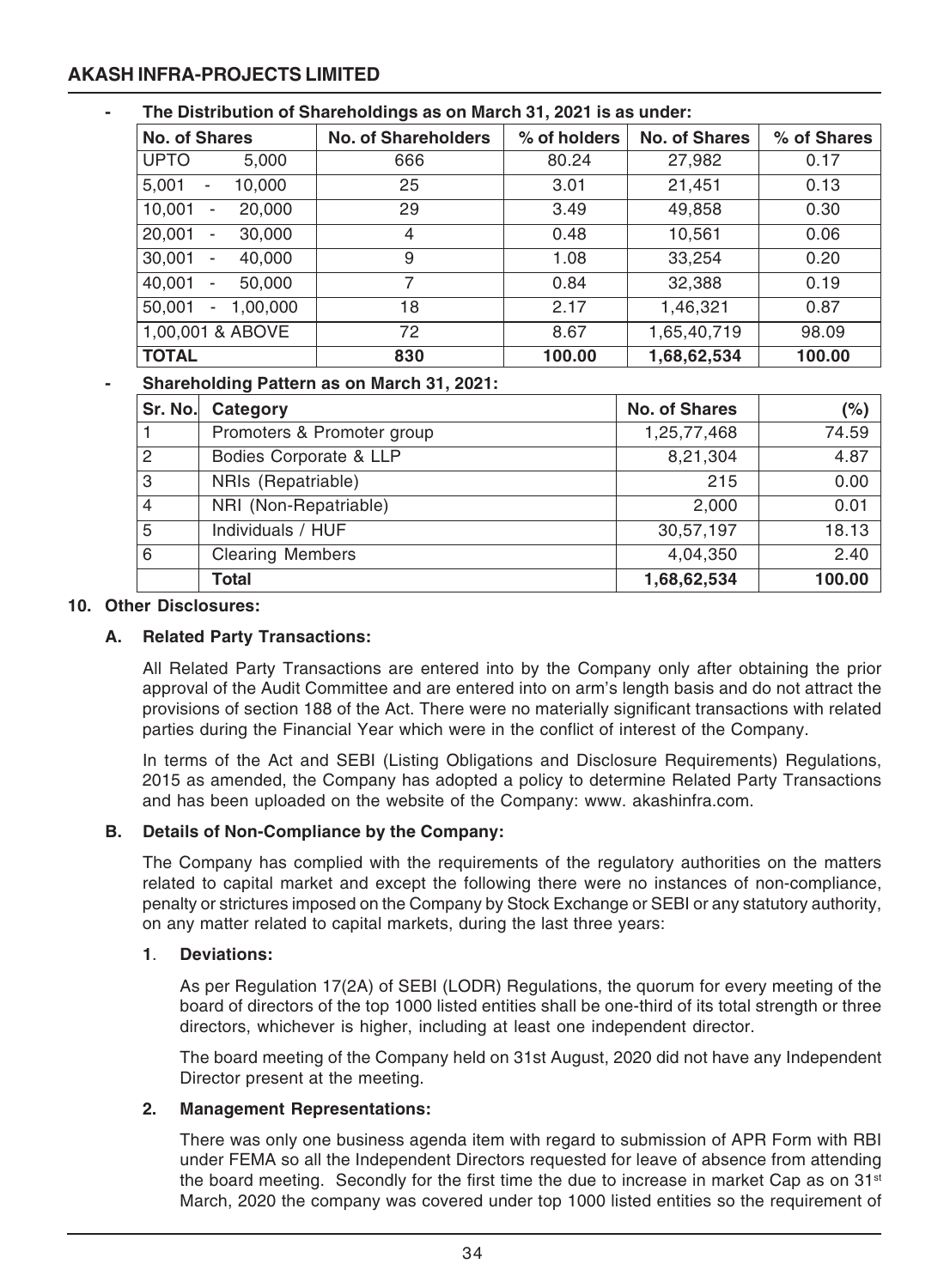- **The Distribution of Shareholdings as on March 31, 2021 is as under:**

| No. of Shares | No. of Shareholders | % of holders | No. of Shares | % of Shares |
|---|---|---|---|---|
| UPTO 5,000 | 666 | 80.24 | 27,982 | 0.17 |
| 5,001 - 10,000 | 25 | 3.01 | 21,451 | 0.13 |
| 10,001 - 20,000 | 29 | 3.49 | 49,858 | 0.30 |
| 20,001 - 30,000 | 4 | 0.48 | 10,561 | 0.06 |
| 30,001 - 40,000 | 9 | 1.08 | 33,254 | 0.20 |
| 40,001 - 50,000 | 7 | 0.84 | 32,388 | 0.19 |
| 50,001 - 1,00,000 | 18 | 2.17 | 1,46,321 | 0.87 |
| 1,00,001 & ABOVE | 72 | 8.67 | 1,65,40,719 | 98.09 |
| **TOTAL** | **830** | **100.00** | **1,68,62,534** | **100.00** |

- **Shareholding Pattern as on March 31, 2021:**

| Sr. No. | Category | No. of Shares | (%) |
|---|---|---|---|
| 1 | Promoters & Promoter group | 1,25,77,468 | 74.59 |
| 2 | Bodies Corporate & LLP | 8,21,304 | 4.87 |
| 3 | NRIs (Repatriable) | 215 | 0.00 |
| 4 | NRI (Non-Repatriable) | 2,000 | 0.01 |
| 5 | Individuals / HUF | 30,57,197 | 18.13 |
| 6 | Clearing Members | 4,04,350 | 2.40 |
| | **Total** | **1,68,62,534** | **100.00** |

**10. Other Disclosures:**

**A. Related Party Transactions:**

All Related Party Transactions are entered into by the Company only after obtaining the prior approval of the Audit Committee and are entered into on arm's length basis and do not attract the provisions of section 188 of the Act. There were no materially significant transactions with related parties during the Financial Year which were in the conflict of interest of the Company.

In terms of the Act and SEBI (Listing Obligations and Disclosure Requirements) Regulations, 2015 as amended, the Company has adopted a policy to determine Related Party Transactions and has been uploaded on the website of the Company: www. akashinfra.com.

**B. Details of Non-Compliance by the Company:**

The Company has complied with the requirements of the regulatory authorities on the matters related to capital market and except the following there were no instances of non-compliance, penalty or strictures imposed on the Company by Stock Exchange or SEBI or any statutory authority, on any matter related to capital markets, during the last three years:

**1. Deviations:**

As per Regulation 17(2A) of SEBI (LODR) Regulations, the quorum for every meeting of the board of directors of the top 1000 listed entities shall be one-third of its total strength or three directors, whichever is higher, including at least one independent director.

The board meeting of the Company held on 31st August, 2020 did not have any Independent Director present at the meeting.

**2. Management Representations:**

There was only one business agenda item with regard to submission of APR Form with RBI under FEMA so all the Independent Directors requested for leave of absence from attending the board meeting. Secondly for the first time the due to increase in market Cap as on 31st March, 2020 the company was covered under top 1000 listed entities so the requirement of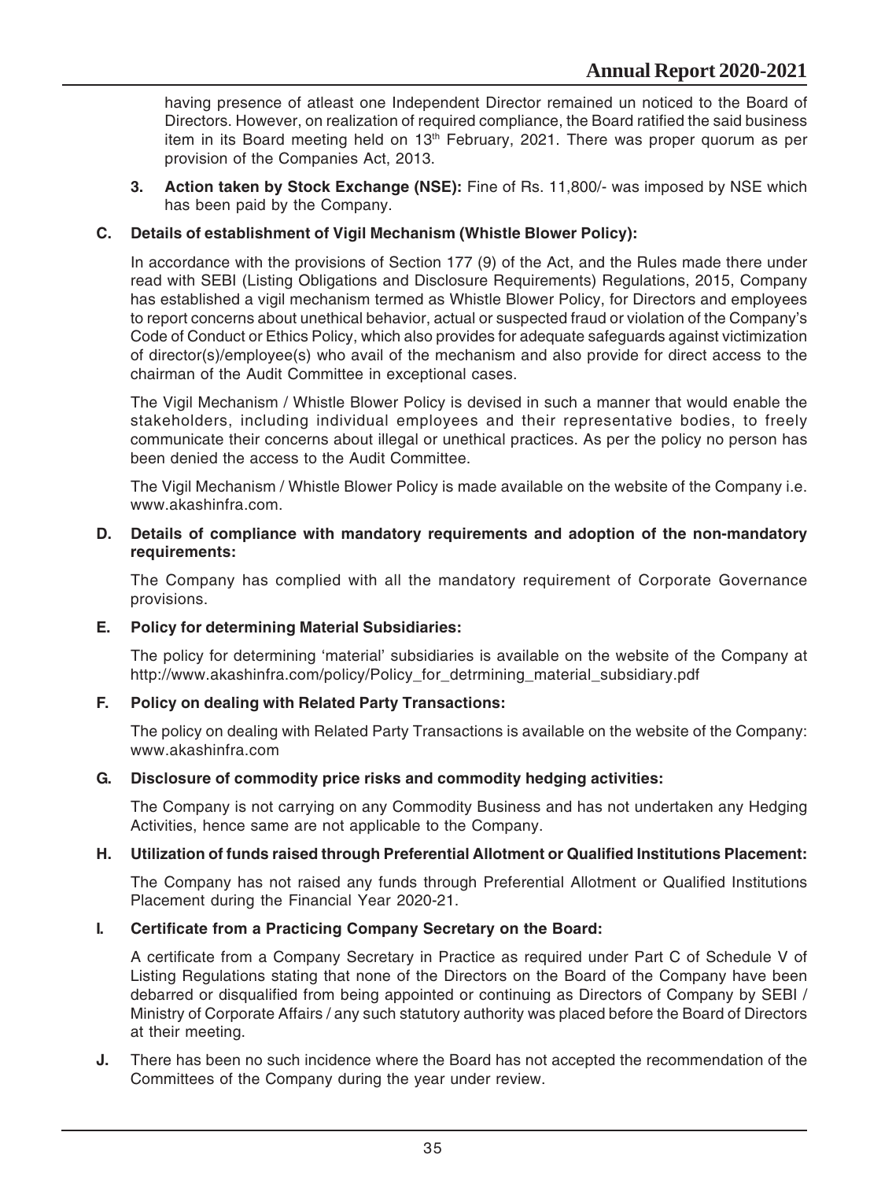having presence of atleast one Independent Director remained un noticed to the Board of Directors. However, on realization of required compliance, the Board ratified the said business item in its Board meeting held on 13th February, 2021. There was proper quorum as per provision of the Companies Act, 2013.

3. **Action taken by Stock Exchange (NSE):** Fine of Rs. 11,800/- was imposed by NSE which has been paid by the Company.

**C. Details of establishment of Vigil Mechanism (Whistle Blower Policy):**

In accordance with the provisions of Section 177 (9) of the Act, and the Rules made there under read with SEBI (Listing Obligations and Disclosure Requirements) Regulations, 2015, Company has established a vigil mechanism termed as Whistle Blower Policy, for Directors and employees to report concerns about unethical behavior, actual or suspected fraud or violation of the Company's Code of Conduct or Ethics Policy, which also provides for adequate safeguards against victimization of director(s)/employee(s) who avail of the mechanism and also provide for direct access to the chairman of the Audit Committee in exceptional cases.

The Vigil Mechanism / Whistle Blower Policy is devised in such a manner that would enable the stakeholders, including individual employees and their representative bodies, to freely communicate their concerns about illegal or unethical practices. As per the policy no person has been denied the access to the Audit Committee.

The Vigil Mechanism / Whistle Blower Policy is made available on the website of the Company i.e. www.akashinfra.com.

**D. Details of compliance with mandatory requirements and adoption of the non-mandatory requirements:**

The Company has complied with all the mandatory requirement of Corporate Governance provisions.

**E. Policy for determining Material Subsidiaries:**

The policy for determining 'material' subsidiaries is available on the website of the Company at http://www.akashinfra.com/policy/Policy_for_detrmining_material_subsidiary.pdf

**F. Policy on dealing with Related Party Transactions:**

The policy on dealing with Related Party Transactions is available on the website of the Company: www.akashinfra.com

**G. Disclosure of commodity price risks and commodity hedging activities:**

The Company is not carrying on any Commodity Business and has not undertaken any Hedging Activities, hence same are not applicable to the Company.

**H. Utilization of funds raised through Preferential Allotment or Qualified Institutions Placement:**

The Company has not raised any funds through Preferential Allotment or Qualified Institutions Placement during the Financial Year 2020-21.

**I. Certificate from a Practicing Company Secretary on the Board:**

A certificate from a Company Secretary in Practice as required under Part C of Schedule V of Listing Regulations stating that none of the Directors on the Board of the Company have been debarred or disqualified from being appointed or continuing as Directors of Company by SEBI / Ministry of Corporate Affairs / any such statutory authority was placed before the Board of Directors at their meeting.

**J.** There has been no such incidence where the Board has not accepted the recommendation of the Committees of the Company during the year under review.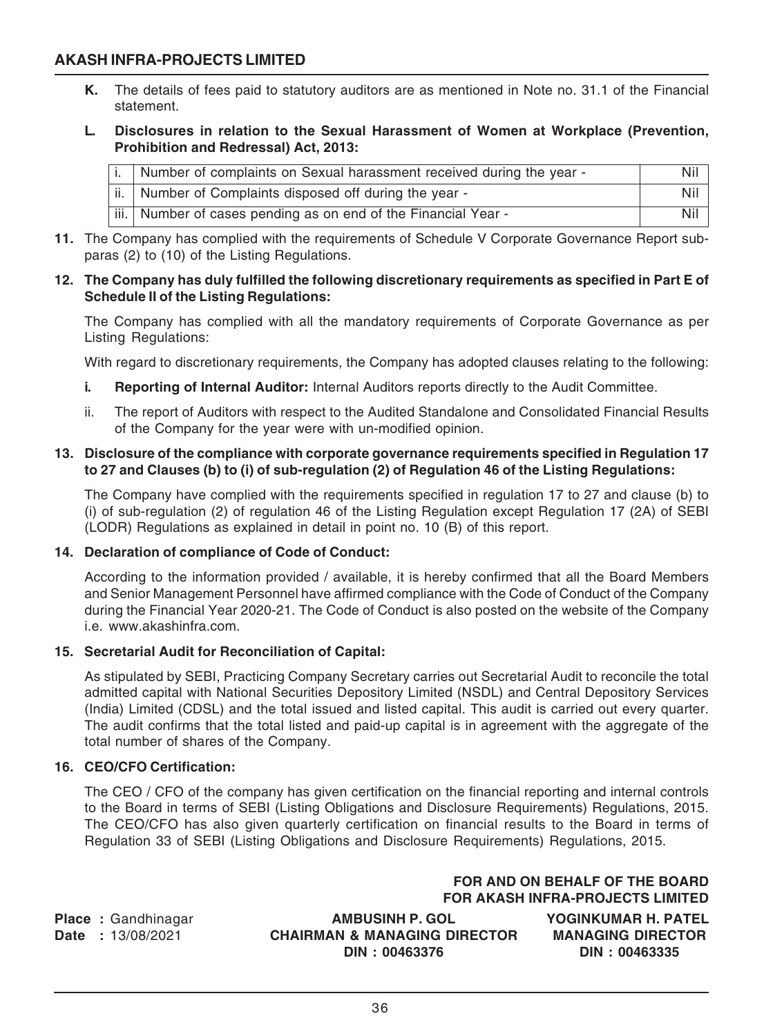**K.** The details of fees paid to statutory auditors are as mentioned in Note no. 31.1 of the Financial statement.

**L. Disclosures in relation to the Sexual Harassment of Women at Workplace (Prevention, Prohibition and Redressal) Act, 2013:**

| | | |
|---|---|---|
| i. | Number of complaints on Sexual harassment received during the year - | Nil |
| ii. | Number of Complaints disposed off during the year - | Nil |
| iii. | Number of cases pending as on end of the Financial Year - | Nil |

**11.** The Company has complied with the requirements of Schedule V Corporate Governance Report sub-paras (2) to (10) of the Listing Regulations.

**12. The Company has duly fulfilled the following discretionary requirements as specified in Part E of Schedule II of the Listing Regulations:**

The Company has complied with all the mandatory requirements of Corporate Governance as per Listing Regulations:

With regard to discretionary requirements, the Company has adopted clauses relating to the following:

**i. Reporting of Internal Auditor:** Internal Auditors reports directly to the Audit Committee.

ii. The report of Auditors with respect to the Audited Standalone and Consolidated Financial Results of the Company for the year were with un-modified opinion.

**13. Disclosure of the compliance with corporate governance requirements specified in Regulation 17 to 27 and Clauses (b) to (i) of sub-regulation (2) of Regulation 46 of the Listing Regulations:**

The Company have complied with the requirements specified in regulation 17 to 27 and clause (b) to (i) of sub-regulation (2) of regulation 46 of the Listing Regulation except Regulation 17 (2A) of SEBI (LODR) Regulations as explained in detail in point no. 10 (B) of this report.

**14. Declaration of compliance of Code of Conduct:**

According to the information provided / available, it is hereby confirmed that all the Board Members and Senior Management Personnel have affirmed compliance with the Code of Conduct of the Company during the Financial Year 2020-21. The Code of Conduct is also posted on the website of the Company i.e. www.akashinfra.com.

**15. Secretarial Audit for Reconciliation of Capital:**

As stipulated by SEBI, Practicing Company Secretary carries out Secretarial Audit to reconcile the total admitted capital with National Securities Depository Limited (NSDL) and Central Depository Services (India) Limited (CDSL) and the total issued and listed capital. This audit is carried out every quarter. The audit confirms that the total listed and paid-up capital is in agreement with the aggregate of the total number of shares of the Company.

**16. CEO/CFO Certification:**

The CEO / CFO of the company has given certification on the financial reporting and internal controls to the Board in terms of SEBI (Listing Obligations and Disclosure Requirements) Regulations, 2015. The CEO/CFO has also given quarterly certification on financial results to the Board in terms of Regulation 33 of SEBI (Listing Obligations and Disclosure Requirements) Regulations, 2015.

**FOR AND ON BEHALF OF THE BOARD**
**FOR AKASH INFRA-PROJECTS LIMITED**

**Place :** Gandhinagar
**Date :** 13/08/2021

**AMBUSINH P. GOL**
**CHAIRMAN & MANAGING DIRECTOR**
**DIN : 00463376**

**YOGINKUMAR H. PATEL**
**MANAGING DIRECTOR**
**DIN : 00463335**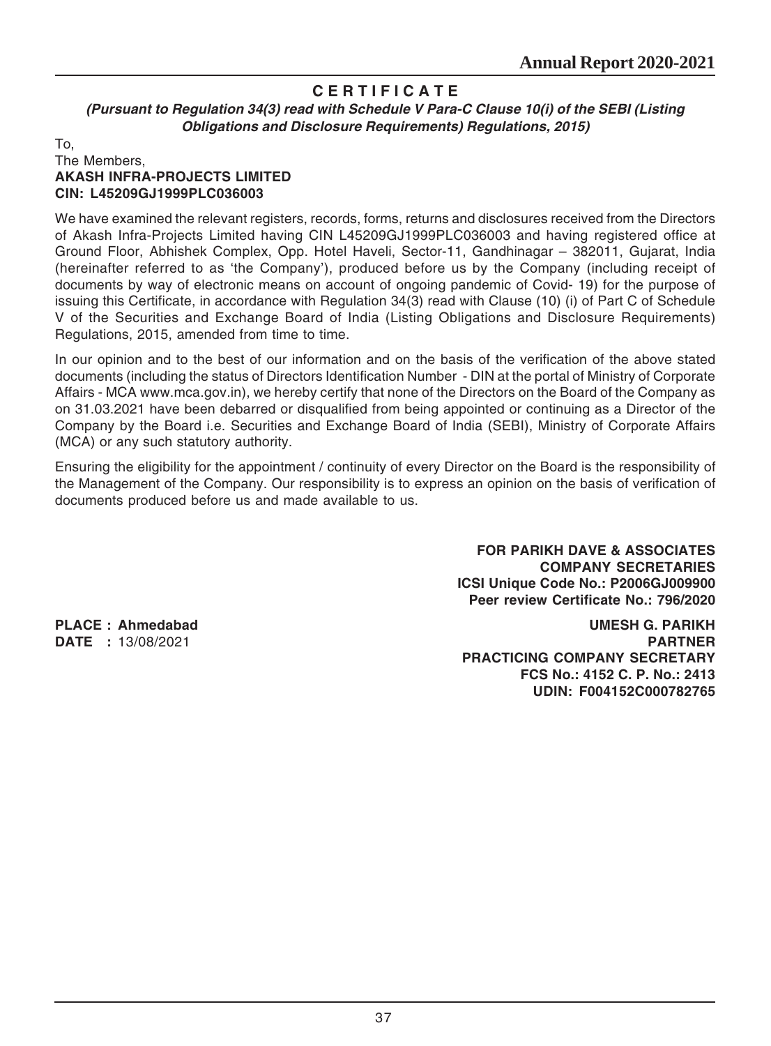# CERTIFICATE

***(Pursuant to Regulation 34(3) read with Schedule V Para-C Clause 10(i) of the SEBI (Listing Obligations and Disclosure Requirements) Regulations, 2015)***

To,
The Members,
**AKASH INFRA-PROJECTS LIMITED**
**CIN: L45209GJ1999PLC036003**

We have examined the relevant registers, records, forms, returns and disclosures received from the Directors of Akash Infra-Projects Limited having CIN L45209GJ1999PLC036003 and having registered office at Ground Floor, Abhishek Complex, Opp. Hotel Haveli, Sector-11, Gandhinagar – 382011, Gujarat, India (hereinafter referred to as 'the Company'), produced before us by the Company (including receipt of documents by way of electronic means on account of ongoing pandemic of Covid- 19) for the purpose of issuing this Certificate, in accordance with Regulation 34(3) read with Clause (10) (i) of Part C of Schedule V of the Securities and Exchange Board of India (Listing Obligations and Disclosure Requirements) Regulations, 2015, amended from time to time.

In our opinion and to the best of our information and on the basis of the verification of the above stated documents (including the status of Directors Identification Number - DIN at the portal of Ministry of Corporate Affairs - MCA www.mca.gov.in), we hereby certify that none of the Directors on the Board of the Company as on 31.03.2021 have been debarred or disqualified from being appointed or continuing as a Director of the Company by the Board i.e. Securities and Exchange Board of India (SEBI), Ministry of Corporate Affairs (MCA) or any such statutory authority.

Ensuring the eligibility for the appointment / continuity of every Director on the Board is the responsibility of the Management of the Company. Our responsibility is to express an opinion on the basis of verification of documents produced before us and made available to us.

**FOR PARIKH DAVE & ASSOCIATES**
**COMPANY SECRETARIES**
**ICSI Unique Code No.: P2006GJ009900**
**Peer review Certificate No.: 796/2020**

**PLACE : Ahmedabad**
**DATE :** 13/08/2021

**UMESH G. PARIKH**
**PARTNER**
**PRACTICING COMPANY SECRETARY**
**FCS No.: 4152 C. P. No.: 2413**
**UDIN: F004152C000782765**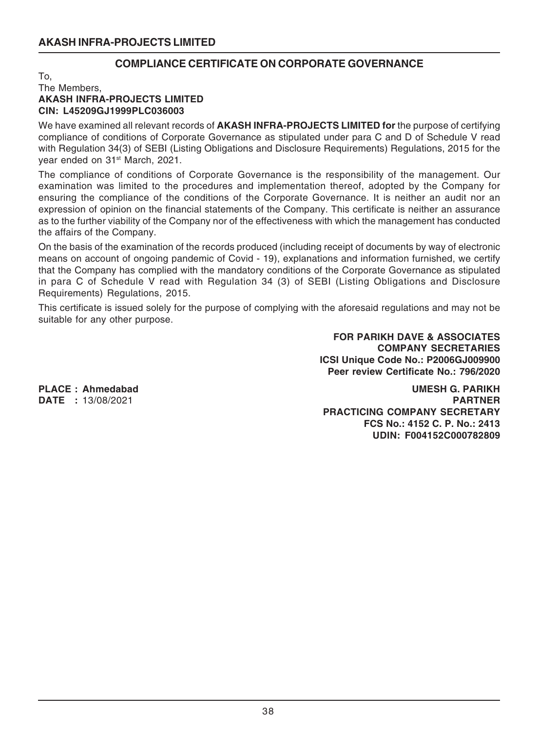## COMPLIANCE CERTIFICATE ON CORPORATE GOVERNANCE

To,
The Members,
**AKASH INFRA-PROJECTS LIMITED**
**CIN: L45209GJ1999PLC036003**

We have examined all relevant records of **AKASH INFRA-PROJECTS LIMITED for** the purpose of certifying compliance of conditions of Corporate Governance as stipulated under para C and D of Schedule V read with Regulation 34(3) of SEBI (Listing Obligations and Disclosure Requirements) Regulations, 2015 for the year ended on 31st March, 2021.

The compliance of conditions of Corporate Governance is the responsibility of the management. Our examination was limited to the procedures and implementation thereof, adopted by the Company for ensuring the compliance of the conditions of the Corporate Governance. It is neither an audit nor an expression of opinion on the financial statements of the Company. This certificate is neither an assurance as to the further viability of the Company nor of the effectiveness with which the management has conducted the affairs of the Company.

On the basis of the examination of the records produced (including receipt of documents by way of electronic means on account of ongoing pandemic of Covid - 19), explanations and information furnished, we certify that the Company has complied with the mandatory conditions of the Corporate Governance as stipulated in para C of Schedule V read with Regulation 34 (3) of SEBI (Listing Obligations and Disclosure Requirements) Regulations, 2015.

This certificate is issued solely for the purpose of complying with the aforesaid regulations and may not be suitable for any other purpose.

**FOR PARIKH DAVE & ASSOCIATES**
**COMPANY SECRETARIES**
**ICSI Unique Code No.: P2006GJ009900**
**Peer review Certificate No.: 796/2020**

**PLACE : Ahmedabad**
**DATE :** 13/08/2021

**UMESH G. PARIKH**
**PARTNER**
**PRACTICING COMPANY SECRETARY**
**FCS No.: 4152 C. P. No.: 2413**
**UDIN: F004152C000782809**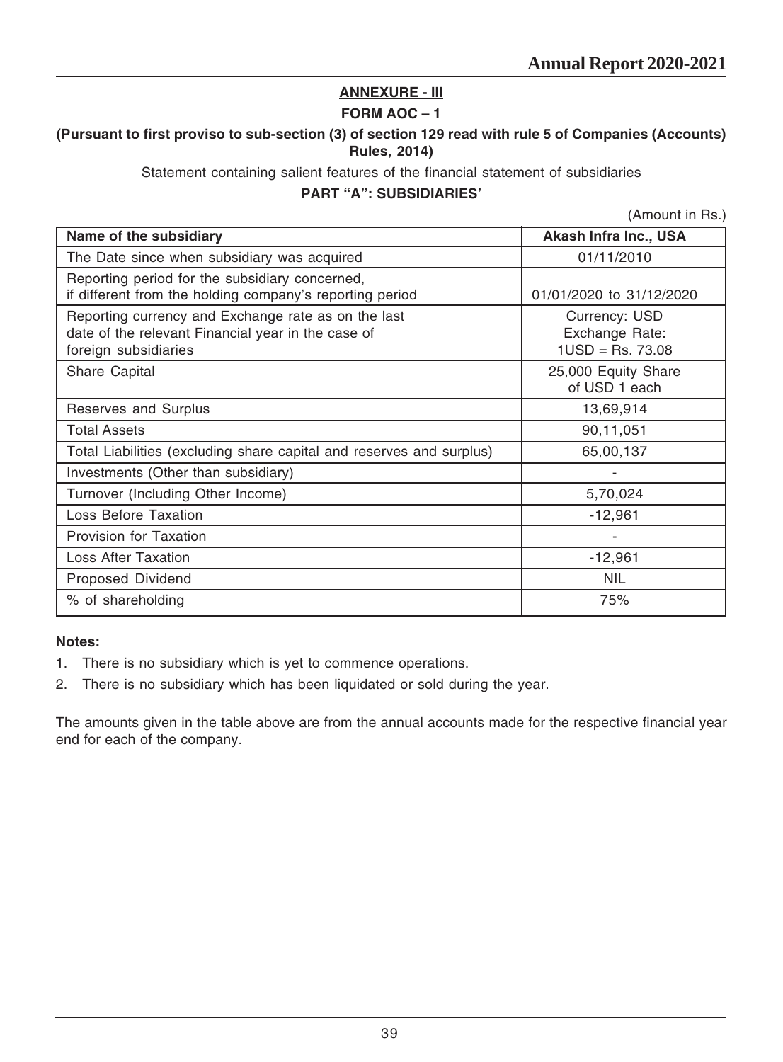**ANNEXURE - III**

**FORM AOC – 1**

**(Pursuant to first proviso to sub-section (3) of section 129 read with rule 5 of Companies (Accounts) Rules, 2014)**

Statement containing salient features of the financial statement of subsidiaries

**PART "A": SUBSIDIARIES'**

(Amount in Rs.)

| Name of the subsidiary | Akash Infra Inc., USA |
|---|---|
| The Date since when subsidiary was acquired | 01/11/2010 |
| Reporting period for the subsidiary concerned, if different from the holding company's reporting period | 01/01/2020 to 31/12/2020 |
| Reporting currency and Exchange rate as on the last date of the relevant Financial year in the case of foreign subsidiaries | Currency: USD Exchange Rate: 1USD = Rs. 73.08 |
| Share Capital | 25,000 Equity Share of USD 1 each |
| Reserves and Surplus | 13,69,914 |
| Total Assets | 90,11,051 |
| Total Liabilities (excluding share capital and reserves and surplus) | 65,00,137 |
| Investments (Other than subsidiary) | - |
| Turnover (Including Other Income) | 5,70,024 |
| Loss Before Taxation | -12,961 |
| Provision for Taxation | - |
| Loss After Taxation | -12,961 |
| Proposed Dividend | NIL |
| % of shareholding | 75% |

**Notes:**

1. There is no subsidiary which is yet to commence operations.
2. There is no subsidiary which has been liquidated or sold during the year.

The amounts given in the table above are from the annual accounts made for the respective financial year end for each of the company.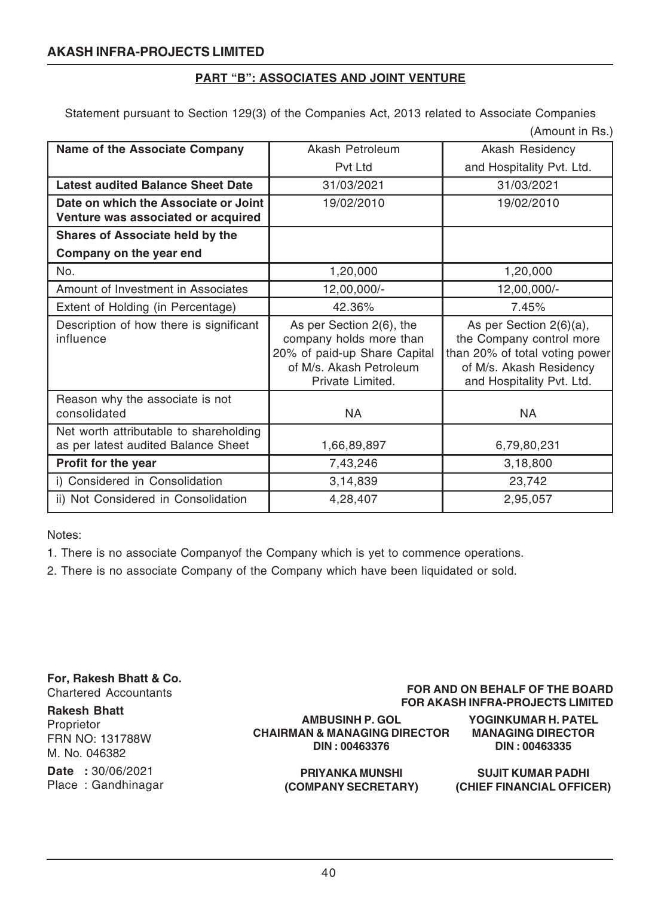## PART "B": ASSOCIATES AND JOINT VENTURE

Statement pursuant to Section 129(3) of the Companies Act, 2013 related to Associate Companies

(Amount in Rs.)

| Name of the Associate Company | Akash Petroleum Pvt Ltd | Akash Residency and Hospitality Pvt. Ltd. |
|---|---|---|
| **Latest audited Balance Sheet Date** | 31/03/2021 | 31/03/2021 |
| **Date on which the Associate or Joint Venture was associated or acquired** | 19/02/2010 | 19/02/2010 |
| **Shares of Associate held by the Company on the year end** | | |
| No. | 1,20,000 | 1,20,000 |
| Amount of Investment in Associates | 12,00,000/- | 12,00,000/- |
| Extent of Holding (in Percentage) | 42.36% | 7.45% |
| Description of how there is significant influence | As per Section 2(6), the company holds more than 20% of paid-up Share Capital of M/s. Akash Petroleum Private Limited. | As per Section 2(6)(a), the Company control more than 20% of total voting power of M/s. Akash Residency and Hospitality Pvt. Ltd. |
| Reason why the associate is not consolidated | NA | NA |
| Net worth attributable to shareholding as per latest audited Balance Sheet | 1,66,89,897 | 6,79,80,231 |
| **Profit for the year** | 7,43,246 | 3,18,800 |
| i) Considered in Consolidation | 3,14,839 | 23,742 |
| ii) Not Considered in Consolidation | 4,28,407 | 2,95,057 |

Notes:

1. There is no associate Companyof the Company which is yet to commence operations.
2. There is no associate Company of the Company which have been liquidated or sold.

**For, Rakesh Bhatt & Co.**
Chartered Accountants

**Rakesh Bhatt**
Proprietor
FRN NO: 131788W
M. No. 046382

**Date :** 30/06/2021
Place : Gandhinagar

**FOR AND ON BEHALF OF THE BOARD**
**FOR AKASH INFRA-PROJECTS LIMITED**

**AMBUSINH P. GOL**
**CHAIRMAN & MANAGING DIRECTOR**
**DIN : 00463376**

**YOGINKUMAR H. PATEL**
**MANAGING DIRECTOR**
**DIN : 00463335**

**PRIYANKA MUNSHI**
**(COMPANY SECRETARY)**

**SUJIT KUMAR PADHI**
**(CHIEF FINANCIAL OFFICER)**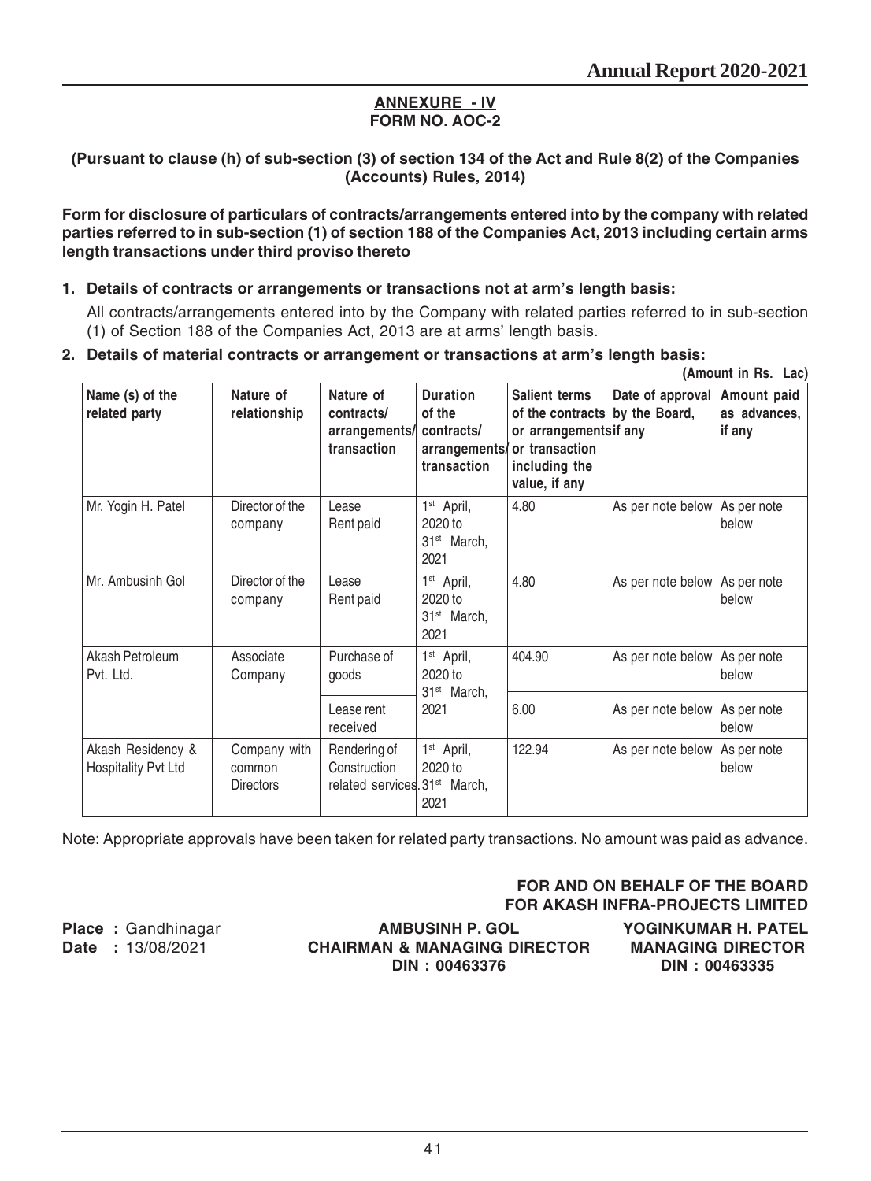## ANNEXURE - IV
## FORM NO. AOC-2

**(Pursuant to clause (h) of sub-section (3) of section 134 of the Act and Rule 8(2) of the Companies (Accounts) Rules, 2014)**

**Form for disclosure of particulars of contracts/arrangements entered into by the company with related parties referred to in sub-section (1) of section 188 of the Companies Act, 2013 including certain arms length transactions under third proviso thereto**

**1. Details of contracts or arrangements or transactions not at arm's length basis:**

All contracts/arrangements entered into by the Company with related parties referred to in sub-section (1) of Section 188 of the Companies Act, 2013 are at arms' length basis.

**2. Details of material contracts or arrangement or transactions at arm's length basis:**

**(Amount in Rs. Lac)**

| Name (s) of the related party | Nature of relationship | Nature of contracts/ arrangements/ transaction | Duration of the contracts/ arrangements/ transaction | Salient terms of the contracts or arrangements or transaction including the value, if any | Date of approval by the Board, if any | Amount paid as advances, if any |
|---|---|---|---|---|---|---|
| Mr. Yogin H. Patel | Director of the company | Lease Rent paid | 1st April, 2020 to 31st March, 2021 | 4.80 | As per note below | As per note below |
| Mr. Ambusinh Gol | Director of the company | Lease Rent paid | 1st April, 2020 to 31st March, 2021 | 4.80 | As per note below | As per note below |
| Akash Petroleum Pvt. Ltd. | Associate Company | Purchase of goods | 1st April, 2020 to 31st March, 2021 | 404.90 | As per note below | As per note below |
| | | Lease rent received | | 6.00 | As per note below | As per note below |
| Akash Residency & Hospitality Pvt Ltd | Company with common Directors | Rendering of Construction related services. | 1st April, 2020 to 31st March, 2021 | 122.94 | As per note below | As per note below |

Note: Appropriate approvals have been taken for related party transactions. No amount was paid as advance.

**FOR AND ON BEHALF OF THE BOARD**
**FOR AKASH INFRA-PROJECTS LIMITED**

**Place :** Gandhinagar
**Date :** 13/08/2021

**AMBUSINH P. GOL**
**CHAIRMAN & MANAGING DIRECTOR**
**DIN : 00463376**

**YOGINKUMAR H. PATEL**
**MANAGING DIRECTOR**
**DIN : 00463335**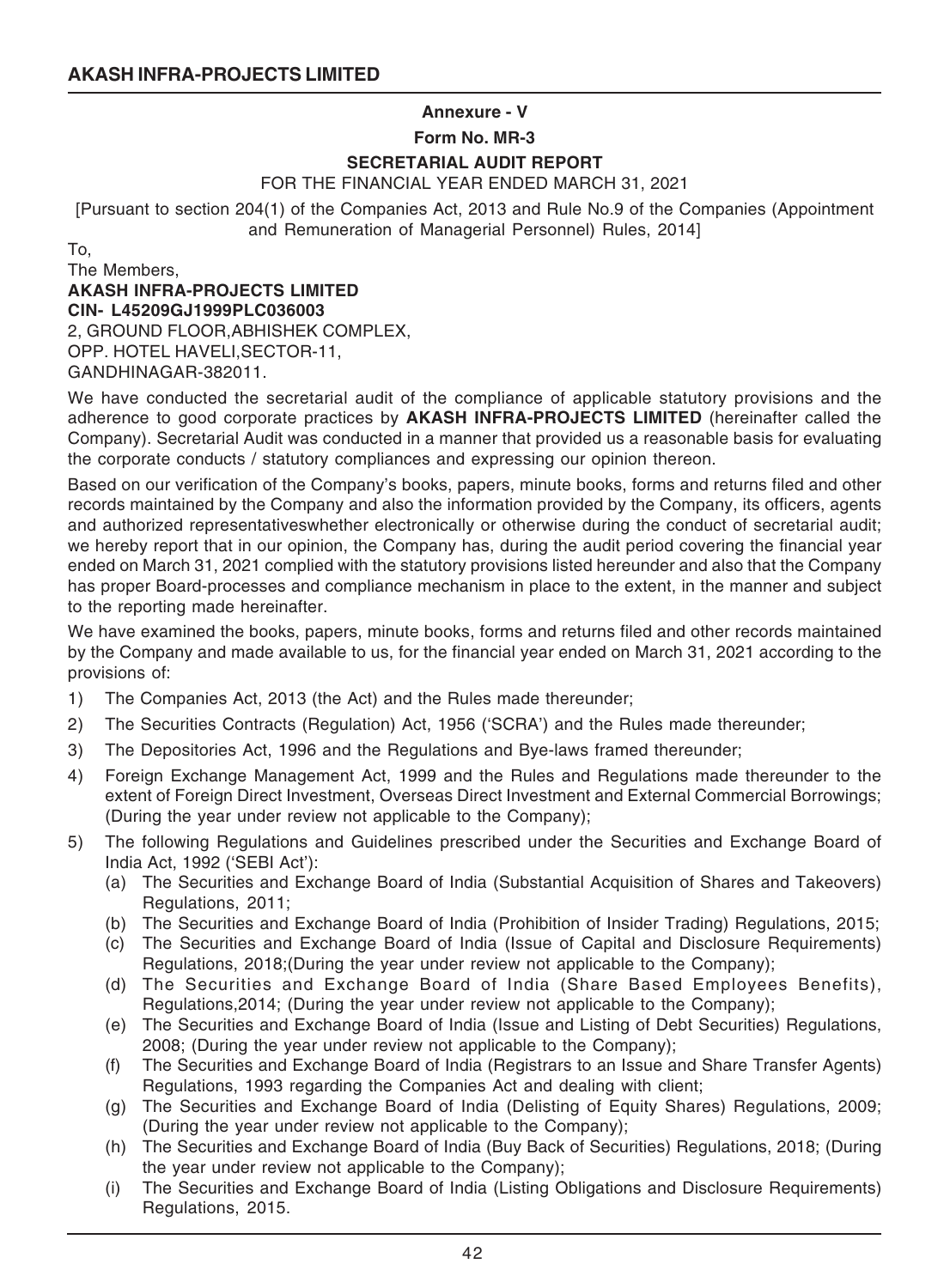## Annexure - V

### Form No. MR-3

### SECRETARIAL AUDIT REPORT

FOR THE FINANCIAL YEAR ENDED MARCH 31, 2021

[Pursuant to section 204(1) of the Companies Act, 2013 and Rule No.9 of the Companies (Appointment and Remuneration of Managerial Personnel) Rules, 2014]

To,
The Members,
**AKASH INFRA-PROJECTS LIMITED**
**CIN- L45209GJ1999PLC036003**
2, GROUND FLOOR,ABHISHEK COMPLEX,
OPP. HOTEL HAVELI,SECTOR-11,
GANDHINAGAR-382011.

We have conducted the secretarial audit of the compliance of applicable statutory provisions and the adherence to good corporate practices by **AKASH INFRA-PROJECTS LIMITED** (hereinafter called the Company). Secretarial Audit was conducted in a manner that provided us a reasonable basis for evaluating the corporate conducts / statutory compliances and expressing our opinion thereon.

Based on our verification of the Company's books, papers, minute books, forms and returns filed and other records maintained by the Company and also the information provided by the Company, its officers, agents and authorized representativeswhether electronically or otherwise during the conduct of secretarial audit; we hereby report that in our opinion, the Company has, during the audit period covering the financial year ended on March 31, 2021 complied with the statutory provisions listed hereunder and also that the Company has proper Board-processes and compliance mechanism in place to the extent, in the manner and subject to the reporting made hereinafter.

We have examined the books, papers, minute books, forms and returns filed and other records maintained by the Company and made available to us, for the financial year ended on March 31, 2021 according to the provisions of:

1) The Companies Act, 2013 (the Act) and the Rules made thereunder;
2) The Securities Contracts (Regulation) Act, 1956 ('SCRA') and the Rules made thereunder;
3) The Depositories Act, 1996 and the Regulations and Bye-laws framed thereunder;
4) Foreign Exchange Management Act, 1999 and the Rules and Regulations made thereunder to the extent of Foreign Direct Investment, Overseas Direct Investment and External Commercial Borrowings; (During the year under review not applicable to the Company);
5) The following Regulations and Guidelines prescribed under the Securities and Exchange Board of India Act, 1992 ('SEBI Act'):
   (a) The Securities and Exchange Board of India (Substantial Acquisition of Shares and Takeovers) Regulations, 2011;
   (b) The Securities and Exchange Board of India (Prohibition of Insider Trading) Regulations, 2015;
   (c) The Securities and Exchange Board of India (Issue of Capital and Disclosure Requirements) Regulations, 2018;(During the year under review not applicable to the Company);
   (d) The Securities and Exchange Board of India (Share Based Employees Benefits), Regulations,2014; (During the year under review not applicable to the Company);
   (e) The Securities and Exchange Board of India (Issue and Listing of Debt Securities) Regulations, 2008; (During the year under review not applicable to the Company);
   (f) The Securities and Exchange Board of India (Registrars to an Issue and Share Transfer Agents) Regulations, 1993 regarding the Companies Act and dealing with client;
   (g) The Securities and Exchange Board of India (Delisting of Equity Shares) Regulations, 2009; (During the year under review not applicable to the Company);
   (h) The Securities and Exchange Board of India (Buy Back of Securities) Regulations, 2018; (During the year under review not applicable to the Company);
   (i) The Securities and Exchange Board of India (Listing Obligations and Disclosure Requirements) Regulations, 2015.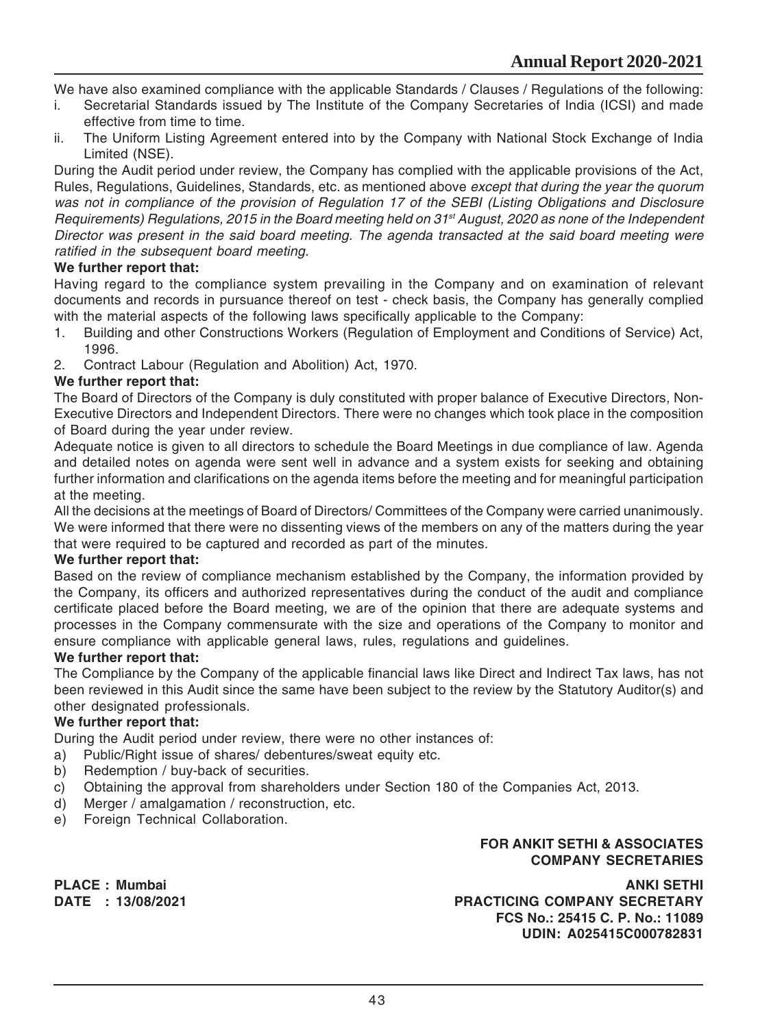We have also examined compliance with the applicable Standards / Clauses / Regulations of the following:

i. Secretarial Standards issued by The Institute of the Company Secretaries of India (ICSI) and made effective from time to time.
ii. The Uniform Listing Agreement entered into by the Company with National Stock Exchange of India Limited (NSE).

During the Audit period under review, the Company has complied with the applicable provisions of the Act, Rules, Regulations, Guidelines, Standards, etc. as mentioned above *except that during the year the quorum was not in compliance of the provision of Regulation 17 of the SEBI (Listing Obligations and Disclosure Requirements) Regulations, 2015 in the Board meeting held on 31st August, 2020 as none of the Independent Director was present in the said board meeting. The agenda transacted at the said board meeting were ratified in the subsequent board meeting.*

**We further report that:**

Having regard to the compliance system prevailing in the Company and on examination of relevant documents and records in pursuance thereof on test - check basis, the Company has generally complied with the material aspects of the following laws specifically applicable to the Company:

1. Building and other Constructions Workers (Regulation of Employment and Conditions of Service) Act, 1996.
2. Contract Labour (Regulation and Abolition) Act, 1970.

**We further report that:**

The Board of Directors of the Company is duly constituted with proper balance of Executive Directors, Non-Executive Directors and Independent Directors. There were no changes which took place in the composition of Board during the year under review.

Adequate notice is given to all directors to schedule the Board Meetings in due compliance of law. Agenda and detailed notes on agenda were sent well in advance and a system exists for seeking and obtaining further information and clarifications on the agenda items before the meeting and for meaningful participation at the meeting.

All the decisions at the meetings of Board of Directors/ Committees of the Company were carried unanimously. We were informed that there were no dissenting views of the members on any of the matters during the year that were required to be captured and recorded as part of the minutes.

**We further report that:**

Based on the review of compliance mechanism established by the Company, the information provided by the Company, its officers and authorized representatives during the conduct of the audit and compliance certificate placed before the Board meeting, we are of the opinion that there are adequate systems and processes in the Company commensurate with the size and operations of the Company to monitor and ensure compliance with applicable general laws, rules, regulations and guidelines.

**We further report that:**

The Compliance by the Company of the applicable financial laws like Direct and Indirect Tax laws, has not been reviewed in this Audit since the same have been subject to the review by the Statutory Auditor(s) and other designated professionals.

**We further report that:**

During the Audit period under review, there were no other instances of:

a) Public/Right issue of shares/ debentures/sweat equity etc.
b) Redemption / buy-back of securities.
c) Obtaining the approval from shareholders under Section 180 of the Companies Act, 2013.
d) Merger / amalgamation / reconstruction, etc.
e) Foreign Technical Collaboration.

**FOR ANKIT SETHI & ASSOCIATES**
**COMPANY SECRETARIES**

**PLACE : Mumbai**
**DATE : 13/08/2021**

**ANKI SETHI**
**PRACTICING COMPANY SECRETARY**
**FCS No.: 25415 C. P. No.: 11089**
**UDIN: A025415C000782831**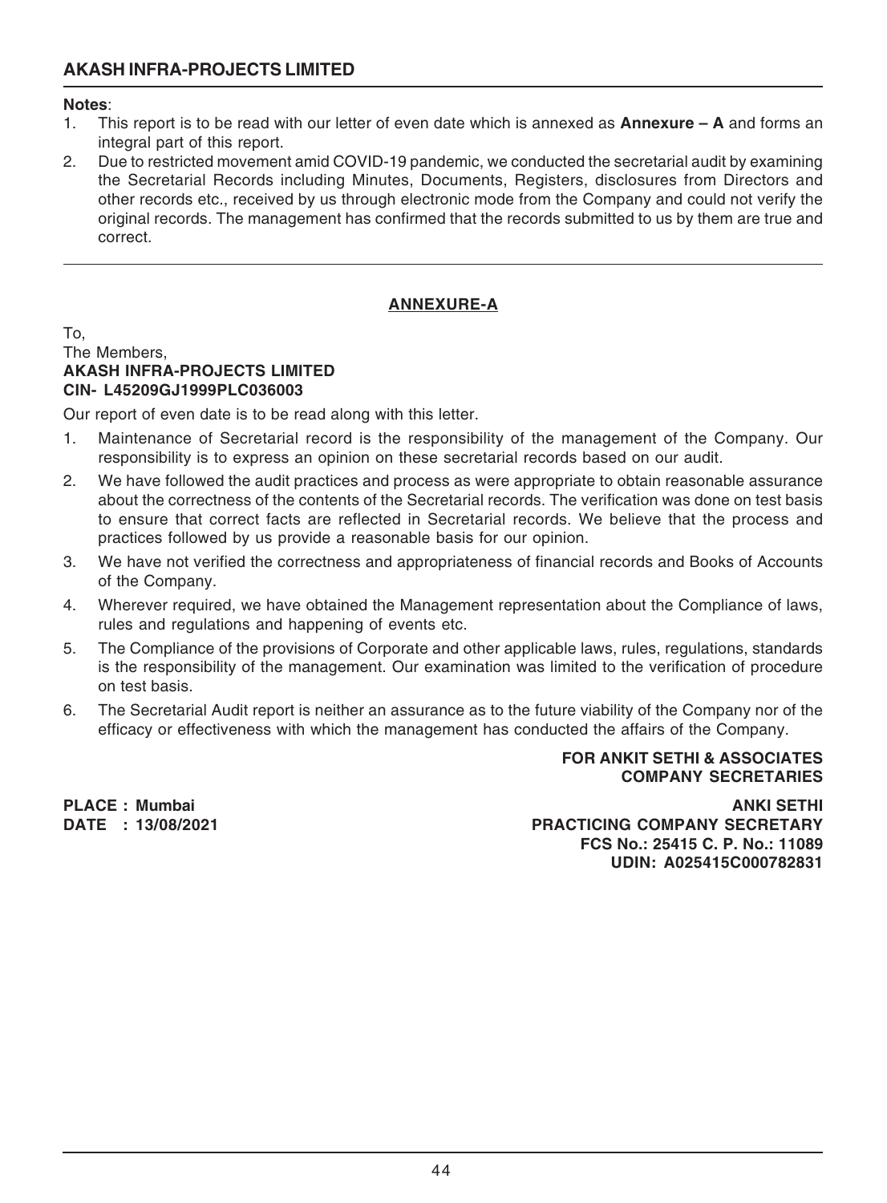**Notes**:

1. This report is to be read with our letter of even date which is annexed as **Annexure – A** and forms an integral part of this report.
2. Due to restricted movement amid COVID-19 pandemic, we conducted the secretarial audit by examining the Secretarial Records including Minutes, Documents, Registers, disclosures from Directors and other records etc., received by us through electronic mode from the Company and could not verify the original records. The management has confirmed that the records submitted to us by them are true and correct.

## ANNEXURE-A

To,
The Members,
**AKASH INFRA-PROJECTS LIMITED**
**CIN- L45209GJ1999PLC036003**

Our report of even date is to be read along with this letter.

1. Maintenance of Secretarial record is the responsibility of the management of the Company. Our responsibility is to express an opinion on these secretarial records based on our audit.
2. We have followed the audit practices and process as were appropriate to obtain reasonable assurance about the correctness of the contents of the Secretarial records. The verification was done on test basis to ensure that correct facts are reflected in Secretarial records. We believe that the process and practices followed by us provide a reasonable basis for our opinion.
3. We have not verified the correctness and appropriateness of financial records and Books of Accounts of the Company.
4. Wherever required, we have obtained the Management representation about the Compliance of laws, rules and regulations and happening of events etc.
5. The Compliance of the provisions of Corporate and other applicable laws, rules, regulations, standards is the responsibility of the management. Our examination was limited to the verification of procedure on test basis.
6. The Secretarial Audit report is neither an assurance as to the future viability of the Company nor of the efficacy or effectiveness with which the management has conducted the affairs of the Company.

**FOR ANKIT SETHI & ASSOCIATES**
**COMPANY SECRETARIES**

**PLACE : Mumbai**
**DATE : 13/08/2021**

**ANKI SETHI**
**PRACTICING COMPANY SECRETARY**
**FCS No.: 25415 C. P. No.: 11089**
**UDIN: A025415C000782831**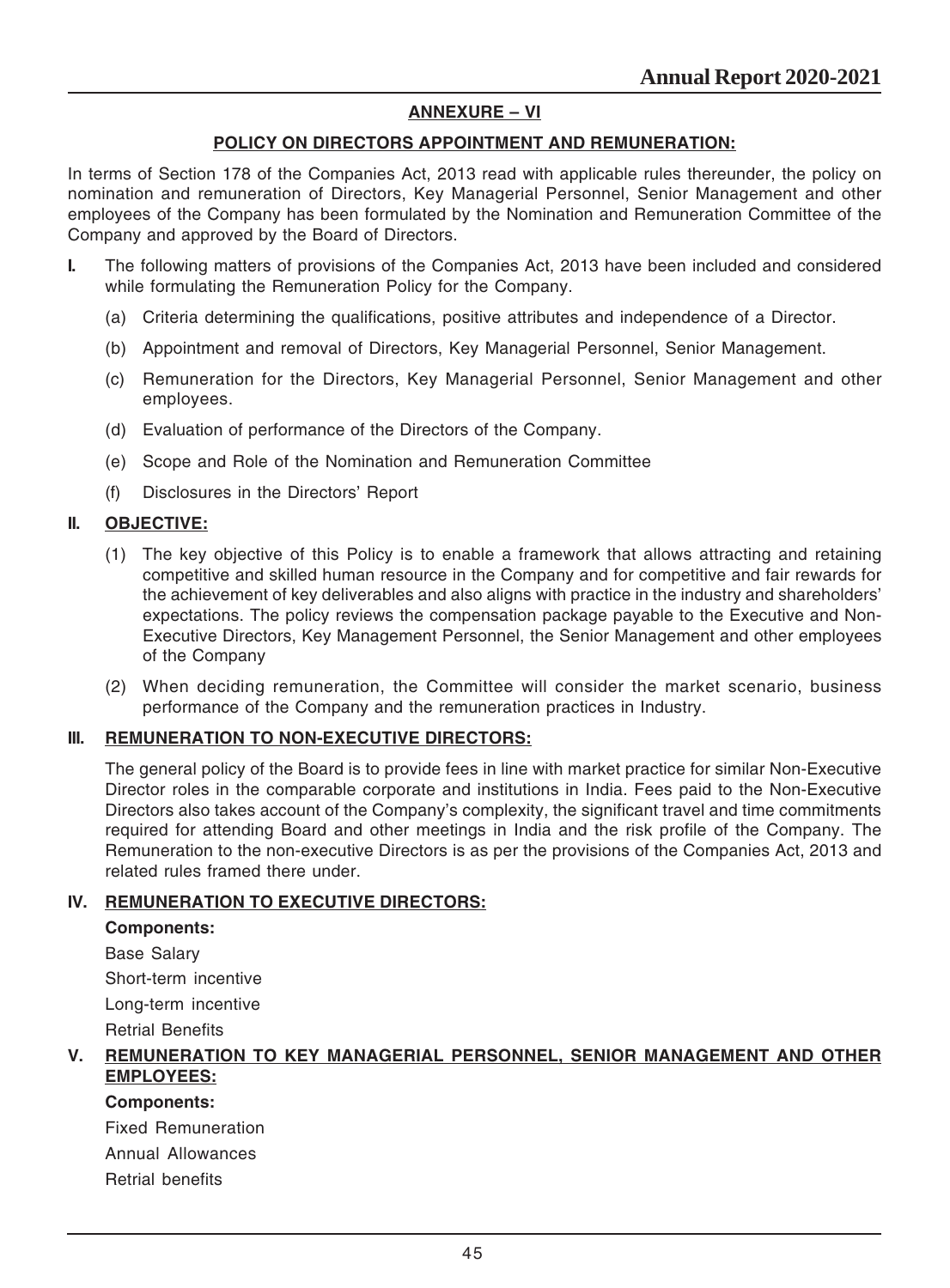## ANNEXURE – VI

### POLICY ON DIRECTORS APPOINTMENT AND REMUNERATION:

In terms of Section 178 of the Companies Act, 2013 read with applicable rules thereunder, the policy on nomination and remuneration of Directors, Key Managerial Personnel, Senior Management and other employees of the Company has been formulated by the Nomination and Remuneration Committee of the Company and approved by the Board of Directors.

**I.** The following matters of provisions of the Companies Act, 2013 have been included and considered while formulating the Remuneration Policy for the Company.

   (a) Criteria determining the qualifications, positive attributes and independence of a Director.

   (b) Appointment and removal of Directors, Key Managerial Personnel, Senior Management.

   (c) Remuneration for the Directors, Key Managerial Personnel, Senior Management and other employees.

   (d) Evaluation of performance of the Directors of the Company.

   (e) Scope and Role of the Nomination and Remuneration Committee

   (f) Disclosures in the Directors' Report

**II. OBJECTIVE:**

   (1) The key objective of this Policy is to enable a framework that allows attracting and retaining competitive and skilled human resource in the Company and for competitive and fair rewards for the achievement of key deliverables and also aligns with practice in the industry and shareholders' expectations. The policy reviews the compensation package payable to the Executive and Non-Executive Directors, Key Management Personnel, the Senior Management and other employees of the Company

   (2) When deciding remuneration, the Committee will consider the market scenario, business performance of the Company and the remuneration practices in Industry.

**III. REMUNERATION TO NON-EXECUTIVE DIRECTORS:**

The general policy of the Board is to provide fees in line with market practice for similar Non-Executive Director roles in the comparable corporate and institutions in India. Fees paid to the Non-Executive Directors also takes account of the Company's complexity, the significant travel and time commitments required for attending Board and other meetings in India and the risk profile of the Company. The Remuneration to the non-executive Directors is as per the provisions of the Companies Act, 2013 and related rules framed there under.

**IV. REMUNERATION TO EXECUTIVE DIRECTORS:**

**Components:**

Base Salary

Short-term incentive

Long-term incentive

Retrial Benefits

**V. REMUNERATION TO KEY MANAGERIAL PERSONNEL, SENIOR MANAGEMENT AND OTHER EMPLOYEES:**

**Components:**

Fixed Remuneration

Annual Allowances

Retrial benefits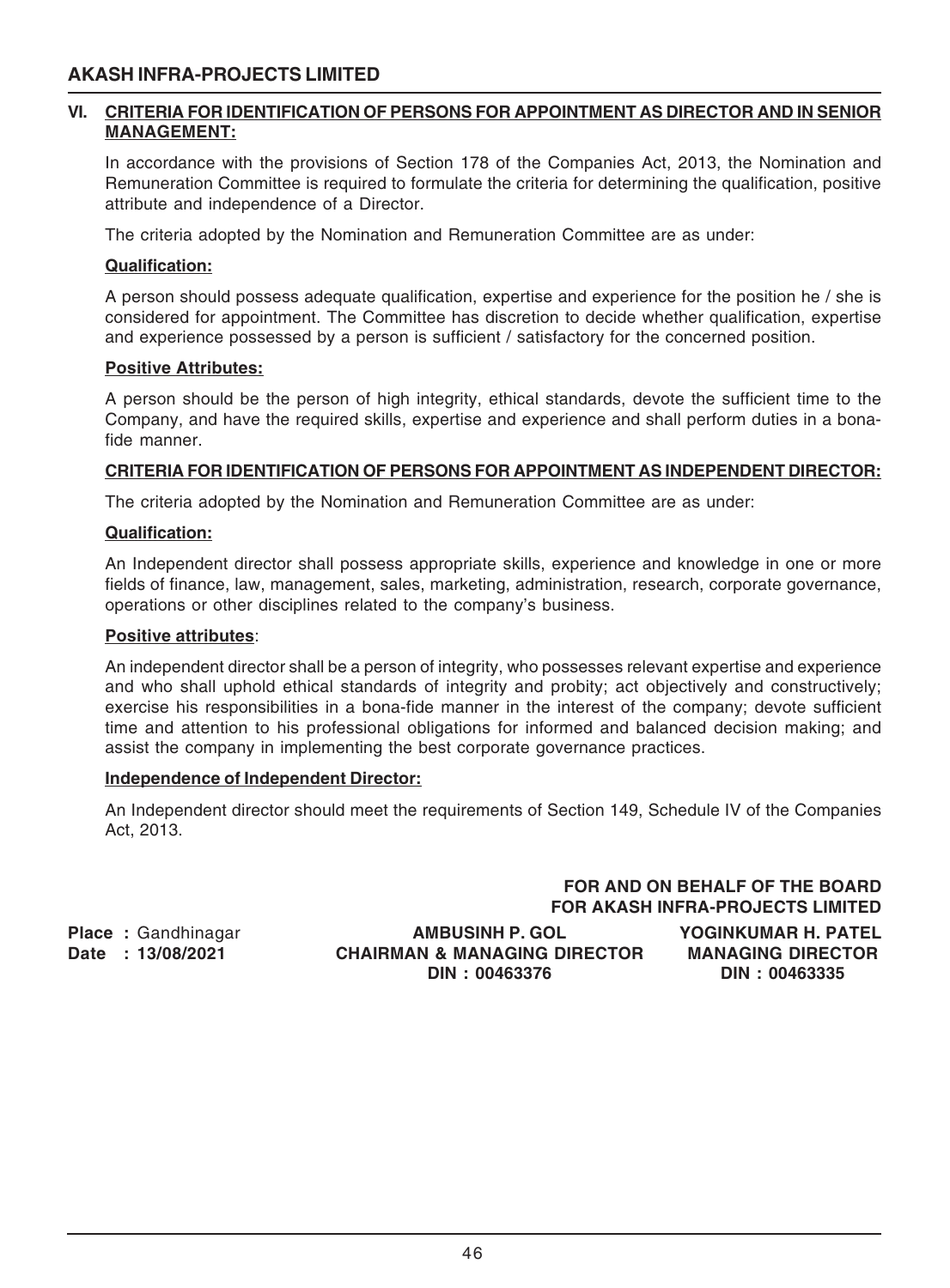## VI. CRITERIA FOR IDENTIFICATION OF PERSONS FOR APPOINTMENT AS DIRECTOR AND IN SENIOR MANAGEMENT:

In accordance with the provisions of Section 178 of the Companies Act, 2013, the Nomination and Remuneration Committee is required to formulate the criteria for determining the qualification, positive attribute and independence of a Director.

The criteria adopted by the Nomination and Remuneration Committee are as under:

**Qualification:**

A person should possess adequate qualification, expertise and experience for the position he / she is considered for appointment. The Committee has discretion to decide whether qualification, expertise and experience possessed by a person is sufficient / satisfactory for the concerned position.

**Positive Attributes:**

A person should be the person of high integrity, ethical standards, devote the sufficient time to the Company, and have the required skills, expertise and experience and shall perform duties in a bona-fide manner.

**CRITERIA FOR IDENTIFICATION OF PERSONS FOR APPOINTMENT AS INDEPENDENT DIRECTOR:**

The criteria adopted by the Nomination and Remuneration Committee are as under:

**Qualification:**

An Independent director shall possess appropriate skills, experience and knowledge in one or more fields of finance, law, management, sales, marketing, administration, research, corporate governance, operations or other disciplines related to the company's business.

**Positive attributes**:

An independent director shall be a person of integrity, who possesses relevant expertise and experience and who shall uphold ethical standards of integrity and probity; act objectively and constructively; exercise his responsibilities in a bona-fide manner in the interest of the company; devote sufficient time and attention to his professional obligations for informed and balanced decision making; and assist the company in implementing the best corporate governance practices.

**Independence of Independent Director:**

An Independent director should meet the requirements of Section 149, Schedule IV of the Companies Act, 2013.

**FOR AND ON BEHALF OF THE BOARD**
**FOR AKASH INFRA-PROJECTS LIMITED**

**Place :** Gandhinagar
**Date : 13/08/2021**

**AMBUSINH P. GOL**
**CHAIRMAN & MANAGING DIRECTOR**
**DIN : 00463376**

**YOGINKUMAR H. PATEL**
**MANAGING DIRECTOR**
**DIN : 00463335**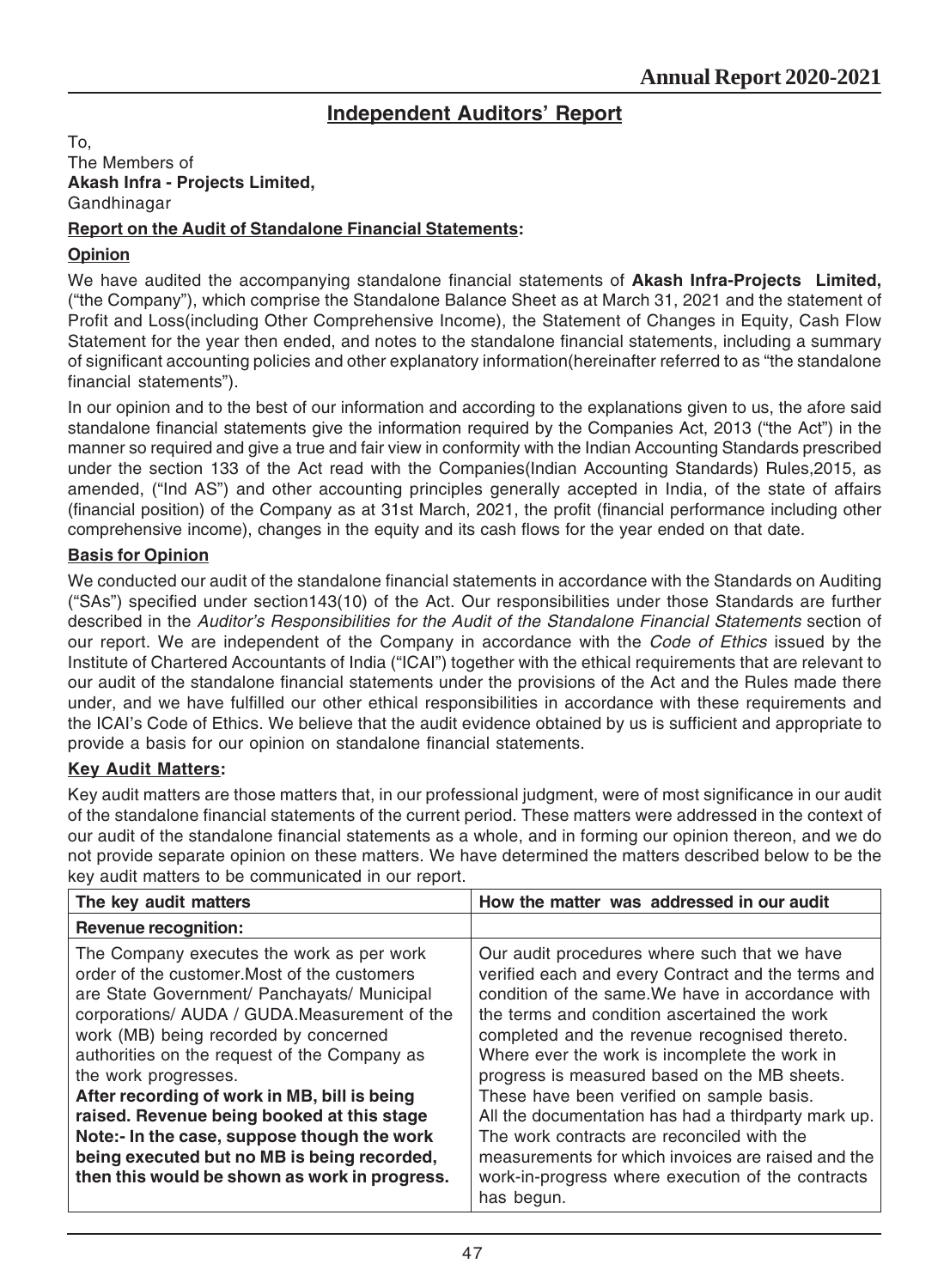# Independent Auditors' Report

To,
The Members of
**Akash Infra - Projects Limited,**
Gandhinagar

**Report on the Audit of Standalone Financial Statements:**

**Opinion**

We have audited the accompanying standalone financial statements of **Akash Infra-Projects Limited,** ("the Company"), which comprise the Standalone Balance Sheet as at March 31, 2021 and the statement of Profit and Loss(including Other Comprehensive Income), the Statement of Changes in Equity, Cash Flow Statement for the year then ended, and notes to the standalone financial statements, including a summary of significant accounting policies and other explanatory information(hereinafter referred to as "the standalone financial statements").

In our opinion and to the best of our information and according to the explanations given to us, the afore said standalone financial statements give the information required by the Companies Act, 2013 ("the Act") in the manner so required and give a true and fair view in conformity with the Indian Accounting Standards prescribed under the section 133 of the Act read with the Companies(Indian Accounting Standards) Rules,2015, as amended, ("Ind AS") and other accounting principles generally accepted in India, of the state of affairs (financial position) of the Company as at 31st March, 2021, the profit (financial performance including other comprehensive income), changes in the equity and its cash flows for the year ended on that date.

**Basis for Opinion**

We conducted our audit of the standalone financial statements in accordance with the Standards on Auditing ("SAs") specified under section143(10) of the Act. Our responsibilities under those Standards are further described in the *Auditor's Responsibilities for the Audit of the Standalone Financial Statements* section of our report. We are independent of the Company in accordance with the *Code of Ethics* issued by the Institute of Chartered Accountants of India ("ICAI") together with the ethical requirements that are relevant to our audit of the standalone financial statements under the provisions of the Act and the Rules made there under, and we have fulfilled our other ethical responsibilities in accordance with these requirements and the ICAI's Code of Ethics. We believe that the audit evidence obtained by us is sufficient and appropriate to provide a basis for our opinion on standalone financial statements.

**Key Audit Matters:**

Key audit matters are those matters that, in our professional judgment, were of most significance in our audit of the standalone financial statements of the current period. These matters were addressed in the context of our audit of the standalone financial statements as a whole, and in forming our opinion thereon, and we do not provide separate opinion on these matters. We have determined the matters described below to be the key audit matters to be communicated in our report.

| The key audit matters | How the matter was addressed in our audit |
|---|---|
| **Revenue recognition:** | |
| The Company executes the work as per work order of the customer.Most of the customers are State Government/ Panchayats/ Municipal corporations/ AUDA / GUDA.Measurement of the work (MB) being recorded by concerned authorities on the request of the Company as the work progresses.<br>**After recording of work in MB, bill is being raised. Revenue being booked at this stage**<br>**Note:- In the case, suppose though the work being executed but no MB is being recorded, then this would be shown as work in progress.** | Our audit procedures where such that we have verified each and every Contract and the terms and condition of the same.We have in accordance with the terms and condition ascertained the work completed and the revenue recognised thereto. Where ever the work is incomplete the work in progress is measured based on the MB sheets. These have been verified on sample basis.<br>All the documentation has had a thirdparty mark up. The work contracts are reconciled with the measurements for which invoices are raised and the work-in-progress where execution of the contracts has begun. |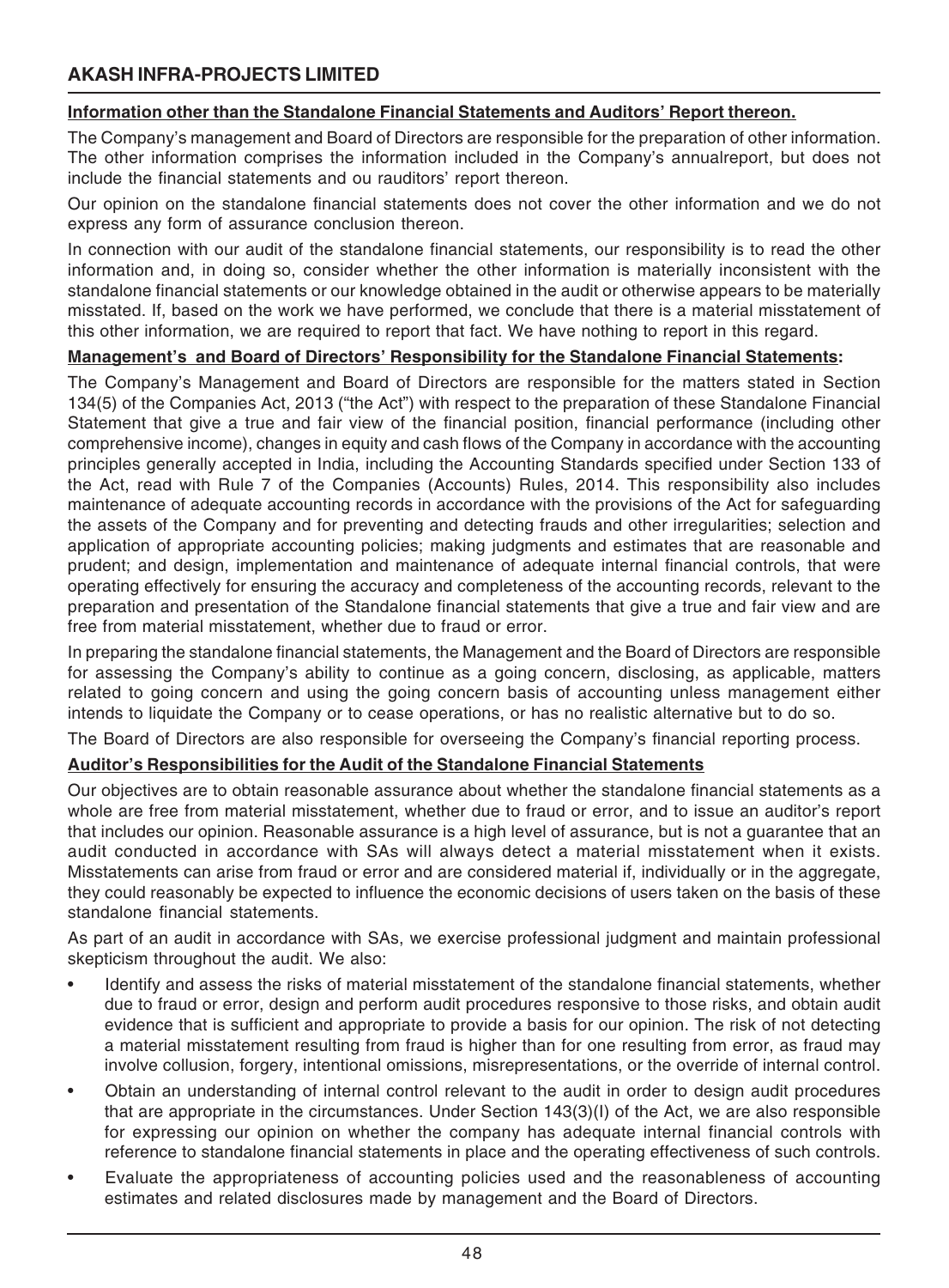#### Information other than the Standalone Financial Statements and Auditors' Report thereon.

The Company's management and Board of Directors are responsible for the preparation of other information. The other information comprises the information included in the Company's annualreport, but does not include the financial statements and ou rauditors' report thereon.

Our opinion on the standalone financial statements does not cover the other information and we do not express any form of assurance conclusion thereon.

In connection with our audit of the standalone financial statements, our responsibility is to read the other information and, in doing so, consider whether the other information is materially inconsistent with the standalone financial statements or our knowledge obtained in the audit or otherwise appears to be materially misstated. If, based on the work we have performed, we conclude that there is a material misstatement of this other information, we are required to report that fact. We have nothing to report in this regard.

#### Management's and Board of Directors' Responsibility for the Standalone Financial Statements:

The Company's Management and Board of Directors are responsible for the matters stated in Section 134(5) of the Companies Act, 2013 ("the Act") with respect to the preparation of these Standalone Financial Statement that give a true and fair view of the financial position, financial performance (including other comprehensive income), changes in equity and cash flows of the Company in accordance with the accounting principles generally accepted in India, including the Accounting Standards specified under Section 133 of the Act, read with Rule 7 of the Companies (Accounts) Rules, 2014. This responsibility also includes maintenance of adequate accounting records in accordance with the provisions of the Act for safeguarding the assets of the Company and for preventing and detecting frauds and other irregularities; selection and application of appropriate accounting policies; making judgments and estimates that are reasonable and prudent; and design, implementation and maintenance of adequate internal financial controls, that were operating effectively for ensuring the accuracy and completeness of the accounting records, relevant to the preparation and presentation of the Standalone financial statements that give a true and fair view and are free from material misstatement, whether due to fraud or error.

In preparing the standalone financial statements, the Management and the Board of Directors are responsible for assessing the Company's ability to continue as a going concern, disclosing, as applicable, matters related to going concern and using the going concern basis of accounting unless management either intends to liquidate the Company or to cease operations, or has no realistic alternative but to do so.

The Board of Directors are also responsible for overseeing the Company's financial reporting process.

#### Auditor's Responsibilities for the Audit of the Standalone Financial Statements

Our objectives are to obtain reasonable assurance about whether the standalone financial statements as a whole are free from material misstatement, whether due to fraud or error, and to issue an auditor's report that includes our opinion. Reasonable assurance is a high level of assurance, but is not a guarantee that an audit conducted in accordance with SAs will always detect a material misstatement when it exists. Misstatements can arise from fraud or error and are considered material if, individually or in the aggregate, they could reasonably be expected to influence the economic decisions of users taken on the basis of these standalone financial statements.

As part of an audit in accordance with SAs, we exercise professional judgment and maintain professional skepticism throughout the audit. We also:

- Identify and assess the risks of material misstatement of the standalone financial statements, whether due to fraud or error, design and perform audit procedures responsive to those risks, and obtain audit evidence that is sufficient and appropriate to provide a basis for our opinion. The risk of not detecting a material misstatement resulting from fraud is higher than for one resulting from error, as fraud may involve collusion, forgery, intentional omissions, misrepresentations, or the override of internal control.
- Obtain an understanding of internal control relevant to the audit in order to design audit procedures that are appropriate in the circumstances. Under Section 143(3)(I) of the Act, we are also responsible for expressing our opinion on whether the company has adequate internal financial controls with reference to standalone financial statements in place and the operating effectiveness of such controls.
- Evaluate the appropriateness of accounting policies used and the reasonableness of accounting estimates and related disclosures made by management and the Board of Directors.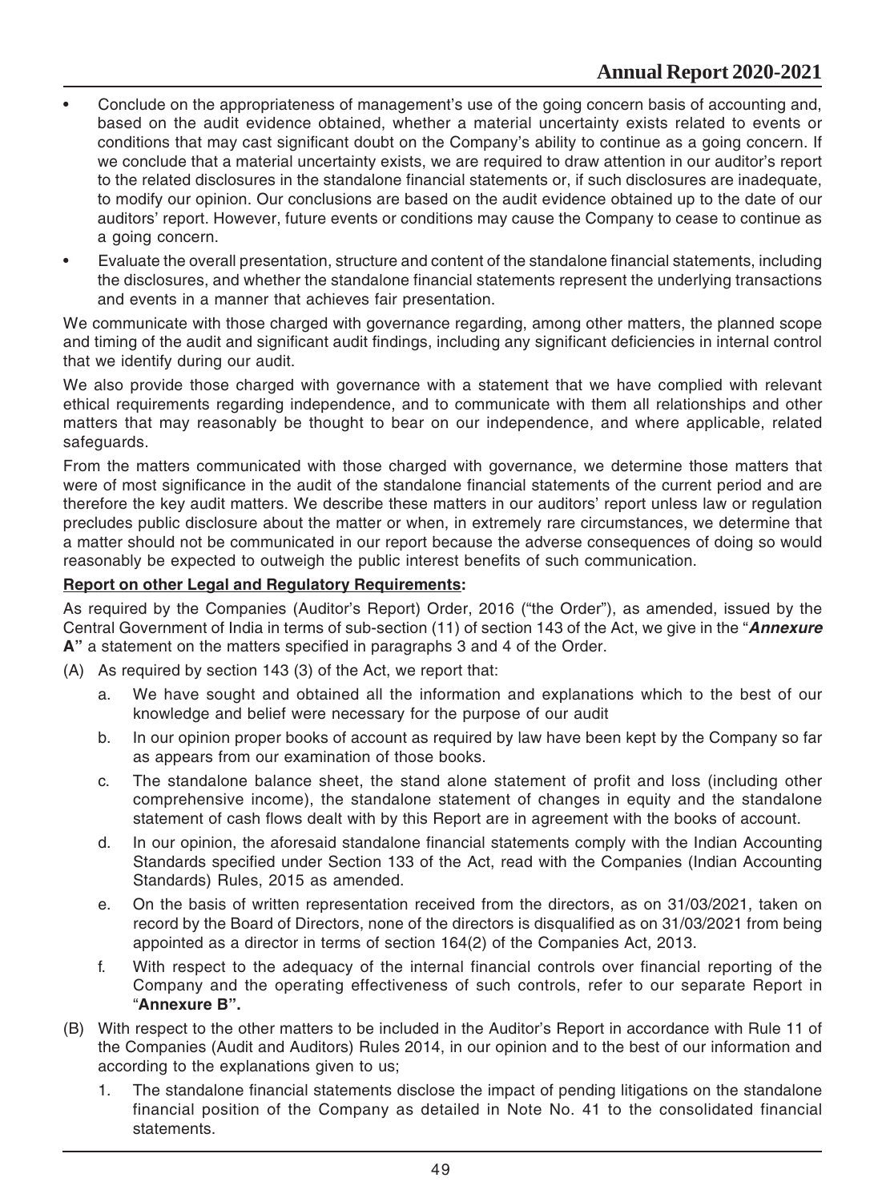- Conclude on the appropriateness of management's use of the going concern basis of accounting and, based on the audit evidence obtained, whether a material uncertainty exists related to events or conditions that may cast significant doubt on the Company's ability to continue as a going concern. If we conclude that a material uncertainty exists, we are required to draw attention in our auditor's report to the related disclosures in the standalone financial statements or, if such disclosures are inadequate, to modify our opinion. Our conclusions are based on the audit evidence obtained up to the date of our auditors' report. However, future events or conditions may cause the Company to cease to continue as a going concern.
- Evaluate the overall presentation, structure and content of the standalone financial statements, including the disclosures, and whether the standalone financial statements represent the underlying transactions and events in a manner that achieves fair presentation.

We communicate with those charged with governance regarding, among other matters, the planned scope and timing of the audit and significant audit findings, including any significant deficiencies in internal control that we identify during our audit.

We also provide those charged with governance with a statement that we have complied with relevant ethical requirements regarding independence, and to communicate with them all relationships and other matters that may reasonably be thought to bear on our independence, and where applicable, related safeguards.

From the matters communicated with those charged with governance, we determine those matters that were of most significance in the audit of the standalone financial statements of the current period and are therefore the key audit matters. We describe these matters in our auditors' report unless law or regulation precludes public disclosure about the matter or when, in extremely rare circumstances, we determine that a matter should not be communicated in our report because the adverse consequences of doing so would reasonably be expected to outweigh the public interest benefits of such communication.

**Report on other Legal and Regulatory Requirements:**

As required by the Companies (Auditor's Report) Order, 2016 ("the Order"), as amended, issued by the Central Government of India in terms of sub-section (11) of section 143 of the Act, we give in the "***Annexure* A"** a statement on the matters specified in paragraphs 3 and 4 of the Order.

(A) As required by section 143 (3) of the Act, we report that:

   a. We have sought and obtained all the information and explanations which to the best of our knowledge and belief were necessary for the purpose of our audit

   b. In our opinion proper books of account as required by law have been kept by the Company so far as appears from our examination of those books.

   c. The standalone balance sheet, the stand alone statement of profit and loss (including other comprehensive income), the standalone statement of changes in equity and the standalone statement of cash flows dealt with by this Report are in agreement with the books of account.

   d. In our opinion, the aforesaid standalone financial statements comply with the Indian Accounting Standards specified under Section 133 of the Act, read with the Companies (Indian Accounting Standards) Rules, 2015 as amended.

   e. On the basis of written representation received from the directors, as on 31/03/2021, taken on record by the Board of Directors, none of the directors is disqualified as on 31/03/2021 from being appointed as a director in terms of section 164(2) of the Companies Act, 2013.

   f. With respect to the adequacy of the internal financial controls over financial reporting of the Company and the operating effectiveness of such controls, refer to our separate Report in "**Annexure B".**

(B) With respect to the other matters to be included in the Auditor's Report in accordance with Rule 11 of the Companies (Audit and Auditors) Rules 2014, in our opinion and to the best of our information and according to the explanations given to us;

   1. The standalone financial statements disclose the impact of pending litigations on the standalone financial position of the Company as detailed in Note No. 41 to the consolidated financial statements.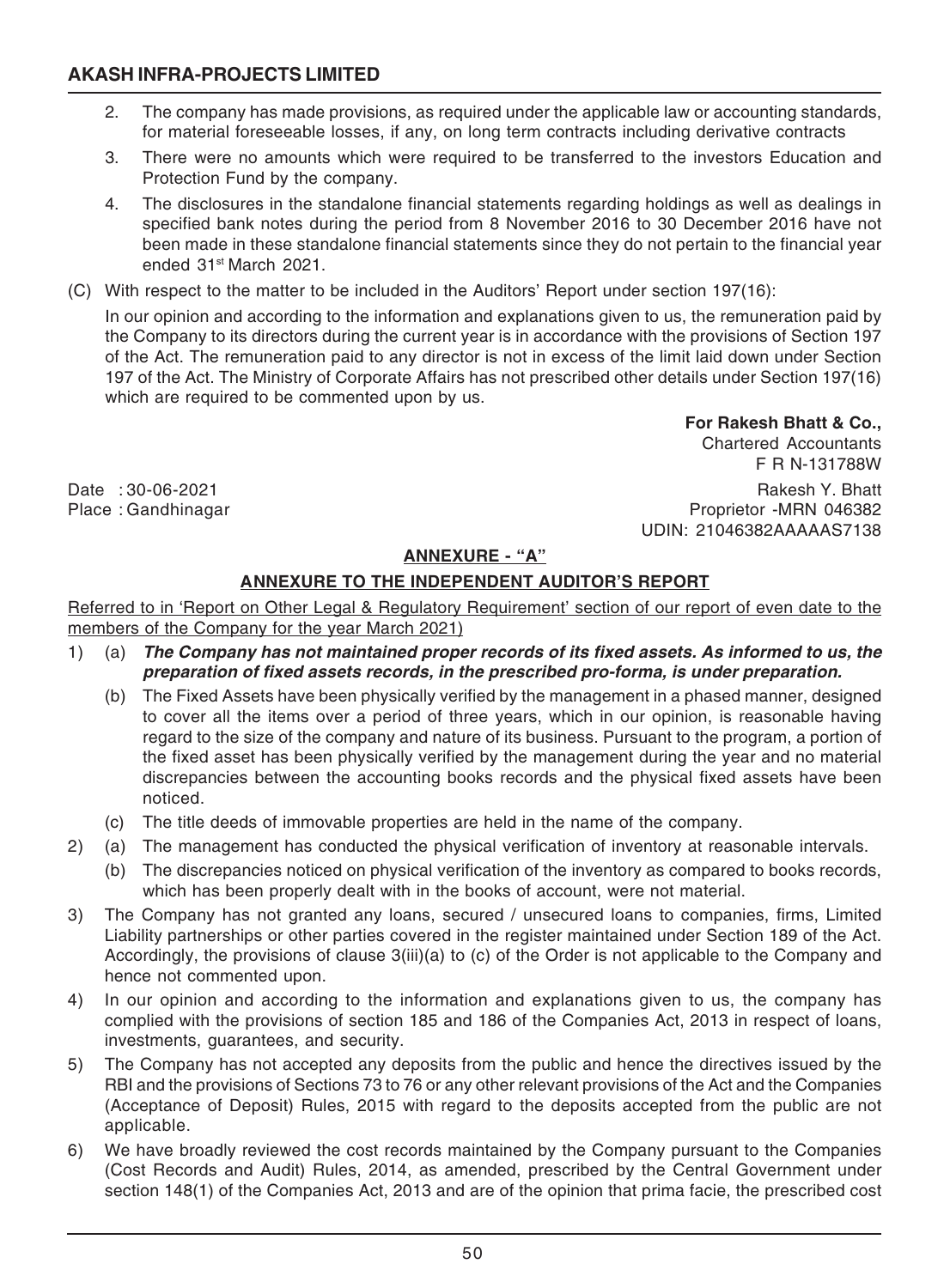2. The company has made provisions, as required under the applicable law or accounting standards, for material foreseeable losses, if any, on long term contracts including derivative contracts
3. There were no amounts which were required to be transferred to the investors Education and Protection Fund by the company.
4. The disclosures in the standalone financial statements regarding holdings as well as dealings in specified bank notes during the period from 8 November 2016 to 30 December 2016 have not been made in these standalone financial statements since they do not pertain to the financial year ended 31st March 2021.

(C) With respect to the matter to be included in the Auditors' Report under section 197(16):

In our opinion and according to the information and explanations given to us, the remuneration paid by the Company to its directors during the current year is in accordance with the provisions of Section 197 of the Act. The remuneration paid to any director is not in excess of the limit laid down under Section 197 of the Act. The Ministry of Corporate Affairs has not prescribed other details under Section 197(16) which are required to be commented upon by us.

**For Rakesh Bhatt & Co.,**
Chartered Accountants
F R N-131788W

Date : 30-06-2021
Place : Gandhinagar

Rakesh Y. Bhatt
Proprietor -MRN 046382
UDIN: 21046382AAAAAS7138

## ANNEXURE - "A"

## ANNEXURE TO THE INDEPENDENT AUDITOR'S REPORT

Referred to in 'Report on Other Legal & Regulatory Requirement' section of our report of even date to the members of the Company for the year March 2021)

1) (a) ***The Company has not maintained proper records of its fixed assets. As informed to us, the preparation of fixed assets records, in the prescribed pro-forma, is under preparation.***

   (b) The Fixed Assets have been physically verified by the management in a phased manner, designed to cover all the items over a period of three years, which in our opinion, is reasonable having regard to the size of the company and nature of its business. Pursuant to the program, a portion of the fixed asset has been physically verified by the management during the year and no material discrepancies between the accounting books records and the physical fixed assets have been noticed.

   (c) The title deeds of immovable properties are held in the name of the company.

2) (a) The management has conducted the physical verification of inventory at reasonable intervals.

   (b) The discrepancies noticed on physical verification of the inventory as compared to books records, which has been properly dealt with in the books of account, were not material.

3) The Company has not granted any loans, secured / unsecured loans to companies, firms, Limited Liability partnerships or other parties covered in the register maintained under Section 189 of the Act. Accordingly, the provisions of clause 3(iii)(a) to (c) of the Order is not applicable to the Company and hence not commented upon.

4) In our opinion and according to the information and explanations given to us, the company has complied with the provisions of section 185 and 186 of the Companies Act, 2013 in respect of loans, investments, guarantees, and security.

5) The Company has not accepted any deposits from the public and hence the directives issued by the RBI and the provisions of Sections 73 to 76 or any other relevant provisions of the Act and the Companies (Acceptance of Deposit) Rules, 2015 with regard to the deposits accepted from the public are not applicable.

6) We have broadly reviewed the cost records maintained by the Company pursuant to the Companies (Cost Records and Audit) Rules, 2014, as amended, prescribed by the Central Government under section 148(1) of the Companies Act, 2013 and are of the opinion that prima facie, the prescribed cost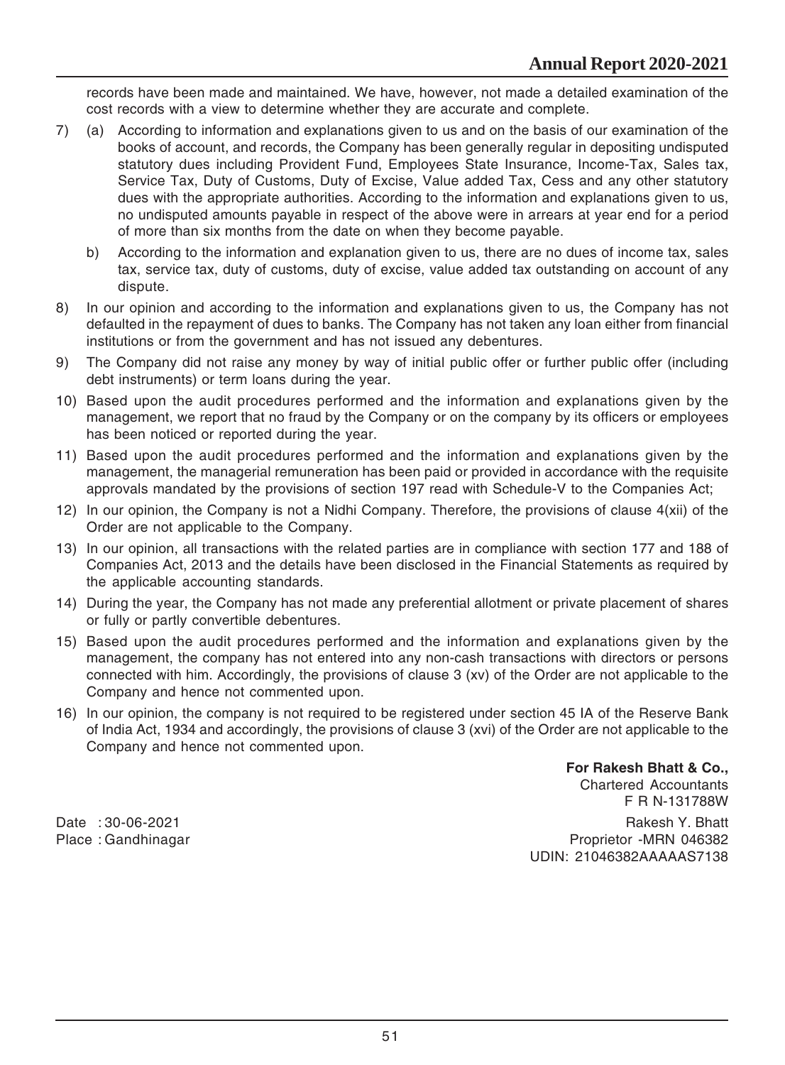records have been made and maintained. We have, however, not made a detailed examination of the cost records with a view to determine whether they are accurate and complete.

7) (a) According to information and explanations given to us and on the basis of our examination of the books of account, and records, the Company has been generally regular in depositing undisputed statutory dues including Provident Fund, Employees State Insurance, Income-Tax, Sales tax, Service Tax, Duty of Customs, Duty of Excise, Value added Tax, Cess and any other statutory dues with the appropriate authorities. According to the information and explanations given to us, no undisputed amounts payable in respect of the above were in arrears at year end for a period of more than six months from the date on when they become payable.

   b) According to the information and explanation given to us, there are no dues of income tax, sales tax, service tax, duty of customs, duty of excise, value added tax outstanding on account of any dispute.

8) In our opinion and according to the information and explanations given to us, the Company has not defaulted in the repayment of dues to banks. The Company has not taken any loan either from financial institutions or from the government and has not issued any debentures.

9) The Company did not raise any money by way of initial public offer or further public offer (including debt instruments) or term loans during the year.

10) Based upon the audit procedures performed and the information and explanations given by the management, we report that no fraud by the Company or on the company by its officers or employees has been noticed or reported during the year.

11) Based upon the audit procedures performed and the information and explanations given by the management, the managerial remuneration has been paid or provided in accordance with the requisite approvals mandated by the provisions of section 197 read with Schedule-V to the Companies Act;

12) In our opinion, the Company is not a Nidhi Company. Therefore, the provisions of clause 4(xii) of the Order are not applicable to the Company.

13) In our opinion, all transactions with the related parties are in compliance with section 177 and 188 of Companies Act, 2013 and the details have been disclosed in the Financial Statements as required by the applicable accounting standards.

14) During the year, the Company has not made any preferential allotment or private placement of shares or fully or partly convertible debentures.

15) Based upon the audit procedures performed and the information and explanations given by the management, the company has not entered into any non-cash transactions with directors or persons connected with him. Accordingly, the provisions of clause 3 (xv) of the Order are not applicable to the Company and hence not commented upon.

16) In our opinion, the company is not required to be registered under section 45 IA of the Reserve Bank of India Act, 1934 and accordingly, the provisions of clause 3 (xvi) of the Order are not applicable to the Company and hence not commented upon.

**For Rakesh Bhatt & Co.,**
Chartered Accountants
F R N-131788W

Date : 30-06-2021
Place : Gandhinagar

Rakesh Y. Bhatt
Proprietor -MRN 046382
UDIN: 21046382AAAAAS7138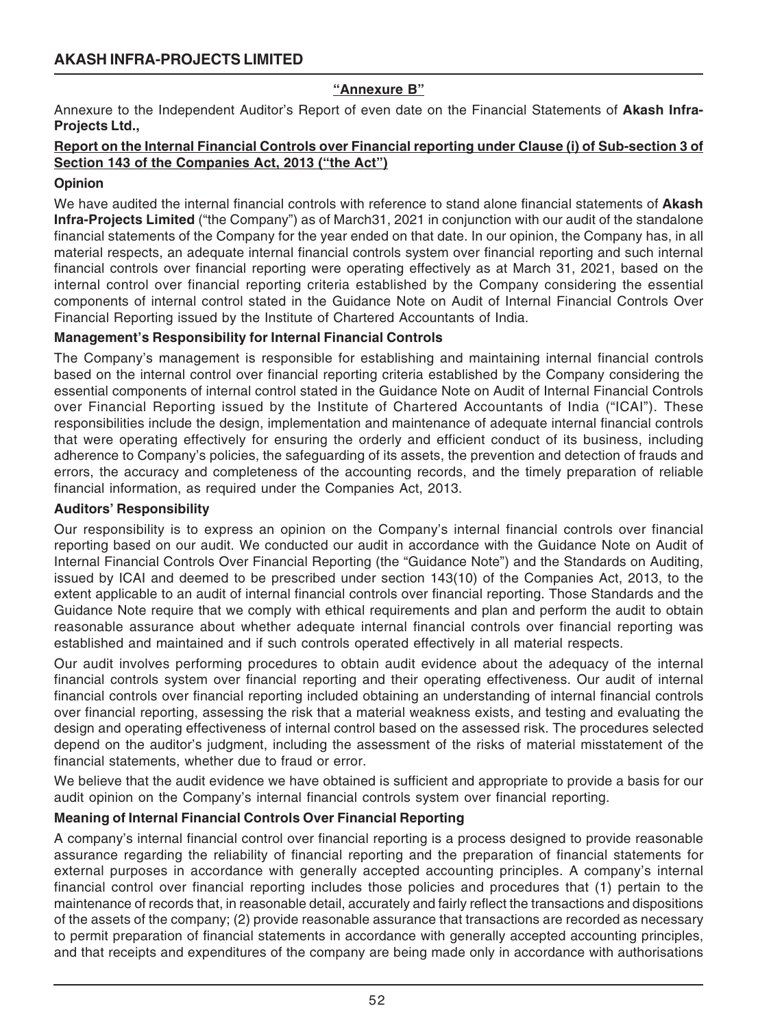## "Annexure B"

Annexure to the Independent Auditor's Report of even date on the Financial Statements of **Akash Infra-Projects Ltd.,**

**Report on the Internal Financial Controls over Financial reporting under Clause (i) of Sub-section 3 of Section 143 of the Companies Act, 2013 ("the Act")**

### Opinion

We have audited the internal financial controls with reference to stand alone financial statements of **Akash Infra-Projects Limited** ("the Company") as of March31, 2021 in conjunction with our audit of the standalone financial statements of the Company for the year ended on that date. In our opinion, the Company has, in all material respects, an adequate internal financial controls system over financial reporting and such internal financial controls over financial reporting were operating effectively as at March 31, 2021, based on the internal control over financial reporting criteria established by the Company considering the essential components of internal control stated in the Guidance Note on Audit of Internal Financial Controls Over Financial Reporting issued by the Institute of Chartered Accountants of India.

### Management's Responsibility for Internal Financial Controls

The Company's management is responsible for establishing and maintaining internal financial controls based on the internal control over financial reporting criteria established by the Company considering the essential components of internal control stated in the Guidance Note on Audit of Internal Financial Controls over Financial Reporting issued by the Institute of Chartered Accountants of India ("ICAI"). These responsibilities include the design, implementation and maintenance of adequate internal financial controls that were operating effectively for ensuring the orderly and efficient conduct of its business, including adherence to Company's policies, the safeguarding of its assets, the prevention and detection of frauds and errors, the accuracy and completeness of the accounting records, and the timely preparation of reliable financial information, as required under the Companies Act, 2013.

### Auditors' Responsibility

Our responsibility is to express an opinion on the Company's internal financial controls over financial reporting based on our audit. We conducted our audit in accordance with the Guidance Note on Audit of Internal Financial Controls Over Financial Reporting (the "Guidance Note") and the Standards on Auditing, issued by ICAI and deemed to be prescribed under section 143(10) of the Companies Act, 2013, to the extent applicable to an audit of internal financial controls over financial reporting. Those Standards and the Guidance Note require that we comply with ethical requirements and plan and perform the audit to obtain reasonable assurance about whether adequate internal financial controls over financial reporting was established and maintained and if such controls operated effectively in all material respects.

Our audit involves performing procedures to obtain audit evidence about the adequacy of the internal financial controls system over financial reporting and their operating effectiveness. Our audit of internal financial controls over financial reporting included obtaining an understanding of internal financial controls over financial reporting, assessing the risk that a material weakness exists, and testing and evaluating the design and operating effectiveness of internal control based on the assessed risk. The procedures selected depend on the auditor's judgment, including the assessment of the risks of material misstatement of the financial statements, whether due to fraud or error.

We believe that the audit evidence we have obtained is sufficient and appropriate to provide a basis for our audit opinion on the Company's internal financial controls system over financial reporting.

### Meaning of Internal Financial Controls Over Financial Reporting

A company's internal financial control over financial reporting is a process designed to provide reasonable assurance regarding the reliability of financial reporting and the preparation of financial statements for external purposes in accordance with generally accepted accounting principles. A company's internal financial control over financial reporting includes those policies and procedures that (1) pertain to the maintenance of records that, in reasonable detail, accurately and fairly reflect the transactions and dispositions of the assets of the company; (2) provide reasonable assurance that transactions are recorded as necessary to permit preparation of financial statements in accordance with generally accepted accounting principles, and that receipts and expenditures of the company are being made only in accordance with authorisations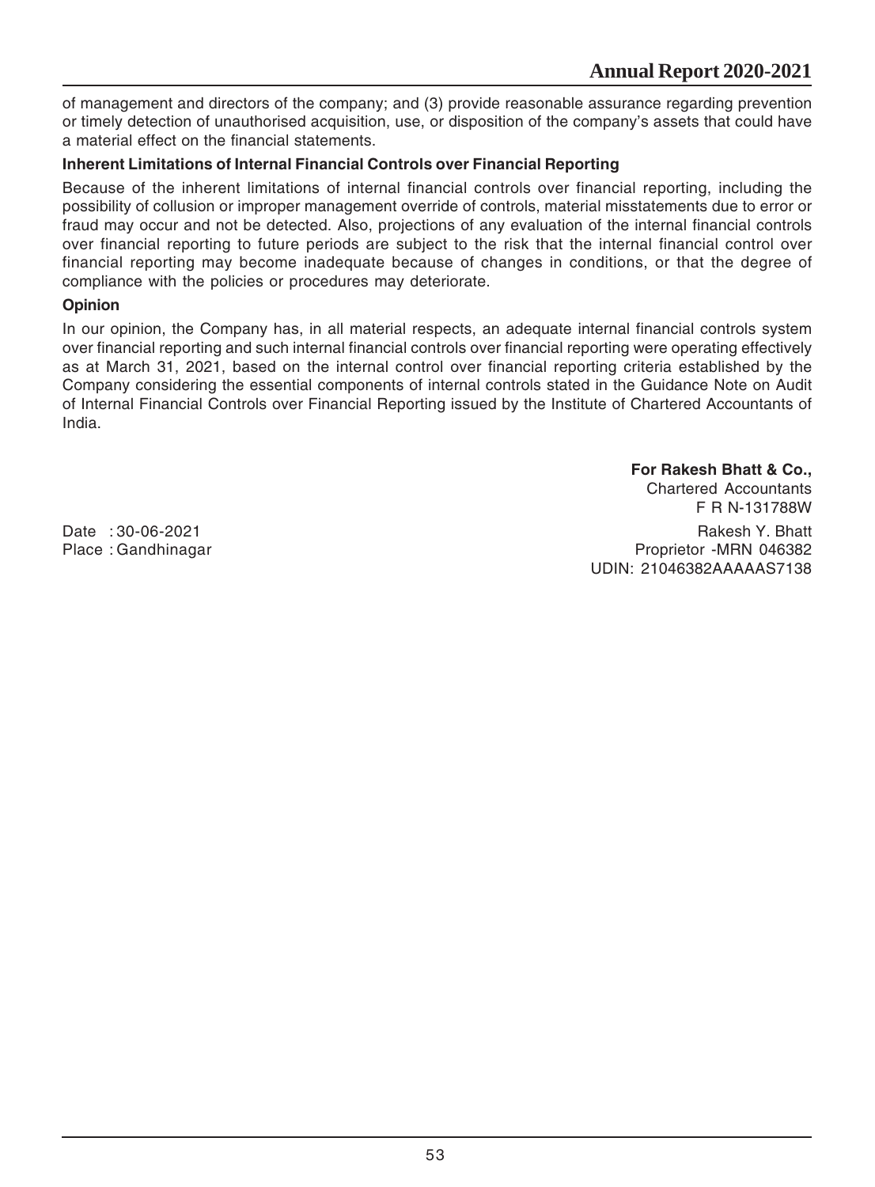of management and directors of the company; and (3) provide reasonable assurance regarding prevention or timely detection of unauthorised acquisition, use, or disposition of the company's assets that could have a material effect on the financial statements.

**Inherent Limitations of Internal Financial Controls over Financial Reporting**

Because of the inherent limitations of internal financial controls over financial reporting, including the possibility of collusion or improper management override of controls, material misstatements due to error or fraud may occur and not be detected. Also, projections of any evaluation of the internal financial controls over financial reporting to future periods are subject to the risk that the internal financial control over financial reporting may become inadequate because of changes in conditions, or that the degree of compliance with the policies or procedures may deteriorate.

**Opinion**

In our opinion, the Company has, in all material respects, an adequate internal financial controls system over financial reporting and such internal financial controls over financial reporting were operating effectively as at March 31, 2021, based on the internal control over financial reporting criteria established by the Company considering the essential components of internal controls stated in the Guidance Note on Audit of Internal Financial Controls over Financial Reporting issued by the Institute of Chartered Accountants of India.

**For Rakesh Bhatt & Co.,**
Chartered Accountants
F R N-131788W

Date : 30-06-2021
Place : Gandhinagar

Rakesh Y. Bhatt
Proprietor -MRN 046382
UDIN: 21046382AAAAAS7138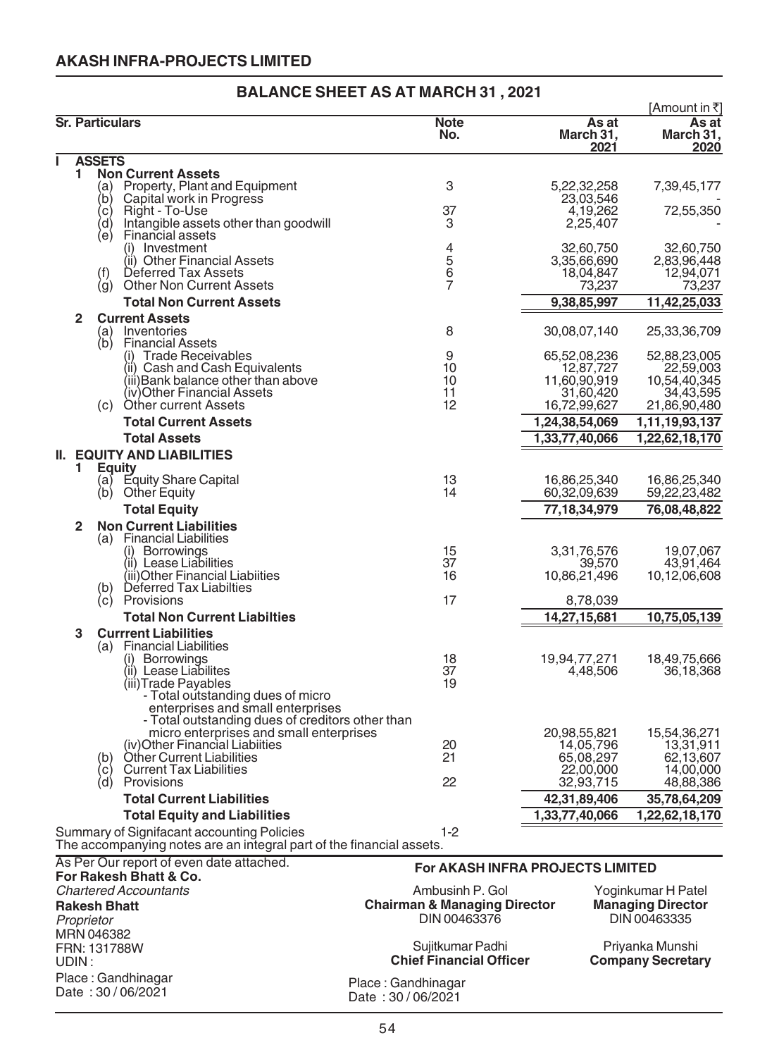## AKASH INFRA-PROJECTS LIMITED

### BALANCE SHEET AS AT MARCH 31 , 2021

[Amount in ₹]

| Sr. | Particulars | Note No. | As at March 31, 2021 | As at March 31, 2020 |
|---|---|---|---|---|
| **I** | **ASSETS** | | | |
| **1** | **Non Current Assets** | | | |
| | (a) Property, Plant and Equipment | 3 | 5,22,32,258 | 7,39,45,177 |
| | (b) Capital work in Progress | | 23,03,546 | - |
| | (c) Right - To-Use | 37 | 4,19,262 | 72,55,350 |
| | (d) Intangible assets other than goodwill | 3 | 2,25,407 | - |
| | (e) Financial assets | | | |
| | (i) Investment | 4 | 32,60,750 | 32,60,750 |
| | (ii) Other Financial Assets | 5 | 3,35,66,690 | 2,83,96,448 |
| | (f) Deferred Tax Assets | 6 | 18,04,847 | 12,94,071 |
| | (g) Other Non Current Assets | 7 | 73,237 | 73,237 |
| | **Total Non Current Assets** | | **9,38,85,997** | **11,42,25,033** |
| **2** | **Current Assets** | | | |
| | (a) Inventories | 8 | 30,08,07,140 | 25,33,36,709 |
| | (b) Financial Assets | | | |
| | (i) Trade Receivables | 9 | 65,52,08,236 | 52,88,23,005 |
| | (ii) Cash and Cash Equivalents | 10 | 12,87,727 | 22,59,003 |
| | (iii)Bank balance other than above | 10 | 11,60,90,919 | 10,54,40,345 |
| | (iv)Other Financial Assets | 11 | 31,60,420 | 34,43,595 |
| | (c) Other current Assets | 12 | 16,72,99,627 | 21,86,90,480 |
| | **Total Current Assets** | | **1,24,38,54,069** | **1,11,19,93,137** |
| | **Total Assets** | | **1,33,77,40,066** | **1,22,62,18,170** |
| **II.** | **EQUITY AND LIABILITIES** | | | |
| **1** | **Equity** | | | |
| | (a) Equity Share Capital | 13 | 16,86,25,340 | 16,86,25,340 |
| | (b) Other Equity | 14 | 60,32,09,639 | 59,22,23,482 |
| | **Total Equity** | | **77,18,34,979** | **76,08,48,822** |
| **2** | **Non Current Liabilities** | | | |
| | (a) Financial Liabilities | | | |
| | (i) Borrowings | 15 | 3,31,76,576 | 19,07,067 |
| | (ii) Lease Liabilities | 37 | 39,570 | 43,91,464 |
| | (iii)Other Financial Liabiities | 16 | 10,86,21,496 | 10,12,06,608 |
| | (b) Deferred Tax Liabilties | | | |
| | (c) Provisions | 17 | 8,78,039 | |
| | **Total Non Current Liabilties** | | **14,27,15,681** | **10,75,05,139** |
| **3** | **Currrent Liabilities** | | | |
| | (a) Financial Liabilities | | | |
| | (i) Borrowings | 18 | 19,94,77,271 | 18,49,75,666 |
| | (ii) Lease Liabilites | 37 | 4,48,506 | 36,18,368 |
| | (iii)Trade Payables | 19 | | |
| | - Total outstanding dues of micro enterprises and small enterprises | | | |
| | - Total outstanding dues of creditors other than micro enterprises and small enterprises | | 20,98,55,821 | 15,54,36,271 |
| | (iv)Other Financial Liabiities | 20 | 14,05,796 | 13,31,911 |
| | (b) Other Current Liabilities | 21 | 65,08,297 | 62,13,607 |
| | (c) Current Tax Liabilities | | 22,00,000 | 14,00,000 |
| | (d) Provisions | 22 | 32,93,715 | 48,88,386 |
| | **Total Current Liabilities** | | **42,31,89,406** | **35,78,64,209** |
| | **Total Equity and Liabilities** | | **1,33,77,40,066** | **1,22,62,18,170** |

Summary of Signifacant accounting Policies — 1-2

The accompanying notes are an integral part of the financial assets.

As Per Our report of even date attached.
**For Rakesh Bhatt & Co.**
*Chartered Accountants*
**Rakesh Bhatt**
*Proprietor*
MRN 046382
FRN: 131788W
UDIN :
Place : Gandhinagar
Date : 30 / 06/2021

**For AKASH INFRA PROJECTS LIMITED**

Ambusinh P. Gol
**Chairman & Managing Director**
DIN 00463376

Yoginkumar H Patel
**Managing Director**
DIN 00463335

Sujitkumar Padhi
**Chief Financial Officer**

Priyanka Munshi
**Company Secretary**

Place : Gandhinagar
Date : 30 / 06/2021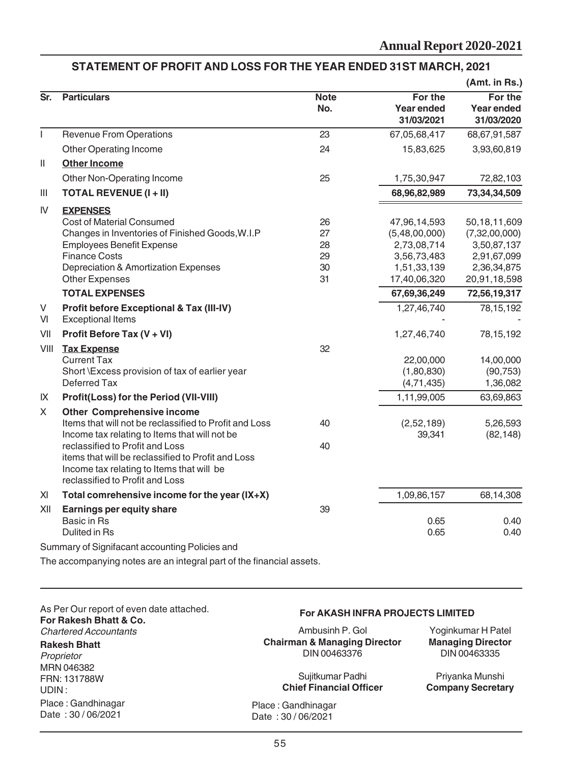## STATEMENT OF PROFIT AND LOSS FOR THE YEAR ENDED 31ST MARCH, 2021

(Amt. in Rs.)

| Sr. | Particulars | Note No. | For the Year ended 31/03/2021 | For the Year ended 31/03/2020 |
|---|---|---|---|---|
| I | Revenue From Operations | 23 | 67,05,68,417 | 68,67,91,587 |
| | Other Operating Income | 24 | 15,83,625 | 3,93,60,819 |
| II | **Other Income** | | | |
| | Other Non-Operating Income | 25 | 1,75,30,947 | 72,82,103 |
| III | **TOTAL REVENUE (I + II)** | | **68,96,82,989** | **73,34,34,509** |
| IV | **EXPENSES** | | | |
| | Cost of Material Consumed | 26 | 47,96,14,593 | 50,18,11,609 |
| | Changes in Inventories of Finished Goods,W.I.P | 27 | (5,48,00,000) | (7,32,00,000) |
| | Employees Benefit Expense | 28 | 2,73,08,714 | 3,50,87,137 |
| | Finance Costs | 29 | 3,56,73,483 | 2,91,67,099 |
| | Depreciation & Amortization Expenses | 30 | 1,51,33,139 | 2,36,34,875 |
| | Other Expenses | 31 | 17,40,06,320 | 20,91,18,598 |
| | **TOTAL EXPENSES** | | **67,69,36,249** | **72,56,19,317** |
| V | **Profit before Exceptional & Tax (III-IV)** | | 1,27,46,740 | 78,15,192 |
| VI | Exceptional Items | | - | - |
| VII | **Profit Before Tax (V + VI)** | | 1,27,46,740 | 78,15,192 |
| VIII | **Tax Expense** | 32 | | |
| | Current Tax | | 22,00,000 | 14,00,000 |
| | Short \Excess provision of tax of earlier year | | (1,80,830) | (90,753) |
| | Deferred Tax | | (4,71,435) | 1,36,082 |
| IX | **Profit(Loss) for the Period (VII-VIII)** | | 1,11,99,005 | 63,69,863 |
| X | **Other Comprehensive income** | | | |
| | Items that will not be reclassified to Profit and Loss | 40 | (2,52,189) | 5,26,593 |
| | Income tax relating to Items that will not be reclassified to Profit and Loss | 40 | 39,341 | (82,148) |
| | items that will be reclassified to Profit and Loss | | | |
| | Income tax relating to Items that will be reclassified to Profit and Loss | | | |
| XI | **Total comrehensive income for the year (IX+X)** | | 1,09,86,157 | 68,14,308 |
| XII | **Earnings per equity share** | 39 | | |
| | Basic in Rs | | 0.65 | 0.40 |
| | Dulited in Rs | | 0.65 | 0.40 |

Summary of Signifacant accounting Policies and

The accompanying notes are an integral part of the financial assets.

As Per Our report of even date attached.
**For Rakesh Bhatt & Co.**
*Chartered Accountants*

**Rakesh Bhatt**
*Proprietor*
MRN 046382
FRN: 131788W
UDIN :
Place : Gandhinagar
Date : 30 / 06/2021

**For AKASH INFRA PROJECTS LIMITED**

Ambusinh P. Gol
**Chairman & Managing Director**
DIN 00463376

Yoginkumar H Patel
**Managing Director**
DIN 00463335

Sujitkumar Padhi
**Chief Financial Officer**

Priyanka Munshi
**Company Secretary**

Place : Gandhinagar
Date : 30 / 06/2021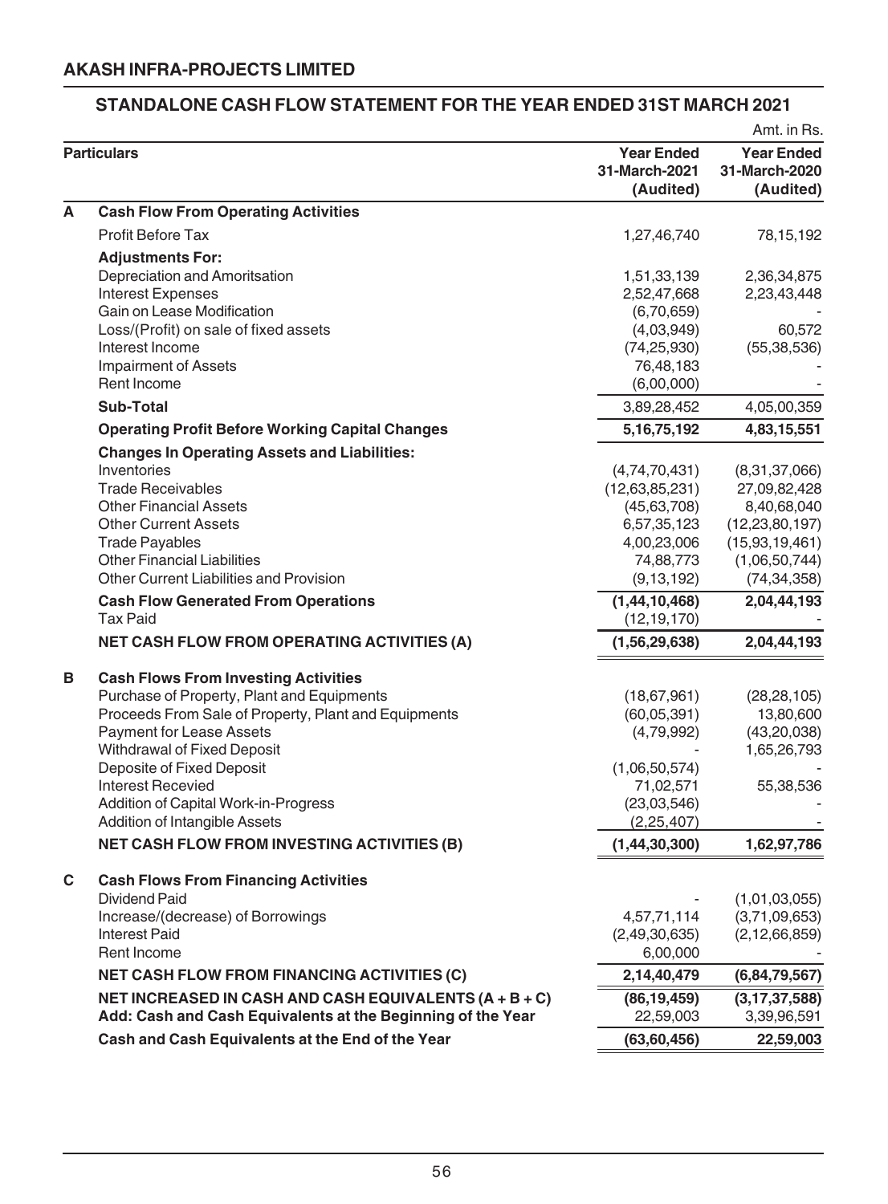## AKASH INFRA-PROJECTS LIMITED

### STANDALONE CASH FLOW STATEMENT FOR THE YEAR ENDED 31ST MARCH 2021

Amt. in Rs.

| | Particulars | Year Ended 31-March-2021 (Audited) | Year Ended 31-March-2020 (Audited) |
|---|---|---|---|
| **A** | **Cash Flow From Operating Activities** | | |
| | Profit Before Tax | 1,27,46,740 | 78,15,192 |
| | **Adjustments For:** | | |
| | Depreciation and Amoritsation | 1,51,33,139 | 2,36,34,875 |
| | Interest Expenses | 2,52,47,668 | 2,23,43,448 |
| | Gain on Lease Modification | (6,70,659) | - |
| | Loss/(Profit) on sale of fixed assets | (4,03,949) | 60,572 |
| | Interest Income | (74,25,930) | (55,38,536) |
| | Impairment of Assets | 76,48,183 | - |
| | Rent Income | (6,00,000) | - |
| | **Sub-Total** | 3,89,28,452 | 4,05,00,359 |
| | **Operating Profit Before Working Capital Changes** | **5,16,75,192** | **4,83,15,551** |
| | **Changes In Operating Assets and Liabilities:** | | |
| | Inventories | (4,74,70,431) | (8,31,37,066) |
| | Trade Receivables | (12,63,85,231) | 27,09,82,428 |
| | Other Financial Assets | (45,63,708) | 8,40,68,040 |
| | Other Current Assets | 6,57,35,123 | (12,23,80,197) |
| | Trade Payables | 4,00,23,006 | (15,93,19,461) |
| | Other Financial Liabilities | 74,88,773 | (1,06,50,744) |
| | Other Current Liabilities and Provision | (9,13,192) | (74,34,358) |
| | **Cash Flow Generated From Operations** | **(1,44,10,468)** | **2,04,44,193** |
| | Tax Paid | (12,19,170) | - |
| | **NET CASH FLOW FROM OPERATING ACTIVITIES (A)** | **(1,56,29,638)** | **2,04,44,193** |
| **B** | **Cash Flows From Investing Activities** | | |
| | Purchase of Property, Plant and Equipments | (18,67,961) | (28,28,105) |
| | Proceeds From Sale of Property, Plant and Equipments | (60,05,391) | 13,80,600 |
| | Payment for Lease Assets | (4,79,992) | (43,20,038) |
| | Withdrawal of Fixed Deposit | - | 1,65,26,793 |
| | Deposite of Fixed Deposit | (1,06,50,574) | - |
| | Interest Recevied | 71,02,571 | 55,38,536 |
| | Addition of Capital Work-in-Progress | (23,03,546) | - |
| | Addition of Intangible Assets | (2,25,407) | - |
| | **NET CASH FLOW FROM INVESTING ACTIVITIES (B)** | **(1,44,30,300)** | **1,62,97,786** |
| **C** | **Cash Flows From Financing Activities** | | |
| | Dividend Paid | - | (1,01,03,055) |
| | Increase/(decrease) of Borrowings | 4,57,71,114 | (3,71,09,653) |
| | Interest Paid | (2,49,30,635) | (2,12,66,859) |
| | Rent Income | 6,00,000 | - |
| | **NET CASH FLOW FROM FINANCING ACTIVITIES (C)** | **2,14,40,479** | **(6,84,79,567)** |
| | **NET INCREASED IN CASH AND CASH EQUIVALENTS (A + B + C)** | **(86,19,459)** | **(3,17,37,588)** |
| | **Add: Cash and Cash Equivalents at the Beginning of the Year** | 22,59,003 | 3,39,96,591 |
| | **Cash and Cash Equivalents at the End of the Year** | **(63,60,456)** | **22,59,003** |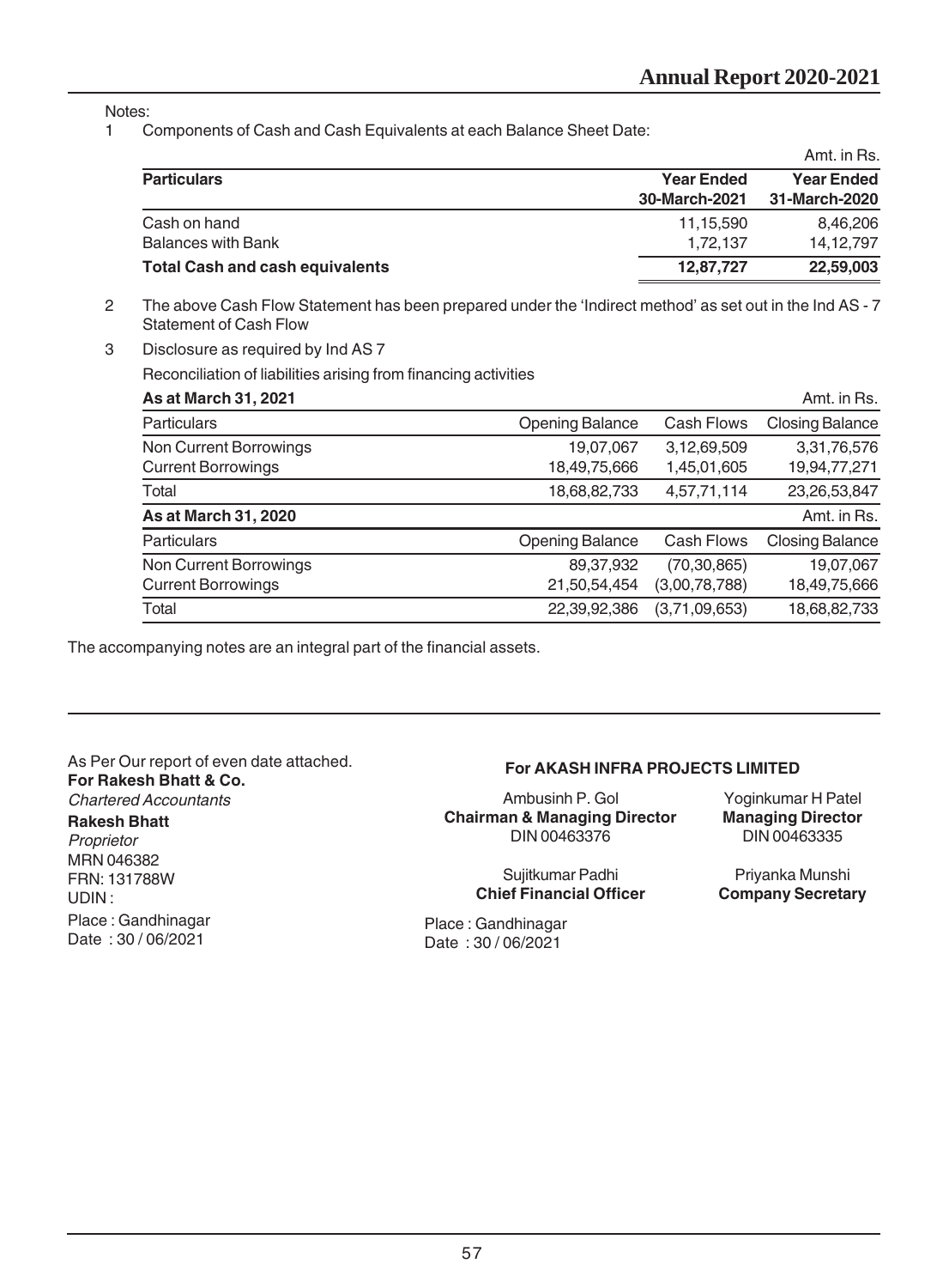Notes:

1 Components of Cash and Cash Equivalents at each Balance Sheet Date:

Amt. in Rs.

| Particulars | Year Ended 30-March-2021 | Year Ended 31-March-2020 |
|---|---|---|
| Cash on hand | 11,15,590 | 8,46,206 |
| Balances with Bank | 1,72,137 | 14,12,797 |
| **Total Cash and cash equivalents** | **12,87,727** | **22,59,003** |

2 The above Cash Flow Statement has been prepared under the 'Indirect method' as set out in the Ind AS - 7 Statement of Cash Flow

3 Disclosure as required by Ind AS 7

Reconciliation of liabilities arising from financing activities

**As at March 31, 2021** — Amt. in Rs.

| Particulars | Opening Balance | Cash Flows | Closing Balance |
|---|---|---|---|
| Non Current Borrowings | 19,07,067 | 3,12,69,509 | 3,31,76,576 |
| Current Borrowings | 18,49,75,666 | 1,45,01,605 | 19,94,77,271 |
| Total | 18,68,82,733 | 4,57,71,114 | 23,26,53,847 |

**As at March 31, 2020** — Amt. in Rs.

| Particulars | Opening Balance | Cash Flows | Closing Balance |
|---|---|---|---|
| Non Current Borrowings | 89,37,932 | (70,30,865) | 19,07,067 |
| Current Borrowings | 21,50,54,454 | (3,00,78,788) | 18,49,75,666 |
| Total | 22,39,92,386 | (3,71,09,653) | 18,68,82,733 |

The accompanying notes are an integral part of the financial assets.

As Per Our report of even date attached.
**For Rakesh Bhatt & Co.**
*Chartered Accountants*
**Rakesh Bhatt**
*Proprietor*
MRN 046382
FRN: 131788W
UDIN :
Place : Gandhinagar
Date : 30 / 06/2021

**For AKASH INFRA PROJECTS LIMITED**

Ambusinh P. Gol
**Chairman & Managing Director**
DIN 00463376

Yoginkumar H Patel
**Managing Director**
DIN 00463335

Sujitkumar Padhi
**Chief Financial Officer**

Priyanka Munshi
**Company Secretary**

Place : Gandhinagar
Date : 30 / 06/2021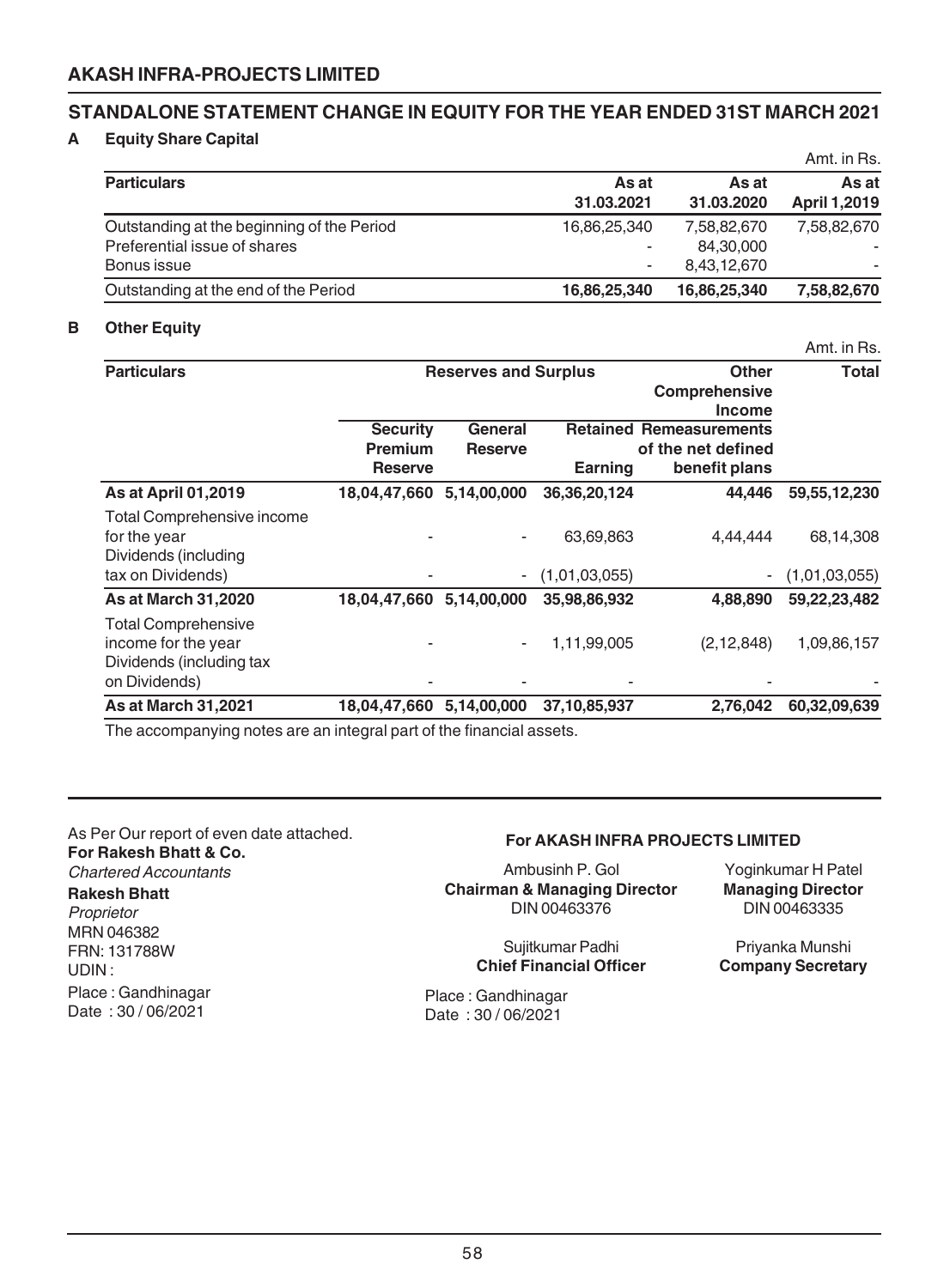## AKASH INFRA-PROJECTS LIMITED

## STANDALONE STATEMENT CHANGE IN EQUITY FOR THE YEAR ENDED 31ST MARCH 2021

### A Equity Share Capital

Amt. in Rs.

| Particulars | As at 31.03.2021 | As at 31.03.2020 | As at April 1,2019 |
|---|---|---|---|
| Outstanding at the beginning of the Period | 16,86,25,340 | 7,58,82,670 | 7,58,82,670 |
| Preferential issue of shares | - | 84,30,000 | - |
| Bonus issue | - | 8,43,12,670 | - |
| **Outstanding at the end of the Period** | **16,86,25,340** | **16,86,25,340** | **7,58,82,670** |

### B Other Equity

Amt. in Rs.

| Particulars | Reserves and Surplus | | | Other Comprehensive Income | Total |
|---|---|---|---|---|---|
| | Security Premium Reserve | General Reserve | Retained Earning | Remeasurements of the net defined benefit plans | |
| **As at April 01,2019** | **18,04,47,660** | **5,14,00,000** | **36,36,20,124** | **44,446** | **59,55,12,230** |
| Total Comprehensive income for the year | - | - | 63,69,863 | 4,44,444 | 68,14,308 |
| Dividends (including tax on Dividends) | - | - | (1,01,03,055) | - | (1,01,03,055) |
| **As at March 31,2020** | **18,04,47,660** | **5,14,00,000** | **35,98,86,932** | **4,88,890** | **59,22,23,482** |
| Total Comprehensive income for the year | - | - | 1,11,99,005 | (2,12,848) | 1,09,86,157 |
| Dividends (including tax on Dividends) | - | - | - | - | - |
| **As at March 31,2021** | **18,04,47,660** | **5,14,00,000** | **37,10,85,937** | **2,76,042** | **60,32,09,639** |

The accompanying notes are an integral part of the financial assets.

As Per Our report of even date attached.
**For Rakesh Bhatt & Co.**
*Chartered Accountants*
**Rakesh Bhatt**
*Proprietor*
MRN 046382
FRN: 131788W
UDIN :
Place : Gandhinagar
Date : 30 / 06/2021

**For AKASH INFRA PROJECTS LIMITED**

Ambusinh P. Gol
**Chairman & Managing Director**
DIN 00463376

Yoginkumar H Patel
**Managing Director**
DIN 00463335

Sujitkumar Padhi
**Chief Financial Officer**

Priyanka Munshi
**Company Secretary**

Place : Gandhinagar
Date : 30 / 06/2021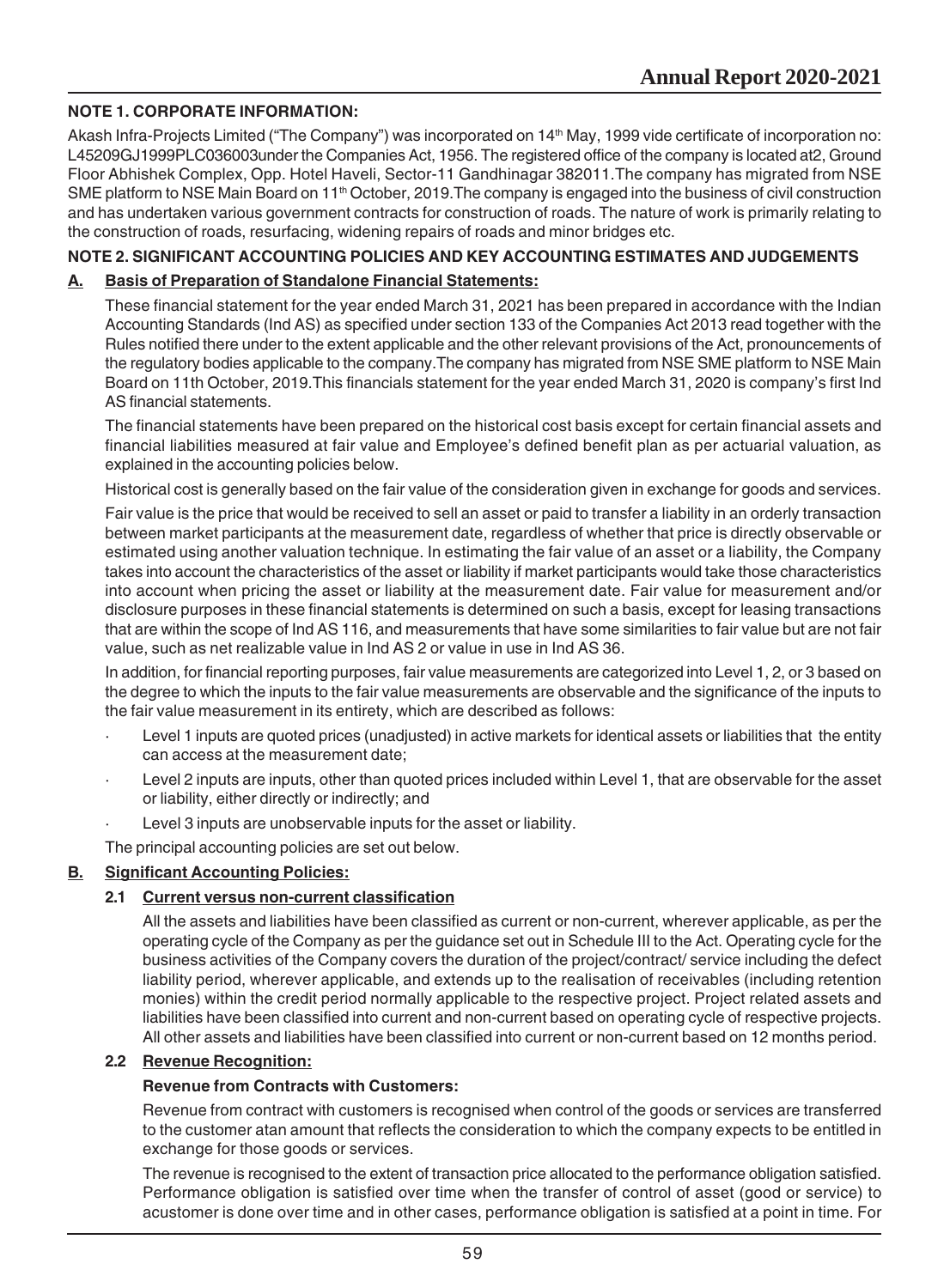## NOTE 1. CORPORATE INFORMATION:

Akash Infra-Projects Limited ("The Company") was incorporated on 14th May, 1999 vide certificate of incorporation no: L45209GJ1999PLC036003under the Companies Act, 1956. The registered office of the company is located at2, Ground Floor Abhishek Complex, Opp. Hotel Haveli, Sector-11 Gandhinagar 382011.The company has migrated from NSE SME platform to NSE Main Board on 11th October, 2019.The company is engaged into the business of civil construction and has undertaken various government contracts for construction of roads. The nature of work is primarily relating to the construction of roads, resurfacing, widening repairs of roads and minor bridges etc.

## NOTE 2. SIGNIFICANT ACCOUNTING POLICIES AND KEY ACCOUNTING ESTIMATES AND JUDGEMENTS

### A. Basis of Preparation of Standalone Financial Statements:

These financial statement for the year ended March 31, 2021 has been prepared in accordance with the Indian Accounting Standards (Ind AS) as specified under section 133 of the Companies Act 2013 read together with the Rules notified there under to the extent applicable and the other relevant provisions of the Act, pronouncements of the regulatory bodies applicable to the company.The company has migrated from NSE SME platform to NSE Main Board on 11th October, 2019.This financials statement for the year ended March 31, 2020 is company's first Ind AS financial statements.

The financial statements have been prepared on the historical cost basis except for certain financial assets and financial liabilities measured at fair value and Employee's defined benefit plan as per actuarial valuation, as explained in the accounting policies below.

Historical cost is generally based on the fair value of the consideration given in exchange for goods and services.

Fair value is the price that would be received to sell an asset or paid to transfer a liability in an orderly transaction between market participants at the measurement date, regardless of whether that price is directly observable or estimated using another valuation technique. In estimating the fair value of an asset or a liability, the Company takes into account the characteristics of the asset or liability if market participants would take those characteristics into account when pricing the asset or liability at the measurement date. Fair value for measurement and/or disclosure purposes in these financial statements is determined on such a basis, except for leasing transactions that are within the scope of Ind AS 116, and measurements that have some similarities to fair value but are not fair value, such as net realizable value in Ind AS 2 or value in use in Ind AS 36.

In addition, for financial reporting purposes, fair value measurements are categorized into Level 1, 2, or 3 based on the degree to which the inputs to the fair value measurements are observable and the significance of the inputs to the fair value measurement in its entirety, which are described as follows:

- Level 1 inputs are quoted prices (unadjusted) in active markets for identical assets or liabilities that the entity can access at the measurement date;
- Level 2 inputs are inputs, other than quoted prices included within Level 1, that are observable for the asset or liability, either directly or indirectly; and
- Level 3 inputs are unobservable inputs for the asset or liability.

The principal accounting policies are set out below.

### B. Significant Accounting Policies:

#### 2.1 Current versus non-current classification

All the assets and liabilities have been classified as current or non-current, wherever applicable, as per the operating cycle of the Company as per the guidance set out in Schedule III to the Act. Operating cycle for the business activities of the Company covers the duration of the project/contract/ service including the defect liability period, wherever applicable, and extends up to the realisation of receivables (including retention monies) within the credit period normally applicable to the respective project. Project related assets and liabilities have been classified into current and non-current based on operating cycle of respective projects. All other assets and liabilities have been classified into current or non-current based on 12 months period.

#### 2.2 Revenue Recognition:

**Revenue from Contracts with Customers:**

Revenue from contract with customers is recognised when control of the goods or services are transferred to the customer atan amount that reflects the consideration to which the company expects to be entitled in exchange for those goods or services.

The revenue is recognised to the extent of transaction price allocated to the performance obligation satisfied. Performance obligation is satisfied over time when the transfer of control of asset (good or service) to acustomer is done over time and in other cases, performance obligation is satisfied at a point in time. For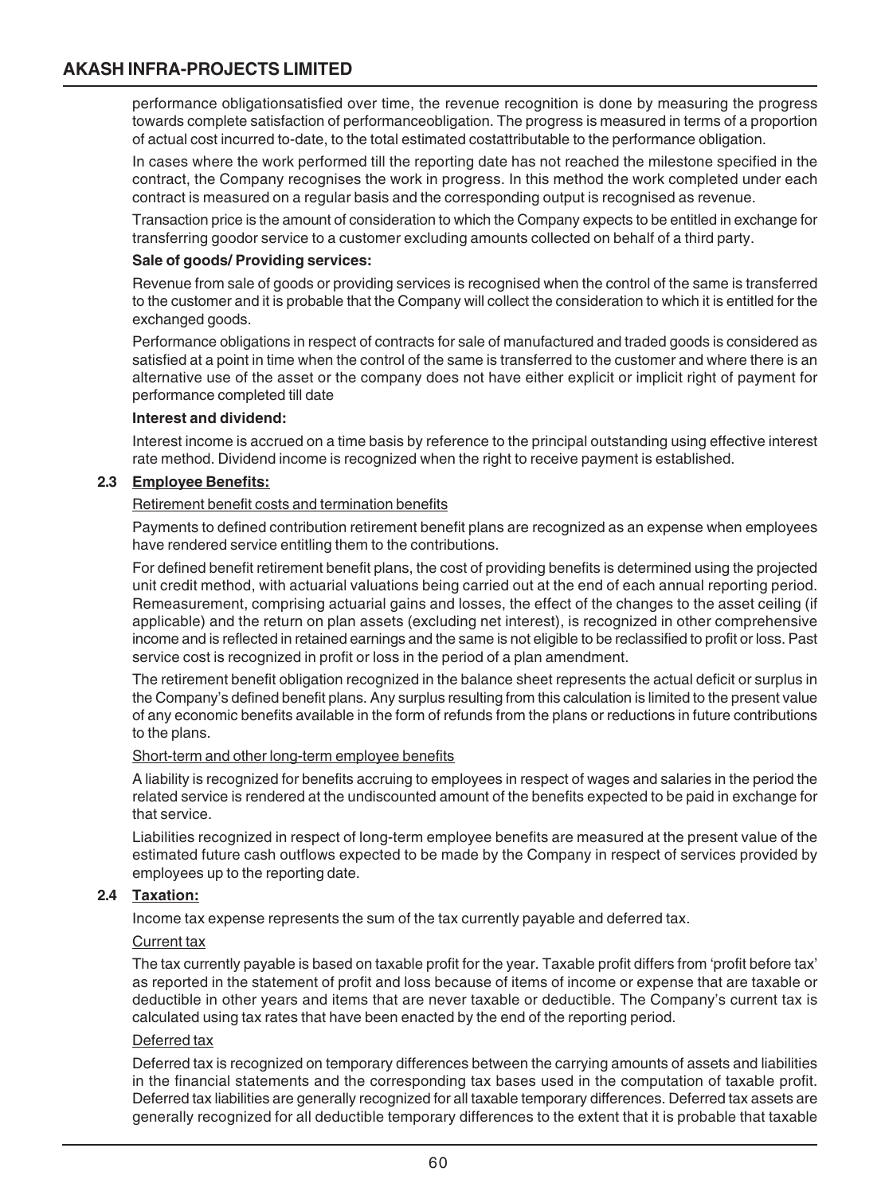performance obligationsatisfied over time, the revenue recognition is done by measuring the progress towards complete satisfaction of performanceobligation. The progress is measured in terms of a proportion of actual cost incurred to-date, to the total estimated costattributable to the performance obligation.

In cases where the work performed till the reporting date has not reached the milestone specified in the contract, the Company recognises the work in progress. In this method the work completed under each contract is measured on a regular basis and the corresponding output is recognised as revenue.

Transaction price is the amount of consideration to which the Company expects to be entitled in exchange for transferring goodor service to a customer excluding amounts collected on behalf of a third party.

**Sale of goods/ Providing services:**

Revenue from sale of goods or providing services is recognised when the control of the same is transferred to the customer and it is probable that the Company will collect the consideration to which it is entitled for the exchanged goods.

Performance obligations in respect of contracts for sale of manufactured and traded goods is considered as satisfied at a point in time when the control of the same is transferred to the customer and where there is an alternative use of the asset or the company does not have either explicit or implicit right of payment for performance completed till date

**Interest and dividend:**

Interest income is accrued on a time basis by reference to the principal outstanding using effective interest rate method. Dividend income is recognized when the right to receive payment is established.

### 2.3 Employee Benefits:

Retirement benefit costs and termination benefits

Payments to defined contribution retirement benefit plans are recognized as an expense when employees have rendered service entitling them to the contributions.

For defined benefit retirement benefit plans, the cost of providing benefits is determined using the projected unit credit method, with actuarial valuations being carried out at the end of each annual reporting period. Remeasurement, comprising actuarial gains and losses, the effect of the changes to the asset ceiling (if applicable) and the return on plan assets (excluding net interest), is recognized in other comprehensive income and is reflected in retained earnings and the same is not eligible to be reclassified to profit or loss. Past service cost is recognized in profit or loss in the period of a plan amendment.

The retirement benefit obligation recognized in the balance sheet represents the actual deficit or surplus in the Company's defined benefit plans. Any surplus resulting from this calculation is limited to the present value of any economic benefits available in the form of refunds from the plans or reductions in future contributions to the plans.

Short-term and other long-term employee benefits

A liability is recognized for benefits accruing to employees in respect of wages and salaries in the period the related service is rendered at the undiscounted amount of the benefits expected to be paid in exchange for that service.

Liabilities recognized in respect of long-term employee benefits are measured at the present value of the estimated future cash outflows expected to be made by the Company in respect of services provided by employees up to the reporting date.

### 2.4 Taxation:

Income tax expense represents the sum of the tax currently payable and deferred tax.

Current tax

The tax currently payable is based on taxable profit for the year. Taxable profit differs from 'profit before tax' as reported in the statement of profit and loss because of items of income or expense that are taxable or deductible in other years and items that are never taxable or deductible. The Company's current tax is calculated using tax rates that have been enacted by the end of the reporting period.

Deferred tax

Deferred tax is recognized on temporary differences between the carrying amounts of assets and liabilities in the financial statements and the corresponding tax bases used in the computation of taxable profit. Deferred tax liabilities are generally recognized for all taxable temporary differences. Deferred tax assets are generally recognized for all deductible temporary differences to the extent that it is probable that taxable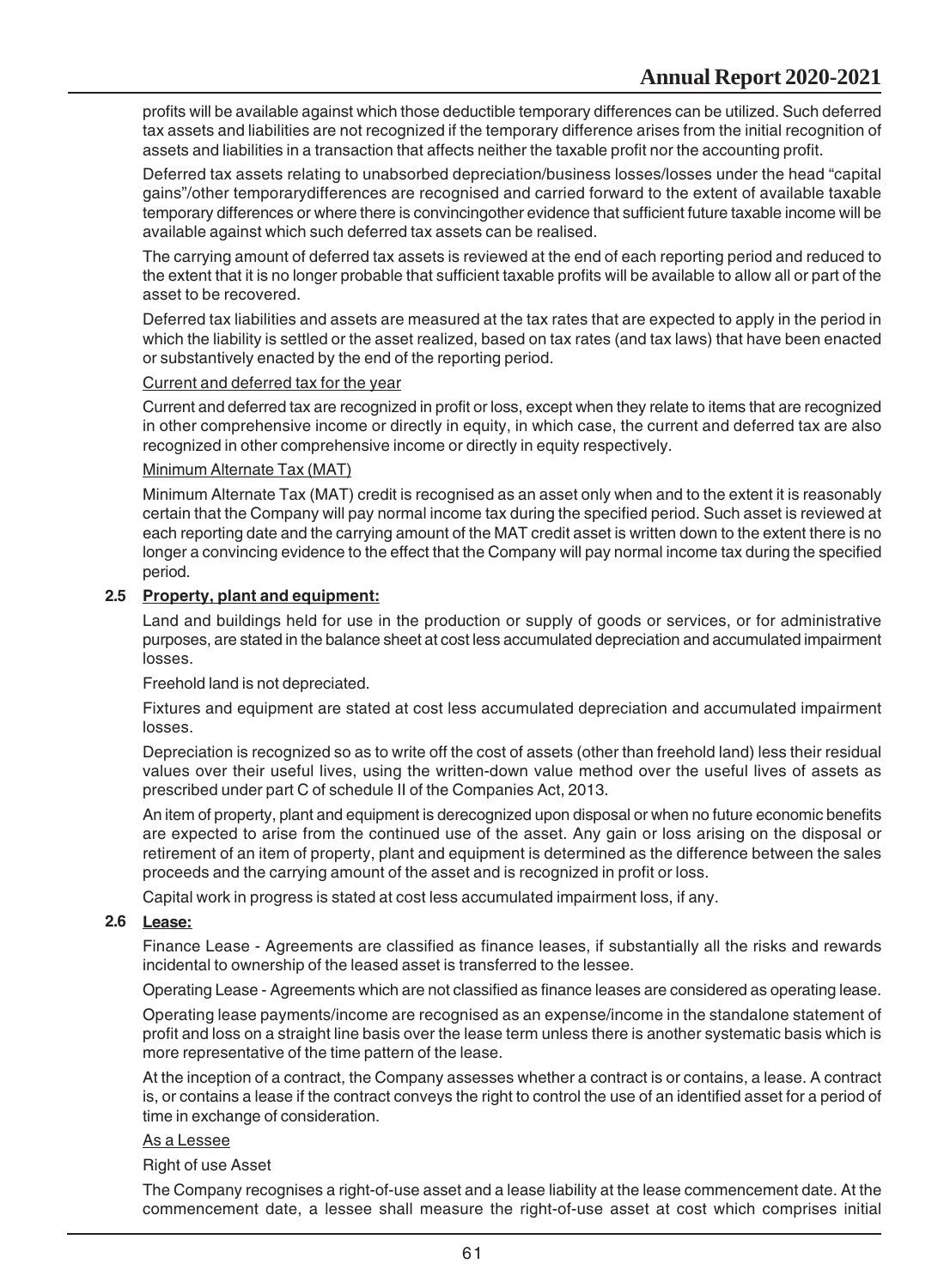profits will be available against which those deductible temporary differences can be utilized. Such deferred tax assets and liabilities are not recognized if the temporary difference arises from the initial recognition of assets and liabilities in a transaction that affects neither the taxable profit nor the accounting profit.

Deferred tax assets relating to unabsorbed depreciation/business losses/losses under the head "capital gains"/other temporarydifferences are recognised and carried forward to the extent of available taxable temporary differences or where there is convincingother evidence that sufficient future taxable income will be available against which such deferred tax assets can be realised.

The carrying amount of deferred tax assets is reviewed at the end of each reporting period and reduced to the extent that it is no longer probable that sufficient taxable profits will be available to allow all or part of the asset to be recovered.

Deferred tax liabilities and assets are measured at the tax rates that are expected to apply in the period in which the liability is settled or the asset realized, based on tax rates (and tax laws) that have been enacted or substantively enacted by the end of the reporting period.

Current and deferred tax for the year

Current and deferred tax are recognized in profit or loss, except when they relate to items that are recognized in other comprehensive income or directly in equity, in which case, the current and deferred tax are also recognized in other comprehensive income or directly in equity respectively.

Minimum Alternate Tax (MAT)

Minimum Alternate Tax (MAT) credit is recognised as an asset only when and to the extent it is reasonably certain that the Company will pay normal income tax during the specified period. Such asset is reviewed at each reporting date and the carrying amount of the MAT credit asset is written down to the extent there is no longer a convincing evidence to the effect that the Company will pay normal income tax during the specified period.

**2.5 Property, plant and equipment:**

Land and buildings held for use in the production or supply of goods or services, or for administrative purposes, are stated in the balance sheet at cost less accumulated depreciation and accumulated impairment losses.

Freehold land is not depreciated.

Fixtures and equipment are stated at cost less accumulated depreciation and accumulated impairment losses.

Depreciation is recognized so as to write off the cost of assets (other than freehold land) less their residual values over their useful lives, using the written-down value method over the useful lives of assets as prescribed under part C of schedule II of the Companies Act, 2013.

An item of property, plant and equipment is derecognized upon disposal or when no future economic benefits are expected to arise from the continued use of the asset. Any gain or loss arising on the disposal or retirement of an item of property, plant and equipment is determined as the difference between the sales proceeds and the carrying amount of the asset and is recognized in profit or loss.

Capital work in progress is stated at cost less accumulated impairment loss, if any.

**2.6 Lease:**

Finance Lease - Agreements are classified as finance leases, if substantially all the risks and rewards incidental to ownership of the leased asset is transferred to the lessee.

Operating Lease - Agreements which are not classified as finance leases are considered as operating lease.

Operating lease payments/income are recognised as an expense/income in the standalone statement of profit and loss on a straight line basis over the lease term unless there is another systematic basis which is more representative of the time pattern of the lease.

At the inception of a contract, the Company assesses whether a contract is or contains, a lease. A contract is, or contains a lease if the contract conveys the right to control the use of an identified asset for a period of time in exchange of consideration.

As a Lessee

Right of use Asset

The Company recognises a right-of-use asset and a lease liability at the lease commencement date. At the commencement date, a lessee shall measure the right-of-use asset at cost which comprises initial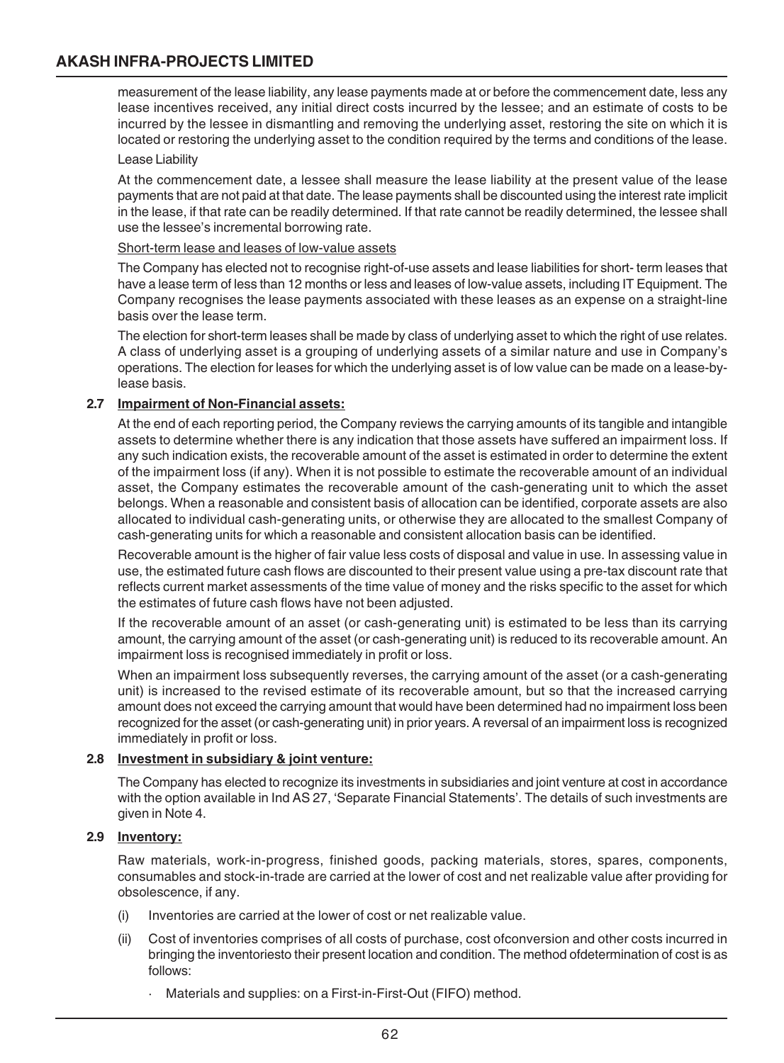measurement of the lease liability, any lease payments made at or before the commencement date, less any lease incentives received, any initial direct costs incurred by the lessee; and an estimate of costs to be incurred by the lessee in dismantling and removing the underlying asset, restoring the site on which it is located or restoring the underlying asset to the condition required by the terms and conditions of the lease.

Lease Liability

At the commencement date, a lessee shall measure the lease liability at the present value of the lease payments that are not paid at that date. The lease payments shall be discounted using the interest rate implicit in the lease, if that rate can be readily determined. If that rate cannot be readily determined, the lessee shall use the lessee's incremental borrowing rate.

Short-term lease and leases of low-value assets

The Company has elected not to recognise right-of-use assets and lease liabilities for short- term leases that have a lease term of less than 12 months or less and leases of low-value assets, including IT Equipment. The Company recognises the lease payments associated with these leases as an expense on a straight-line basis over the lease term.

The election for short-term leases shall be made by class of underlying asset to which the right of use relates. A class of underlying asset is a grouping of underlying assets of a similar nature and use in Company's operations. The election for leases for which the underlying asset is of low value can be made on a lease-by-lease basis.

**2.7 Impairment of Non-Financial assets:**

At the end of each reporting period, the Company reviews the carrying amounts of its tangible and intangible assets to determine whether there is any indication that those assets have suffered an impairment loss. If any such indication exists, the recoverable amount of the asset is estimated in order to determine the extent of the impairment loss (if any). When it is not possible to estimate the recoverable amount of an individual asset, the Company estimates the recoverable amount of the cash-generating unit to which the asset belongs. When a reasonable and consistent basis of allocation can be identified, corporate assets are also allocated to individual cash-generating units, or otherwise they are allocated to the smallest Company of cash-generating units for which a reasonable and consistent allocation basis can be identified.

Recoverable amount is the higher of fair value less costs of disposal and value in use. In assessing value in use, the estimated future cash flows are discounted to their present value using a pre-tax discount rate that reflects current market assessments of the time value of money and the risks specific to the asset for which the estimates of future cash flows have not been adjusted.

If the recoverable amount of an asset (or cash-generating unit) is estimated to be less than its carrying amount, the carrying amount of the asset (or cash-generating unit) is reduced to its recoverable amount. An impairment loss is recognised immediately in profit or loss.

When an impairment loss subsequently reverses, the carrying amount of the asset (or a cash-generating unit) is increased to the revised estimate of its recoverable amount, but so that the increased carrying amount does not exceed the carrying amount that would have been determined had no impairment loss been recognized for the asset (or cash-generating unit) in prior years. A reversal of an impairment loss is recognized immediately in profit or loss.

**2.8 Investment in subsidiary & joint venture:**

The Company has elected to recognize its investments in subsidiaries and joint venture at cost in accordance with the option available in Ind AS 27, 'Separate Financial Statements'. The details of such investments are given in Note 4.

**2.9 Inventory:**

Raw materials, work-in-progress, finished goods, packing materials, stores, spares, components, consumables and stock-in-trade are carried at the lower of cost and net realizable value after providing for obsolescence, if any.

(i) Inventories are carried at the lower of cost or net realizable value.

(ii) Cost of inventories comprises of all costs of purchase, cost ofconversion and other costs incurred in bringing the inventoriesto their present location and condition. The method ofdetermination of cost is as follows:

- Materials and supplies: on a First-in-First-Out (FIFO) method.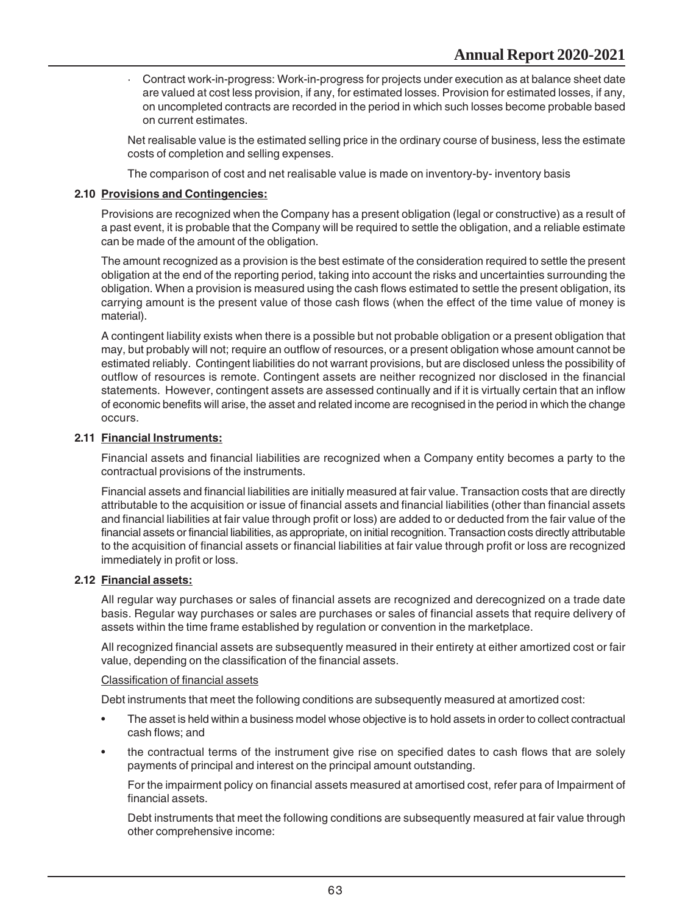- Contract work-in-progress: Work-in-progress for projects under execution as at balance sheet date are valued at cost less provision, if any, for estimated losses. Provision for estimated losses, if any, on uncompleted contracts are recorded in the period in which such losses become probable based on current estimates.

Net realisable value is the estimated selling price in the ordinary course of business, less the estimate costs of completion and selling expenses.

The comparison of cost and net realisable value is made on inventory-by- inventory basis

### 2.10 Provisions and Contingencies:

Provisions are recognized when the Company has a present obligation (legal or constructive) as a result of a past event, it is probable that the Company will be required to settle the obligation, and a reliable estimate can be made of the amount of the obligation.

The amount recognized as a provision is the best estimate of the consideration required to settle the present obligation at the end of the reporting period, taking into account the risks and uncertainties surrounding the obligation. When a provision is measured using the cash flows estimated to settle the present obligation, its carrying amount is the present value of those cash flows (when the effect of the time value of money is material).

A contingent liability exists when there is a possible but not probable obligation or a present obligation that may, but probably will not; require an outflow of resources, or a present obligation whose amount cannot be estimated reliably. Contingent liabilities do not warrant provisions, but are disclosed unless the possibility of outflow of resources is remote. Contingent assets are neither recognized nor disclosed in the financial statements. However, contingent assets are assessed continually and if it is virtually certain that an inflow of economic benefits will arise, the asset and related income are recognised in the period in which the change occurs.

### 2.11 Financial Instruments:

Financial assets and financial liabilities are recognized when a Company entity becomes a party to the contractual provisions of the instruments.

Financial assets and financial liabilities are initially measured at fair value. Transaction costs that are directly attributable to the acquisition or issue of financial assets and financial liabilities (other than financial assets and financial liabilities at fair value through profit or loss) are added to or deducted from the fair value of the financial assets or financial liabilities, as appropriate, on initial recognition. Transaction costs directly attributable to the acquisition of financial assets or financial liabilities at fair value through profit or loss are recognized immediately in profit or loss.

### 2.12 Financial assets:

All regular way purchases or sales of financial assets are recognized and derecognized on a trade date basis. Regular way purchases or sales are purchases or sales of financial assets that require delivery of assets within the time frame established by regulation or convention in the marketplace.

All recognized financial assets are subsequently measured in their entirety at either amortized cost or fair value, depending on the classification of the financial assets.

Classification of financial assets

Debt instruments that meet the following conditions are subsequently measured at amortized cost:

- The asset is held within a business model whose objective is to hold assets in order to collect contractual cash flows; and
- the contractual terms of the instrument give rise on specified dates to cash flows that are solely payments of principal and interest on the principal amount outstanding.

For the impairment policy on financial assets measured at amortised cost, refer para of Impairment of financial assets.

Debt instruments that meet the following conditions are subsequently measured at fair value through other comprehensive income: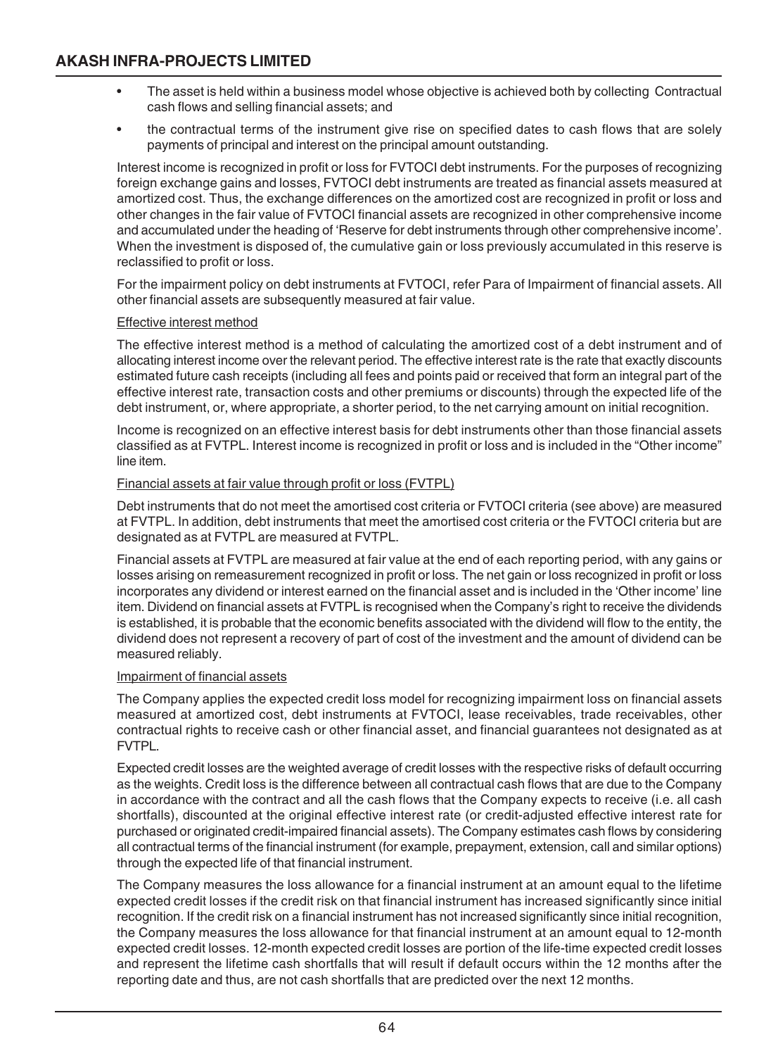- The asset is held within a business model whose objective is achieved both by collecting Contractual cash flows and selling financial assets; and
- the contractual terms of the instrument give rise on specified dates to cash flows that are solely payments of principal and interest on the principal amount outstanding.

Interest income is recognized in profit or loss for FVTOCI debt instruments. For the purposes of recognizing foreign exchange gains and losses, FVTOCI debt instruments are treated as financial assets measured at amortized cost. Thus, the exchange differences on the amortized cost are recognized in profit or loss and other changes in the fair value of FVTOCI financial assets are recognized in other comprehensive income and accumulated under the heading of 'Reserve for debt instruments through other comprehensive income'. When the investment is disposed of, the cumulative gain or loss previously accumulated in this reserve is reclassified to profit or loss.

For the impairment policy on debt instruments at FVTOCI, refer Para of Impairment of financial assets. All other financial assets are subsequently measured at fair value.

Effective interest method

The effective interest method is a method of calculating the amortized cost of a debt instrument and of allocating interest income over the relevant period. The effective interest rate is the rate that exactly discounts estimated future cash receipts (including all fees and points paid or received that form an integral part of the effective interest rate, transaction costs and other premiums or discounts) through the expected life of the debt instrument, or, where appropriate, a shorter period, to the net carrying amount on initial recognition.

Income is recognized on an effective interest basis for debt instruments other than those financial assets classified as at FVTPL. Interest income is recognized in profit or loss and is included in the "Other income" line item.

Financial assets at fair value through profit or loss (FVTPL)

Debt instruments that do not meet the amortised cost criteria or FVTOCI criteria (see above) are measured at FVTPL. In addition, debt instruments that meet the amortised cost criteria or the FVTOCI criteria but are designated as at FVTPL are measured at FVTPL.

Financial assets at FVTPL are measured at fair value at the end of each reporting period, with any gains or losses arising on remeasurement recognized in profit or loss. The net gain or loss recognized in profit or loss incorporates any dividend or interest earned on the financial asset and is included in the 'Other income' line item. Dividend on financial assets at FVTPL is recognised when the Company's right to receive the dividends is established, it is probable that the economic benefits associated with the dividend will flow to the entity, the dividend does not represent a recovery of part of cost of the investment and the amount of dividend can be measured reliably.

Impairment of financial assets

The Company applies the expected credit loss model for recognizing impairment loss on financial assets measured at amortized cost, debt instruments at FVTOCI, lease receivables, trade receivables, other contractual rights to receive cash or other financial asset, and financial guarantees not designated as at FVTPL.

Expected credit losses are the weighted average of credit losses with the respective risks of default occurring as the weights. Credit loss is the difference between all contractual cash flows that are due to the Company in accordance with the contract and all the cash flows that the Company expects to receive (i.e. all cash shortfalls), discounted at the original effective interest rate (or credit-adjusted effective interest rate for purchased or originated credit-impaired financial assets). The Company estimates cash flows by considering all contractual terms of the financial instrument (for example, prepayment, extension, call and similar options) through the expected life of that financial instrument.

The Company measures the loss allowance for a financial instrument at an amount equal to the lifetime expected credit losses if the credit risk on that financial instrument has increased significantly since initial recognition. If the credit risk on a financial instrument has not increased significantly since initial recognition, the Company measures the loss allowance for that financial instrument at an amount equal to 12-month expected credit losses. 12-month expected credit losses are portion of the life-time expected credit losses and represent the lifetime cash shortfalls that will result if default occurs within the 12 months after the reporting date and thus, are not cash shortfalls that are predicted over the next 12 months.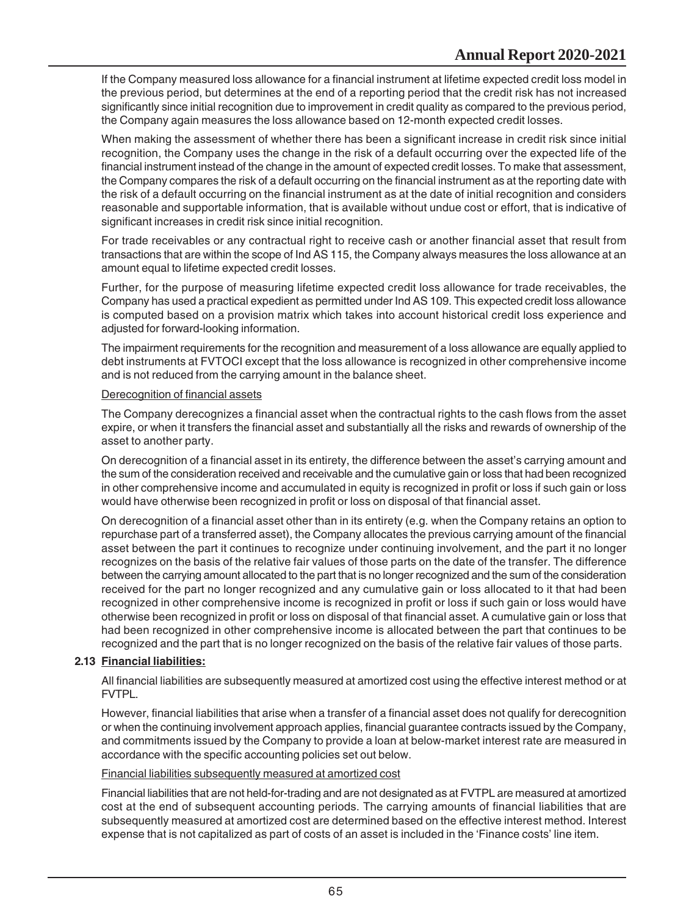If the Company measured loss allowance for a financial instrument at lifetime expected credit loss model in the previous period, but determines at the end of a reporting period that the credit risk has not increased significantly since initial recognition due to improvement in credit quality as compared to the previous period, the Company again measures the loss allowance based on 12-month expected credit losses.

When making the assessment of whether there has been a significant increase in credit risk since initial recognition, the Company uses the change in the risk of a default occurring over the expected life of the financial instrument instead of the change in the amount of expected credit losses. To make that assessment, the Company compares the risk of a default occurring on the financial instrument as at the reporting date with the risk of a default occurring on the financial instrument as at the date of initial recognition and considers reasonable and supportable information, that is available without undue cost or effort, that is indicative of significant increases in credit risk since initial recognition.

For trade receivables or any contractual right to receive cash or another financial asset that result from transactions that are within the scope of Ind AS 115, the Company always measures the loss allowance at an amount equal to lifetime expected credit losses.

Further, for the purpose of measuring lifetime expected credit loss allowance for trade receivables, the Company has used a practical expedient as permitted under Ind AS 109. This expected credit loss allowance is computed based on a provision matrix which takes into account historical credit loss experience and adjusted for forward-looking information.

The impairment requirements for the recognition and measurement of a loss allowance are equally applied to debt instruments at FVTOCI except that the loss allowance is recognized in other comprehensive income and is not reduced from the carrying amount in the balance sheet.

Derecognition of financial assets

The Company derecognizes a financial asset when the contractual rights to the cash flows from the asset expire, or when it transfers the financial asset and substantially all the risks and rewards of ownership of the asset to another party.

On derecognition of a financial asset in its entirety, the difference between the asset's carrying amount and the sum of the consideration received and receivable and the cumulative gain or loss that had been recognized in other comprehensive income and accumulated in equity is recognized in profit or loss if such gain or loss would have otherwise been recognized in profit or loss on disposal of that financial asset.

On derecognition of a financial asset other than in its entirety (e.g. when the Company retains an option to repurchase part of a transferred asset), the Company allocates the previous carrying amount of the financial asset between the part it continues to recognize under continuing involvement, and the part it no longer recognizes on the basis of the relative fair values of those parts on the date of the transfer. The difference between the carrying amount allocated to the part that is no longer recognized and the sum of the consideration received for the part no longer recognized and any cumulative gain or loss allocated to it that had been recognized in other comprehensive income is recognized in profit or loss if such gain or loss would have otherwise been recognized in profit or loss on disposal of that financial asset. A cumulative gain or loss that had been recognized in other comprehensive income is allocated between the part that continues to be recognized and the part that is no longer recognized on the basis of the relative fair values of those parts.

### 2.13 Financial liabilities:

All financial liabilities are subsequently measured at amortized cost using the effective interest method or at FVTPL.

However, financial liabilities that arise when a transfer of a financial asset does not qualify for derecognition or when the continuing involvement approach applies, financial guarantee contracts issued by the Company, and commitments issued by the Company to provide a loan at below-market interest rate are measured in accordance with the specific accounting policies set out below.

Financial liabilities subsequently measured at amortized cost

Financial liabilities that are not held-for-trading and are not designated as at FVTPL are measured at amortized cost at the end of subsequent accounting periods. The carrying amounts of financial liabilities that are subsequently measured at amortized cost are determined based on the effective interest method. Interest expense that is not capitalized as part of costs of an asset is included in the 'Finance costs' line item.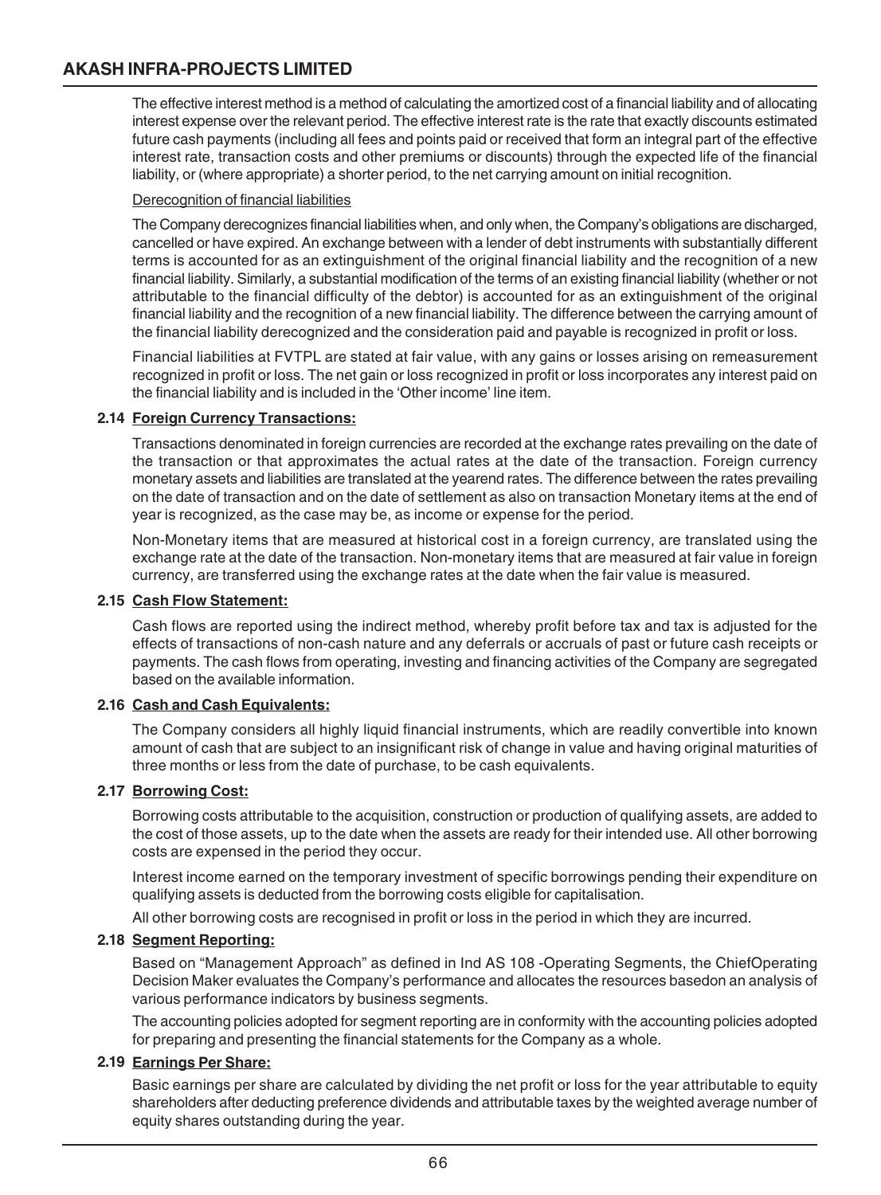The effective interest method is a method of calculating the amortized cost of a financial liability and of allocating interest expense over the relevant period. The effective interest rate is the rate that exactly discounts estimated future cash payments (including all fees and points paid or received that form an integral part of the effective interest rate, transaction costs and other premiums or discounts) through the expected life of the financial liability, or (where appropriate) a shorter period, to the net carrying amount on initial recognition.

Derecognition of financial liabilities

The Company derecognizes financial liabilities when, and only when, the Company's obligations are discharged, cancelled or have expired. An exchange between with a lender of debt instruments with substantially different terms is accounted for as an extinguishment of the original financial liability and the recognition of a new financial liability. Similarly, a substantial modification of the terms of an existing financial liability (whether or not attributable to the financial difficulty of the debtor) is accounted for as an extinguishment of the original financial liability and the recognition of a new financial liability. The difference between the carrying amount of the financial liability derecognized and the consideration paid and payable is recognized in profit or loss.

Financial liabilities at FVTPL are stated at fair value, with any gains or losses arising on remeasurement recognized in profit or loss. The net gain or loss recognized in profit or loss incorporates any interest paid on the financial liability and is included in the 'Other income' line item.

**2.14 Foreign Currency Transactions:**

Transactions denominated in foreign currencies are recorded at the exchange rates prevailing on the date of the transaction or that approximates the actual rates at the date of the transaction. Foreign currency monetary assets and liabilities are translated at the yearend rates. The difference between the rates prevailing on the date of transaction and on the date of settlement as also on transaction Monetary items at the end of year is recognized, as the case may be, as income or expense for the period.

Non-Monetary items that are measured at historical cost in a foreign currency, are translated using the exchange rate at the date of the transaction. Non-monetary items that are measured at fair value in foreign currency, are transferred using the exchange rates at the date when the fair value is measured.

**2.15 Cash Flow Statement:**

Cash flows are reported using the indirect method, whereby profit before tax and tax is adjusted for the effects of transactions of non-cash nature and any deferrals or accruals of past or future cash receipts or payments. The cash flows from operating, investing and financing activities of the Company are segregated based on the available information.

**2.16 Cash and Cash Equivalents:**

The Company considers all highly liquid financial instruments, which are readily convertible into known amount of cash that are subject to an insignificant risk of change in value and having original maturities of three months or less from the date of purchase, to be cash equivalents.

**2.17 Borrowing Cost:**

Borrowing costs attributable to the acquisition, construction or production of qualifying assets, are added to the cost of those assets, up to the date when the assets are ready for their intended use. All other borrowing costs are expensed in the period they occur.

Interest income earned on the temporary investment of specific borrowings pending their expenditure on qualifying assets is deducted from the borrowing costs eligible for capitalisation.

All other borrowing costs are recognised in profit or loss in the period in which they are incurred.

**2.18 Segment Reporting:**

Based on "Management Approach" as defined in Ind AS 108 -Operating Segments, the ChiefOperating Decision Maker evaluates the Company's performance and allocates the resources basedon an analysis of various performance indicators by business segments.

The accounting policies adopted for segment reporting are in conformity with the accounting policies adopted for preparing and presenting the financial statements for the Company as a whole.

**2.19 Earnings Per Share:**

Basic earnings per share are calculated by dividing the net profit or loss for the year attributable to equity shareholders after deducting preference dividends and attributable taxes by the weighted average number of equity shares outstanding during the year.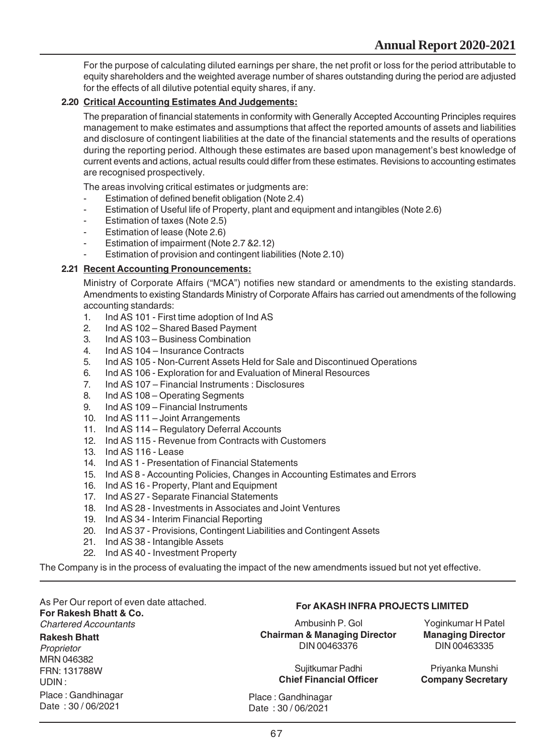For the purpose of calculating diluted earnings per share, the net profit or loss for the period attributable to equity shareholders and the weighted average number of shares outstanding during the period are adjusted for the effects of all dilutive potential equity shares, if any.

### 2.20 Critical Accounting Estimates And Judgements:

The preparation of financial statements in conformity with Generally Accepted Accounting Principles requires management to make estimates and assumptions that affect the reported amounts of assets and liabilities and disclosure of contingent liabilities at the date of the financial statements and the results of operations during the reporting period. Although these estimates are based upon management's best knowledge of current events and actions, actual results could differ from these estimates. Revisions to accounting estimates are recognised prospectively.

The areas involving critical estimates or judgments are:

- Estimation of defined benefit obligation (Note 2.4)
- Estimation of Useful life of Property, plant and equipment and intangibles (Note 2.6)
- Estimation of taxes (Note 2.5)
- Estimation of lease (Note 2.6)
- Estimation of impairment (Note 2.7 &2.12)
- Estimation of provision and contingent liabilities (Note 2.10)

### 2.21 Recent Accounting Pronouncements:

Ministry of Corporate Affairs ("MCA") notifies new standard or amendments to the existing standards. Amendments to existing Standards Ministry of Corporate Affairs has carried out amendments of the following accounting standards:

1. Ind AS 101 - First time adoption of Ind AS
2. Ind AS 102 – Shared Based Payment
3. Ind AS 103 – Business Combination
4. Ind AS 104 – Insurance Contracts
5. Ind AS 105 - Non-Current Assets Held for Sale and Discontinued Operations
6. Ind AS 106 - Exploration for and Evaluation of Mineral Resources
7. Ind AS 107 – Financial Instruments : Disclosures
8. Ind AS 108 – Operating Segments
9. Ind AS 109 – Financial Instruments
10. Ind AS 111 – Joint Arrangements
11. Ind AS 114 – Regulatory Deferral Accounts
12. Ind AS 115 - Revenue from Contracts with Customers
13. Ind AS 116 - Lease
14. Ind AS 1 - Presentation of Financial Statements
15. Ind AS 8 - Accounting Policies, Changes in Accounting Estimates and Errors
16. Ind AS 16 - Property, Plant and Equipment
17. Ind AS 27 - Separate Financial Statements
18. Ind AS 28 - Investments in Associates and Joint Ventures
19. Ind AS 34 - Interim Financial Reporting
20. Ind AS 37 - Provisions, Contingent Liabilities and Contingent Assets
21. Ind AS 38 - Intangible Assets
22. Ind AS 40 - Investment Property

The Company is in the process of evaluating the impact of the new amendments issued but not yet effective.

---

As Per Our report of even date attached.
**For Rakesh Bhatt & Co.**
*Chartered Accountants*

**Rakesh Bhatt**
*Proprietor*
MRN 046382
FRN: 131788W
UDIN :
Place : Gandhinagar
Date : 30 / 06/2021

**For AKASH INFRA PROJECTS LIMITED**

Ambusinh P. Gol
**Chairman & Managing Director**
DIN 00463376

Yoginkumar H Patel
**Managing Director**
DIN 00463335

Sujitkumar Padhi
**Chief Financial Officer**

Priyanka Munshi
**Company Secretary**

Place : Gandhinagar
Date : 30 / 06/2021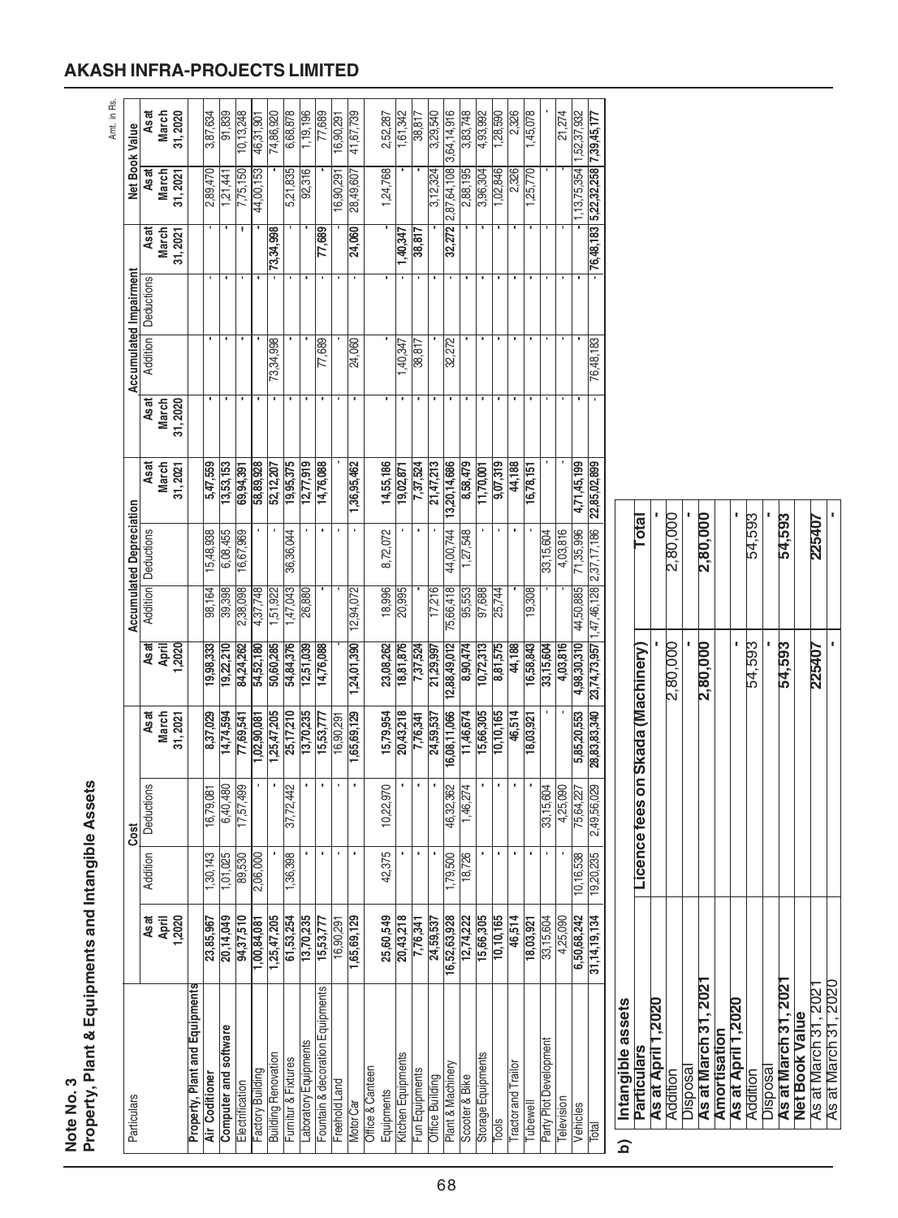**Note No. 3**

**Property, Plant & Equipments and Intangible Assets**

Amt. in Rs.

| Particulars | Cost | | | | Accumulated Depreciation | | | | Accumulated Impairment | | | | Net Book Value | |
|---|---|---|---|---|---|---|---|---|---|---|---|---|---|---|
| | As at April 1,2020 | Addition | Deductions | As at March 31, 2021 | As at April 1,2020 | Addition | Deductions | As at March 31, 2021 | As at March 31, 2020 | Addition | Deductions | As at March 31, 2021 | As at March 31, 2021 | As at March 31, 2020 |
| **Property, Plant and Equipments** | | | | | | | | | | | | | | |
| **Air Coditioner** | 23,85,967 | 1,30,143 | 16,79,081 | 8,37,029 | 19,98,333 | 98,164 | 15,48,938 | 5,47,559 | - | - | - | - | 2,89,470 | 3,87,634 |
| **Computer and software** | 20,14,049 | 1,01,025 | 6,40,480 | 14,74,594 | 19,22,210 | 39,398 | 6,08,455 | 13,53,153 | - | - | - | - | 1,21,441 | 91,839 |
| Electrification | 94,37,510 | 89,530 | 17,57,499 | 77,69,541 | 84,24,262 | 2,38,098 | 16,67,969 | 69,94,391 | - | - | - | - | 7,75,150 | 10,13,248 |
| Factory Building | 1,00,84,081 | 2,06,000 | - | 1,02,90,081 | 54,52,180 | 4,37,748 | - | 58,89,928 | - | - | - | - | 44,00,153 | 46,31,901 |
| Building Renovation | 1,25,47,205 | - | - | 1,25,47,205 | 50,60,285 | 1,51,922 | - | 52,12,207 | - | 73,34,998 | - | 73,34,998 | - | 74,86,920 |
| Furnitur & Fixtures | 61,53,254 | 1,36,398 | 37,72,442 | 25,17,210 | 54,84,376 | 1,47,043 | 36,36,044 | 19,95,375 | - | - | - | - | 5,21,835 | 6,68,878 |
| Laboratory Equipments | 13,70,235 | - | - | 13,70,235 | 12,51,039 | 26,880 | - | 12,77,919 | - | - | - | - | 92,316 | 1,19,196 |
| Fountain & decoration Equipments | 15,53,777 | - | - | 15,53,777 | 14,76,088 | - | - | 14,76,088 | - | 77,689 | - | 77,689 | - | 77,689 |
| Freehold Land | 16,90,291 | - | - | 16,90,291 | - | - | - | - | - | - | - | - | 16,90,291 | 16,90,291 |
| Motor Car | 1,65,69,129 | - | - | 1,65,69,129 | 1,24,01,390 | 12,94,072 | - | 1,36,95,462 | - | 24,060 | - | 24,060 | 28,49,607 | 41,67,739 |
| Office & Canteen Equipments | 25,60,549 | 42,375 | 10,22,970 | 15,79,954 | 23,08,262 | 18,996 | 8,72,072 | 14,55,186 | - | - | - | - | 1,24,768 | 2,52,287 |
| Kitchen Equipments | 20,43,218 | - | - | 20,43,218 | 18,81,876 | 20,995 | - | 19,02,871 | - | 1,40,347 | - | 1,40,347 | - | 1,61,342 |
| Fun Equipments | 7,76,341 | - | - | 7,76,341 | 7,37,524 | - | - | 7,37,524 | - | 38,817 | - | 38,817 | - | 38,817 |
| Office Building | 24,59,537 | - | - | 24,59,537 | 21,29,997 | 17,216 | - | 21,47,213 | - | - | - | - | 3,12,324 | 3,29,540 |
| Plant & Machinery | 16,52,63,928 | 1,79,500 | 46,32,362 | 16,08,11,066 | 12,88,49,012 | 75,66,418 | 44,00,744 | 13,20,14,686 | - | 32,272 | - | 32,272 | 2,87,64,108 | 3,64,14,916 |
| Scooter & Bike | 12,74,222 | 18,726 | 1,46,274 | 11,46,674 | 8,90,474 | 95,553 | 1,27,548 | 8,58,479 | - | - | - | - | 2,88,195 | 3,83,748 |
| Storage Equipments | 15,66,305 | - | - | 15,66,305 | 10,72,313 | 97,688 | - | 11,70,001 | - | - | - | - | 3,96,304 | 4,93,992 |
| Tools | 10,10,165 | - | - | 10,10,165 | 8,81,575 | 25,744 | - | 9,07,319 | - | - | - | - | 1,02,846 | 1,28,590 |
| Tractor and Trailor | 46,514 | - | - | 46,514 | 44,188 | - | - | 44,188 | - | - | - | - | 2,326 | 2,326 |
| Tubewell | 18,03,921 | - | - | 18,03,921 | 16,58,843 | 19,308 | - | 16,78,151 | - | - | - | - | 1,25,770 | 1,45,078 |
| Party Plot Development | 33,15,604 | - | 33,15,604 | - | 33,15,604 | - | 33,15,604 | - | - | - | - | - | - | - |
| Television | 4,25,090 | - | 4,25,090 | - | 4,03,816 | - | 4,03,816 | - | - | - | - | - | - | 21,274 |
| Vehicles | 6,50,68,242 | 10,16,538 | 75,64,227 | 5,85,20,553 | 4,98,30,310 | 44,50,885 | 71,35,996 | 4,71,45,199 | - | - | - | - | 1,13,75,354 | 1,52,37,932 |
| Total | 31,14,19,134 | 19,20,235 | 2,49,56,029 | 28,83,83,340 | 23,74,73,957 | 1,47,46,128 | 2,37,17,186 | 22,85,02,899 | - | 76,48,183 | - | 76,48,183 | 5,22,32,258 | 7,39,45,177 |

**b) Intangible assets**

| Particulars | Licence fees on Skada (Machinery) | Total |
|---|---|---|
| **As at April 1,2020** | - | - |
| Addition | 2,80,000 | 2,80,000 |
| Disposal | - | - |
| **As at March 31, 2021** | **2,80,000** | **2,80,000** |
| **Amortisation** | | |
| **As at April 1,2020** | - | - |
| Addition | 54,593 | 54,593 |
| Disposal | - | - |
| **As at March 31, 2021** | **54,593** | **54,593** |
| **Net Book Value** | | |
| As at March 31, 2021 | 225407 | 225407 |
| As at March 31, 2020 | - | - |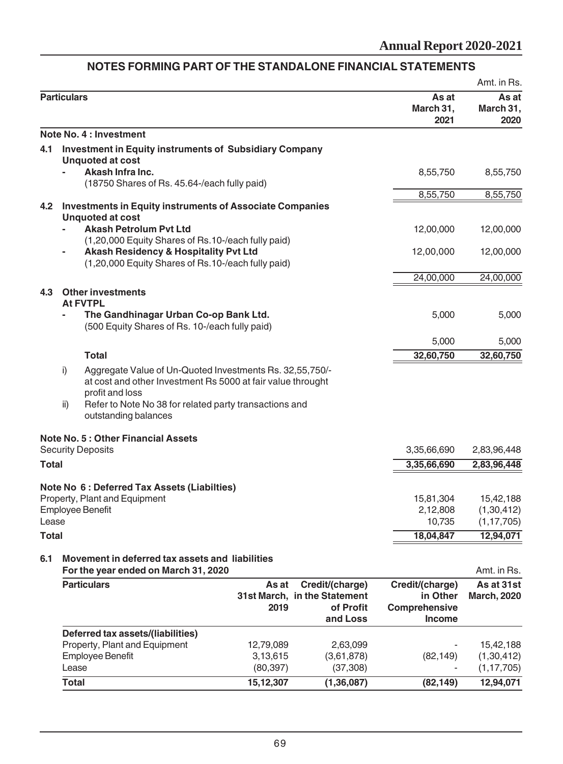## NOTES FORMING PART OF THE STANDALONE FINANCIAL STATEMENTS

Amt. in Rs.

| Particulars | As at March 31, 2021 | As at March 31, 2020 |
|---|---|---|
| **Note No. 4 : Investment** | | |
| **4.1 Investment in Equity instruments of Subsidiary Company** | | |
| **Unquoted at cost** | | |
| - **Akash Infra Inc.** (18750 Shares of Rs. 45.64-/each fully paid) | 8,55,750 | 8,55,750 |
| | 8,55,750 | 8,55,750 |
| **4.2 Investments in Equity instruments of Associate Companies** | | |
| **Unquoted at cost** | | |
| - **Akash Petrolum Pvt Ltd** (1,20,000 Equity Shares of Rs.10-/each fully paid) | 12,00,000 | 12,00,000 |
| - **Akash Residency & Hospitality Pvt Ltd** (1,20,000 Equity Shares of Rs.10-/each fully paid) | 12,00,000 | 12,00,000 |
| | 24,00,000 | 24,00,000 |
| **4.3 Other investments** | | |
| **At FVTPL** | | |
| - **The Gandhinagar Urban Co-op Bank Ltd.** (500 Equity Shares of Rs. 10-/each fully paid) | 5,000 | 5,000 |
| | 5,000 | 5,000 |
| **Total** | **32,60,750** | **32,60,750** |

i) Aggregate Value of Un-Quoted Investments Rs. 32,55,750/- at cost and other Investment Rs 5000 at fair value throught profit and loss

ii) Refer to Note No 38 for related party transactions and outstanding balances

| Particulars | As at March 31, 2021 | As at March 31, 2020 |
|---|---|---|
| **Note No. 5 : Other Financial Assets** | | |
| Security Deposits | 3,35,66,690 | 2,83,96,448 |
| **Total** | **3,35,66,690** | **2,83,96,448** |
| **Note No 6 : Deferred Tax Assets (Liabilties)** | | |
| Property, Plant and Equipment | 15,81,304 | 15,42,188 |
| Employee Benefit | 2,12,808 | (1,30,412) |
| Lease | 10,735 | (1,17,705) |
| **Total** | **18,04,847** | **12,94,071** |

### 6.1 Movement in deferred tax assets and liabilities

**For the year ended on March 31, 2020**

Amt. in Rs.

| Particulars | As at 31st March, 2019 | Credit/(charge) in the Statement of Profit and Loss | Credit/(charge) in Other Comprehensive Income | As at 31st March, 2020 |
|---|---|---|---|---|
| **Deferred tax assets/(liabilities)** | | | | |
| Property, Plant and Equipment | 12,79,089 | 2,63,099 | - | 15,42,188 |
| Employee Benefit | 3,13,615 | (3,61,878) | (82,149) | (1,30,412) |
| Lease | (80,397) | (37,308) | - | (1,17,705) |
| **Total** | **15,12,307** | **(1,36,087)** | **(82,149)** | **12,94,071** |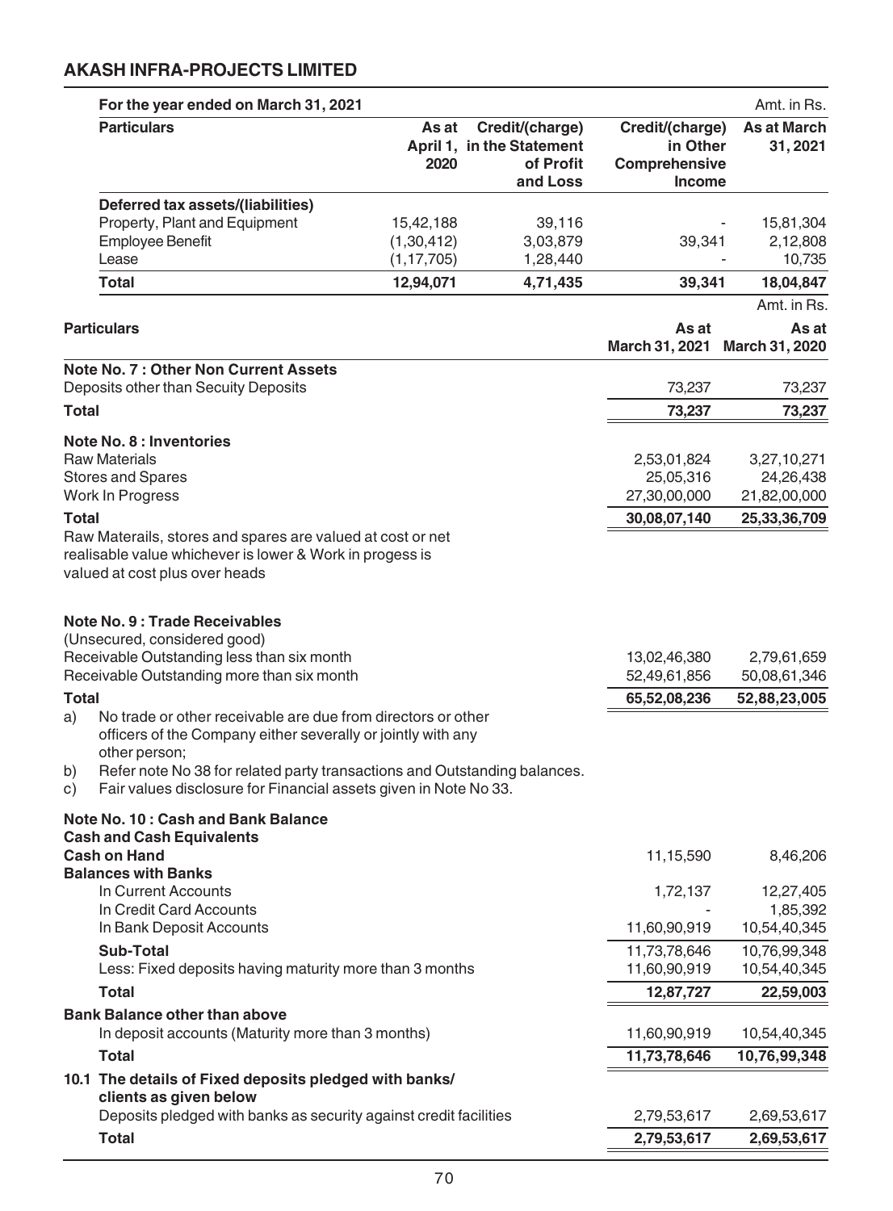## AKASH INFRA-PROJECTS LIMITED

**For the year ended on March 31, 2021** — Amt. in Rs.

| Particulars | As at April 1, 2020 | Credit/(charge) in the Statement of Profit and Loss | Credit/(charge) in Other Comprehensive Income | As at March 31, 2021 |
|---|---|---|---|---|
| **Deferred tax assets/(liabilities)** | | | | |
| Property, Plant and Equipment | 15,42,188 | 39,116 | - | 15,81,304 |
| Employee Benefit | (1,30,412) | 3,03,879 | 39,341 | 2,12,808 |
| Lease | (1,17,705) | 1,28,440 | - | 10,735 |
| **Total** | **12,94,071** | **4,71,435** | **39,341** | **18,04,847** |

Amt. in Rs.

| Particulars | As at March 31, 2021 | As at March 31, 2020 |
|---|---|---|
| **Note No. 7 : Other Non Current Assets** | | |
| Deposits other than Secuity Deposits | 73,237 | 73,237 |
| **Total** | **73,237** | **73,237** |
| **Note No. 8 : Inventories** | | |
| Raw Materials | 2,53,01,824 | 3,27,10,271 |
| Stores and Spares | 25,05,316 | 24,26,438 |
| Work In Progress | 27,30,00,000 | 21,82,00,000 |
| **Total** | **30,08,07,140** | **25,33,36,709** |

Raw Materails, stores and spares are valued at cost or net realisable value whichever is lower & Work in progess is valued at cost plus over heads

| Particulars | As at March 31, 2021 | As at March 31, 2020 |
|---|---|---|
| **Note No. 9 : Trade Receivables** | | |
| (Unsecured, considered good) | | |
| Receivable Outstanding less than six month | 13,02,46,380 | 2,79,61,659 |
| Receivable Outstanding more than six month | 52,49,61,856 | 50,08,61,346 |
| **Total** | **65,52,08,236** | **52,88,23,005** |

a) No trade or other receivable are due from directors or other officers of the Company either severally or jointly with any other person;

b) Refer note No 38 for related party transactions and Outstanding balances.

c) Fair values disclosure for Financial assets given in Note No 33.

| Particulars | As at March 31, 2021 | As at March 31, 2020 |
|---|---|---|
| **Note No. 10 : Cash and Bank Balance** | | |
| **Cash and Cash Equivalents** | | |
| **Cash on Hand** | 11,15,590 | 8,46,206 |
| **Balances with Banks** | | |
| In Current Accounts | 1,72,137 | 12,27,405 |
| In Credit Card Accounts | - | 1,85,392 |
| In Bank Deposit Accounts | 11,60,90,919 | 10,54,40,345 |
| **Sub-Total** | 11,73,78,646 | 10,76,99,348 |
| Less: Fixed deposits having maturity more than 3 months | 11,60,90,919 | 10,54,40,345 |
| **Total** | **12,87,727** | **22,59,003** |
| **Bank Balance other than above** | | |
| In deposit accounts (Maturity more than 3 months) | 11,60,90,919 | 10,54,40,345 |
| **Total** | **11,73,78,646** | **10,76,99,348** |
| **10.1 The details of Fixed deposits pledged with banks/ clients as given below** | | |
| Deposits pledged with banks as security against credit facilities | 2,79,53,617 | 2,69,53,617 |
| **Total** | **2,79,53,617** | **2,69,53,617** |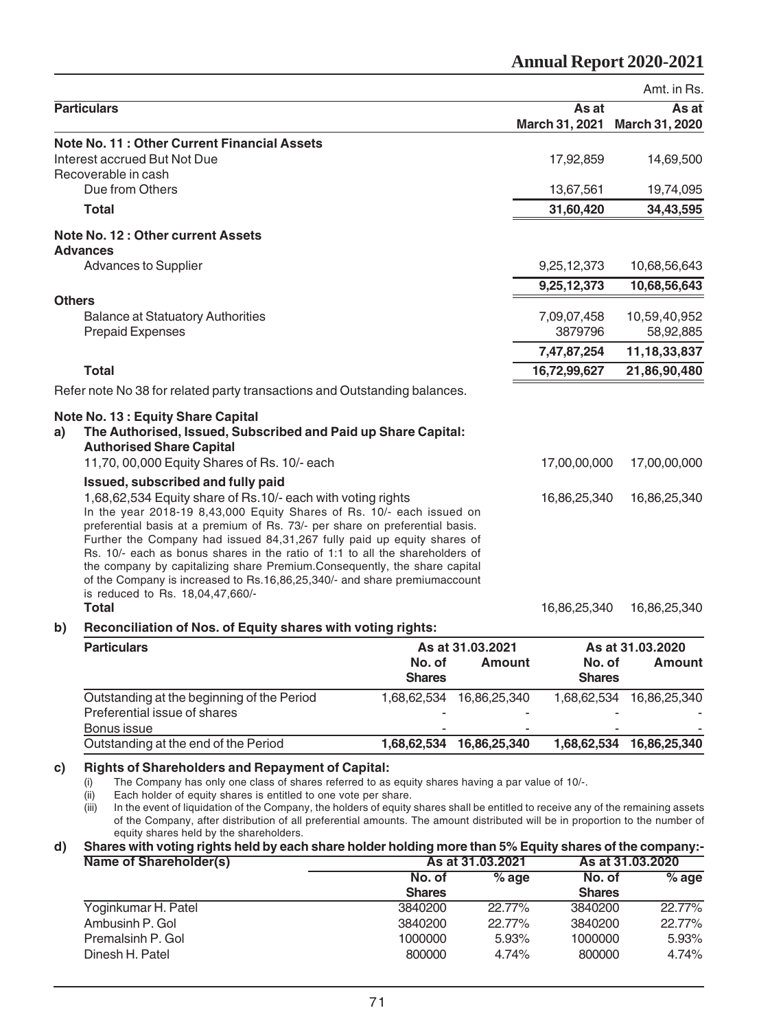Amt. in Rs.

| Particulars | As at March 31, 2021 | As at March 31, 2020 |
|---|---|---|
| **Note No. 11 : Other Current Financial Assets** | | |
| Interest accrued But Not Due | 17,92,859 | 14,69,500 |
| Recoverable in cash | | |
| Due from Others | 13,67,561 | 19,74,095 |
| **Total** | **31,60,420** | **34,43,595** |
| **Note No. 12 : Other current Assets** | | |
| **Advances** | | |
| Advances to Supplier | 9,25,12,373 | 10,68,56,643 |
| | **9,25,12,373** | **10,68,56,643** |
| **Others** | | |
| Balance at Statuatory Authorities | 7,09,07,458 | 10,59,40,952 |
| Prepaid Expenses | 3879796 | 58,92,885 |
| | **7,47,87,254** | **11,18,33,837** |
| **Total** | **16,72,99,627** | **21,86,90,480** |

Refer note No 38 for related party transactions and Outstanding balances.

**Note No. 13 : Equity Share Capital**

**a) The Authorised, Issued, Subscribed and Paid up Share Capital:**

| Particulars | As at March 31, 2021 | As at March 31, 2020 |
|---|---|---|
| **Authorised Share Capital** | | |
| 11,70, 00,000 Equity Shares of Rs. 10/- each | 17,00,00,000 | 17,00,00,000 |
| **Issued, subscribed and fully paid** | | |
| 1,68,62,534 Equity share of Rs.10/- each with voting rights | 16,86,25,340 | 16,86,25,340 |
| In the year 2018-19 8,43,000 Equity Shares of Rs. 10/- each issued on preferential basis at a premium of Rs. 73/- per share on preferential basis. Further the Company had issued 84,31,267 fully paid up equity shares of Rs. 10/- each as bonus shares in the ratio of 1:1 to all the shareholders of the company by capitalizing share Premium.Consequently, the share capital of the Company is increased to Rs.16,86,25,340/- and share premiumaccount is reduced to Rs. 18,04,47,660/- | | |
| **Total** | 16,86,25,340 | 16,86,25,340 |

**b) Reconciliation of Nos. of Equity shares with voting rights:**

| Particulars | As at 31.03.2021 | | As at 31.03.2020 | |
|---|---|---|---|---|
| | No. of Shares | Amount | No. of Shares | Amount |
| Outstanding at the beginning of the Period | 1,68,62,534 | 16,86,25,340 | 1,68,62,534 | 16,86,25,340 |
| Preferential issue of shares | - | - | - | - |
| Bonus issue | - | - | - | - |
| Outstanding at the end of the Period | **1,68,62,534** | **16,86,25,340** | **1,68,62,534** | **16,86,25,340** |

**c) Rights of Shareholders and Repayment of Capital:**

(i) The Company has only one class of shares referred to as equity shares having a par value of 10/-.

(ii) Each holder of equity shares is entitled to one vote per share.

(iii) In the event of liquidation of the Company, the holders of equity shares shall be entitled to receive any of the remaining assets of the Company, after distribution of all preferential amounts. The amount distributed will be in proportion to the number of equity shares held by the shareholders.

**d) Shares with voting rights held by each share holder holding more than 5% Equity shares of the company:-**

| Name of Shareholder(s) | As at 31.03.2021 | | As at 31.03.2020 | |
|---|---|---|---|---|
| | No. of Shares | % age | No. of Shares | % age |
| Yoginkumar H. Patel | 3840200 | 22.77% | 3840200 | 22.77% |
| Ambusinh P. Gol | 3840200 | 22.77% | 3840200 | 22.77% |
| Premalsinh P. Gol | 1000000 | 5.93% | 1000000 | 5.93% |
| Dinesh H. Patel | 800000 | 4.74% | 800000 | 4.74% |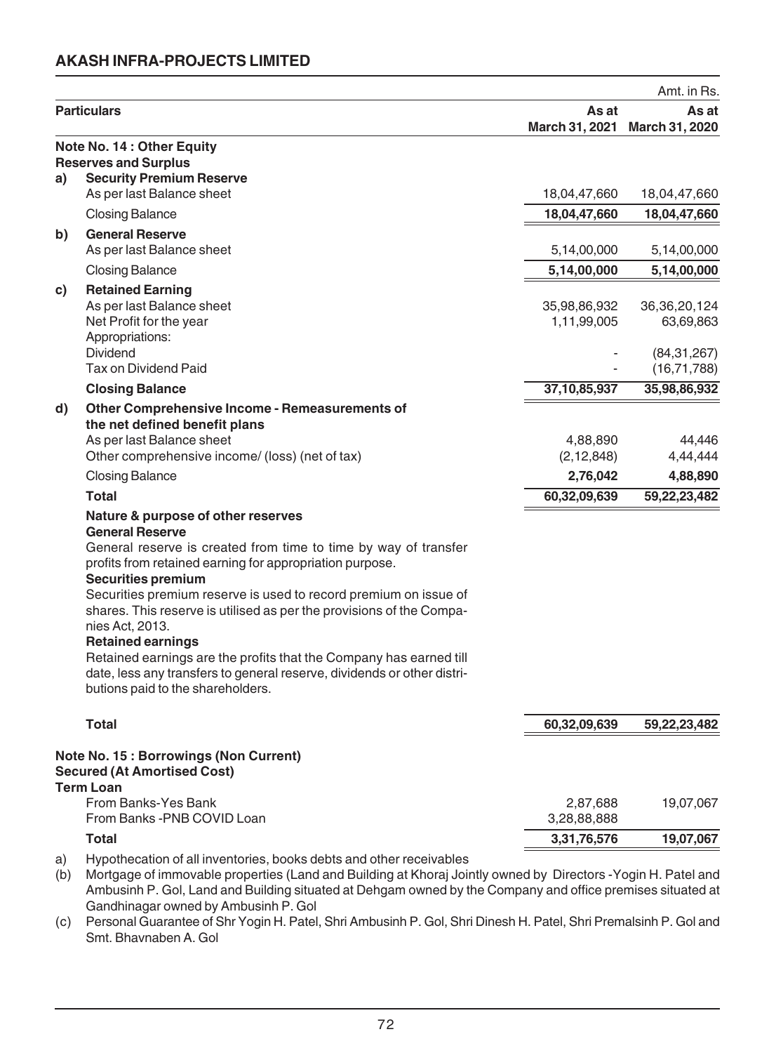Amt. in Rs.

| | Particulars | As at March 31, 2021 | As at March 31, 2020 |
|---|---|---|---|
| | **Note No. 14 : Other Equity** | | |
| | **Reserves and Surplus** | | |
| **a)** | **Security Premium Reserve** | | |
| | As per last Balance sheet | 18,04,47,660 | 18,04,47,660 |
| | Closing Balance | **18,04,47,660** | **18,04,47,660** |
| **b)** | **General Reserve** | | |
| | As per last Balance sheet | 5,14,00,000 | 5,14,00,000 |
| | Closing Balance | **5,14,00,000** | **5,14,00,000** |
| **c)** | **Retained Earning** | | |
| | As per last Balance sheet | 35,98,86,932 | 36,36,20,124 |
| | Net Profit for the year | 1,11,99,005 | 63,69,863 |
| | Appropriations: | | |
| | Dividend | - | (84,31,267) |
| | Tax on Dividend Paid | - | (16,71,788) |
| | **Closing Balance** | **37,10,85,937** | **35,98,86,932** |
| **d)** | **Other Comprehensive Income - Remeasurements of the net defined benefit plans** | | |
| | As per last Balance sheet | 4,88,890 | 44,446 |
| | Other comprehensive income/ (loss) (net of tax) | (2,12,848) | 4,44,444 |
| | Closing Balance | **2,76,042** | **4,88,890** |
| | **Total** | **60,32,09,639** | **59,22,23,482** |

**Nature & purpose of other reserves**

**General Reserve**

General reserve is created from time to time by way of transfer profits from retained earning for appropriation purpose.

**Securities premium**

Securities premium reserve is used to record premium on issue of shares. This reserve is utilised as per the provisions of the Companies Act, 2013.

**Retained earnings**

Retained earnings are the profits that the Company has earned till date, less any transfers to general reserve, dividends or other distributions paid to the shareholders.

| | As at March 31, 2021 | As at March 31, 2020 |
|---|---|---|
| **Total** | **60,32,09,639** | **59,22,23,482** |

| Particulars | As at March 31, 2021 | As at March 31, 2020 |
|---|---|---|
| **Note No. 15 : Borrowings (Non Current)** | | |
| **Secured (At Amortised Cost)** | | |
| **Term Loan** | | |
| From Banks-Yes Bank | 2,87,688 | 19,07,067 |
| From Banks -PNB COVID Loan | 3,28,88,888 | |
| **Total** | **3,31,76,576** | **19,07,067** |

a) Hypothecation of all inventories, books debts and other receivables

(b) Mortgage of immovable properties (Land and Building at Khoraj Jointly owned by Directors -Yogin H. Patel and Ambusinh P. Gol, Land and Building situated at Dehgam owned by the Company and office premises situated at Gandhinagar owned by Ambusinh P. Gol

(c) Personal Guarantee of Shr Yogin H. Patel, Shri Ambusinh P. Gol, Shri Dinesh H. Patel, Shri Premalsinh P. Gol and Smt. Bhavnaben A. Gol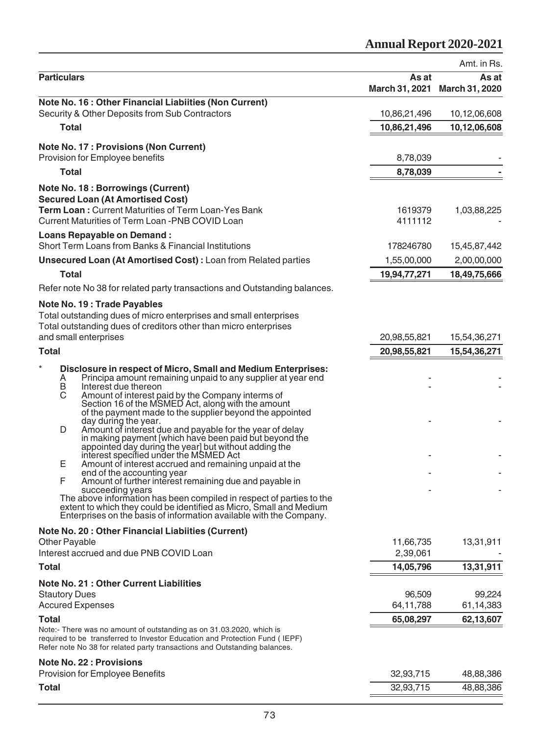Amt. in Rs.

| Particulars | As at March 31, 2021 | As at March 31, 2020 |
|---|---|---|
| **Note No. 16 : Other Financial Liabiities (Non Current)** | | |
| Security & Other Deposits from Sub Contractors | 10,86,21,496 | 10,12,06,608 |
| **Total** | **10,86,21,496** | **10,12,06,608** |
| **Note No. 17 : Provisions (Non Current)** | | |
| Provision for Employee benefits | 8,78,039 | - |
| **Total** | **8,78,039** | **-** |
| **Note No. 18 : Borrowings (Current)** | | |
| **Secured Loan (At Amortised Cost)** | | |
| **Term Loan :** Current Maturities of Term Loan-Yes Bank | 1619379 | 1,03,88,225 |
| Current Maturities of Term Loan -PNB COVID Loan | 4111112 | - |
| **Loans Repayable on Demand :** | | |
| Short Term Loans from Banks & Financial Institutions | 178246780 | 15,45,87,442 |
| **Unsecured Loan (At Amortised Cost) :** Loan from Related parties | 1,55,00,000 | 2,00,00,000 |
| **Total** | **19,94,77,271** | **18,49,75,666** |

Refer note No 38 for related party transactions and Outstanding balances.

| Particulars | As at March 31, 2021 | As at March 31, 2020 |
|---|---|---|
| **Note No. 19 : Trade Payables** | | |
| Total outstanding dues of micro enterprises and small enterprises | | |
| Total outstanding dues of creditors other than micro enterprises and small enterprises | 20,98,55,821 | 15,54,36,271 |
| **Total** | **20,98,55,821** | **15,54,36,271** |

\* **Disclosure in respect of Micro, Small and Medium Enterprises:**

| | Particulars | As at March 31, 2021 | As at March 31, 2020 |
|---|---|---|---|
| A | Principa amount remaining unpaid to any supplier at year end | - | - |
| B | Interest due thereon | - | - |
| C | Amount of interest paid by the Company interms of Section 16 of the MSMED Act, along with the amount of the payment made to the supplier beyond the appointed day during the year. | - | - |
| D | Amount of interest due and payable for the year of delay in making payment [which have been paid but beyond the appointed day during the year] but without adding the interest specified under the MSMED Act | - | - |
| E | Amount of interest accrued and remaining unpaid at the end of the accounting year | - | - |
| F | Amount of further interest remaining due and payable in succeeding years | - | - |

The above information has been compiled in respect of parties to the extent to which they could be identified as Micro, Small and Medium Enterprises on the basis of information available with the Company.

| Particulars | As at March 31, 2021 | As at March 31, 2020 |
|---|---|---|
| **Note No. 20 : Other Financial Liabiities (Current)** | | |
| Other Payable | 11,66,735 | 13,31,911 |
| Interest accrued and due PNB COVID Loan | 2,39,061 | - |
| **Total** | **14,05,796** | **13,31,911** |
| **Note No. 21 : Other Current Liabilities** | | |
| Stautory Dues | 96,509 | 99,224 |
| Accured Expenses | 64,11,788 | 61,14,383 |
| **Total** | **65,08,297** | **62,13,607** |

Note:- There was no amount of outstanding as on 31.03.2020, which is required to be transferred to Investor Education and Protection Fund ( IEPF)
Refer note No 38 for related party transactions and Outstanding balances.

| Particulars | As at March 31, 2021 | As at March 31, 2020 |
|---|---|---|
| **Note No. 22 : Provisions** | | |
| Provision for Employee Benefits | 32,93,715 | 48,88,386 |
| **Total** | 32,93,715 | 48,88,386 |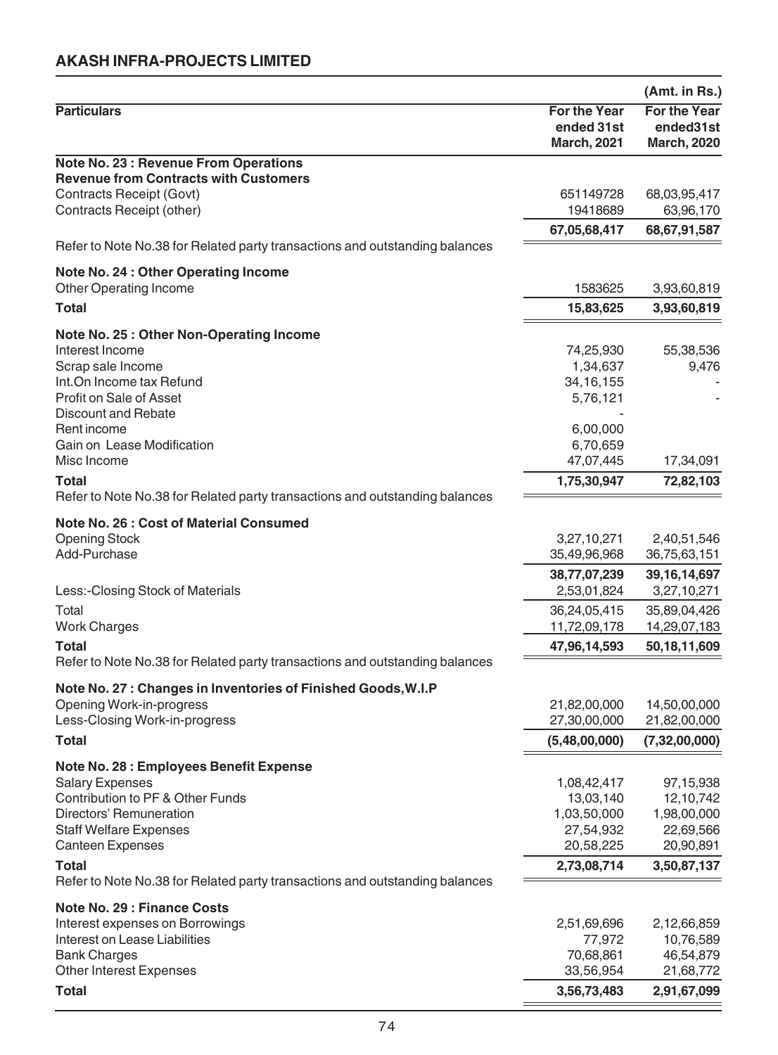## AKASH INFRA-PROJECTS LIMITED

(Amt. in Rs.)

| Particulars | For the Year ended 31st March, 2021 | For the Year ended31st March, 2020 |
|---|---|---|
| **Note No. 23 : Revenue From Operations** | | |
| **Revenue from Contracts with Customers** | | |
| Contracts Receipt (Govt) | 651149728 | 68,03,95,417 |
| Contracts Receipt (other) | 19418689 | 63,96,170 |
| | **67,05,68,417** | **68,67,91,587** |
| Refer to Note No.38 for Related party transactions and outstanding balances | | |
| **Note No. 24 : Other Operating Income** | | |
| Other Operating Income | 1583625 | 3,93,60,819 |
| **Total** | **15,83,625** | **3,93,60,819** |
| **Note No. 25 : Other Non-Operating Income** | | |
| Interest Income | 74,25,930 | 55,38,536 |
| Scrap sale Income | 1,34,637 | 9,476 |
| Int.On Income tax Refund | 34,16,155 | - |
| Profit on Sale of Asset | 5,76,121 | - |
| Discount and Rebate | - | |
| Rent income | 6,00,000 | |
| Gain on Lease Modification | 6,70,659 | |
| Misc Income | 47,07,445 | 17,34,091 |
| **Total** | **1,75,30,947** | **72,82,103** |
| Refer to Note No.38 for Related party transactions and outstanding balances | | |
| **Note No. 26 : Cost of Material Consumed** | | |
| Opening Stock | 3,27,10,271 | 2,40,51,546 |
| Add-Purchase | 35,49,96,968 | 36,75,63,151 |
| | **38,77,07,239** | **39,16,14,697** |
| Less:-Closing Stock of Materials | 2,53,01,824 | 3,27,10,271 |
| Total | 36,24,05,415 | 35,89,04,426 |
| Work Charges | 11,72,09,178 | 14,29,07,183 |
| **Total** | **47,96,14,593** | **50,18,11,609** |
| Refer to Note No.38 for Related party transactions and outstanding balances | | |
| **Note No. 27 : Changes in Inventories of Finished Goods,W.I.P** | | |
| Opening Work-in-progress | 21,82,00,000 | 14,50,00,000 |
| Less-Closing Work-in-progress | 27,30,00,000 | 21,82,00,000 |
| **Total** | **(5,48,00,000)** | **(7,32,00,000)** |
| **Note No. 28 : Employees Benefit Expense** | | |
| Salary Expenses | 1,08,42,417 | 97,15,938 |
| Contribution to PF & Other Funds | 13,03,140 | 12,10,742 |
| Directors' Remuneration | 1,03,50,000 | 1,98,00,000 |
| Staff Welfare Expenses | 27,54,932 | 22,69,566 |
| Canteen Expenses | 20,58,225 | 20,90,891 |
| **Total** | **2,73,08,714** | **3,50,87,137** |
| Refer to Note No.38 for Related party transactions and outstanding balances | | |
| **Note No. 29 : Finance Costs** | | |
| Interest expenses on Borrowings | 2,51,69,696 | 2,12,66,859 |
| Interest on Lease Liabilities | 77,972 | 10,76,589 |
| Bank Charges | 70,68,861 | 46,54,879 |
| Other Interest Expenses | 33,56,954 | 21,68,772 |
| **Total** | **3,56,73,483** | **2,91,67,099** |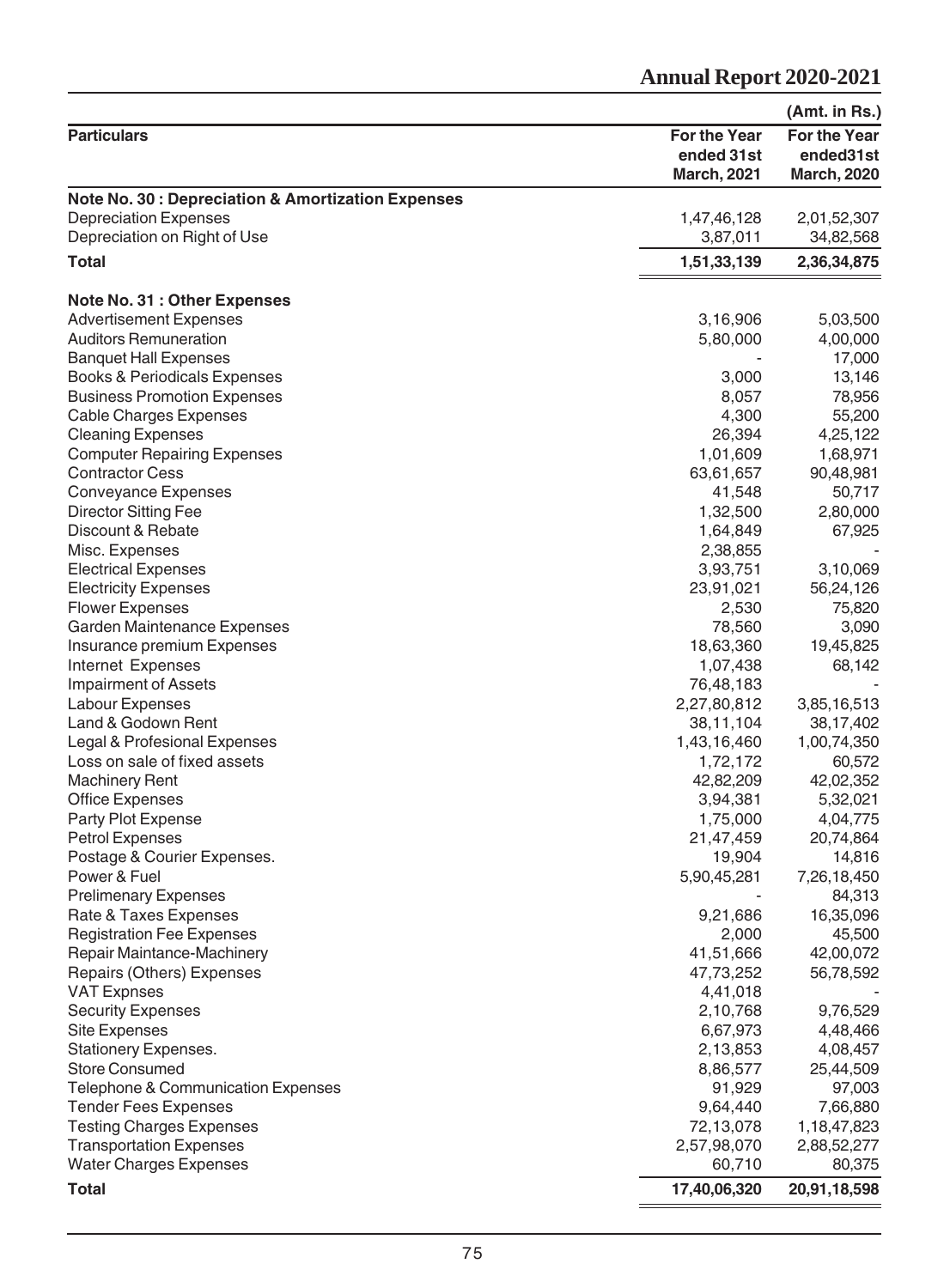| | | (Amt. in Rs.) |
|---|---|---|
| **Particulars** | **For the Year ended 31st March, 2021** | **For the Year ended31st March, 2020** |
| **Note No. 30 : Depreciation & Amortization Expenses** | | |
| Depreciation Expenses | 1,47,46,128 | 2,01,52,307 |
| Depreciation on Right of Use | 3,87,011 | 34,82,568 |
| **Total** | **1,51,33,139** | **2,36,34,875** |
| **Note No. 31 : Other Expenses** | | |
| Advertisement Expenses | 3,16,906 | 5,03,500 |
| Auditors Remuneration | 5,80,000 | 4,00,000 |
| Banquet Hall Expenses | - | 17,000 |
| Books & Periodicals Expenses | 3,000 | 13,146 |
| Business Promotion Expenses | 8,057 | 78,956 |
| Cable Charges Expenses | 4,300 | 55,200 |
| Cleaning Expenses | 26,394 | 4,25,122 |
| Computer Repairing Expenses | 1,01,609 | 1,68,971 |
| Contractor Cess | 63,61,657 | 90,48,981 |
| Conveyance Expenses | 41,548 | 50,717 |
| Director Sitting Fee | 1,32,500 | 2,80,000 |
| Discount & Rebate | 1,64,849 | 67,925 |
| Misc. Expenses | 2,38,855 | - |
| Electrical Expenses | 3,93,751 | 3,10,069 |
| Electricity Expenses | 23,91,021 | 56,24,126 |
| Flower Expenses | 2,530 | 75,820 |
| Garden Maintenance Expenses | 78,560 | 3,090 |
| Insurance premium Expenses | 18,63,360 | 19,45,825 |
| Internet Expenses | 1,07,438 | 68,142 |
| Impairment of Assets | 76,48,183 | - |
| Labour Expenses | 2,27,80,812 | 3,85,16,513 |
| Land & Godown Rent | 38,11,104 | 38,17,402 |
| Legal & Profesional Expenses | 1,43,16,460 | 1,00,74,350 |
| Loss on sale of fixed assets | 1,72,172 | 60,572 |
| Machinery Rent | 42,82,209 | 42,02,352 |
| Office Expenses | 3,94,381 | 5,32,021 |
| Party Plot Expense | 1,75,000 | 4,04,775 |
| Petrol Expenses | 21,47,459 | 20,74,864 |
| Postage & Courier Expenses. | 19,904 | 14,816 |
| Power & Fuel | 5,90,45,281 | 7,26,18,450 |
| Prelimenary Expenses | - | 84,313 |
| Rate & Taxes Expenses | 9,21,686 | 16,35,096 |
| Registration Fee Expenses | 2,000 | 45,500 |
| Repair Maintance-Machinery | 41,51,666 | 42,00,072 |
| Repairs (Others) Expenses | 47,73,252 | 56,78,592 |
| VAT Expnses | 4,41,018 | - |
| Security Expenses | 2,10,768 | 9,76,529 |
| Site Expenses | 6,67,973 | 4,48,466 |
| Stationery Expenses. | 2,13,853 | 4,08,457 |
| Store Consumed | 8,86,577 | 25,44,509 |
| Telephone & Communication Expenses | 91,929 | 97,003 |
| Tender Fees Expenses | 9,64,440 | 7,66,880 |
| Testing Charges Expenses | 72,13,078 | 1,18,47,823 |
| Transportation Expenses | 2,57,98,070 | 2,88,52,277 |
| Water Charges Expenses | 60,710 | 80,375 |
| **Total** | **17,40,06,320** | **20,91,18,598** |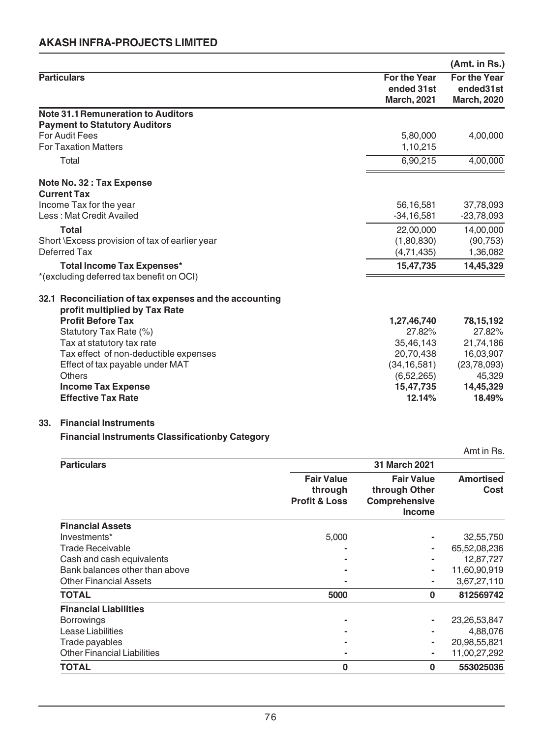## AKASH INFRA-PROJECTS LIMITED

(Amt. in Rs.)

| Particulars | For the Year ended 31st March, 2021 | For the Year ended31st March, 2020 |
|---|---|---|
| **Note 31.1 Remuneration to Auditors** | | |
| **Payment to Statutory Auditors** | | |
| For Audit Fees | 5,80,000 | 4,00,000 |
| For Taxation Matters | 1,10,215 | |
| Total | 6,90,215 | 4,00,000 |
| **Note No. 32 : Tax Expense** | | |
| **Current Tax** | | |
| Income Tax for the year | 56,16,581 | 37,78,093 |
| Less : Mat Credit Availed | -34,16,581 | -23,78,093 |
| **Total** | 22,00,000 | 14,00,000 |
| Short \Excess provision of tax of earlier year | (1,80,830) | (90,753) |
| Deferred Tax | (4,71,435) | 1,36,082 |
| **Total Income Tax Expenses*** | **15,47,735** | **14,45,329** |
| *(excluding deferred tax benefit on OCI) | | |
| **32.1 Reconciliation of tax expenses and the accounting profit multiplied by Tax Rate** | | |
| **Profit Before Tax** | **1,27,46,740** | **78,15,192** |
| Statutory Tax Rate (%) | 27.82% | 27.82% |
| Tax at statutory tax rate | 35,46,143 | 21,74,186 |
| Tax effect of non-deductible expenses | 20,70,438 | 16,03,907 |
| Effect of tax payable under MAT | (34,16,581) | (23,78,093) |
| Others | (6,52,265) | 45,329 |
| **Income Tax Expense** | **15,47,735** | **14,45,329** |
| **Effective Tax Rate** | **12.14%** | **18.49%** |

### 33. Financial Instruments

**Financial Instruments Classificationby Category**

Amt in Rs.

| Particulars | 31 March 2021 | | |
|---|---|---|---|
| | Fair Value through Profit & Loss | Fair Value through Other Comprehensive Income | Amortised Cost |
| **Financial Assets** | | | |
| Investments* | 5,000 | - | 32,55,750 |
| Trade Receivable | - | - | 65,52,08,236 |
| Cash and cash equivalents | - | - | 12,87,727 |
| Bank balances other than above | - | - | 11,60,90,919 |
| Other Financial Assets | - | - | 3,67,27,110 |
| **TOTAL** | **5000** | **0** | **812569742** |
| **Financial Liabilities** | | | |
| Borrowings | - | - | 23,26,53,847 |
| Lease Liabilities | - | - | 4,88,076 |
| Trade payables | - | - | 20,98,55,821 |
| Other Financial Liabilities | - | - | 11,00,27,292 |
| **TOTAL** | **0** | **0** | **553025036** |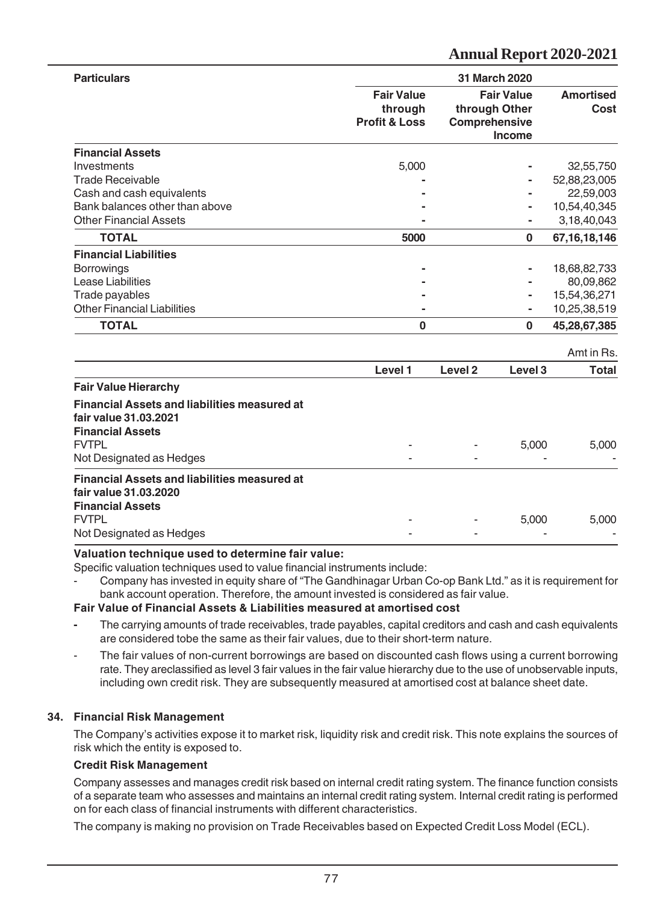| Particulars | 31 March 2020 | | |
|---|---|---|---|
| | Fair Value through Profit & Loss | Fair Value through Other Comprehensive Income | Amortised Cost |
| **Financial Assets** | | | |
| Investments | 5,000 | - | 32,55,750 |
| Trade Receivable | - | - | 52,88,23,005 |
| Cash and cash equivalents | - | - | 22,59,003 |
| Bank balances other than above | - | - | 10,54,40,345 |
| Other Financial Assets | - | - | 3,18,40,043 |
| **TOTAL** | **5000** | **0** | **67,16,18,146** |
| **Financial Liabilities** | | | |
| Borrowings | - | - | 18,68,82,733 |
| Lease Liabilities | - | - | 80,09,862 |
| Trade payables | - | - | 15,54,36,271 |
| Other Financial Liabilities | - | - | 10,25,38,519 |
| **TOTAL** | **0** | **0** | **45,28,67,385** |

Amt in Rs.

| | Level 1 | Level 2 | Level 3 | Total |
|---|---|---|---|---|
| **Fair Value Hierarchy** | | | | |
| **Financial Assets and liabilities measured at fair value 31.03.2021** | | | | |
| **Financial Assets** | | | | |
| FVTPL | - | - | 5,000 | 5,000 |
| Not Designated as Hedges | - | - | - | - |
| **Financial Assets and liabilities measured at fair value 31.03.2020** | | | | |
| **Financial Assets** | | | | |
| FVTPL | - | - | 5,000 | 5,000 |
| Not Designated as Hedges | - | - | - | - |

**Valuation technique used to determine fair value:**

Specific valuation techniques used to value financial instruments include:

- Company has invested in equity share of "The Gandhinagar Urban Co-op Bank Ltd." as it is requirement for bank account operation. Therefore, the amount invested is considered as fair value.

**Fair Value of Financial Assets & Liabilities measured at amortised cost**

- The carrying amounts of trade receivables, trade payables, capital creditors and cash and cash equivalents are considered tobe the same as their fair values, due to their short-term nature.
- The fair values of non-current borrowings are based on discounted cash flows using a current borrowing rate. They areclassified as level 3 fair values in the fair value hierarchy due to the use of unobservable inputs, including own credit risk. They are subsequently measured at amortised cost at balance sheet date.

## 34. Financial Risk Management

The Company's activities expose it to market risk, liquidity risk and credit risk. This note explains the sources of risk which the entity is exposed to.

**Credit Risk Management**

Company assesses and manages credit risk based on internal credit rating system. The finance function consists of a separate team who assesses and maintains an internal credit rating system. Internal credit rating is performed on for each class of financial instruments with different characteristics.

The company is making no provision on Trade Receivables based on Expected Credit Loss Model (ECL).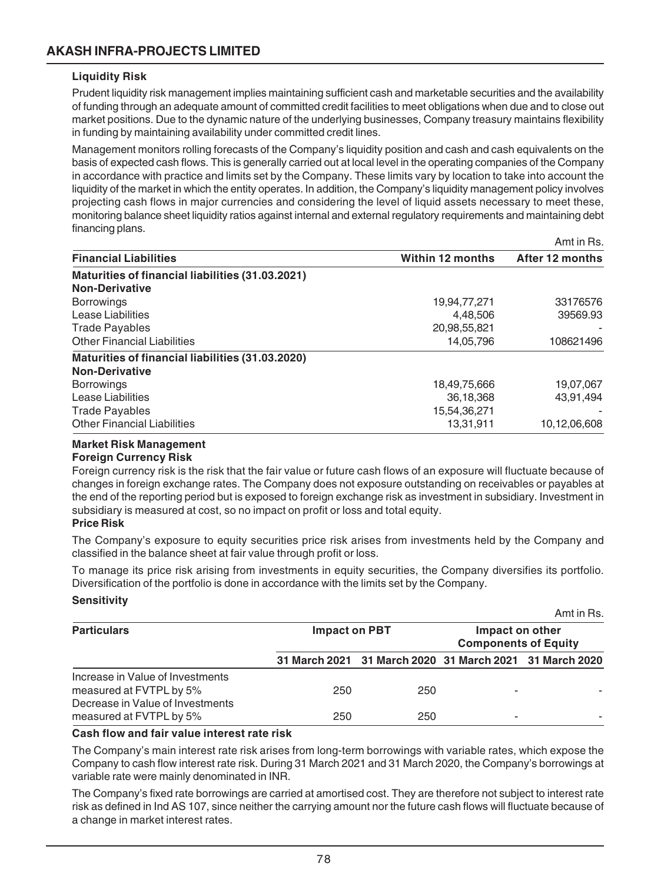### Liquidity Risk

Prudent liquidity risk management implies maintaining sufficient cash and marketable securities and the availability of funding through an adequate amount of committed credit facilities to meet obligations when due and to close out market positions. Due to the dynamic nature of the underlying businesses, Company treasury maintains flexibility in funding by maintaining availability under committed credit lines.

Management monitors rolling forecasts of the Company's liquidity position and cash and cash equivalents on the basis of expected cash flows. This is generally carried out at local level in the operating companies of the Company in accordance with practice and limits set by the Company. These limits vary by location to take into account the liquidity of the market in which the entity operates. In addition, the Company's liquidity management policy involves projecting cash flows in major currencies and considering the level of liquid assets necessary to meet these, monitoring balance sheet liquidity ratios against internal and external regulatory requirements and maintaining debt financing plans.

Amt in Rs.

| Financial Liabilities | Within 12 months | After 12 months |
|---|---|---|
| **Maturities of financial liabilities (31.03.2021)** | | |
| **Non-Derivative** | | |
| Borrowings | 19,94,77,271 | 33176576 |
| Lease Liabilities | 4,48,506 | 39569.93 |
| Trade Payables | 20,98,55,821 | - |
| Other Financial Liabilities | 14,05,796 | 108621496 |
| **Maturities of financial liabilities (31.03.2020)** | | |
| **Non-Derivative** | | |
| Borrowings | 18,49,75,666 | 19,07,067 |
| Lease Liabilities | 36,18,368 | 43,91,494 |
| Trade Payables | 15,54,36,271 | - |
| Other Financial Liabilities | 13,31,911 | 10,12,06,608 |

### Market Risk Management

**Foreign Currency Risk**

Foreign currency risk is the risk that the fair value or future cash flows of an exposure will fluctuate because of changes in foreign exchange rates. The Company does not exposure outstanding on receivables or payables at the end of the reporting period but is exposed to foreign exchange risk as investment in subsidiary. Investment in subsidiary is measured at cost, so no impact on profit or loss and total equity.

**Price Risk**

The Company's exposure to equity securities price risk arises from investments held by the Company and classified in the balance sheet at fair value through profit or loss.

To manage its price risk arising from investments in equity securities, the Company diversifies its portfolio. Diversification of the portfolio is done in accordance with the limits set by the Company.

**Sensitivity**

Amt in Rs.

| Particulars | Impact on PBT | | Impact on other Components of Equity | |
|---|---|---|---|---|
| | 31 March 2021 | 31 March 2020 | 31 March 2021 | 31 March 2020 |
| Increase in Value of Investments measured at FVTPL by 5% | 250 | 250 | - | - |
| Decrease in Value of Investments measured at FVTPL by 5% | 250 | 250 | - | - |

**Cash flow and fair value interest rate risk**

The Company's main interest rate risk arises from long-term borrowings with variable rates, which expose the Company to cash flow interest rate risk. During 31 March 2021 and 31 March 2020, the Company's borrowings at variable rate were mainly denominated in INR.

The Company's fixed rate borrowings are carried at amortised cost. They are therefore not subject to interest rate risk as defined in Ind AS 107, since neither the carrying amount nor the future cash flows will fluctuate because of a change in market interest rates.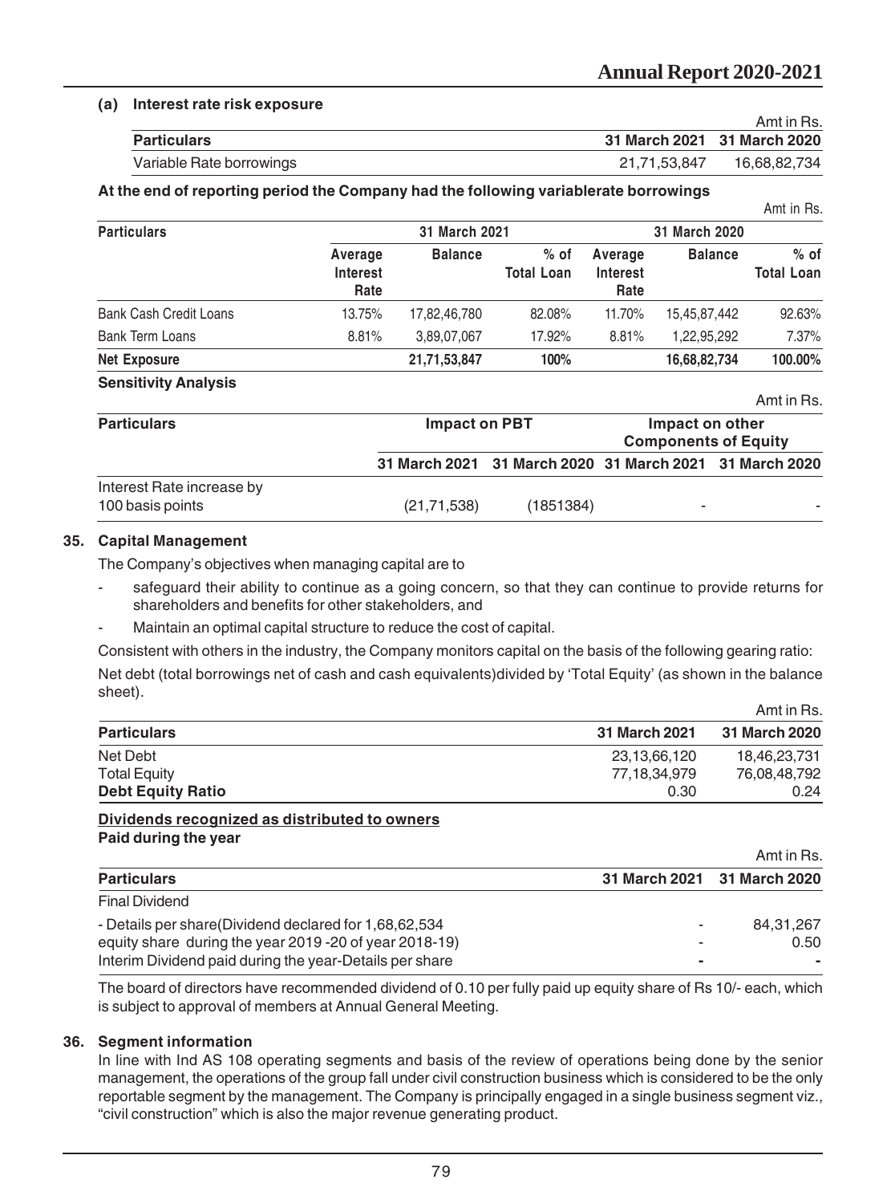**(a) Interest rate risk exposure**

Amt in Rs.

| Particulars | 31 March 2021 | 31 March 2020 |
|---|---|---|
| Variable Rate borrowings | 21,71,53,847 | 16,68,82,734 |

**At the end of reporting period the Company had the following variablerate borrowings**

Amt in Rs.

| Particulars | 31 March 2021 | | | 31 March 2020 | | |
|---|---|---|---|---|---|---|
| | Average Interest Rate | Balance | % of Total Loan | Average Interest Rate | Balance | % of Total Loan |
| Bank Cash Credit Loans | 13.75% | 17,82,46,780 | 82.08% | 11.70% | 15,45,87,442 | 92.63% |
| Bank Term Loans | 8.81% | 3,89,07,067 | 17.92% | 8.81% | 1,22,95,292 | 7.37% |
| **Net Exposure** | | **21,71,53,847** | **100%** | | **16,68,82,734** | **100.00%** |

**Sensitivity Analysis**

Amt in Rs.

| Particulars | Impact on PBT | | Impact on other Components of Equity | |
|---|---|---|---|---|
| | 31 March 2021 | 31 March 2020 | 31 March 2021 | 31 March 2020 |
| Interest Rate increase by 100 basis points | (21,71,538) | (1851384) | - | - |

## 35. Capital Management

The Company's objectives when managing capital are to

- safeguard their ability to continue as a going concern, so that they can continue to provide returns for shareholders and benefits for other stakeholders, and
- Maintain an optimal capital structure to reduce the cost of capital.

Consistent with others in the industry, the Company monitors capital on the basis of the following gearing ratio:

Net debt (total borrowings net of cash and cash equivalents)divided by 'Total Equity' (as shown in the balance sheet).

Amt in Rs.

| Particulars | 31 March 2021 | 31 March 2020 |
|---|---|---|
| Net Debt | 23,13,66,120 | 18,46,23,731 |
| Total Equity | 77,18,34,979 | 76,08,48,792 |
| **Debt Equity Ratio** | 0.30 | 0.24 |

**Dividends recognized as distributed to owners**

**Paid during the year**

Amt in Rs.

| Particulars | 31 March 2021 | 31 March 2020 |
|---|---|---|
| Final Dividend | | |
| - Details per share(Dividend declared for 1,68,62,534 | - | 84,31,267 |
| equity share during the year 2019 -20 of year 2018-19) | - | 0.50 |
| Interim Dividend paid during the year-Details per share | - | - |

The board of directors have recommended dividend of 0.10 per fully paid up equity share of Rs 10/- each, which is subject to approval of members at Annual General Meeting.

## 36. Segment information

In line with Ind AS 108 operating segments and basis of the review of operations being done by the senior management, the operations of the group fall under civil construction business which is considered to be the only reportable segment by the management. The Company is principally engaged in a single business segment viz., "civil construction" which is also the major revenue generating product.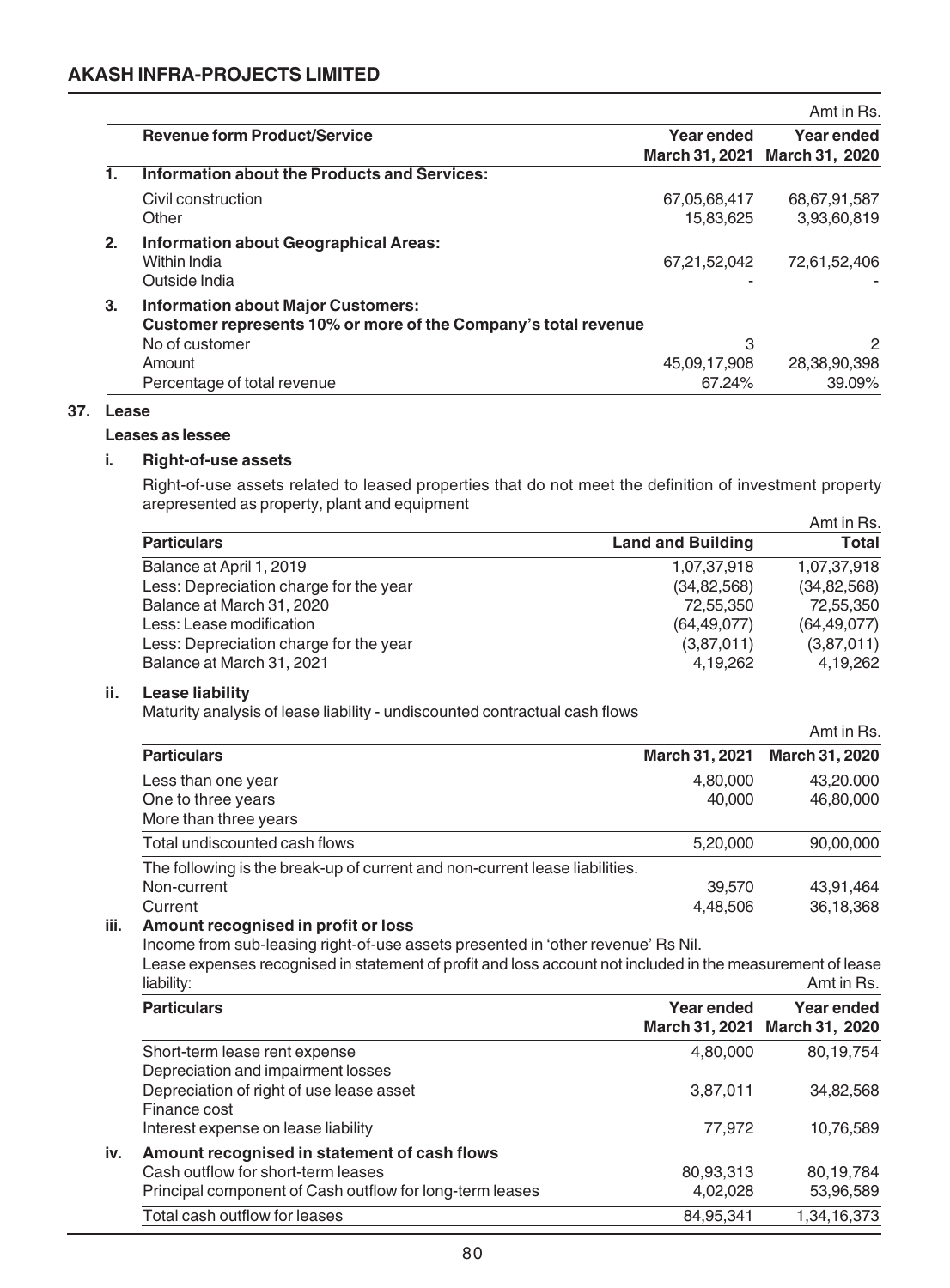| | Revenue form Product/Service | Year ended March 31, 2021 | Year ended March 31, 2020 |
|---|---|---|---|
| | | | Amt in Rs. |
| **1.** | **Information about the Products and Services:** | | |
| | Civil construction | 67,05,68,417 | 68,67,91,587 |
| | Other | 15,83,625 | 3,93,60,819 |
| **2.** | **Information about Geographical Areas:** | | |
| | Within India | 67,21,52,042 | 72,61,52,406 |
| | Outside India | - | - |
| **3.** | **Information about Major Customers:** | | |
| | **Customer represents 10% or more of the Company's total revenue** | | |
| | No of customer | 3 | 2 |
| | Amount | 45,09,17,908 | 28,38,90,398 |
| | Percentage of total revenue | 67.24% | 39.09% |

## 37. Lease

### Leases as lessee

#### i. Right-of-use assets

Right-of-use assets related to leased properties that do not meet the definition of investment property arepresented as property, plant and equipment

Amt in Rs.

| Particulars | Land and Building | Total |
|---|---|---|
| Balance at April 1, 2019 | 1,07,37,918 | 1,07,37,918 |
| Less: Depreciation charge for the year | (34,82,568) | (34,82,568) |
| Balance at March 31, 2020 | 72,55,350 | 72,55,350 |
| Less: Lease modification | (64,49,077) | (64,49,077) |
| Less: Depreciation charge for the year | (3,87,011) | (3,87,011) |
| Balance at March 31, 2021 | 4,19,262 | 4,19,262 |

#### ii. Lease liability

Maturity analysis of lease liability - undiscounted contractual cash flows

Amt in Rs.

| Particulars | March 31, 2021 | March 31, 2020 |
|---|---|---|
| Less than one year | 4,80,000 | 43,20.000 |
| One to three years | 40,000 | 46,80,000 |
| More than three years | | |
| Total undiscounted cash flows | 5,20,000 | 90,00,000 |
| The following is the break-up of current and non-current lease liabilities. | | |
| Non-current | 39,570 | 43,91,464 |
| Current | 4,48,506 | 36,18,368 |

#### iii. Amount recognised in profit or loss

Income from sub-leasing right-of-use assets presented in 'other revenue' Rs Nil.

Lease expenses recognised in statement of profit and loss account not included in the measurement of lease liability:

Amt in Rs.

| Particulars | Year ended March 31, 2021 | Year ended March 31, 2020 |
|---|---|---|
| Short-term lease rent expense | 4,80,000 | 80,19,754 |
| Depreciation and impairment losses | | |
| Depreciation of right of use lease asset | 3,87,011 | 34,82,568 |
| Finance cost | | |
| Interest expense on lease liability | 77,972 | 10,76,589 |

#### iv. Amount recognised in statement of cash flows

| Particulars | Year ended March 31, 2021 | Year ended March 31, 2020 |
|---|---|---|
| Cash outflow for short-term leases | 80,93,313 | 80,19,784 |
| Principal component of Cash outflow for long-term leases | 4,02,028 | 53,96,589 |
| Total cash outflow for leases | 84,95,341 | 1,34,16,373 |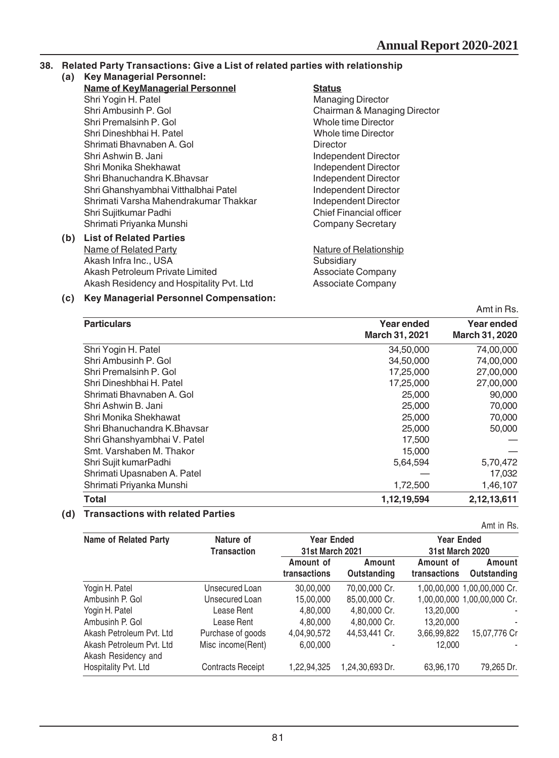## 38. Related Party Transactions: Give a List of related parties with relationship

### (a) Key Managerial Personnel:

| Name of KeyManagerial Personnel | Status |
|---|---|
| Shri Yogin H. Patel | Managing Director |
| Shri Ambusinh P. Gol | Chairman & Managing Director |
| Shri Premalsinh P. Gol | Whole time Director |
| Shri Dineshbhai H. Patel | Whole time Director |
| Shrimati Bhavnaben A. Gol | Director |
| Shri Ashwin B. Jani | Independent Director |
| Shri Monika Shekhawat | Independent Director |
| Shri Bhanuchandra K.Bhavsar | Independent Director |
| Shri Ghanshyambhai Vitthalbhai Patel | Independent Director |
| Shrimati Varsha Mahendrakumar Thakkar | Independent Director |
| Shri Sujitkumar Padhi | Chief Financial officer |
| Shrimati Priyanka Munshi | Company Secretary |

### (b) List of Related Parties

| Name of Related Party | Nature of Relationship |
|---|---|
| Akash Infra Inc., USA | Subsidiary |
| Akash Petroleum Private Limited | Associate Company |
| Akash Residency and Hospitality Pvt. Ltd | Associate Company |

### (c) Key Managerial Personnel Compensation:

Amt in Rs.

| Particulars | Year ended March 31, 2021 | Year ended March 31, 2020 |
|---|---|---|
| Shri Yogin H. Patel | 34,50,000 | 74,00,000 |
| Shri Ambusinh P. Gol | 34,50,000 | 74,00,000 |
| Shri Premalsinh P. Gol | 17,25,000 | 27,00,000 |
| Shri Dineshbhai H. Patel | 17,25,000 | 27,00,000 |
| Shrimati Bhavnaben A. Gol | 25,000 | 90,000 |
| Shri Ashwin B. Jani | 25,000 | 70,000 |
| Shri Monika Shekhawat | 25,000 | 70,000 |
| Shri Bhanuchandra K.Bhavsar | 25,000 | 50,000 |
| Shri Ghanshyambhai V. Patel | 17,500 | — |
| Smt. Varshaben M. Thakor | 15,000 | — |
| Shri Sujit kumarPadhi | 5,64,594 | 5,70,472 |
| Shrimati Upasnaben A. Patel | — | 17,032 |
| Shrimati Priyanka Munshi | 1,72,500 | 1,46,107 |
| **Total** | **1,12,19,594** | **2,12,13,611** |

### (d) Transactions with related Parties

Amt in Rs.

| Name of Related Party | Nature of Transaction | Year Ended 31st March 2021 | | Year Ended 31st March 2020 | |
|---|---|---|---|---|---|
| | | Amount of transactions | Amount Outstanding | Amount of transactions | Amount Outstanding |
| Yogin H. Patel | Unsecured Loan | 30,00,000 | 70,00,000 Cr. | 1,00,00,000 | 1,00,00,000 Cr. |
| Ambusinh P. Gol | Unsecured Loan | 15,00,000 | 85,00,000 Cr. | 1,00,00,000 | 1,00,00,000 Cr. |
| Yogin H. Patel | Lease Rent | 4,80,000 | 4,80,000 Cr. | 13,20,000 | - |
| Ambusinh P. Gol | Lease Rent | 4,80,000 | 4,80,000 Cr. | 13,20,000 | - |
| Akash Petroleum Pvt. Ltd | Purchase of goods | 4,04,90,572 | 44,53,441 Cr. | 3,66,99,822 | 15,07,776 Cr |
| Akash Petroleum Pvt. Ltd | Misc income(Rent) | 6,00,000 | - | 12,000 | - |
| Akash Residency and Hospitality Pvt. Ltd | Contracts Receipt | 1,22,94,325 | 1,24,30,693 Dr. | 63,96,170 | 79,265 Dr. |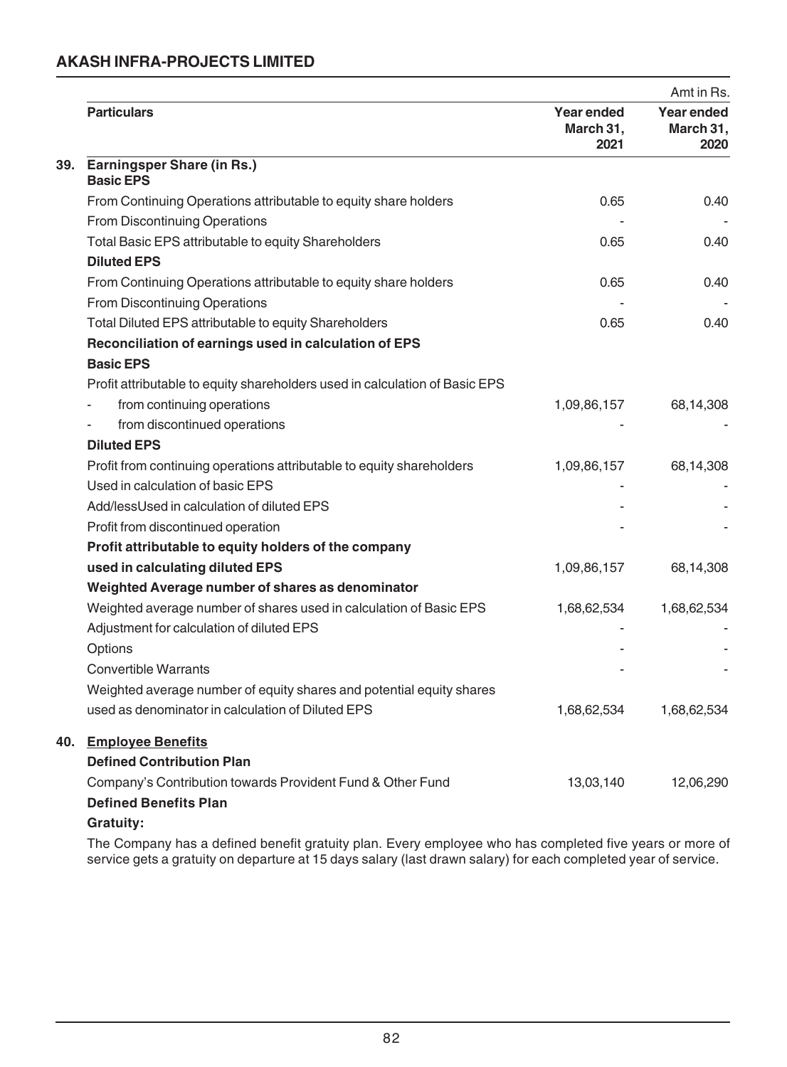Amt in Rs.

| | Particulars | Year ended March 31, 2021 | Year ended March 31, 2020 |
|---|---|---|---|
| **39.** | **Earningsper Share (in Rs.)** | | |
| | **Basic EPS** | | |
| | From Continuing Operations attributable to equity share holders | 0.65 | 0.40 |
| | From Discontinuing Operations | - | - |
| | Total Basic EPS attributable to equity Shareholders | 0.65 | 0.40 |
| | **Diluted EPS** | | |
| | From Continuing Operations attributable to equity share holders | 0.65 | 0.40 |
| | From Discontinuing Operations | - | - |
| | Total Diluted EPS attributable to equity Shareholders | 0.65 | 0.40 |
| | **Reconciliation of earnings used in calculation of EPS** | | |
| | **Basic EPS** | | |
| | Profit attributable to equity shareholders used in calculation of Basic EPS | | |
| | - from continuing operations | 1,09,86,157 | 68,14,308 |
| | - from discontinued operations | - | - |
| | **Diluted EPS** | | |
| | Profit from continuing operations attributable to equity shareholders | 1,09,86,157 | 68,14,308 |
| | Used in calculation of basic EPS | - | - |
| | Add/lessUsed in calculation of diluted EPS | - | - |
| | Profit from discontinued operation | - | - |
| | **Profit attributable to equity holders of the company used in calculating diluted EPS** | 1,09,86,157 | 68,14,308 |
| | **Weighted Average number of shares as denominator** | | |
| | Weighted average number of shares used in calculation of Basic EPS | 1,68,62,534 | 1,68,62,534 |
| | Adjustment for calculation of diluted EPS | - | - |
| | Options | - | - |
| | Convertible Warrants | - | - |
| | Weighted average number of equity shares and potential equity shares used as denominator in calculation of Diluted EPS | 1,68,62,534 | 1,68,62,534 |
| **40.** | **Employee Benefits** | | |
| | **Defined Contribution Plan** | | |
| | Company's Contribution towards Provident Fund & Other Fund | 13,03,140 | 12,06,290 |
| | **Defined Benefits Plan** | | |

**Gratuity:**

The Company has a defined benefit gratuity plan. Every employee who has completed five years or more of service gets a gratuity on departure at 15 days salary (last drawn salary) for each completed year of service.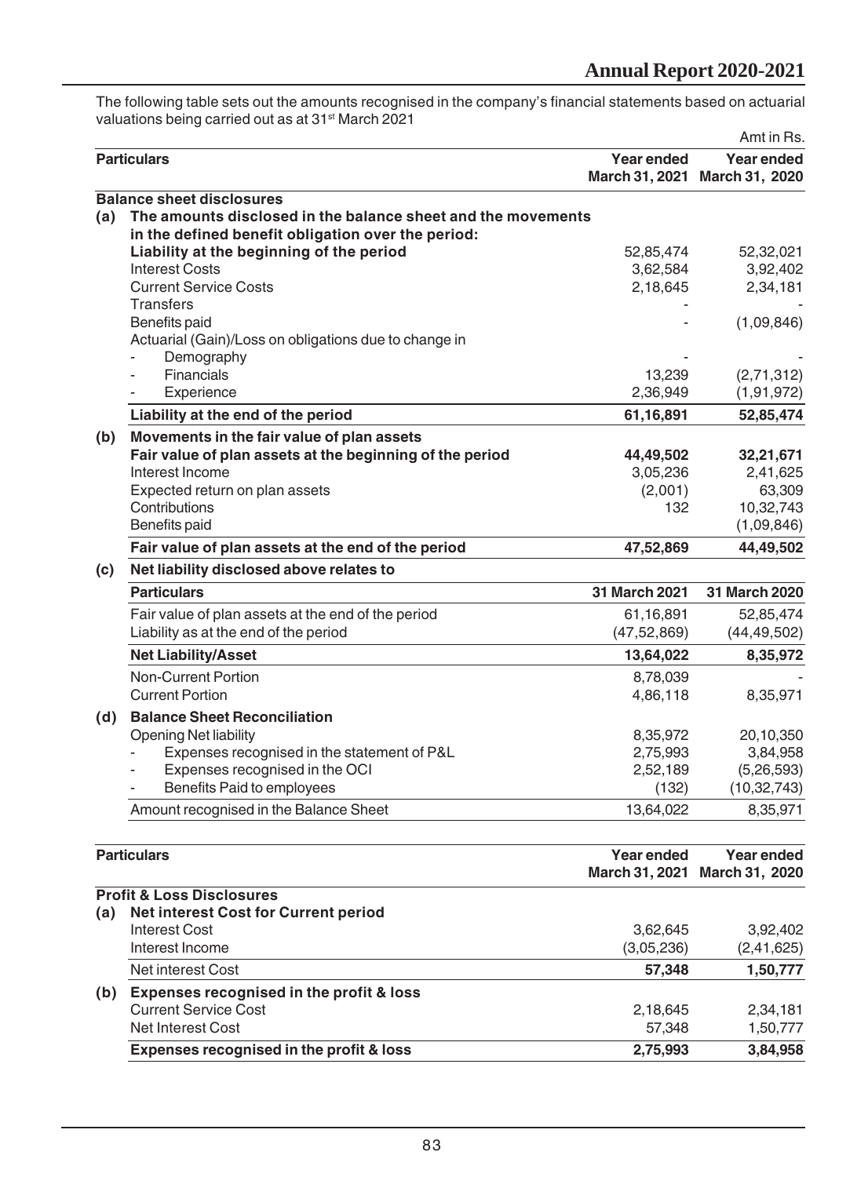The following table sets out the amounts recognised in the company's financial statements based on actuarial valuations being carried out as at 31st March 2021

Amt in Rs.

| | Particulars | Year ended March 31, 2021 | Year ended March 31, 2020 |
|---|---|---|---|
| | **Balance sheet disclosures** | | |
| **(a)** | **The amounts disclosed in the balance sheet and the movements in the defined benefit obligation over the period:** | | |
| | **Liability at the beginning of the period** | 52,85,474 | 52,32,021 |
| | Interest Costs | 3,62,584 | 3,92,402 |
| | Current Service Costs | 2,18,645 | 2,34,181 |
| | Transfers | - | - |
| | Benefits paid | - | (1,09,846) |
| | Actuarial (Gain)/Loss on obligations due to change in | | |
| | - Demography | - | - |
| | - Financials | 13,239 | (2,71,312) |
| | - Experience | 2,36,949 | (1,91,972) |
| | **Liability at the end of the period** | **61,16,891** | **52,85,474** |
| **(b)** | **Movements in the fair value of plan assets** | | |
| | **Fair value of plan assets at the beginning of the period** | **44,49,502** | **32,21,671** |
| | Interest Income | 3,05,236 | 2,41,625 |
| | Expected return on plan assets | (2,001) | 63,309 |
| | Contributions | 132 | 10,32,743 |
| | Benefits paid | | (1,09,846) |
| | **Fair value of plan assets at the end of the period** | **47,52,869** | **44,49,502** |
| **(c)** | **Net liability disclosed above relates to** | | |
| | **Particulars** | **31 March 2021** | **31 March 2020** |
| | Fair value of plan assets at the end of the period | 61,16,891 | 52,85,474 |
| | Liability as at the end of the period | (47,52,869) | (44,49,502) |
| | **Net Liability/Asset** | **13,64,022** | **8,35,972** |
| | Non-Current Portion | 8,78,039 | - |
| | Current Portion | 4,86,118 | 8,35,971 |
| **(d)** | **Balance Sheet Reconciliation** | | |
| | Opening Net liability | 8,35,972 | 20,10,350 |
| | - Expenses recognised in the statement of P&L | 2,75,993 | 3,84,958 |
| | - Expenses recognised in the OCI | 2,52,189 | (5,26,593) |
| | - Benefits Paid to employees | (132) | (10,32,743) |
| | Amount recognised in the Balance Sheet | 13,64,022 | 8,35,971 |

| | Particulars | Year ended March 31, 2021 | Year ended March 31, 2020 |
|---|---|---|---|
| | **Profit & Loss Disclosures** | | |
| **(a)** | **Net interest Cost for Current period** | | |
| | Interest Cost | 3,62,645 | 3,92,402 |
| | Interest Income | (3,05,236) | (2,41,625) |
| | Net interest Cost | **57,348** | **1,50,777** |
| **(b)** | **Expenses recognised in the profit & loss** | | |
| | Current Service Cost | 2,18,645 | 2,34,181 |
| | Net Interest Cost | 57,348 | 1,50,777 |
| | **Expenses recognised in the profit & loss** | **2,75,993** | **3,84,958** |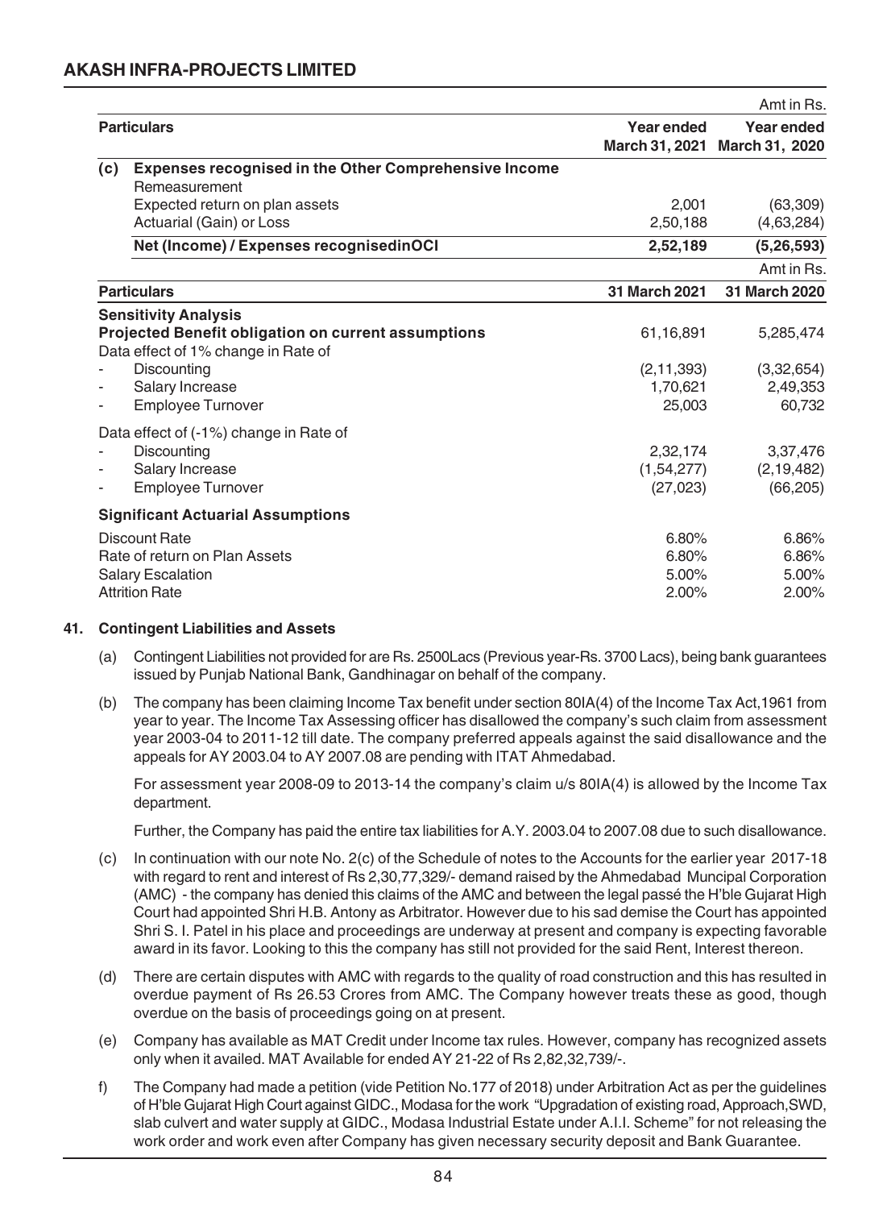Amt in Rs.

| | Particulars | Year ended March 31, 2021 | Year ended March 31, 2020 |
|---|---|---|---|
| (c) | **Expenses recognised in the Other Comprehensive Income** | | |
| | Remeasurement | | |
| | Expected return on plan assets | 2,001 | (63,309) |
| | Actuarial (Gain) or Loss | 2,50,188 | (4,63,284) |
| | **Net (Income) / Expenses recognisedinOCI** | **2,52,189** | **(5,26,593)** |

Amt in Rs.

| Particulars | 31 March 2021 | 31 March 2020 |
|---|---|---|
| **Sensitivity Analysis** | | |
| **Projected Benefit obligation on current assumptions** | 61,16,891 | 5,285,474 |
| Data effect of 1% change in Rate of | | |
| - Discounting | (2,11,393) | (3,32,654) |
| - Salary Increase | 1,70,621 | 2,49,353 |
| - Employee Turnover | 25,003 | 60,732 |
| Data effect of (-1%) change in Rate of | | |
| - Discounting | 2,32,174 | 3,37,476 |
| - Salary Increase | (1,54,277) | (2,19,482) |
| - Employee Turnover | (27,023) | (66,205) |
| **Significant Actuarial Assumptions** | | |
| Discount Rate | 6.80% | 6.86% |
| Rate of return on Plan Assets | 6.80% | 6.86% |
| Salary Escalation | 5.00% | 5.00% |
| Attrition Rate | 2.00% | 2.00% |

## 41. Contingent Liabilities and Assets

(a) Contingent Liabilities not provided for are Rs. 2500Lacs (Previous year-Rs. 3700 Lacs), being bank guarantees issued by Punjab National Bank, Gandhinagar on behalf of the company.

(b) The company has been claiming Income Tax benefit under section 80IA(4) of the Income Tax Act,1961 from year to year. The Income Tax Assessing officer has disallowed the company's such claim from assessment year 2003-04 to 2011-12 till date. The company preferred appeals against the said disallowance and the appeals for AY 2003.04 to AY 2007.08 are pending with ITAT Ahmedabad.

For assessment year 2008-09 to 2013-14 the company's claim u/s 80IA(4) is allowed by the Income Tax department.

Further, the Company has paid the entire tax liabilities for A.Y. 2003.04 to 2007.08 due to such disallowance.

(c) In continuation with our note No. 2(c) of the Schedule of notes to the Accounts for the earlier year 2017-18 with regard to rent and interest of Rs 2,30,77,329/- demand raised by the Ahmedabad Muncipal Corporation (AMC) - the company has denied this claims of the AMC and between the legal passé the H'ble Gujarat High Court had appointed Shri H.B. Antony as Arbitrator. However due to his sad demise the Court has appointed Shri S. I. Patel in his place and proceedings are underway at present and company is expecting favorable award in its favor. Looking to this the company has still not provided for the said Rent, Interest thereon.

(d) There are certain disputes with AMC with regards to the quality of road construction and this has resulted in overdue payment of Rs 26.53 Crores from AMC. The Company however treats these as good, though overdue on the basis of proceedings going on at present.

(e) Company has available as MAT Credit under Income tax rules. However, company has recognized assets only when it availed. MAT Available for ended AY 21-22 of Rs 2,82,32,739/-.

f) The Company had made a petition (vide Petition No.177 of 2018) under Arbitration Act as per the guidelines of H'ble Gujarat High Court against GIDC., Modasa for the work "Upgradation of existing road, Approach,SWD, slab culvert and water supply at GIDC., Modasa Industrial Estate under A.I.I. Scheme" for not releasing the work order and work even after Company has given necessary security deposit and Bank Guarantee.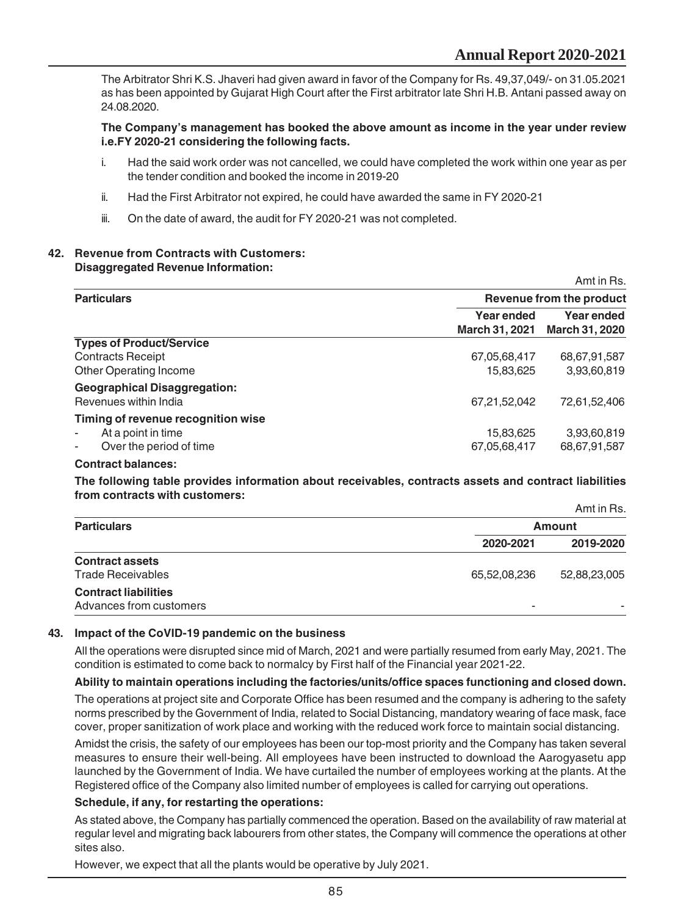The Arbitrator Shri K.S. Jhaveri had given award in favor of the Company for Rs. 49,37,049/- on 31.05.2021 as has been appointed by Gujarat High Court after the First arbitrator late Shri H.B. Antani passed away on 24.08.2020.

**The Company's management has booked the above amount as income in the year under review i.e.FY 2020-21 considering the following facts.**

i. Had the said work order was not cancelled, we could have completed the work within one year as per the tender condition and booked the income in 2019-20

ii. Had the First Arbitrator not expired, he could have awarded the same in FY 2020-21

iii. On the date of award, the audit for FY 2020-21 was not completed.

## 42. Revenue from Contracts with Customers:

**Disaggregated Revenue Information:**

Amt in Rs.

| Particulars | Revenue from the product | |
|---|---|---|
| | Year ended March 31, 2021 | Year ended March 31, 2020 |
| **Types of Product/Service** | | |
| Contracts Receipt | 67,05,68,417 | 68,67,91,587 |
| Other Operating Income | 15,83,625 | 3,93,60,819 |
| **Geographical Disaggregation:** | | |
| Revenues within India | 67,21,52,042 | 72,61,52,406 |
| **Timing of revenue recognition wise** | | |
| - At a point in time | 15,83,625 | 3,93,60,819 |
| - Over the period of time | 67,05,68,417 | 68,67,91,587 |

**Contract balances:**

**The following table provides information about receivables, contracts assets and contract liabilities from contracts with customers:**

Amt in Rs.

| Particulars | Amount | |
|---|---|---|
| | 2020-2021 | 2019-2020 |
| **Contract assets** | | |
| Trade Receivables | 65,52,08,236 | 52,88,23,005 |
| **Contract liabilities** | | |
| Advances from customers | - | - |

## 43. Impact of the CoVID-19 pandemic on the business

All the operations were disrupted since mid of March, 2021 and were partially resumed from early May, 2021. The condition is estimated to come back to normalcy by First half of the Financial year 2021-22.

**Ability to maintain operations including the factories/units/office spaces functioning and closed down.**

The operations at project site and Corporate Office has been resumed and the company is adhering to the safety norms prescribed by the Government of India, related to Social Distancing, mandatory wearing of face mask, face cover, proper sanitization of work place and working with the reduced work force to maintain social distancing.

Amidst the crisis, the safety of our employees has been our top-most priority and the Company has taken several measures to ensure their well-being. All employees have been instructed to download the Aarogyasetu app launched by the Government of India. We have curtailed the number of employees working at the plants. At the Registered office of the Company also limited number of employees is called for carrying out operations.

**Schedule, if any, for restarting the operations:**

As stated above, the Company has partially commenced the operation. Based on the availability of raw material at regular level and migrating back labourers from other states, the Company will commence the operations at other sites also.

However, we expect that all the plants would be operative by July 2021.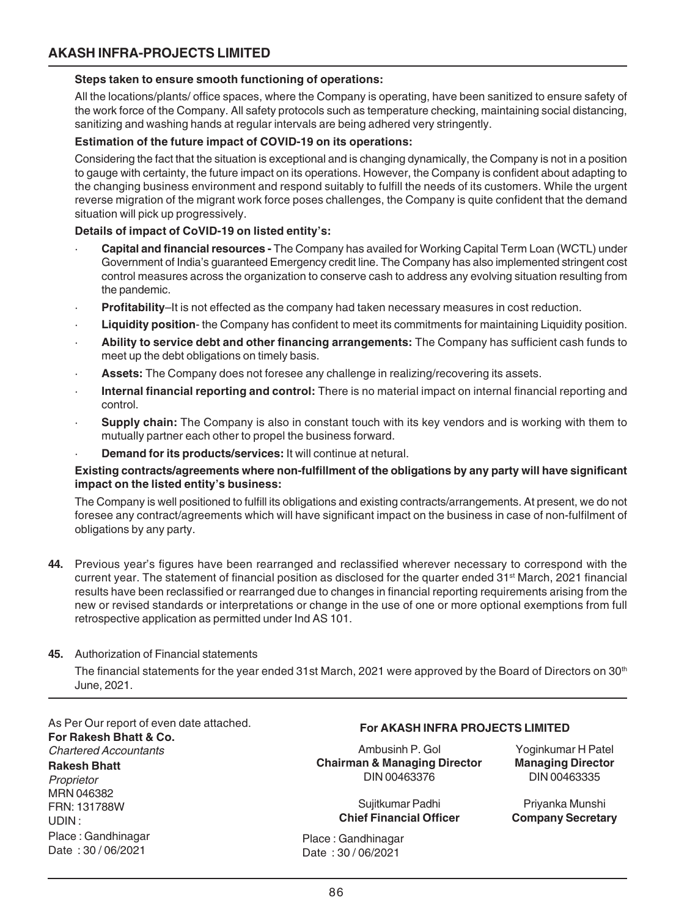**Steps taken to ensure smooth functioning of operations:**

All the locations/plants/ office spaces, where the Company is operating, have been sanitized to ensure safety of the work force of the Company. All safety protocols such as temperature checking, maintaining social distancing, sanitizing and washing hands at regular intervals are being adhered very stringently.

**Estimation of the future impact of COVID-19 on its operations:**

Considering the fact that the situation is exceptional and is changing dynamically, the Company is not in a position to gauge with certainty, the future impact on its operations. However, the Company is confident about adapting to the changing business environment and respond suitably to fulfill the needs of its customers. While the urgent reverse migration of the migrant work force poses challenges, the Company is quite confident that the demand situation will pick up progressively.

**Details of impact of CoVID-19 on listed entity's:**

- **Capital and financial resources -** The Company has availed for Working Capital Term Loan (WCTL) under Government of India's guaranteed Emergency credit line. The Company has also implemented stringent cost control measures across the organization to conserve cash to address any evolving situation resulting from the pandemic.
- **Profitability**–It is not effected as the company had taken necessary measures in cost reduction.
- **Liquidity position**- the Company has confident to meet its commitments for maintaining Liquidity position.
- **Ability to service debt and other financing arrangements:** The Company has sufficient cash funds to meet up the debt obligations on timely basis.
- **Assets:** The Company does not foresee any challenge in realizing/recovering its assets.
- **Internal financial reporting and control:** There is no material impact on internal financial reporting and control.
- **Supply chain:** The Company is also in constant touch with its key vendors and is working with them to mutually partner each other to propel the business forward.
- **Demand for its products/services:** It will continue at netural.

**Existing contracts/agreements where non-fulfillment of the obligations by any party will have significant impact on the listed entity's business:**

The Company is well positioned to fulfill its obligations and existing contracts/arrangements. At present, we do not foresee any contract/agreements which will have significant impact on the business in case of non-fulfilment of obligations by any party.

**44.** Previous year's figures have been rearranged and reclassified wherever necessary to correspond with the current year. The statement of financial position as disclosed for the quarter ended 31st March, 2021 financial results have been reclassified or rearranged due to changes in financial reporting requirements arising from the new or revised standards or interpretations or change in the use of one or more optional exemptions from full retrospective application as permitted under Ind AS 101.

**45.** Authorization of Financial statements

The financial statements for the year ended 31st March, 2021 were approved by the Board of Directors on 30th June, 2021.

As Per Our report of even date attached.
**For Rakesh Bhatt & Co.**
*Chartered Accountants*
**Rakesh Bhatt**
*Proprietor*
MRN 046382
FRN: 131788W
UDIN :
Place : Gandhinagar
Date : 30 / 06/2021

**For AKASH INFRA PROJECTS LIMITED**

Ambusinh P. Gol
**Chairman & Managing Director**
DIN 00463376

Yoginkumar H Patel
**Managing Director**
DIN 00463335

Sujitkumar Padhi
**Chief Financial Officer**

Priyanka Munshi
**Company Secretary**

Place : Gandhinagar
Date : 30 / 06/2021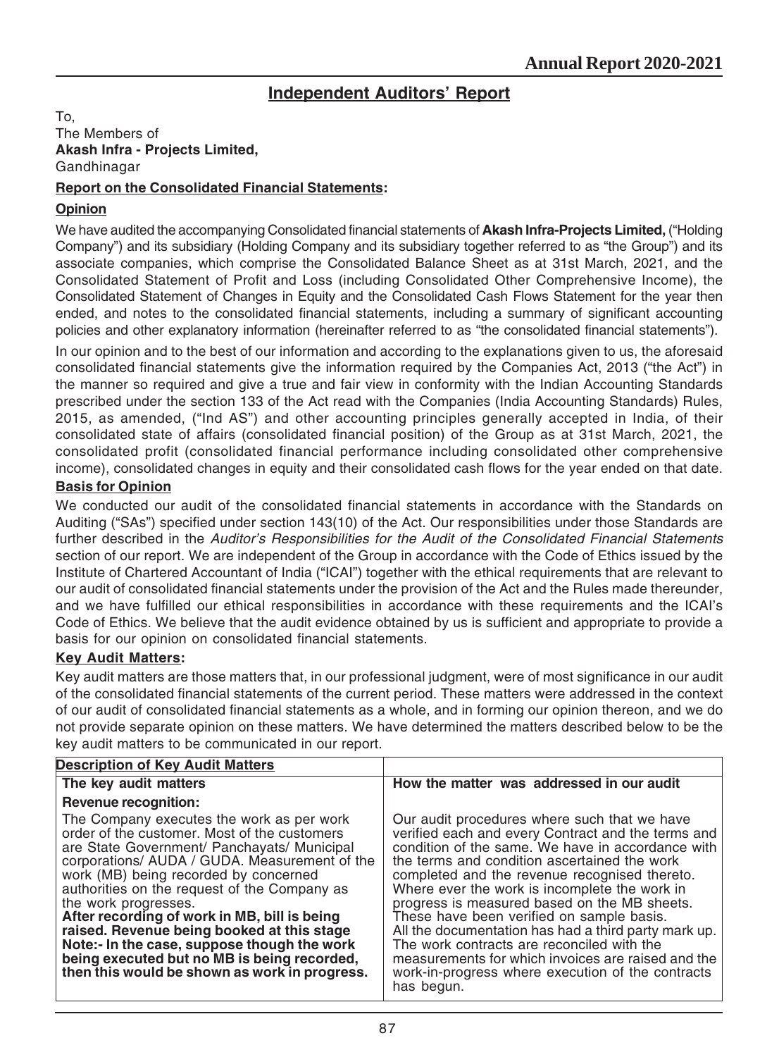## Independent Auditors' Report

To,
The Members of
**Akash Infra - Projects Limited,**
Gandhinagar

### Report on the Consolidated Financial Statements:

#### Opinion

We have audited the accompanying Consolidated financial statements of **Akash Infra-Projects Limited,** ("Holding Company") and its subsidiary (Holding Company and its subsidiary together referred to as "the Group") and its associate companies, which comprise the Consolidated Balance Sheet as at 31st March, 2021, and the Consolidated Statement of Profit and Loss (including Consolidated Other Comprehensive Income), the Consolidated Statement of Changes in Equity and the Consolidated Cash Flows Statement for the year then ended, and notes to the consolidated financial statements, including a summary of significant accounting policies and other explanatory information (hereinafter referred to as "the consolidated financial statements").

In our opinion and to the best of our information and according to the explanations given to us, the aforesaid consolidated financial statements give the information required by the Companies Act, 2013 ("the Act") in the manner so required and give a true and fair view in conformity with the Indian Accounting Standards prescribed under the section 133 of the Act read with the Companies (India Accounting Standards) Rules, 2015, as amended, ("Ind AS") and other accounting principles generally accepted in India, of their consolidated state of affairs (consolidated financial position) of the Group as at 31st March, 2021, the consolidated profit (consolidated financial performance including consolidated other comprehensive income), consolidated changes in equity and their consolidated cash flows for the year ended on that date.

#### Basis for Opinion

We conducted our audit of the consolidated financial statements in accordance with the Standards on Auditing ("SAs") specified under section 143(10) of the Act. Our responsibilities under those Standards are further described in the *Auditor's Responsibilities for the Audit of the Consolidated Financial Statements* section of our report. We are independent of the Group in accordance with the Code of Ethics issued by the Institute of Chartered Accountant of India ("ICAI") together with the ethical requirements that are relevant to our audit of consolidated financial statements under the provision of the Act and the Rules made thereunder, and we have fulfilled our ethical responsibilities in accordance with these requirements and the ICAI's Code of Ethics. We believe that the audit evidence obtained by us is sufficient and appropriate to provide a basis for our opinion on consolidated financial statements.

#### Key Audit Matters:

Key audit matters are those matters that, in our professional judgment, were of most significance in our audit of the consolidated financial statements of the current period. These matters were addressed in the context of our audit of consolidated financial statements as a whole, and in forming our opinion thereon, and we do not provide separate opinion on these matters. We have determined the matters described below to be the key audit matters to be communicated in our report.

| **Description of Key Audit Matters** | |
|---|---|
| **The key audit matters** | **How the matter was addressed in our audit** |
| **Revenue recognition:**<br>The Company executes the work as per work order of the customer. Most of the customers are State Government/ Panchayats/ Municipal corporations/ AUDA / GUDA. Measurement of the work (MB) being recorded by concerned authorities on the request of the Company as the work progresses.<br>**After recording of work in MB, bill is being raised. Revenue being booked at this stage Note:- In the case, suppose though the work being executed but no MB is being recorded, then this would be shown as work in progress.** | Our audit procedures where such that we have verified each and every Contract and the terms and condition of the same. We have in accordance with the terms and condition ascertained the work completed and the revenue recognised thereto. Where ever the work is incomplete the work in progress is measured based on the MB sheets. These have been verified on sample basis. All the documentation has had a third party mark up. The work contracts are reconciled with the measurements for which invoices are raised and the work-in-progress where execution of the contracts has begun. |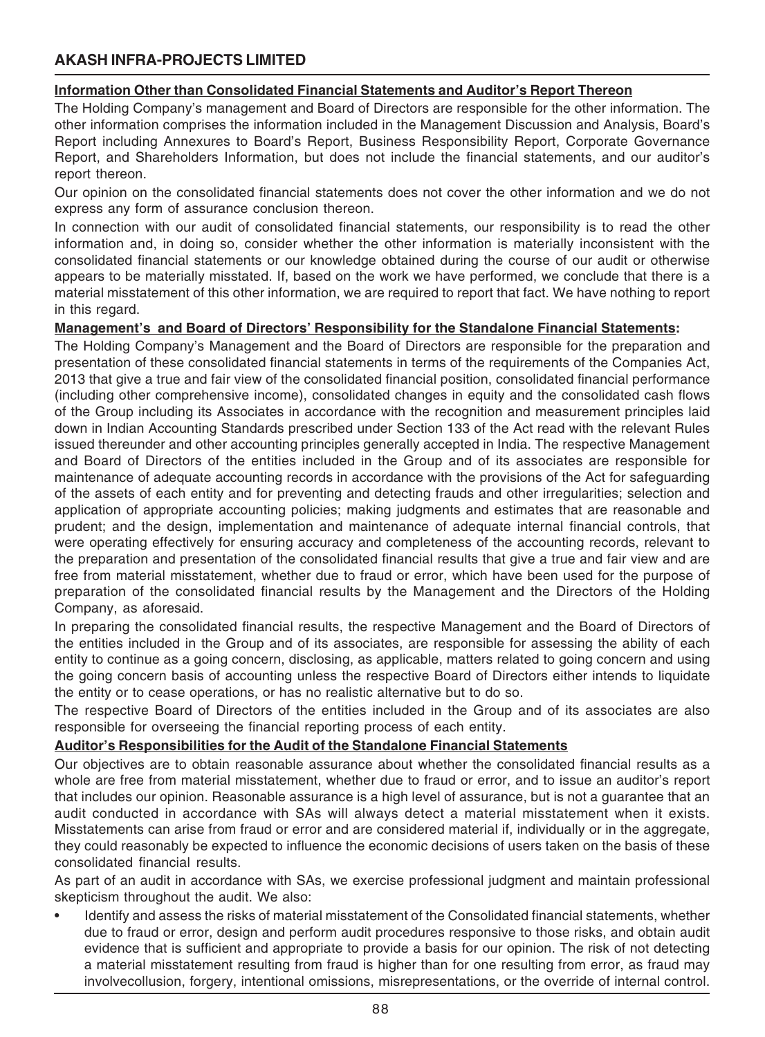**Information Other than Consolidated Financial Statements and Auditor's Report Thereon**

The Holding Company's management and Board of Directors are responsible for the other information. The other information comprises the information included in the Management Discussion and Analysis, Board's Report including Annexures to Board's Report, Business Responsibility Report, Corporate Governance Report, and Shareholders Information, but does not include the financial statements, and our auditor's report thereon.

Our opinion on the consolidated financial statements does not cover the other information and we do not express any form of assurance conclusion thereon.

In connection with our audit of consolidated financial statements, our responsibility is to read the other information and, in doing so, consider whether the other information is materially inconsistent with the consolidated financial statements or our knowledge obtained during the course of our audit or otherwise appears to be materially misstated. If, based on the work we have performed, we conclude that there is a material misstatement of this other information, we are required to report that fact. We have nothing to report in this regard.

**Management's and Board of Directors' Responsibility for the Standalone Financial Statements:**

The Holding Company's Management and the Board of Directors are responsible for the preparation and presentation of these consolidated financial statements in terms of the requirements of the Companies Act, 2013 that give a true and fair view of the consolidated financial position, consolidated financial performance (including other comprehensive income), consolidated changes in equity and the consolidated cash flows of the Group including its Associates in accordance with the recognition and measurement principles laid down in Indian Accounting Standards prescribed under Section 133 of the Act read with the relevant Rules issued thereunder and other accounting principles generally accepted in India. The respective Management and Board of Directors of the entities included in the Group and of its associates are responsible for maintenance of adequate accounting records in accordance with the provisions of the Act for safeguarding of the assets of each entity and for preventing and detecting frauds and other irregularities; selection and application of appropriate accounting policies; making judgments and estimates that are reasonable and prudent; and the design, implementation and maintenance of adequate internal financial controls, that were operating effectively for ensuring accuracy and completeness of the accounting records, relevant to the preparation and presentation of the consolidated financial results that give a true and fair view and are free from material misstatement, whether due to fraud or error, which have been used for the purpose of preparation of the consolidated financial results by the Management and the Directors of the Holding Company, as aforesaid.

In preparing the consolidated financial results, the respective Management and the Board of Directors of the entities included in the Group and of its associates, are responsible for assessing the ability of each entity to continue as a going concern, disclosing, as applicable, matters related to going concern and using the going concern basis of accounting unless the respective Board of Directors either intends to liquidate the entity or to cease operations, or has no realistic alternative but to do so.

The respective Board of Directors of the entities included in the Group and of its associates are also responsible for overseeing the financial reporting process of each entity.

**Auditor's Responsibilities for the Audit of the Standalone Financial Statements**

Our objectives are to obtain reasonable assurance about whether the consolidated financial results as a whole are free from material misstatement, whether due to fraud or error, and to issue an auditor's report that includes our opinion. Reasonable assurance is a high level of assurance, but is not a guarantee that an audit conducted in accordance with SAs will always detect a material misstatement when it exists. Misstatements can arise from fraud or error and are considered material if, individually or in the aggregate, they could reasonably be expected to influence the economic decisions of users taken on the basis of these consolidated financial results.

As part of an audit in accordance with SAs, we exercise professional judgment and maintain professional skepticism throughout the audit. We also:

- Identify and assess the risks of material misstatement of the Consolidated financial statements, whether due to fraud or error, design and perform audit procedures responsive to those risks, and obtain audit evidence that is sufficient and appropriate to provide a basis for our opinion. The risk of not detecting a material misstatement resulting from fraud is higher than for one resulting from error, as fraud may involvecollusion, forgery, intentional omissions, misrepresentations, or the override of internal control.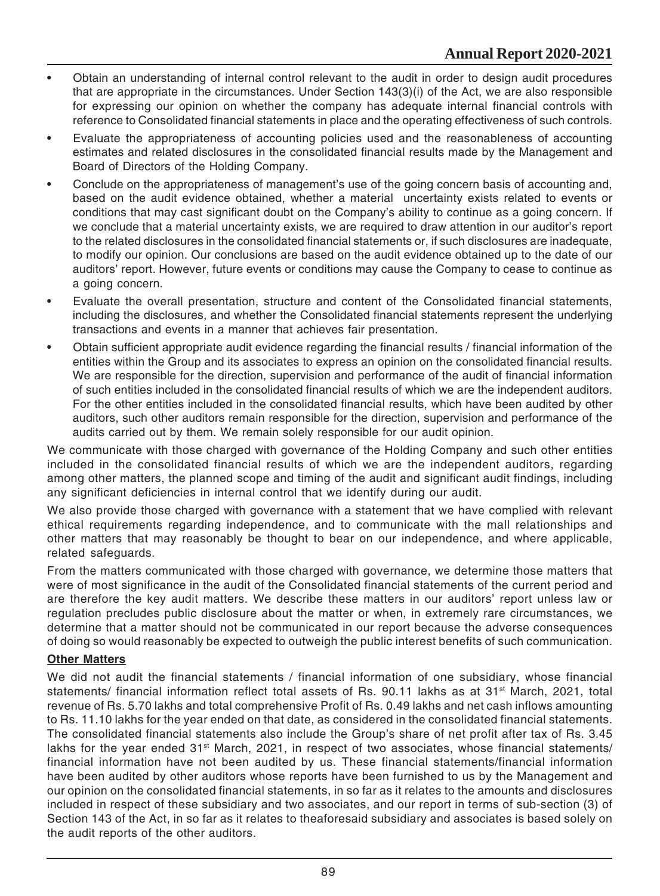- Obtain an understanding of internal control relevant to the audit in order to design audit procedures that are appropriate in the circumstances. Under Section 143(3)(i) of the Act, we are also responsible for expressing our opinion on whether the company has adequate internal financial controls with reference to Consolidated financial statements in place and the operating effectiveness of such controls.
- Evaluate the appropriateness of accounting policies used and the reasonableness of accounting estimates and related disclosures in the consolidated financial results made by the Management and Board of Directors of the Holding Company.
- Conclude on the appropriateness of management's use of the going concern basis of accounting and, based on the audit evidence obtained, whether a material uncertainty exists related to events or conditions that may cast significant doubt on the Company's ability to continue as a going concern. If we conclude that a material uncertainty exists, we are required to draw attention in our auditor's report to the related disclosures in the consolidated financial statements or, if such disclosures are inadequate, to modify our opinion. Our conclusions are based on the audit evidence obtained up to the date of our auditors' report. However, future events or conditions may cause the Company to cease to continue as a going concern.
- Evaluate the overall presentation, structure and content of the Consolidated financial statements, including the disclosures, and whether the Consolidated financial statements represent the underlying transactions and events in a manner that achieves fair presentation.
- Obtain sufficient appropriate audit evidence regarding the financial results / financial information of the entities within the Group and its associates to express an opinion on the consolidated financial results. We are responsible for the direction, supervision and performance of the audit of financial information of such entities included in the consolidated financial results of which we are the independent auditors. For the other entities included in the consolidated financial results, which have been audited by other auditors, such other auditors remain responsible for the direction, supervision and performance of the audits carried out by them. We remain solely responsible for our audit opinion.

We communicate with those charged with governance of the Holding Company and such other entities included in the consolidated financial results of which we are the independent auditors, regarding among other matters, the planned scope and timing of the audit and significant audit findings, including any significant deficiencies in internal control that we identify during our audit.

We also provide those charged with governance with a statement that we have complied with relevant ethical requirements regarding independence, and to communicate with the mall relationships and other matters that may reasonably be thought to bear on our independence, and where applicable, related safeguards.

From the matters communicated with those charged with governance, we determine those matters that were of most significance in the audit of the Consolidated financial statements of the current period and are therefore the key audit matters. We describe these matters in our auditors' report unless law or regulation precludes public disclosure about the matter or when, in extremely rare circumstances, we determine that a matter should not be communicated in our report because the adverse consequences of doing so would reasonably be expected to outweigh the public interest benefits of such communication.

**Other Matters**

We did not audit the financial statements / financial information of one subsidiary, whose financial statements/ financial information reflect total assets of Rs. 90.11 lakhs as at 31st March, 2021, total revenue of Rs. 5.70 lakhs and total comprehensive Profit of Rs. 0.49 lakhs and net cash inflows amounting to Rs. 11.10 lakhs for the year ended on that date, as considered in the consolidated financial statements. The consolidated financial statements also include the Group's share of net profit after tax of Rs. 3.45 lakhs for the year ended 31st March, 2021, in respect of two associates, whose financial statements/ financial information have not been audited by us. These financial statements/financial information have been audited by other auditors whose reports have been furnished to us by the Management and our opinion on the consolidated financial statements, in so far as it relates to the amounts and disclosures included in respect of these subsidiary and two associates, and our report in terms of sub-section (3) of Section 143 of the Act, in so far as it relates to theaforesaid subsidiary and associates is based solely on the audit reports of the other auditors.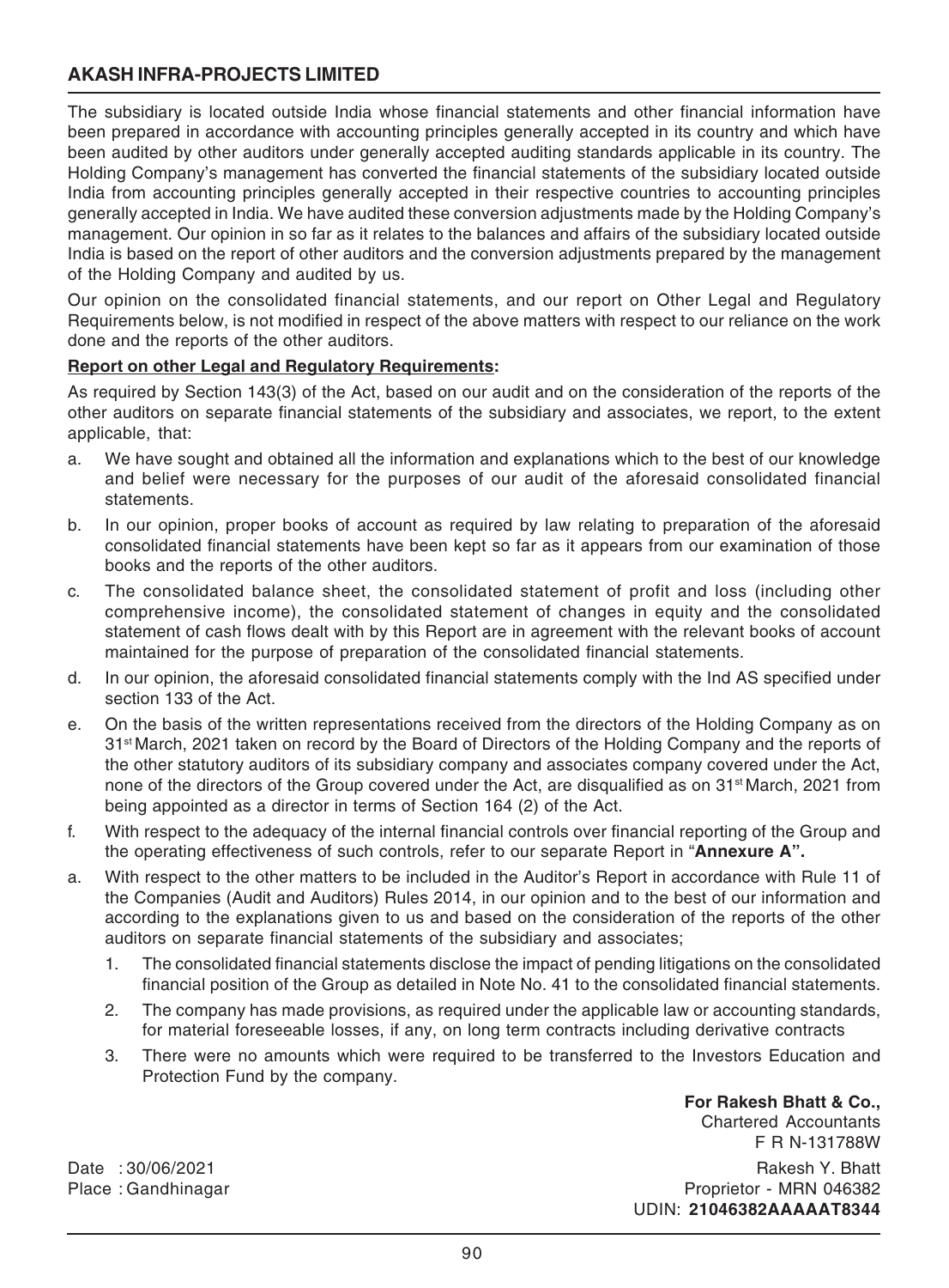The subsidiary is located outside India whose financial statements and other financial information have been prepared in accordance with accounting principles generally accepted in its country and which have been audited by other auditors under generally accepted auditing standards applicable in its country. The Holding Company's management has converted the financial statements of the subsidiary located outside India from accounting principles generally accepted in their respective countries to accounting principles generally accepted in India. We have audited these conversion adjustments made by the Holding Company's management. Our opinion in so far as it relates to the balances and affairs of the subsidiary located outside India is based on the report of other auditors and the conversion adjustments prepared by the management of the Holding Company and audited by us.

Our opinion on the consolidated financial statements, and our report on Other Legal and Regulatory Requirements below, is not modified in respect of the above matters with respect to our reliance on the work done and the reports of the other auditors.

**Report on other Legal and Regulatory Requirements:**

As required by Section 143(3) of the Act, based on our audit and on the consideration of the reports of the other auditors on separate financial statements of the subsidiary and associates, we report, to the extent applicable, that:

a. We have sought and obtained all the information and explanations which to the best of our knowledge and belief were necessary for the purposes of our audit of the aforesaid consolidated financial statements.

b. In our opinion, proper books of account as required by law relating to preparation of the aforesaid consolidated financial statements have been kept so far as it appears from our examination of those books and the reports of the other auditors.

c. The consolidated balance sheet, the consolidated statement of profit and loss (including other comprehensive income), the consolidated statement of changes in equity and the consolidated statement of cash flows dealt with by this Report are in agreement with the relevant books of account maintained for the purpose of preparation of the consolidated financial statements.

d. In our opinion, the aforesaid consolidated financial statements comply with the Ind AS specified under section 133 of the Act.

e. On the basis of the written representations received from the directors of the Holding Company as on 31st March, 2021 taken on record by the Board of Directors of the Holding Company and the reports of the other statutory auditors of its subsidiary company and associates company covered under the Act, none of the directors of the Group covered under the Act, are disqualified as on 31st March, 2021 from being appointed as a director in terms of Section 164 (2) of the Act.

f. With respect to the adequacy of the internal financial controls over financial reporting of the Group and the operating effectiveness of such controls, refer to our separate Report in "**Annexure A".**

a. With respect to the other matters to be included in the Auditor's Report in accordance with Rule 11 of the Companies (Audit and Auditors) Rules 2014, in our opinion and to the best of our information and according to the explanations given to us and based on the consideration of the reports of the other auditors on separate financial statements of the subsidiary and associates;

   1. The consolidated financial statements disclose the impact of pending litigations on the consolidated financial position of the Group as detailed in Note No. 41 to the consolidated financial statements.

   2. The company has made provisions, as required under the applicable law or accounting standards, for material foreseeable losses, if any, on long term contracts including derivative contracts

   3. There were no amounts which were required to be transferred to the Investors Education and Protection Fund by the company.

**For Rakesh Bhatt & Co.,**
Chartered Accountants
F R N-131788W

Date : 30/06/2021
Place : Gandhinagar

Rakesh Y. Bhatt
Proprietor - MRN 046382
UDIN: **21046382AAAAAT8344**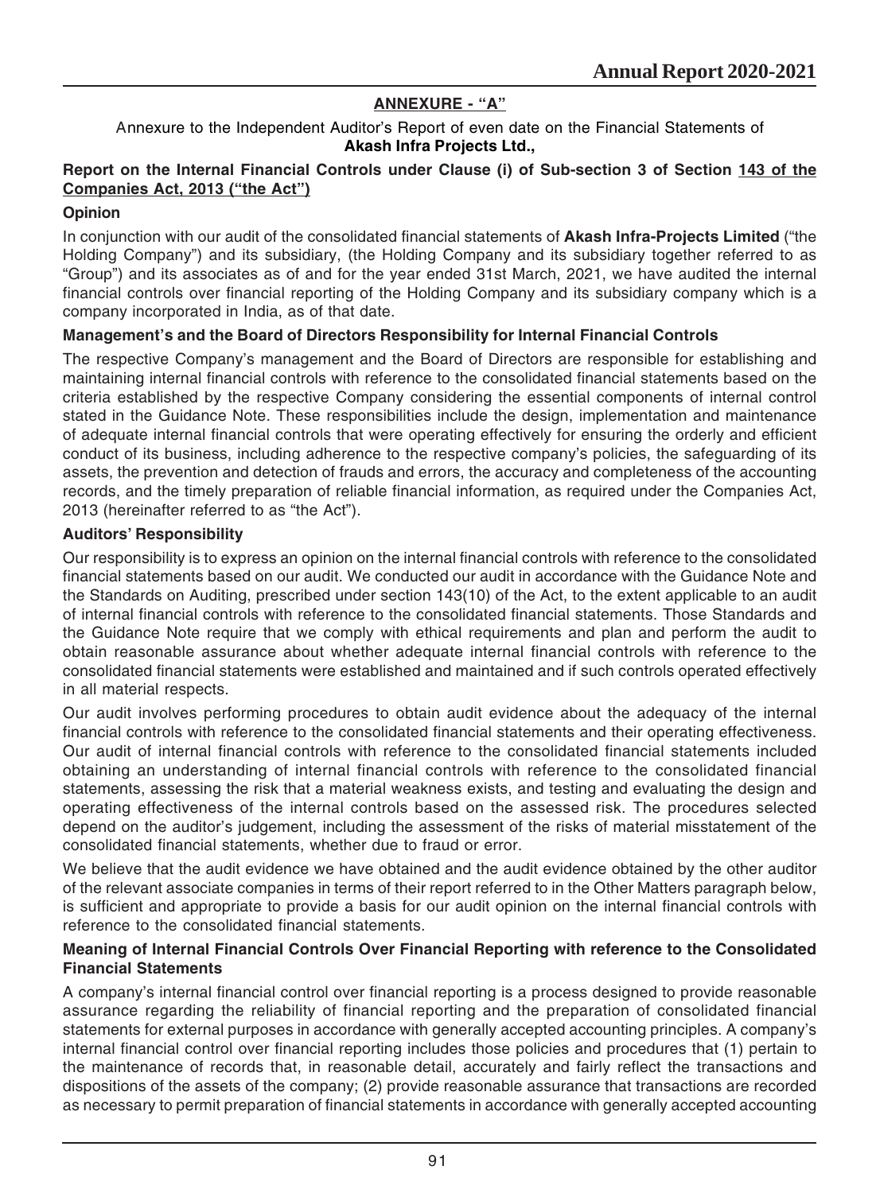## ANNEXURE - "A"

Annexure to the Independent Auditor's Report of even date on the Financial Statements of
**Akash Infra Projects Ltd.,**

### Report on the Internal Financial Controls under Clause (i) of Sub-section 3 of Section 143 of the Companies Act, 2013 ("the Act")

**Opinion**

In conjunction with our audit of the consolidated financial statements of **Akash Infra-Projects Limited** ("the Holding Company") and its subsidiary, (the Holding Company and its subsidiary together referred to as "Group") and its associates as of and for the year ended 31st March, 2021, we have audited the internal financial controls over financial reporting of the Holding Company and its subsidiary company which is a company incorporated in India, as of that date.

**Management's and the Board of Directors Responsibility for Internal Financial Controls**

The respective Company's management and the Board of Directors are responsible for establishing and maintaining internal financial controls with reference to the consolidated financial statements based on the criteria established by the respective Company considering the essential components of internal control stated in the Guidance Note. These responsibilities include the design, implementation and maintenance of adequate internal financial controls that were operating effectively for ensuring the orderly and efficient conduct of its business, including adherence to the respective company's policies, the safeguarding of its assets, the prevention and detection of frauds and errors, the accuracy and completeness of the accounting records, and the timely preparation of reliable financial information, as required under the Companies Act, 2013 (hereinafter referred to as "the Act").

**Auditors' Responsibility**

Our responsibility is to express an opinion on the internal financial controls with reference to the consolidated financial statements based on our audit. We conducted our audit in accordance with the Guidance Note and the Standards on Auditing, prescribed under section 143(10) of the Act, to the extent applicable to an audit of internal financial controls with reference to the consolidated financial statements. Those Standards and the Guidance Note require that we comply with ethical requirements and plan and perform the audit to obtain reasonable assurance about whether adequate internal financial controls with reference to the consolidated financial statements were established and maintained and if such controls operated effectively in all material respects.

Our audit involves performing procedures to obtain audit evidence about the adequacy of the internal financial controls with reference to the consolidated financial statements and their operating effectiveness. Our audit of internal financial controls with reference to the consolidated financial statements included obtaining an understanding of internal financial controls with reference to the consolidated financial statements, assessing the risk that a material weakness exists, and testing and evaluating the design and operating effectiveness of the internal controls based on the assessed risk. The procedures selected depend on the auditor's judgement, including the assessment of the risks of material misstatement of the consolidated financial statements, whether due to fraud or error.

We believe that the audit evidence we have obtained and the audit evidence obtained by the other auditor of the relevant associate companies in terms of their report referred to in the Other Matters paragraph below, is sufficient and appropriate to provide a basis for our audit opinion on the internal financial controls with reference to the consolidated financial statements.

**Meaning of Internal Financial Controls Over Financial Reporting with reference to the Consolidated Financial Statements**

A company's internal financial control over financial reporting is a process designed to provide reasonable assurance regarding the reliability of financial reporting and the preparation of consolidated financial statements for external purposes in accordance with generally accepted accounting principles. A company's internal financial control over financial reporting includes those policies and procedures that (1) pertain to the maintenance of records that, in reasonable detail, accurately and fairly reflect the transactions and dispositions of the assets of the company; (2) provide reasonable assurance that transactions are recorded as necessary to permit preparation of financial statements in accordance with generally accepted accounting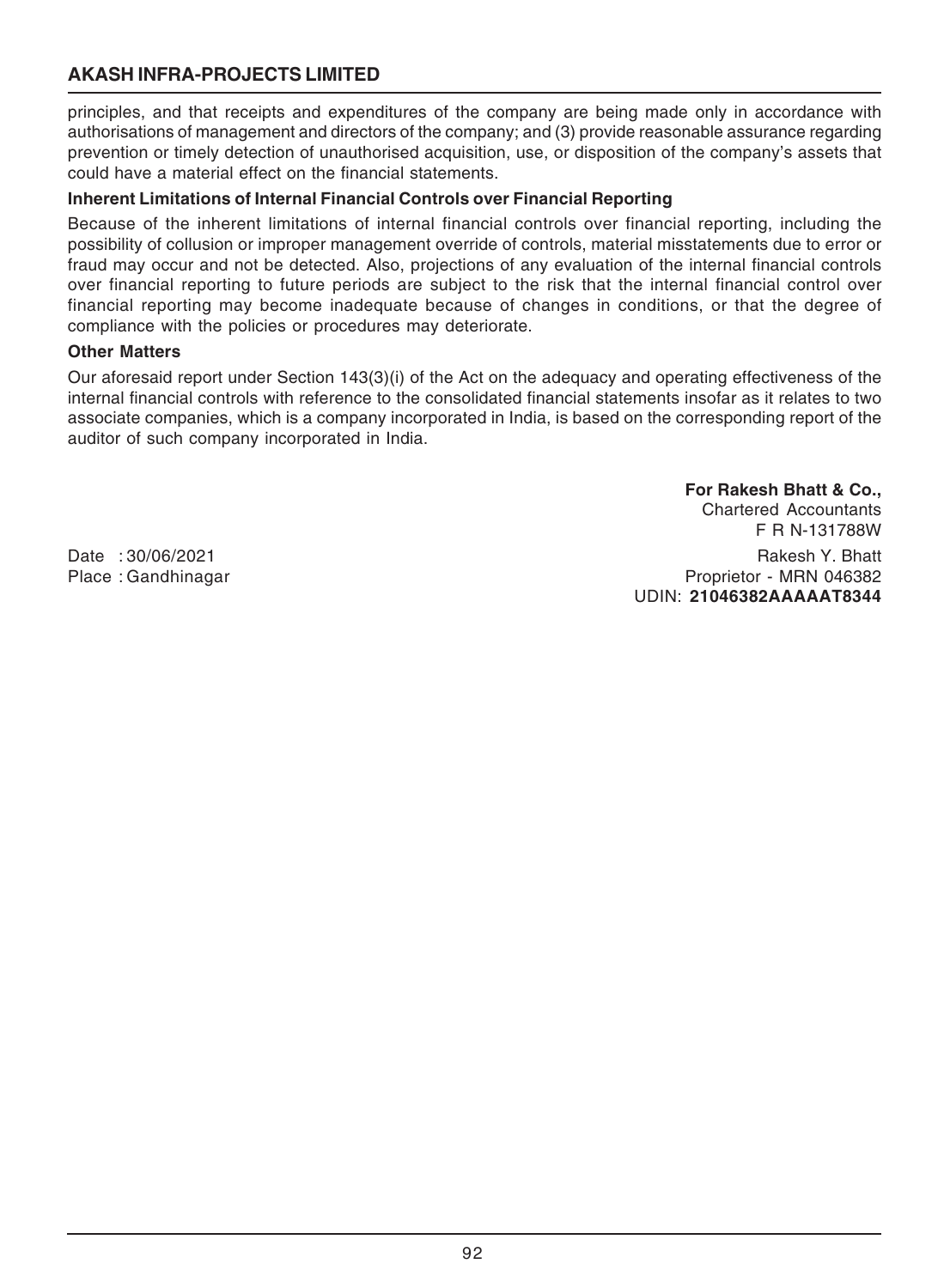principles, and that receipts and expenditures of the company are being made only in accordance with authorisations of management and directors of the company; and (3) provide reasonable assurance regarding prevention or timely detection of unauthorised acquisition, use, or disposition of the company's assets that could have a material effect on the financial statements.

**Inherent Limitations of Internal Financial Controls over Financial Reporting**

Because of the inherent limitations of internal financial controls over financial reporting, including the possibility of collusion or improper management override of controls, material misstatements due to error or fraud may occur and not be detected. Also, projections of any evaluation of the internal financial controls over financial reporting to future periods are subject to the risk that the internal financial control over financial reporting may become inadequate because of changes in conditions, or that the degree of compliance with the policies or procedures may deteriorate.

**Other Matters**

Our aforesaid report under Section 143(3)(i) of the Act on the adequacy and operating effectiveness of the internal financial controls with reference to the consolidated financial statements insofar as it relates to two associate companies, which is a company incorporated in India, is based on the corresponding report of the auditor of such company incorporated in India.

**For Rakesh Bhatt & Co.,**
Chartered Accountants
F R N-131788W

Date : 30/06/2021
Place : Gandhinagar

Rakesh Y. Bhatt
Proprietor - MRN 046382
UDIN: **21046382AAAAAT8344**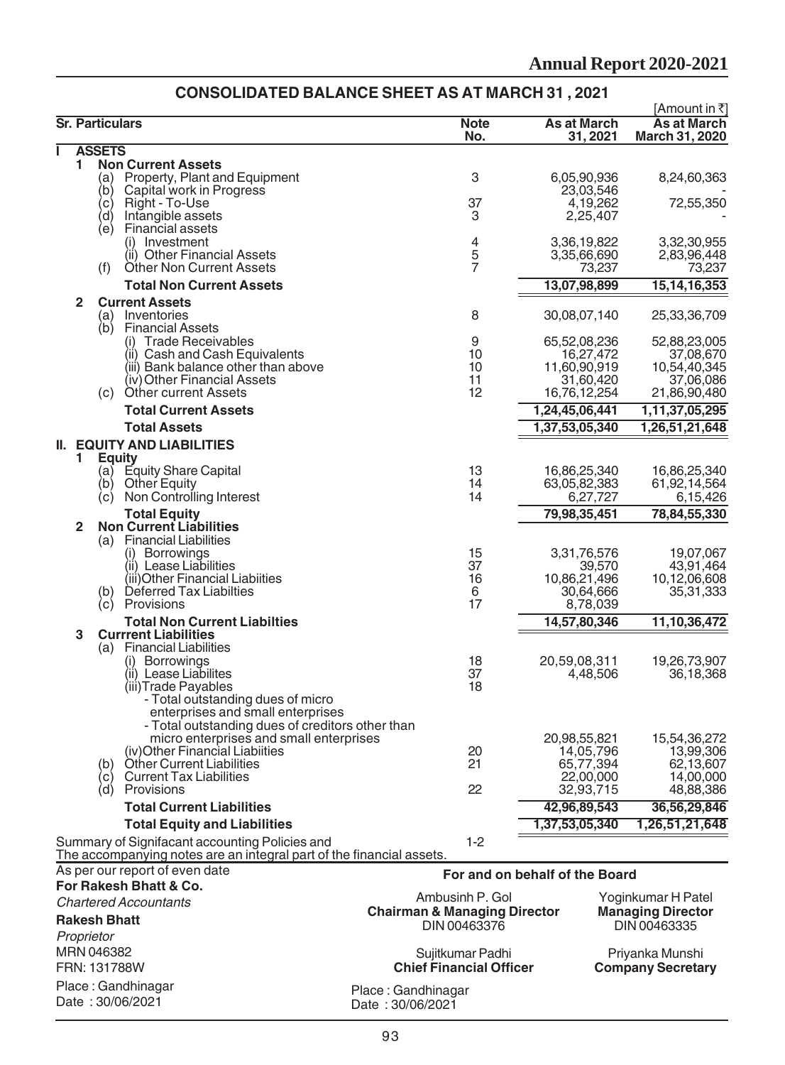## CONSOLIDATED BALANCE SHEET AS AT MARCH 31 , 2021

[Amount in ₹]

| Sr. Particulars | Note No. | As at March 31, 2021 | As at March March 31, 2020 |
|---|---|---|---|
| **I ASSETS** | | | |
| **1 Non Current Assets** | | | |
| (a) Property, Plant and Equipment | 3 | 6,05,90,936 | 8,24,60,363 |
| (b) Capital work in Progress | | 23,03,546 | - |
| (c) Right - To-Use | 37 | 4,19,262 | 72,55,350 |
| (d) Intangible assets | 3 | 2,25,407 | - |
| (e) Financial assets | | | |
| (i) Investment | 4 | 3,36,19,822 | 3,32,30,955 |
| (ii) Other Financial Assets | 5 | 3,35,66,690 | 2,83,96,448 |
| (f) Other Non Current Assets | 7 | 73,237 | 73,237 |
| **Total Non Current Assets** | | **13,07,98,899** | **15,14,16,353** |
| **2 Current Assets** | | | |
| (a) Inventories | 8 | 30,08,07,140 | 25,33,36,709 |
| (b) Financial Assets | | | |
| (i) Trade Receivables | 9 | 65,52,08,236 | 52,88,23,005 |
| (ii) Cash and Cash Equivalents | 10 | 16,27,472 | 37,08,670 |
| (iii) Bank balance other than above | 10 | 11,60,90,919 | 10,54,40,345 |
| (iv) Other Financial Assets | 11 | 31,60,420 | 37,06,086 |
| (c) Other current Assets | 12 | 16,76,12,254 | 21,86,90,480 |
| **Total Current Assets** | | **1,24,45,06,441** | **1,11,37,05,295** |
| **Total Assets** | | **1,37,53,05,340** | **1,26,51,21,648** |
| **II. EQUITY AND LIABILITIES** | | | |
| **1 Equity** | | | |
| (a) Equity Share Capital | 13 | 16,86,25,340 | 16,86,25,340 |
| (b) Other Equity | 14 | 63,05,82,383 | 61,92,14,564 |
| (c) Non Controlling Interest | 14 | 6,27,727 | 6,15,426 |
| **Total Equity** | | **79,98,35,451** | **78,84,55,330** |
| **2 Non Current Liabilities** | | | |
| (a) Financial Liabilities | | | |
| (i) Borrowings | 15 | 3,31,76,576 | 19,07,067 |
| (ii) Lease Liabilities | 37 | 39,570 | 43,91,464 |
| (iii) Other Financial Liabiities | 16 | 10,86,21,496 | 10,12,06,608 |
| (b) Deferred Tax Liabilties | 6 | 30,64,666 | 35,31,333 |
| (c) Provisions | 17 | 8,78,039 | |
| **Total Non Current Liabilties** | | **14,57,80,346** | **11,10,36,472** |
| **3 Currrent Liabilities** | | | |
| (a) Financial Liabilities | | | |
| (i) Borrowings | 18 | 20,59,08,311 | 19,26,73,907 |
| (ii) Lease Liabilites | 37 | 4,48,506 | 36,18,368 |
| (iii) Trade Payables | 18 | | |
| - Total outstanding dues of micro enterprises and small enterprises | | | |
| - Total outstanding dues of creditors other than micro enterprises and small enterprises | | 20,98,55,821 | 15,54,36,272 |
| (iv) Other Financial Liabiities | 20 | 14,05,796 | 13,99,306 |
| (b) Other Current Liabilities | 21 | 65,77,394 | 62,13,607 |
| (c) Current Tax Liabilities | | 22,00,000 | 14,00,000 |
| (d) Provisions | 22 | 32,93,715 | 48,88,386 |
| **Total Current Liabilities** | | **42,96,89,543** | **36,56,29,846** |
| **Total Equity and Liabilities** | | **1,37,53,05,340** | **1,26,51,21,648** |
| Summary of Signifacant accounting Policies and | 1-2 | | |

The accompanying notes are an integral part of the financial assets.

As per our report of even date
**For Rakesh Bhatt & Co.**
*Chartered Accountants*

**Rakesh Bhatt**
*Proprietor*
MRN 046382
FRN: 131788W

Place : Gandhinagar
Date : 30/06/2021

**For and on behalf of the Board**

Ambusinh P. Gol
**Chairman & Managing Director**
DIN 00463376

Yoginkumar H Patel
**Managing Director**
DIN 00463335

Sujitkumar Padhi
**Chief Financial Officer**

Priyanka Munshi
**Company Secretary**

Place : Gandhinagar
Date : 30/06/2021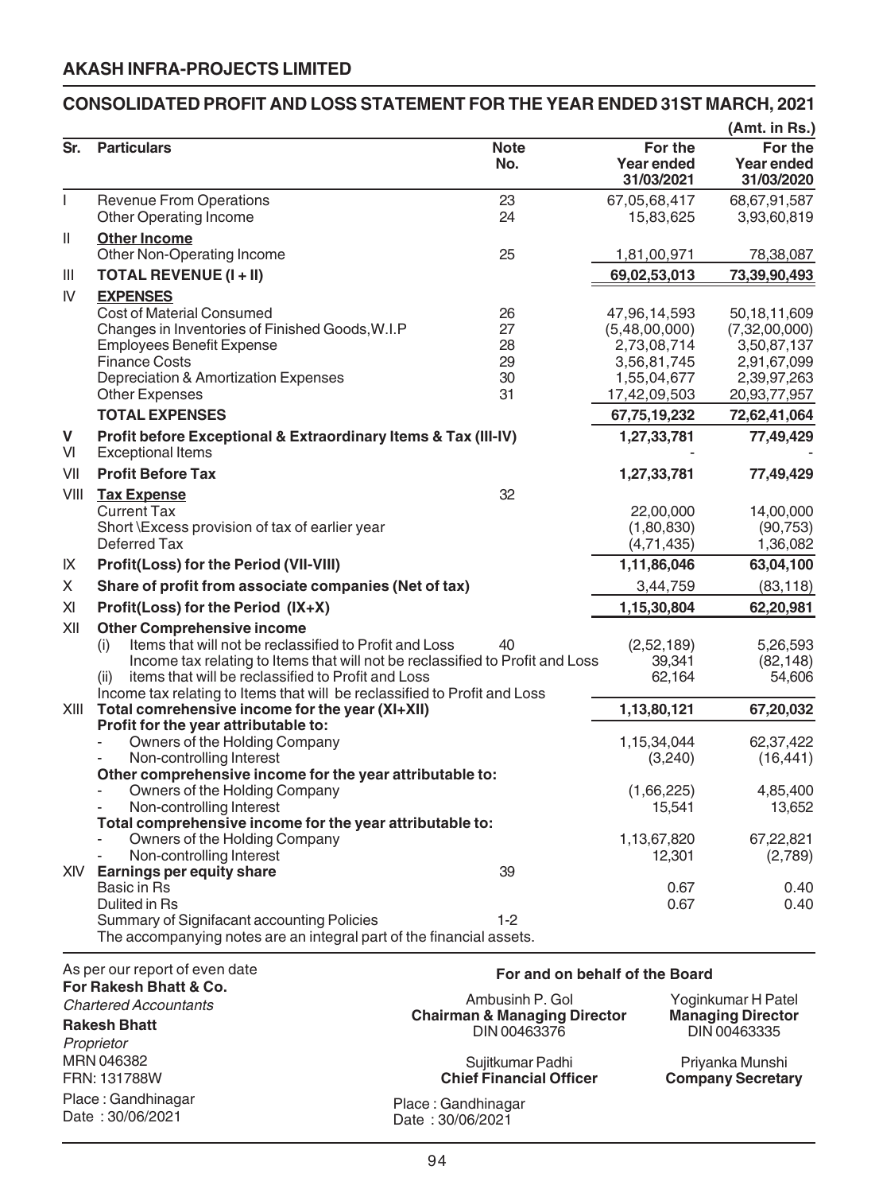## AKASH INFRA-PROJECTS LIMITED

## CONSOLIDATED PROFIT AND LOSS STATEMENT FOR THE YEAR ENDED 31ST MARCH, 2021

(Amt. in Rs.)

| Sr. | Particulars | Note No. | For the Year ended 31/03/2021 | For the Year ended 31/03/2020 |
|---|---|---|---|---|
| I | Revenue From Operations | 23 | 67,05,68,417 | 68,67,91,587 |
| | Other Operating Income | 24 | 15,83,625 | 3,93,60,819 |
| II | **Other Income** | | | |
| | Other Non-Operating Income | 25 | 1,81,00,971 | 78,38,087 |
| III | **TOTAL REVENUE (I + II)** | | **69,02,53,013** | **73,39,90,493** |
| IV | **EXPENSES** | | | |
| | Cost of Material Consumed | 26 | 47,96,14,593 | 50,18,11,609 |
| | Changes in Inventories of Finished Goods,W.I.P | 27 | (5,48,00,000) | (7,32,00,000) |
| | Employees Benefit Expense | 28 | 2,73,08,714 | 3,50,87,137 |
| | Finance Costs | 29 | 3,56,81,745 | 2,91,67,099 |
| | Depreciation & Amortization Expenses | 30 | 1,55,04,677 | 2,39,97,263 |
| | Other Expenses | 31 | 17,42,09,503 | 20,93,77,957 |
| | **TOTAL EXPENSES** | | **67,75,19,232** | **72,62,41,064** |
| V | **Profit before Exceptional & Extraordinary Items & Tax (III-IV)** | | **1,27,33,781** | **77,49,429** |
| VI | Exceptional Items | | - | - |
| VII | **Profit Before Tax** | | **1,27,33,781** | **77,49,429** |
| VIII | **Tax Expense** | 32 | | |
| | Current Tax | | 22,00,000 | 14,00,000 |
| | Short \Excess provision of tax of earlier year | | (1,80,830) | (90,753) |
| | Deferred Tax | | (4,71,435) | 1,36,082 |
| IX | **Profit(Loss) for the Period (VII-VIII)** | | **1,11,86,046** | **63,04,100** |
| X | **Share of profit from associate companies (Net of tax)** | | 3,44,759 | (83,118) |
| XI | **Profit(Loss) for the Period (IX+X)** | | **1,15,30,804** | **62,20,981** |
| XII | **Other Comprehensive income** | | | |
| | (i) Items that will not be reclassified to Profit and Loss | 40 | (2,52,189) | 5,26,593 |
| | Income tax relating to Items that will not be reclassified to Profit and Loss | | 39,341 | (82,148) |
| | (ii) items that will be reclassified to Profit and Loss | | 62,164 | 54,606 |
| | Income tax relating to Items that will be reclassified to Profit and Loss | | | |
| XIII | **Total comrehensive income for the year (XI+XII)** | | **1,13,80,121** | **67,20,032** |
| | **Profit for the year attributable to:** | | | |
| | - Owners of the Holding Company | | 1,15,34,044 | 62,37,422 |
| | - Non-controlling Interest | | (3,240) | (16,441) |
| | **Other comprehensive income for the year attributable to:** | | | |
| | - Owners of the Holding Company | | (1,66,225) | 4,85,400 |
| | - Non-controlling Interest | | 15,541 | 13,652 |
| | **Total comprehensive income for the year attributable to:** | | | |
| | - Owners of the Holding Company | | 1,13,67,820 | 67,22,821 |
| | - Non-controlling Interest | | 12,301 | (2,789) |
| XIV | **Earnings per equity share** | 39 | | |
| | Basic in Rs | | 0.67 | 0.40 |
| | Dulited in Rs | | 0.67 | 0.40 |
| | Summary of Signifacant accounting Policies | 1-2 | | |
| | The accompanying notes are an integral part of the financial assets. | | | |

As per our report of even date
**For Rakesh Bhatt & Co.**
*Chartered Accountants*

**Rakesh Bhatt**
*Proprietor*
MRN 046382
FRN: 131788W

Place : Gandhinagar
Date : 30/06/2021

**For and on behalf of the Board**

Ambusinh P. Gol
**Chairman & Managing Director**
DIN 00463376

Yoginkumar H Patel
**Managing Director**
DIN 00463335

Sujitkumar Padhi
**Chief Financial Officer**

Priyanka Munshi
**Company Secretary**

Place : Gandhinagar
Date : 30/06/2021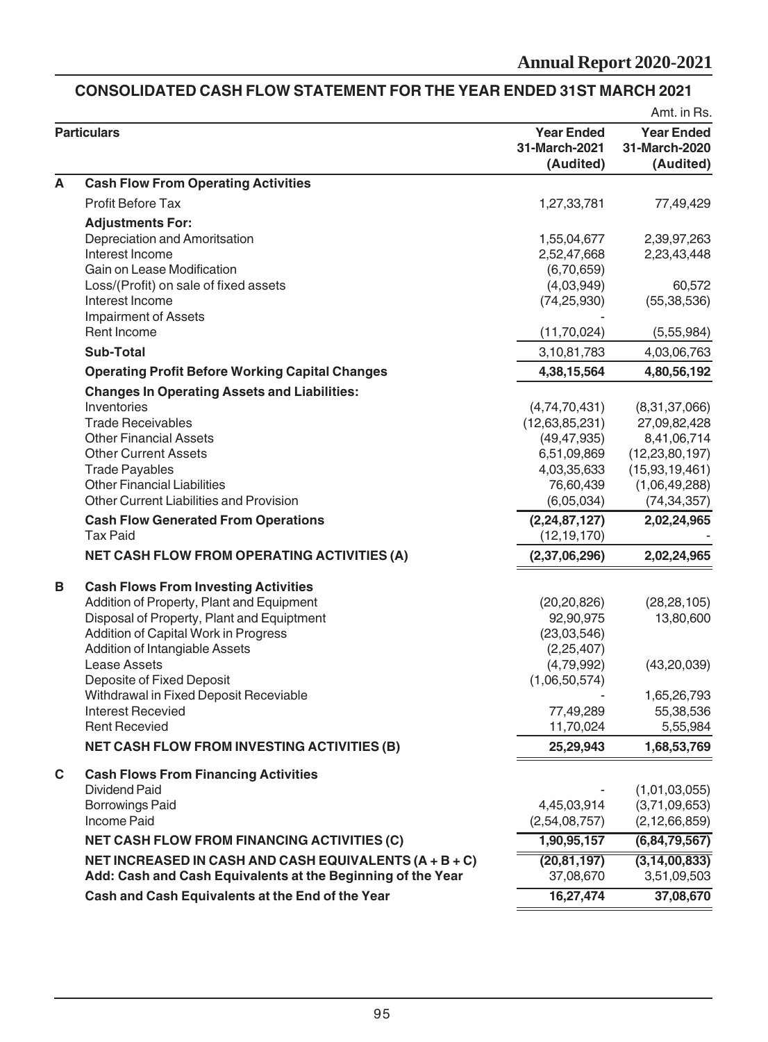## CONSOLIDATED CASH FLOW STATEMENT FOR THE YEAR ENDED 31ST MARCH 2021

Amt. in Rs.

| | Particulars | Year Ended 31-March-2021 (Audited) | Year Ended 31-March-2020 (Audited) |
|---|---|---|---|
| **A** | **Cash Flow From Operating Activities** | | |
| | Profit Before Tax | 1,27,33,781 | 77,49,429 |
| | **Adjustments For:** | | |
| | Depreciation and Amoritsation | 1,55,04,677 | 2,39,97,263 |
| | Interest Income | 2,52,47,668 | 2,23,43,448 |
| | Gain on Lease Modification | (6,70,659) | |
| | Loss/(Profit) on sale of fixed assets | (4,03,949) | 60,572 |
| | Interest Income | (74,25,930) | (55,38,536) |
| | Impairment of Assets | - | |
| | Rent Income | (11,70,024) | (5,55,984) |
| | **Sub-Total** | 3,10,81,783 | 4,03,06,763 |
| | **Operating Profit Before Working Capital Changes** | **4,38,15,564** | **4,80,56,192** |
| | **Changes In Operating Assets and Liabilities:** | | |
| | Inventories | (4,74,70,431) | (8,31,37,066) |
| | Trade Receivables | (12,63,85,231) | 27,09,82,428 |
| | Other Financial Assets | (49,47,935) | 8,41,06,714 |
| | Other Current Assets | 6,51,09,869 | (12,23,80,197) |
| | Trade Payables | 4,03,35,633 | (15,93,19,461) |
| | Other Financial Liabilities | 76,60,439 | (1,06,49,288) |
| | Other Current Liabilities and Provision | (6,05,034) | (74,34,357) |
| | **Cash Flow Generated From Operations** | **(2,24,87,127)** | **2,02,24,965** |
| | Tax Paid | (12,19,170) | - |
| | **NET CASH FLOW FROM OPERATING ACTIVITIES (A)** | **(2,37,06,296)** | **2,02,24,965** |
| **B** | **Cash Flows From Investing Activities** | | |
| | Addition of Property, Plant and Equipment | (20,20,826) | (28,28,105) |
| | Disposal of Property, Plant and Equiptment | 92,90,975 | 13,80,600 |
| | Addition of Capital Work in Progress | (23,03,546) | |
| | Addition of Intangiable Assets | (2,25,407) | |
| | Lease Assets | (4,79,992) | (43,20,039) |
| | Deposite of Fixed Deposit | (1,06,50,574) | |
| | Withdrawal in Fixed Deposit Receviable | - | 1,65,26,793 |
| | Interest Recevied | 77,49,289 | 55,38,536 |
| | Rent Recevied | 11,70,024 | 5,55,984 |
| | **NET CASH FLOW FROM INVESTING ACTIVITIES (B)** | **25,29,943** | **1,68,53,769** |
| **C** | **Cash Flows From Financing Activities** | | |
| | Dividend Paid | - | (1,01,03,055) |
| | Borrowings Paid | 4,45,03,914 | (3,71,09,653) |
| | Income Paid | (2,54,08,757) | (2,12,66,859) |
| | **NET CASH FLOW FROM FINANCING ACTIVITIES (C)** | **1,90,95,157** | **(6,84,79,567)** |
| | **NET INCREASED IN CASH AND CASH EQUIVALENTS (A + B + C)** | **(20,81,197)** | **(3,14,00,833)** |
| | **Add: Cash and Cash Equivalents at the Beginning of the Year** | 37,08,670 | 3,51,09,503 |
| | **Cash and Cash Equivalents at the End of the Year** | **16,27,474** | **37,08,670** |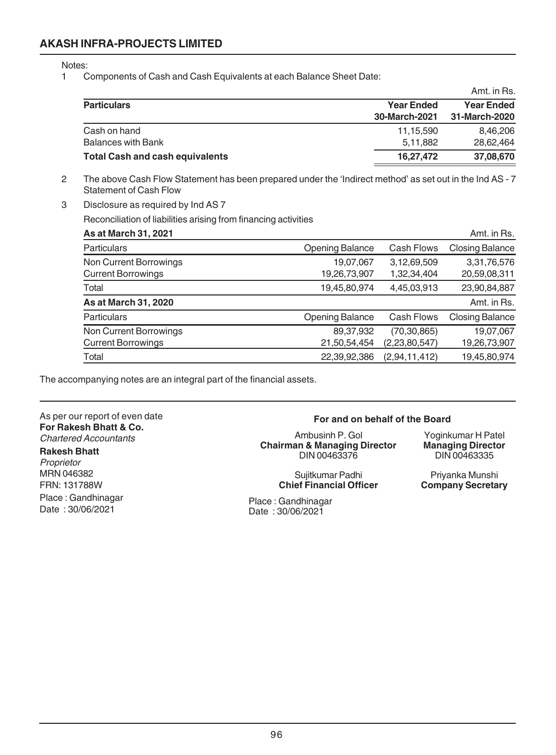## AKASH INFRA-PROJECTS LIMITED

Notes:

1 Components of Cash and Cash Equivalents at each Balance Sheet Date:

Amt. in Rs.

| Particulars | Year Ended 30-March-2021 | Year Ended 31-March-2020 |
|---|---|---|
| Cash on hand | 11,15,590 | 8,46,206 |
| Balances with Bank | 5,11,882 | 28,62,464 |
| **Total Cash and cash equivalents** | **16,27,472** | **37,08,670** |

2 The above Cash Flow Statement has been prepared under the 'Indirect method' as set out in the Ind AS - 7 Statement of Cash Flow

3 Disclosure as required by Ind AS 7

Reconciliation of liabilities arising from financing activities

**As at March 31, 2021** Amt. in Rs.

| Particulars | Opening Balance | Cash Flows | Closing Balance |
|---|---|---|---|
| Non Current Borrowings | 19,07,067 | 3,12,69,509 | 3,31,76,576 |
| Current Borrowings | 19,26,73,907 | 1,32,34,404 | 20,59,08,311 |
| Total | 19,45,80,974 | 4,45,03,913 | 23,90,84,887 |

**As at March 31, 2020** Amt. in Rs.

| Particulars | Opening Balance | Cash Flows | Closing Balance |
|---|---|---|---|
| Non Current Borrowings | 89,37,932 | (70,30,865) | 19,07,067 |
| Current Borrowings | 21,50,54,454 | (2,23,80,547) | 19,26,73,907 |
| Total | 22,39,92,386 | (2,94,11,412) | 19,45,80,974 |

The accompanying notes are an integral part of the financial assets.

As per our report of even date
**For Rakesh Bhatt & Co.**
*Chartered Accountants*

**Rakesh Bhatt**
*Proprietor*
MRN 046382
FRN: 131788W
Place : Gandhinagar
Date : 30/06/2021

**For and on behalf of the Board**

Ambusinh P. Gol
**Chairman & Managing Director**
DIN 00463376

Yoginkumar H Patel
**Managing Director**
DIN 00463335

Sujitkumar Padhi
**Chief Financial Officer**

Priyanka Munshi
**Company Secretary**

Place : Gandhinagar
Date : 30/06/2021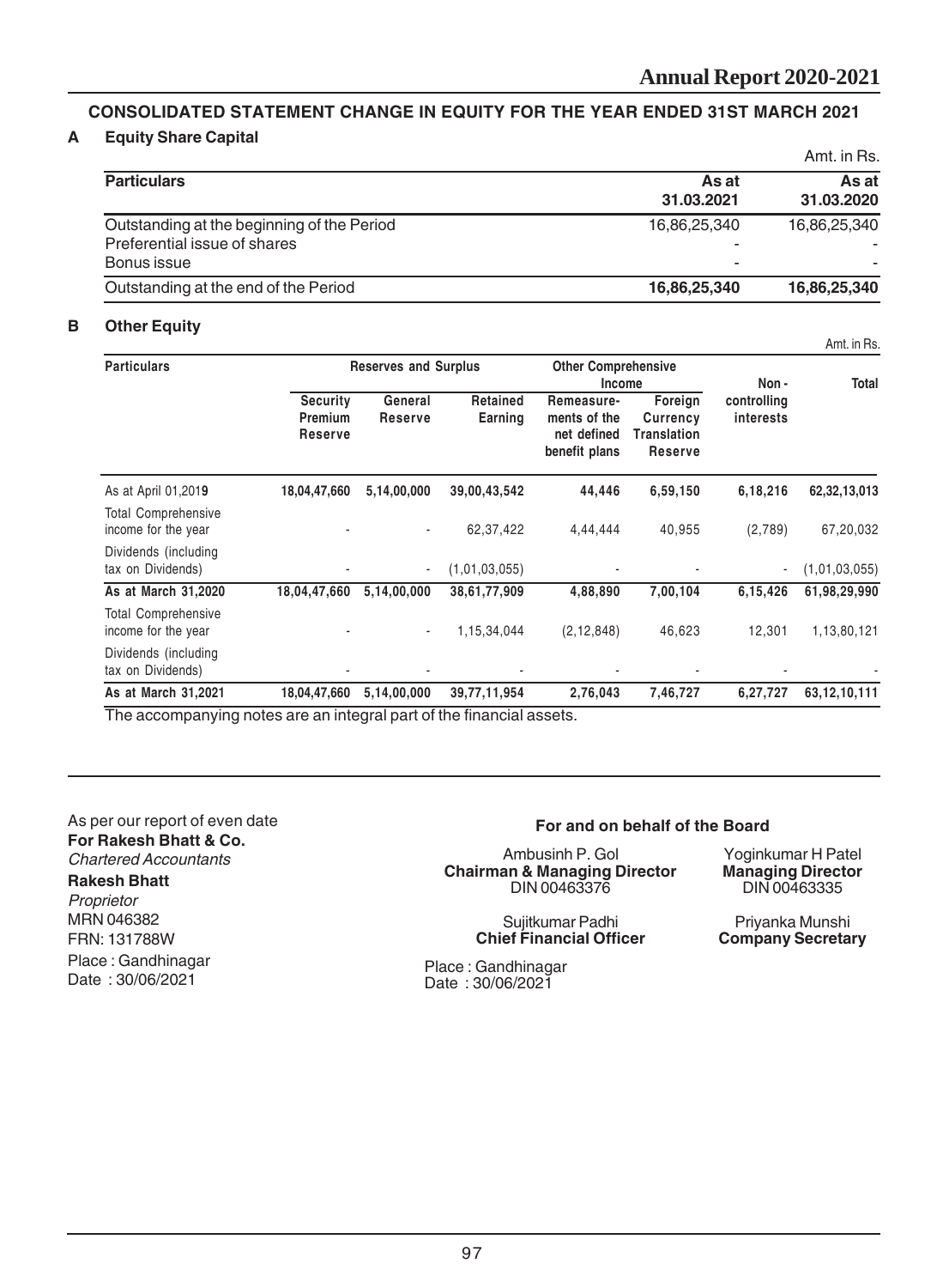## CONSOLIDATED STATEMENT CHANGE IN EQUITY FOR THE YEAR ENDED 31ST MARCH 2021

### A Equity Share Capital

Amt. in Rs.

| Particulars | As at 31.03.2021 | As at 31.03.2020 |
|---|---|---|
| Outstanding at the beginning of the Period | 16,86,25,340 | 16,86,25,340 |
| Preferential issue of shares | - | - |
| Bonus issue | - | - |
| Outstanding at the end of the Period | **16,86,25,340** | **16,86,25,340** |

### B Other Equity

Amt. in Rs.

| Particulars | Reserves and Surplus | | | Other Comprehensive Income | | Non - controlling interests | Total |
|---|---|---|---|---|---|---|---|
| | Security Premium Reserve | General Reserve | Retained Earning | Remeasure-ments of the net defined benefit plans | Foreign Currency Translation Reserve | | |
| As at April 01,2019 | 18,04,47,660 | 5,14,00,000 | 39,00,43,542 | 44,446 | 6,59,150 | 6,18,216 | 62,32,13,013 |
| Total Comprehensive income for the year | - | - | 62,37,422 | 4,44,444 | 40,955 | (2,789) | 67,20,032 |
| Dividends (including tax on Dividends) | - | - | (1,01,03,055) | - | - | - | (1,01,03,055) |
| **As at March 31,2020** | **18,04,47,660** | **5,14,00,000** | **38,61,77,909** | **4,88,890** | **7,00,104** | **6,15,426** | **61,98,29,990** |
| Total Comprehensive income for the year | - | - | 1,15,34,044 | (2,12,848) | 46,623 | 12,301 | 1,13,80,121 |
| Dividends (including tax on Dividends) | - | - | - | - | - | - | - |
| **As at March 31,2021** | **18,04,47,660** | **5,14,00,000** | **39,77,11,954** | **2,76,043** | **7,46,727** | **6,27,727** | **63,12,10,111** |

The accompanying notes are an integral part of the financial assets.

As per our report of even date
**For Rakesh Bhatt & Co.**
*Chartered Accountants*
**Rakesh Bhatt**
*Proprietor*
MRN 046382
FRN: 131788W
Place : Gandhinagar
Date : 30/06/2021

**For and on behalf of the Board**

Ambusinh P. Gol
**Chairman & Managing Director**
DIN 00463376

Yoginkumar H Patel
**Managing Director**
DIN 00463335

Sujitkumar Padhi
**Chief Financial Officer**

Priyanka Munshi
**Company Secretary**

Place : Gandhinagar
Date : 30/06/2021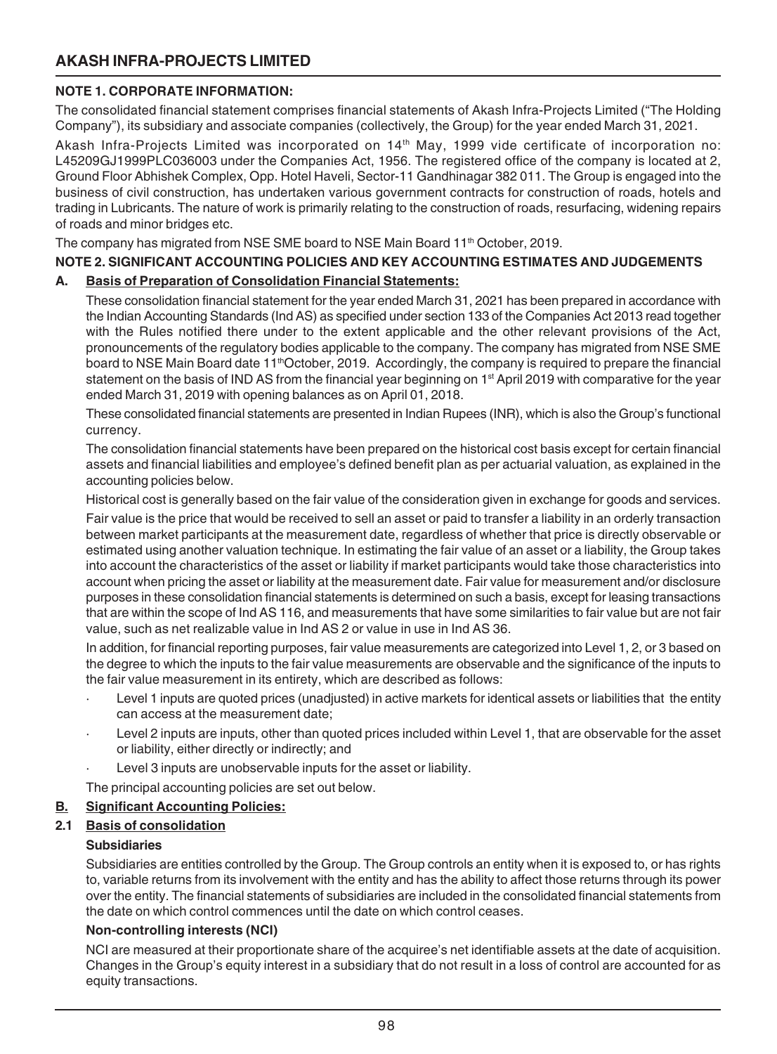# AKASH INFRA-PROJECTS LIMITED

**NOTE 1. CORPORATE INFORMATION:**

The consolidated financial statement comprises financial statements of Akash Infra-Projects Limited ("The Holding Company"), its subsidiary and associate companies (collectively, the Group) for the year ended March 31, 2021.

Akash Infra-Projects Limited was incorporated on 14th May, 1999 vide certificate of incorporation no: L45209GJ1999PLC036003 under the Companies Act, 1956. The registered office of the company is located at 2, Ground Floor Abhishek Complex, Opp. Hotel Haveli, Sector-11 Gandhinagar 382 011. The Group is engaged into the business of civil construction, has undertaken various government contracts for construction of roads, hotels and trading in Lubricants. The nature of work is primarily relating to the construction of roads, resurfacing, widening repairs of roads and minor bridges etc.

The company has migrated from NSE SME board to NSE Main Board 11th October, 2019.

**NOTE 2. SIGNIFICANT ACCOUNTING POLICIES AND KEY ACCOUNTING ESTIMATES AND JUDGEMENTS**

**A. Basis of Preparation of Consolidation Financial Statements:**

These consolidation financial statement for the year ended March 31, 2021 has been prepared in accordance with the Indian Accounting Standards (Ind AS) as specified under section 133 of the Companies Act 2013 read together with the Rules notified there under to the extent applicable and the other relevant provisions of the Act, pronouncements of the regulatory bodies applicable to the company. The company has migrated from NSE SME board to NSE Main Board date 11thOctober, 2019. Accordingly, the company is required to prepare the financial statement on the basis of IND AS from the financial year beginning on 1st April 2019 with comparative for the year ended March 31, 2019 with opening balances as on April 01, 2018.

These consolidated financial statements are presented in Indian Rupees (INR), which is also the Group's functional currency.

The consolidation financial statements have been prepared on the historical cost basis except for certain financial assets and financial liabilities and employee's defined benefit plan as per actuarial valuation, as explained in the accounting policies below.

Historical cost is generally based on the fair value of the consideration given in exchange for goods and services.

Fair value is the price that would be received to sell an asset or paid to transfer a liability in an orderly transaction between market participants at the measurement date, regardless of whether that price is directly observable or estimated using another valuation technique. In estimating the fair value of an asset or a liability, the Group takes into account the characteristics of the asset or liability if market participants would take those characteristics into account when pricing the asset or liability at the measurement date. Fair value for measurement and/or disclosure purposes in these consolidation financial statements is determined on such a basis, except for leasing transactions that are within the scope of Ind AS 116, and measurements that have some similarities to fair value but are not fair value, such as net realizable value in Ind AS 2 or value in use in Ind AS 36.

In addition, for financial reporting purposes, fair value measurements are categorized into Level 1, 2, or 3 based on the degree to which the inputs to the fair value measurements are observable and the significance of the inputs to the fair value measurement in its entirety, which are described as follows:

- Level 1 inputs are quoted prices (unadjusted) in active markets for identical assets or liabilities that the entity can access at the measurement date;
- Level 2 inputs are inputs, other than quoted prices included within Level 1, that are observable for the asset or liability, either directly or indirectly; and
- Level 3 inputs are unobservable inputs for the asset or liability.

The principal accounting policies are set out below.

**B. Significant Accounting Policies:**

**2.1 Basis of consolidation**

**Subsidiaries**

Subsidiaries are entities controlled by the Group. The Group controls an entity when it is exposed to, or has rights to, variable returns from its involvement with the entity and has the ability to affect those returns through its power over the entity. The financial statements of subsidiaries are included in the consolidated financial statements from the date on which control commences until the date on which control ceases.

**Non-controlling interests (NCI)**

NCI are measured at their proportionate share of the acquiree's net identifiable assets at the date of acquisition. Changes in the Group's equity interest in a subsidiary that do not result in a loss of control are accounted for as equity transactions.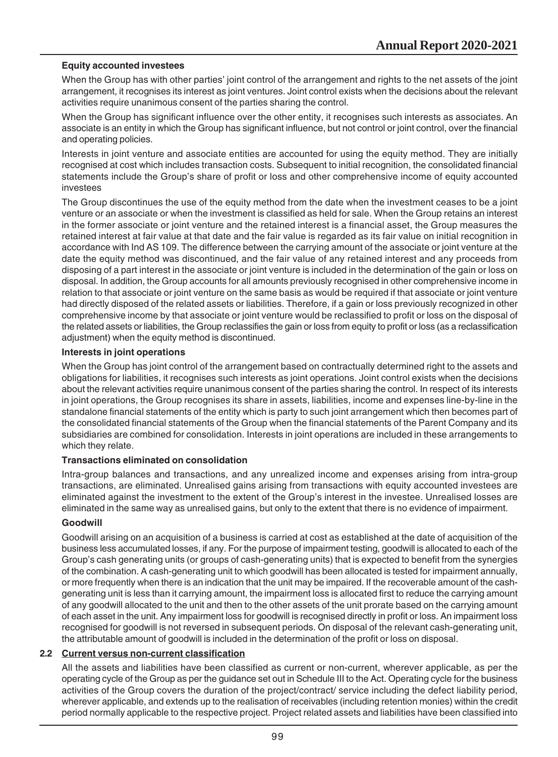**Equity accounted investees**

When the Group has with other parties' joint control of the arrangement and rights to the net assets of the joint arrangement, it recognises its interest as joint ventures. Joint control exists when the decisions about the relevant activities require unanimous consent of the parties sharing the control.

When the Group has significant influence over the other entity, it recognises such interests as associates. An associate is an entity in which the Group has significant influence, but not control or joint control, over the financial and operating policies.

Interests in joint venture and associate entities are accounted for using the equity method. They are initially recognised at cost which includes transaction costs. Subsequent to initial recognition, the consolidated financial statements include the Group's share of profit or loss and other comprehensive income of equity accounted investees

The Group discontinues the use of the equity method from the date when the investment ceases to be a joint venture or an associate or when the investment is classified as held for sale. When the Group retains an interest in the former associate or joint venture and the retained interest is a financial asset, the Group measures the retained interest at fair value at that date and the fair value is regarded as its fair value on initial recognition in accordance with Ind AS 109. The difference between the carrying amount of the associate or joint venture at the date the equity method was discontinued, and the fair value of any retained interest and any proceeds from disposing of a part interest in the associate or joint venture is included in the determination of the gain or loss on disposal. In addition, the Group accounts for all amounts previously recognised in other comprehensive income in relation to that associate or joint venture on the same basis as would be required if that associate or joint venture had directly disposed of the related assets or liabilities. Therefore, if a gain or loss previously recognized in other comprehensive income by that associate or joint venture would be reclassified to profit or loss on the disposal of the related assets or liabilities, the Group reclassifies the gain or loss from equity to profit or loss (as a reclassification adjustment) when the equity method is discontinued.

**Interests in joint operations**

When the Group has joint control of the arrangement based on contractually determined right to the assets and obligations for liabilities, it recognises such interests as joint operations. Joint control exists when the decisions about the relevant activities require unanimous consent of the parties sharing the control. In respect of its interests in joint operations, the Group recognises its share in assets, liabilities, income and expenses line-by-line in the standalone financial statements of the entity which is party to such joint arrangement which then becomes part of the consolidated financial statements of the Group when the financial statements of the Parent Company and its subsidiaries are combined for consolidation. Interests in joint operations are included in these arrangements to which they relate.

**Transactions eliminated on consolidation**

Intra-group balances and transactions, and any unrealized income and expenses arising from intra-group transactions, are eliminated. Unrealised gains arising from transactions with equity accounted investees are eliminated against the investment to the extent of the Group's interest in the investee. Unrealised losses are eliminated in the same way as unrealised gains, but only to the extent that there is no evidence of impairment.

**Goodwill**

Goodwill arising on an acquisition of a business is carried at cost as established at the date of acquisition of the business less accumulated losses, if any. For the purpose of impairment testing, goodwill is allocated to each of the Group's cash generating units (or groups of cash-generating units) that is expected to benefit from the synergies of the combination. A cash-generating unit to which goodwill has been allocated is tested for impairment annually, or more frequently when there is an indication that the unit may be impaired. If the recoverable amount of the cash-generating unit is less than it carrying amount, the impairment loss is allocated first to reduce the carrying amount of any goodwill allocated to the unit and then to the other assets of the unit prorate based on the carrying amount of each asset in the unit. Any impairment loss for goodwill is recognised directly in profit or loss. An impairment loss recognised for goodwill is not reversed in subsequent periods. On disposal of the relevant cash-generating unit, the attributable amount of goodwill is included in the determination of the profit or loss on disposal.

## 2.2 Current versus non-current classification

All the assets and liabilities have been classified as current or non-current, wherever applicable, as per the operating cycle of the Group as per the guidance set out in Schedule III to the Act. Operating cycle for the business activities of the Group covers the duration of the project/contract/ service including the defect liability period, wherever applicable, and extends up to the realisation of receivables (including retention monies) within the credit period normally applicable to the respective project. Project related assets and liabilities have been classified into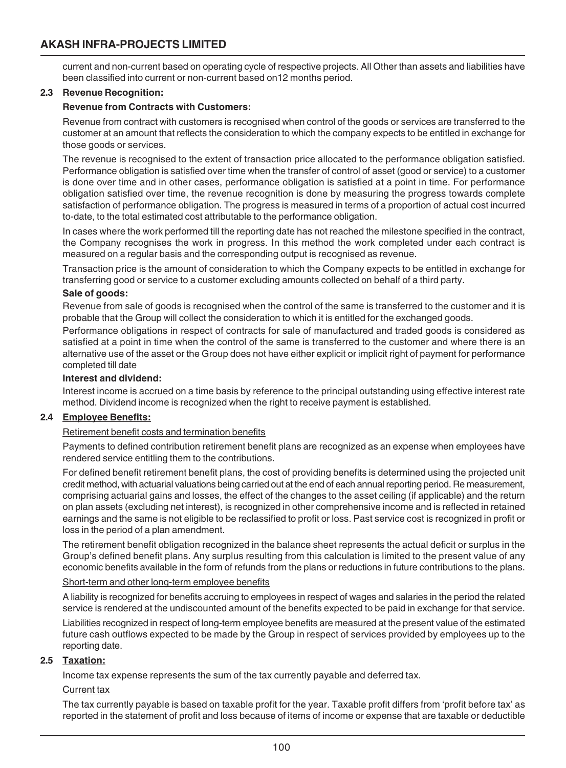current and non-current based on operating cycle of respective projects. All Other than assets and liabilities have been classified into current or non-current based on12 months period.

### 2.3 Revenue Recognition:

**Revenue from Contracts with Customers:**

Revenue from contract with customers is recognised when control of the goods or services are transferred to the customer at an amount that reflects the consideration to which the company expects to be entitled in exchange for those goods or services.

The revenue is recognised to the extent of transaction price allocated to the performance obligation satisfied. Performance obligation is satisfied over time when the transfer of control of asset (good or service) to a customer is done over time and in other cases, performance obligation is satisfied at a point in time. For performance obligation satisfied over time, the revenue recognition is done by measuring the progress towards complete satisfaction of performance obligation. The progress is measured in terms of a proportion of actual cost incurred to-date, to the total estimated cost attributable to the performance obligation.

In cases where the work performed till the reporting date has not reached the milestone specified in the contract, the Company recognises the work in progress. In this method the work completed under each contract is measured on a regular basis and the corresponding output is recognised as revenue.

Transaction price is the amount of consideration to which the Company expects to be entitled in exchange for transferring good or service to a customer excluding amounts collected on behalf of a third party.

**Sale of goods:**

Revenue from sale of goods is recognised when the control of the same is transferred to the customer and it is probable that the Group will collect the consideration to which it is entitled for the exchanged goods.

Performance obligations in respect of contracts for sale of manufactured and traded goods is considered as satisfied at a point in time when the control of the same is transferred to the customer and where there is an alternative use of the asset or the Group does not have either explicit or implicit right of payment for performance completed till date

**Interest and dividend:**

Interest income is accrued on a time basis by reference to the principal outstanding using effective interest rate method. Dividend income is recognized when the right to receive payment is established.

### 2.4 Employee Benefits:

Retirement benefit costs and termination benefits

Payments to defined contribution retirement benefit plans are recognized as an expense when employees have rendered service entitling them to the contributions.

For defined benefit retirement benefit plans, the cost of providing benefits is determined using the projected unit credit method, with actuarial valuations being carried out at the end of each annual reporting period. Re measurement, comprising actuarial gains and losses, the effect of the changes to the asset ceiling (if applicable) and the return on plan assets (excluding net interest), is recognized in other comprehensive income and is reflected in retained earnings and the same is not eligible to be reclassified to profit or loss. Past service cost is recognized in profit or loss in the period of a plan amendment.

The retirement benefit obligation recognized in the balance sheet represents the actual deficit or surplus in the Group's defined benefit plans. Any surplus resulting from this calculation is limited to the present value of any economic benefits available in the form of refunds from the plans or reductions in future contributions to the plans.

Short-term and other long-term employee benefits

A liability is recognized for benefits accruing to employees in respect of wages and salaries in the period the related service is rendered at the undiscounted amount of the benefits expected to be paid in exchange for that service.

Liabilities recognized in respect of long-term employee benefits are measured at the present value of the estimated future cash outflows expected to be made by the Group in respect of services provided by employees up to the reporting date.

### 2.5 Taxation:

Income tax expense represents the sum of the tax currently payable and deferred tax.

Current tax

The tax currently payable is based on taxable profit for the year. Taxable profit differs from 'profit before tax' as reported in the statement of profit and loss because of items of income or expense that are taxable or deductible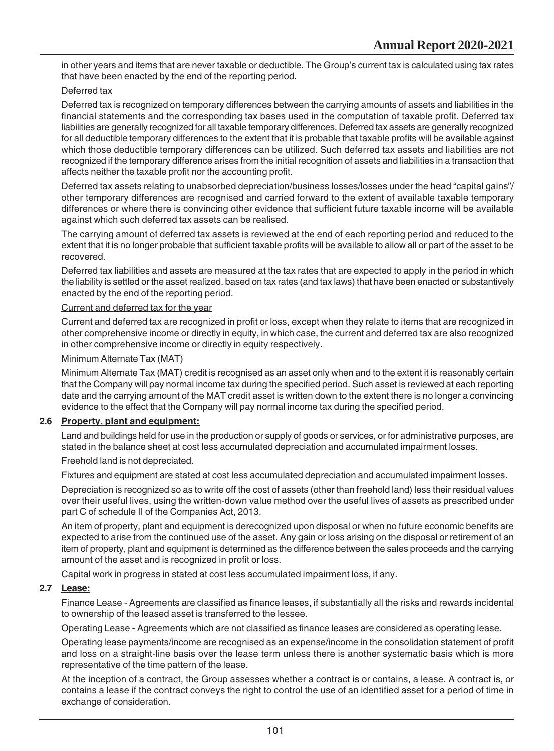in other years and items that are never taxable or deductible. The Group's current tax is calculated using tax rates that have been enacted by the end of the reporting period.

Deferred tax

Deferred tax is recognized on temporary differences between the carrying amounts of assets and liabilities in the financial statements and the corresponding tax bases used in the computation of taxable profit. Deferred tax liabilities are generally recognized for all taxable temporary differences. Deferred tax assets are generally recognized for all deductible temporary differences to the extent that it is probable that taxable profits will be available against which those deductible temporary differences can be utilized. Such deferred tax assets and liabilities are not recognized if the temporary difference arises from the initial recognition of assets and liabilities in a transaction that affects neither the taxable profit nor the accounting profit.

Deferred tax assets relating to unabsorbed depreciation/business losses/losses under the head "capital gains"/ other temporary differences are recognised and carried forward to the extent of available taxable temporary differences or where there is convincing other evidence that sufficient future taxable income will be available against which such deferred tax assets can be realised.

The carrying amount of deferred tax assets is reviewed at the end of each reporting period and reduced to the extent that it is no longer probable that sufficient taxable profits will be available to allow all or part of the asset to be recovered.

Deferred tax liabilities and assets are measured at the tax rates that are expected to apply in the period in which the liability is settled or the asset realized, based on tax rates (and tax laws) that have been enacted or substantively enacted by the end of the reporting period.

Current and deferred tax for the year

Current and deferred tax are recognized in profit or loss, except when they relate to items that are recognized in other comprehensive income or directly in equity, in which case, the current and deferred tax are also recognized in other comprehensive income or directly in equity respectively.

Minimum Alternate Tax (MAT)

Minimum Alternate Tax (MAT) credit is recognised as an asset only when and to the extent it is reasonably certain that the Company will pay normal income tax during the specified period. Such asset is reviewed at each reporting date and the carrying amount of the MAT credit asset is written down to the extent there is no longer a convincing evidence to the effect that the Company will pay normal income tax during the specified period.

**2.6 Property, plant and equipment:**

Land and buildings held for use in the production or supply of goods or services, or for administrative purposes, are stated in the balance sheet at cost less accumulated depreciation and accumulated impairment losses.

Freehold land is not depreciated.

Fixtures and equipment are stated at cost less accumulated depreciation and accumulated impairment losses.

Depreciation is recognized so as to write off the cost of assets (other than freehold land) less their residual values over their useful lives, using the written-down value method over the useful lives of assets as prescribed under part C of schedule II of the Companies Act, 2013.

An item of property, plant and equipment is derecognized upon disposal or when no future economic benefits are expected to arise from the continued use of the asset. Any gain or loss arising on the disposal or retirement of an item of property, plant and equipment is determined as the difference between the sales proceeds and the carrying amount of the asset and is recognized in profit or loss.

Capital work in progress in stated at cost less accumulated impairment loss, if any.

**2.7 Lease:**

Finance Lease - Agreements are classified as finance leases, if substantially all the risks and rewards incidental to ownership of the leased asset is transferred to the lessee.

Operating Lease - Agreements which are not classified as finance leases are considered as operating lease.

Operating lease payments/income are recognised as an expense/income in the consolidation statement of profit and loss on a straight-line basis over the lease term unless there is another systematic basis which is more representative of the time pattern of the lease.

At the inception of a contract, the Group assesses whether a contract is or contains, a lease. A contract is, or contains a lease if the contract conveys the right to control the use of an identified asset for a period of time in exchange of consideration.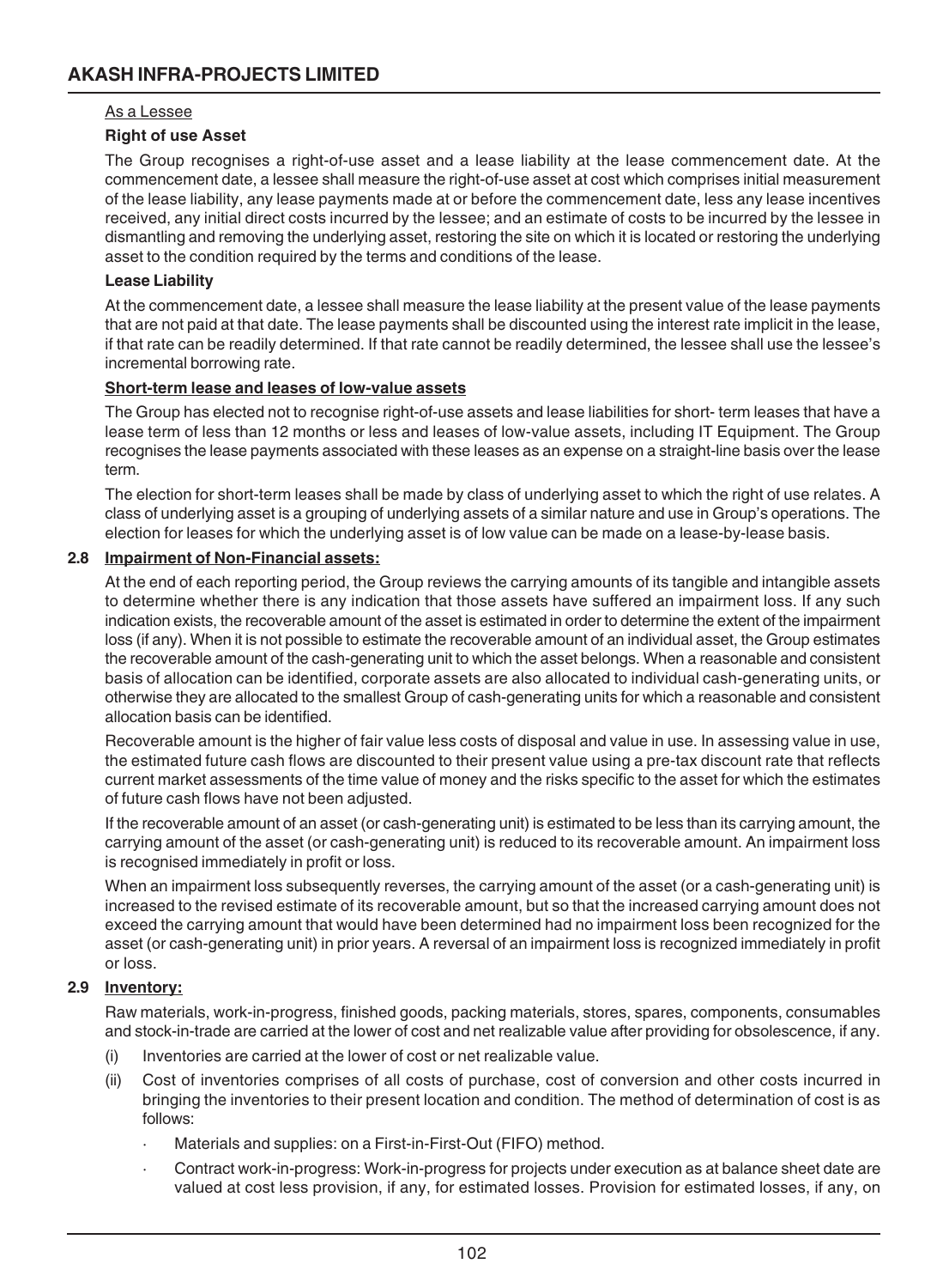As a Lessee

**Right of use Asset**

The Group recognises a right-of-use asset and a lease liability at the lease commencement date. At the commencement date, a lessee shall measure the right-of-use asset at cost which comprises initial measurement of the lease liability, any lease payments made at or before the commencement date, less any lease incentives received, any initial direct costs incurred by the lessee; and an estimate of costs to be incurred by the lessee in dismantling and removing the underlying asset, restoring the site on which it is located or restoring the underlying asset to the condition required by the terms and conditions of the lease.

**Lease Liability**

At the commencement date, a lessee shall measure the lease liability at the present value of the lease payments that are not paid at that date. The lease payments shall be discounted using the interest rate implicit in the lease, if that rate can be readily determined. If that rate cannot be readily determined, the lessee shall use the lessee's incremental borrowing rate.

**Short-term lease and leases of low-value assets**

The Group has elected not to recognise right-of-use assets and lease liabilities for short- term leases that have a lease term of less than 12 months or less and leases of low-value assets, including IT Equipment. The Group recognises the lease payments associated with these leases as an expense on a straight-line basis over the lease term.

The election for short-term leases shall be made by class of underlying asset to which the right of use relates. A class of underlying asset is a grouping of underlying assets of a similar nature and use in Group's operations. The election for leases for which the underlying asset is of low value can be made on a lease-by-lease basis.

## 2.8 Impairment of Non-Financial assets:

At the end of each reporting period, the Group reviews the carrying amounts of its tangible and intangible assets to determine whether there is any indication that those assets have suffered an impairment loss. If any such indication exists, the recoverable amount of the asset is estimated in order to determine the extent of the impairment loss (if any). When it is not possible to estimate the recoverable amount of an individual asset, the Group estimates the recoverable amount of the cash-generating unit to which the asset belongs. When a reasonable and consistent basis of allocation can be identified, corporate assets are also allocated to individual cash-generating units, or otherwise they are allocated to the smallest Group of cash-generating units for which a reasonable and consistent allocation basis can be identified.

Recoverable amount is the higher of fair value less costs of disposal and value in use. In assessing value in use, the estimated future cash flows are discounted to their present value using a pre-tax discount rate that reflects current market assessments of the time value of money and the risks specific to the asset for which the estimates of future cash flows have not been adjusted.

If the recoverable amount of an asset (or cash-generating unit) is estimated to be less than its carrying amount, the carrying amount of the asset (or cash-generating unit) is reduced to its recoverable amount. An impairment loss is recognised immediately in profit or loss.

When an impairment loss subsequently reverses, the carrying amount of the asset (or a cash-generating unit) is increased to the revised estimate of its recoverable amount, but so that the increased carrying amount does not exceed the carrying amount that would have been determined had no impairment loss been recognized for the asset (or cash-generating unit) in prior years. A reversal of an impairment loss is recognized immediately in profit or loss.

## 2.9 Inventory:

Raw materials, work-in-progress, finished goods, packing materials, stores, spares, components, consumables and stock-in-trade are carried at the lower of cost and net realizable value after providing for obsolescence, if any.

(i) Inventories are carried at the lower of cost or net realizable value.

(ii) Cost of inventories comprises of all costs of purchase, cost of conversion and other costs incurred in bringing the inventories to their present location and condition. The method of determination of cost is as follows:

- Materials and supplies: on a First-in-First-Out (FIFO) method.
- Contract work-in-progress: Work-in-progress for projects under execution as at balance sheet date are valued at cost less provision, if any, for estimated losses. Provision for estimated losses, if any, on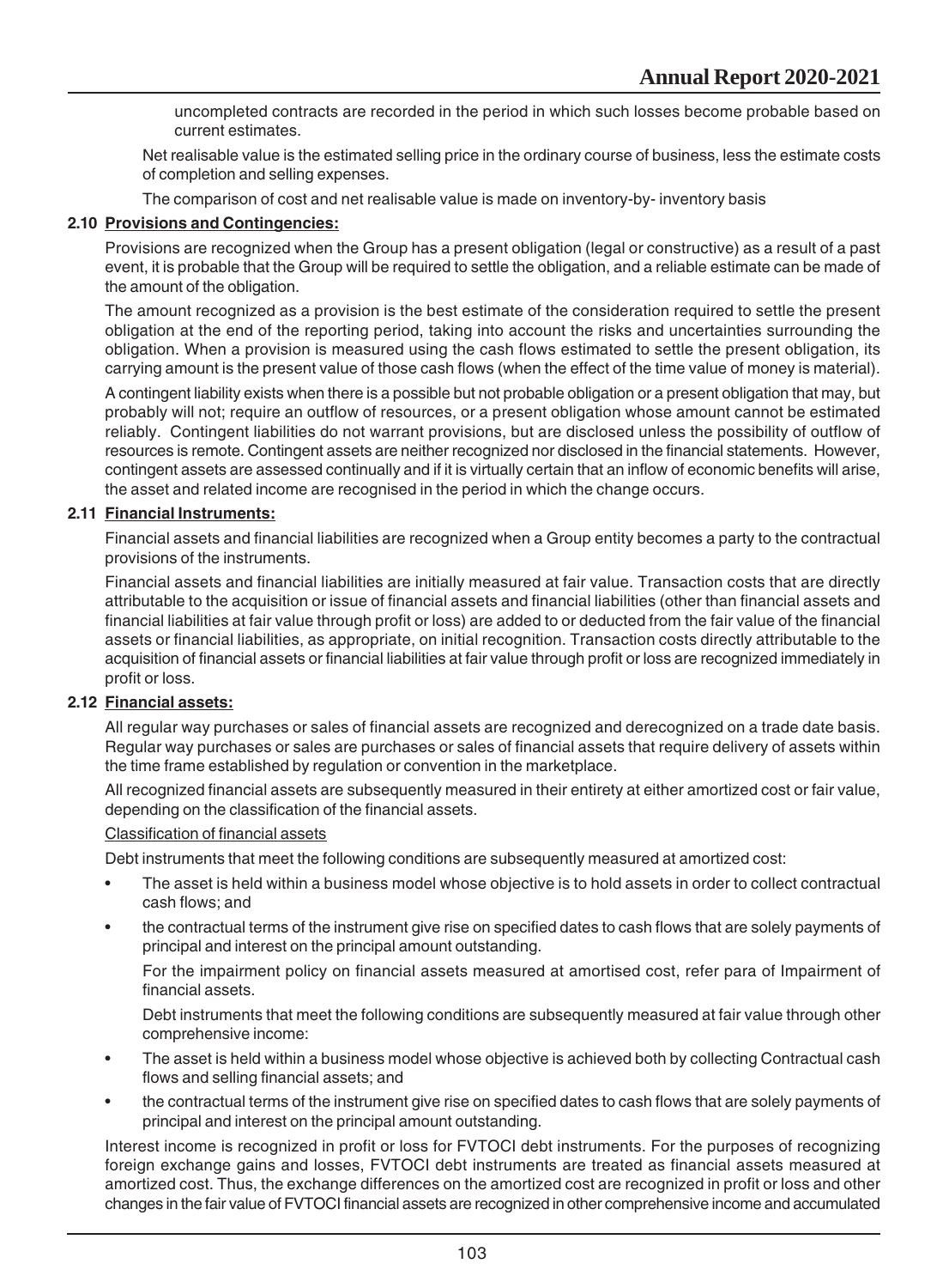uncompleted contracts are recorded in the period in which such losses become probable based on current estimates.

Net realisable value is the estimated selling price in the ordinary course of business, less the estimate costs of completion and selling expenses.

The comparison of cost and net realisable value is made on inventory-by- inventory basis

### 2.10 Provisions and Contingencies:

Provisions are recognized when the Group has a present obligation (legal or constructive) as a result of a past event, it is probable that the Group will be required to settle the obligation, and a reliable estimate can be made of the amount of the obligation.

The amount recognized as a provision is the best estimate of the consideration required to settle the present obligation at the end of the reporting period, taking into account the risks and uncertainties surrounding the obligation. When a provision is measured using the cash flows estimated to settle the present obligation, its carrying amount is the present value of those cash flows (when the effect of the time value of money is material).

A contingent liability exists when there is a possible but not probable obligation or a present obligation that may, but probably will not; require an outflow of resources, or a present obligation whose amount cannot be estimated reliably. Contingent liabilities do not warrant provisions, but are disclosed unless the possibility of outflow of resources is remote. Contingent assets are neither recognized nor disclosed in the financial statements. However, contingent assets are assessed continually and if it is virtually certain that an inflow of economic benefits will arise, the asset and related income are recognised in the period in which the change occurs.

### 2.11 Financial Instruments:

Financial assets and financial liabilities are recognized when a Group entity becomes a party to the contractual provisions of the instruments.

Financial assets and financial liabilities are initially measured at fair value. Transaction costs that are directly attributable to the acquisition or issue of financial assets and financial liabilities (other than financial assets and financial liabilities at fair value through profit or loss) are added to or deducted from the fair value of the financial assets or financial liabilities, as appropriate, on initial recognition. Transaction costs directly attributable to the acquisition of financial assets or financial liabilities at fair value through profit or loss are recognized immediately in profit or loss.

### 2.12 Financial assets:

All regular way purchases or sales of financial assets are recognized and derecognized on a trade date basis. Regular way purchases or sales are purchases or sales of financial assets that require delivery of assets within the time frame established by regulation or convention in the marketplace.

All recognized financial assets are subsequently measured in their entirety at either amortized cost or fair value, depending on the classification of the financial assets.

Classification of financial assets

Debt instruments that meet the following conditions are subsequently measured at amortized cost:

- The asset is held within a business model whose objective is to hold assets in order to collect contractual cash flows; and
- the contractual terms of the instrument give rise on specified dates to cash flows that are solely payments of principal and interest on the principal amount outstanding.

  For the impairment policy on financial assets measured at amortised cost, refer para of Impairment of financial assets.

  Debt instruments that meet the following conditions are subsequently measured at fair value through other comprehensive income:

- The asset is held within a business model whose objective is achieved both by collecting Contractual cash flows and selling financial assets; and
- the contractual terms of the instrument give rise on specified dates to cash flows that are solely payments of principal and interest on the principal amount outstanding.

Interest income is recognized in profit or loss for FVTOCI debt instruments. For the purposes of recognizing foreign exchange gains and losses, FVTOCI debt instruments are treated as financial assets measured at amortized cost. Thus, the exchange differences on the amortized cost are recognized in profit or loss and other changes in the fair value of FVTOCI financial assets are recognized in other comprehensive income and accumulated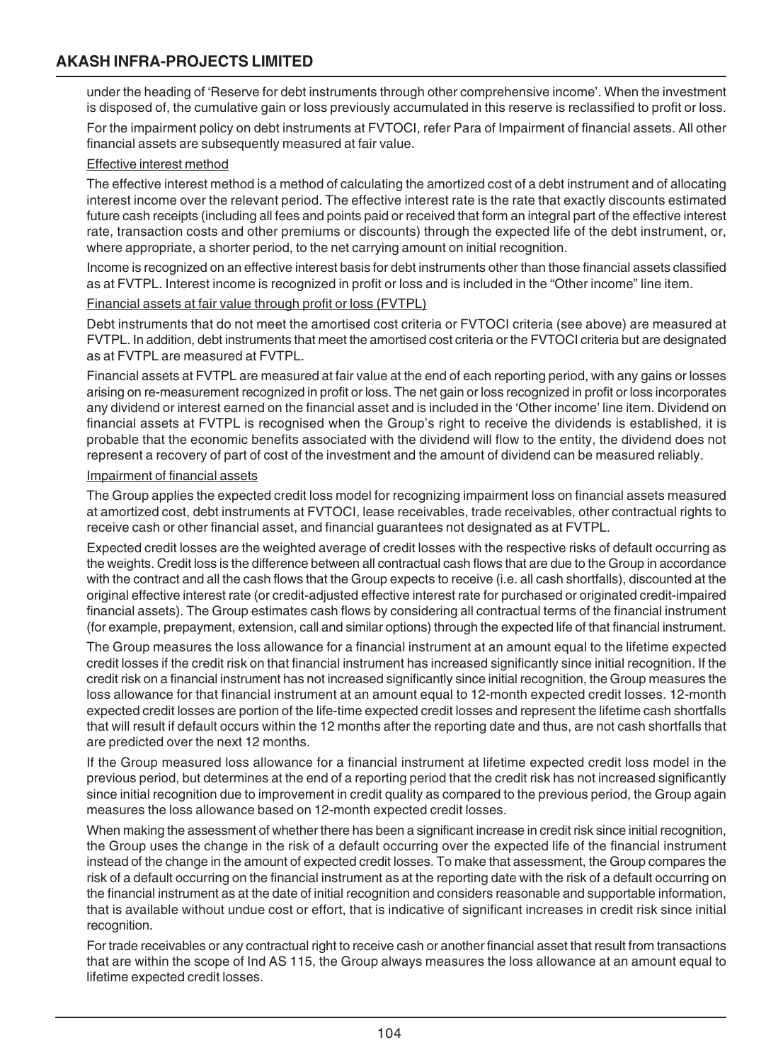under the heading of 'Reserve for debt instruments through other comprehensive income'. When the investment is disposed of, the cumulative gain or loss previously accumulated in this reserve is reclassified to profit or loss.

For the impairment policy on debt instruments at FVTOCI, refer Para of Impairment of financial assets. All other financial assets are subsequently measured at fair value.

Effective interest method

The effective interest method is a method of calculating the amortized cost of a debt instrument and of allocating interest income over the relevant period. The effective interest rate is the rate that exactly discounts estimated future cash receipts (including all fees and points paid or received that form an integral part of the effective interest rate, transaction costs and other premiums or discounts) through the expected life of the debt instrument, or, where appropriate, a shorter period, to the net carrying amount on initial recognition.

Income is recognized on an effective interest basis for debt instruments other than those financial assets classified as at FVTPL. Interest income is recognized in profit or loss and is included in the "Other income" line item.

Financial assets at fair value through profit or loss (FVTPL)

Debt instruments that do not meet the amortised cost criteria or FVTOCI criteria (see above) are measured at FVTPL. In addition, debt instruments that meet the amortised cost criteria or the FVTOCI criteria but are designated as at FVTPL are measured at FVTPL.

Financial assets at FVTPL are measured at fair value at the end of each reporting period, with any gains or losses arising on re-measurement recognized in profit or loss. The net gain or loss recognized in profit or loss incorporates any dividend or interest earned on the financial asset and is included in the 'Other income' line item. Dividend on financial assets at FVTPL is recognised when the Group's right to receive the dividends is established, it is probable that the economic benefits associated with the dividend will flow to the entity, the dividend does not represent a recovery of part of cost of the investment and the amount of dividend can be measured reliably.

Impairment of financial assets

The Group applies the expected credit loss model for recognizing impairment loss on financial assets measured at amortized cost, debt instruments at FVTOCI, lease receivables, trade receivables, other contractual rights to receive cash or other financial asset, and financial guarantees not designated as at FVTPL.

Expected credit losses are the weighted average of credit losses with the respective risks of default occurring as the weights. Credit loss is the difference between all contractual cash flows that are due to the Group in accordance with the contract and all the cash flows that the Group expects to receive (i.e. all cash shortfalls), discounted at the original effective interest rate (or credit-adjusted effective interest rate for purchased or originated credit-impaired financial assets). The Group estimates cash flows by considering all contractual terms of the financial instrument (for example, prepayment, extension, call and similar options) through the expected life of that financial instrument.

The Group measures the loss allowance for a financial instrument at an amount equal to the lifetime expected credit losses if the credit risk on that financial instrument has increased significantly since initial recognition. If the credit risk on a financial instrument has not increased significantly since initial recognition, the Group measures the loss allowance for that financial instrument at an amount equal to 12-month expected credit losses. 12-month expected credit losses are portion of the life-time expected credit losses and represent the lifetime cash shortfalls that will result if default occurs within the 12 months after the reporting date and thus, are not cash shortfalls that are predicted over the next 12 months.

If the Group measured loss allowance for a financial instrument at lifetime expected credit loss model in the previous period, but determines at the end of a reporting period that the credit risk has not increased significantly since initial recognition due to improvement in credit quality as compared to the previous period, the Group again measures the loss allowance based on 12-month expected credit losses.

When making the assessment of whether there has been a significant increase in credit risk since initial recognition, the Group uses the change in the risk of a default occurring over the expected life of the financial instrument instead of the change in the amount of expected credit losses. To make that assessment, the Group compares the risk of a default occurring on the financial instrument as at the reporting date with the risk of a default occurring on the financial instrument as at the date of initial recognition and considers reasonable and supportable information, that is available without undue cost or effort, that is indicative of significant increases in credit risk since initial recognition.

For trade receivables or any contractual right to receive cash or another financial asset that result from transactions that are within the scope of Ind AS 115, the Group always measures the loss allowance at an amount equal to lifetime expected credit losses.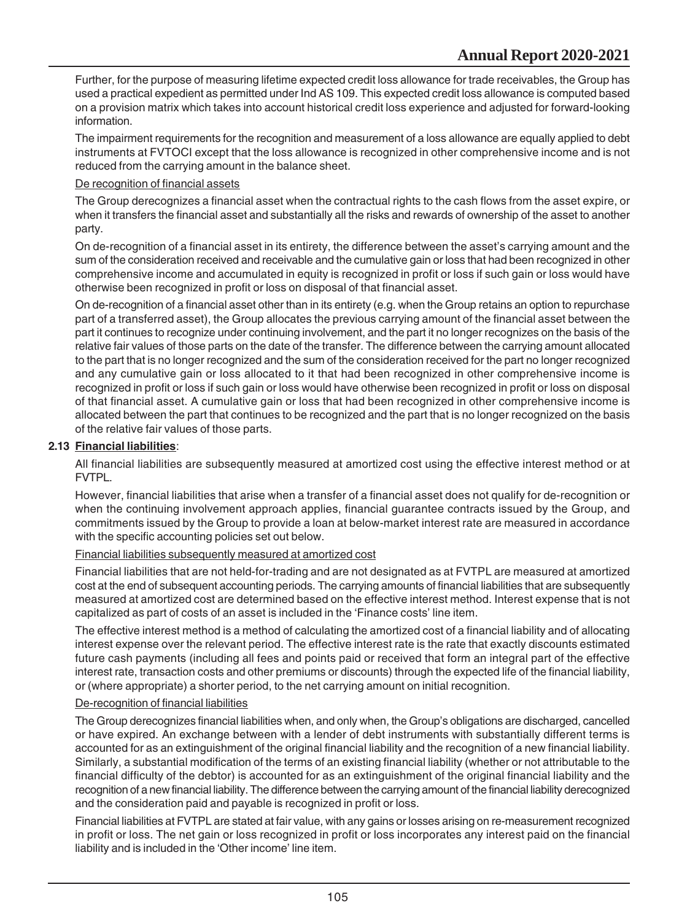Further, for the purpose of measuring lifetime expected credit loss allowance for trade receivables, the Group has used a practical expedient as permitted under Ind AS 109. This expected credit loss allowance is computed based on a provision matrix which takes into account historical credit loss experience and adjusted for forward-looking information.

The impairment requirements for the recognition and measurement of a loss allowance are equally applied to debt instruments at FVTOCI except that the loss allowance is recognized in other comprehensive income and is not reduced from the carrying amount in the balance sheet.

<u>De recognition of financial assets</u>

The Group derecognizes a financial asset when the contractual rights to the cash flows from the asset expire, or when it transfers the financial asset and substantially all the risks and rewards of ownership of the asset to another party.

On de-recognition of a financial asset in its entirety, the difference between the asset's carrying amount and the sum of the consideration received and receivable and the cumulative gain or loss that had been recognized in other comprehensive income and accumulated in equity is recognized in profit or loss if such gain or loss would have otherwise been recognized in profit or loss on disposal of that financial asset.

On de-recognition of a financial asset other than in its entirety (e.g. when the Group retains an option to repurchase part of a transferred asset), the Group allocates the previous carrying amount of the financial asset between the part it continues to recognize under continuing involvement, and the part it no longer recognizes on the basis of the relative fair values of those parts on the date of the transfer. The difference between the carrying amount allocated to the part that is no longer recognized and the sum of the consideration received for the part no longer recognized and any cumulative gain or loss allocated to it that had been recognized in other comprehensive income is recognized in profit or loss if such gain or loss would have otherwise been recognized in profit or loss on disposal of that financial asset. A cumulative gain or loss that had been recognized in other comprehensive income is allocated between the part that continues to be recognized and the part that is no longer recognized on the basis of the relative fair values of those parts.

**2.13 <u>Financial liabilities</u>**:

All financial liabilities are subsequently measured at amortized cost using the effective interest method or at FVTPL.

However, financial liabilities that arise when a transfer of a financial asset does not qualify for de-recognition or when the continuing involvement approach applies, financial guarantee contracts issued by the Group, and commitments issued by the Group to provide a loan at below-market interest rate are measured in accordance with the specific accounting policies set out below.

<u>Financial liabilities subsequently measured at amortized cost</u>

Financial liabilities that are not held-for-trading and are not designated as at FVTPL are measured at amortized cost at the end of subsequent accounting periods. The carrying amounts of financial liabilities that are subsequently measured at amortized cost are determined based on the effective interest method. Interest expense that is not capitalized as part of costs of an asset is included in the 'Finance costs' line item.

The effective interest method is a method of calculating the amortized cost of a financial liability and of allocating interest expense over the relevant period. The effective interest rate is the rate that exactly discounts estimated future cash payments (including all fees and points paid or received that form an integral part of the effective interest rate, transaction costs and other premiums or discounts) through the expected life of the financial liability, or (where appropriate) a shorter period, to the net carrying amount on initial recognition.

<u>De-recognition of financial liabilities</u>

The Group derecognizes financial liabilities when, and only when, the Group's obligations are discharged, cancelled or have expired. An exchange between with a lender of debt instruments with substantially different terms is accounted for as an extinguishment of the original financial liability and the recognition of a new financial liability. Similarly, a substantial modification of the terms of an existing financial liability (whether or not attributable to the financial difficulty of the debtor) is accounted for as an extinguishment of the original financial liability and the recognition of a new financial liability. The difference between the carrying amount of the financial liability derecognized and the consideration paid and payable is recognized in profit or loss.

Financial liabilities at FVTPL are stated at fair value, with any gains or losses arising on re-measurement recognized in profit or loss. The net gain or loss recognized in profit or loss incorporates any interest paid on the financial liability and is included in the 'Other income' line item.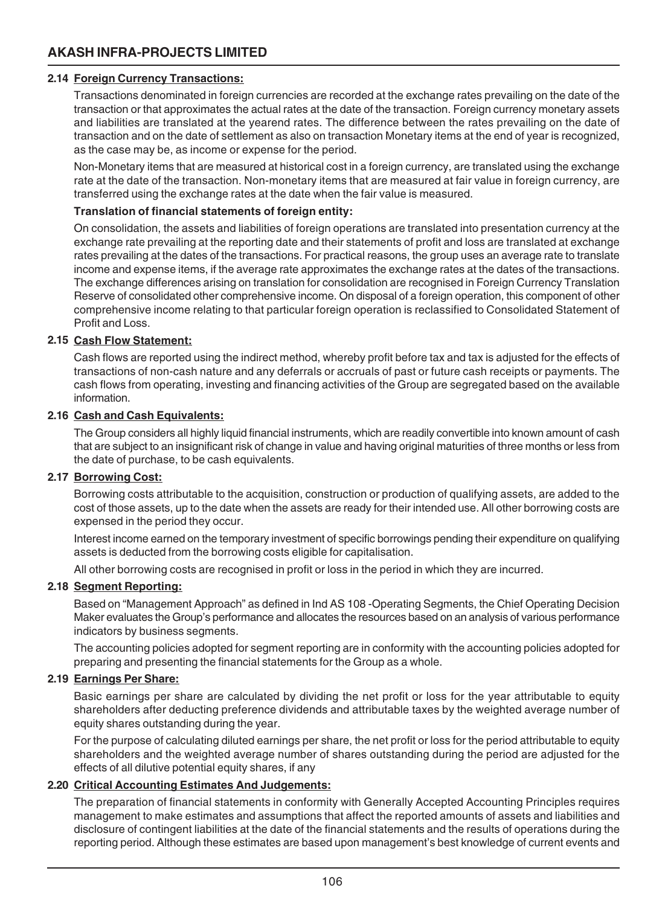### 2.14 Foreign Currency Transactions:

Transactions denominated in foreign currencies are recorded at the exchange rates prevailing on the date of the transaction or that approximates the actual rates at the date of the transaction. Foreign currency monetary assets and liabilities are translated at the yearend rates. The difference between the rates prevailing on the date of transaction and on the date of settlement as also on transaction Monetary items at the end of year is recognized, as the case may be, as income or expense for the period.

Non-Monetary items that are measured at historical cost in a foreign currency, are translated using the exchange rate at the date of the transaction. Non-monetary items that are measured at fair value in foreign currency, are transferred using the exchange rates at the date when the fair value is measured.

**Translation of financial statements of foreign entity:**

On consolidation, the assets and liabilities of foreign operations are translated into presentation currency at the exchange rate prevailing at the reporting date and their statements of profit and loss are translated at exchange rates prevailing at the dates of the transactions. For practical reasons, the group uses an average rate to translate income and expense items, if the average rate approximates the exchange rates at the dates of the transactions. The exchange differences arising on translation for consolidation are recognised in Foreign Currency Translation Reserve of consolidated other comprehensive income. On disposal of a foreign operation, this component of other comprehensive income relating to that particular foreign operation is reclassified to Consolidated Statement of Profit and Loss.

### 2.15 Cash Flow Statement:

Cash flows are reported using the indirect method, whereby profit before tax and tax is adjusted for the effects of transactions of non-cash nature and any deferrals or accruals of past or future cash receipts or payments. The cash flows from operating, investing and financing activities of the Group are segregated based on the available information.

### 2.16 Cash and Cash Equivalents:

The Group considers all highly liquid financial instruments, which are readily convertible into known amount of cash that are subject to an insignificant risk of change in value and having original maturities of three months or less from the date of purchase, to be cash equivalents.

### 2.17 Borrowing Cost:

Borrowing costs attributable to the acquisition, construction or production of qualifying assets, are added to the cost of those assets, up to the date when the assets are ready for their intended use. All other borrowing costs are expensed in the period they occur.

Interest income earned on the temporary investment of specific borrowings pending their expenditure on qualifying assets is deducted from the borrowing costs eligible for capitalisation.

All other borrowing costs are recognised in profit or loss in the period in which they are incurred.

### 2.18 Segment Reporting:

Based on "Management Approach" as defined in Ind AS 108 -Operating Segments, the Chief Operating Decision Maker evaluates the Group's performance and allocates the resources based on an analysis of various performance indicators by business segments.

The accounting policies adopted for segment reporting are in conformity with the accounting policies adopted for preparing and presenting the financial statements for the Group as a whole.

### 2.19 Earnings Per Share:

Basic earnings per share are calculated by dividing the net profit or loss for the year attributable to equity shareholders after deducting preference dividends and attributable taxes by the weighted average number of equity shares outstanding during the year.

For the purpose of calculating diluted earnings per share, the net profit or loss for the period attributable to equity shareholders and the weighted average number of shares outstanding during the period are adjusted for the effects of all dilutive potential equity shares, if any

### 2.20 Critical Accounting Estimates And Judgements:

The preparation of financial statements in conformity with Generally Accepted Accounting Principles requires management to make estimates and assumptions that affect the reported amounts of assets and liabilities and disclosure of contingent liabilities at the date of the financial statements and the results of operations during the reporting period. Although these estimates are based upon management's best knowledge of current events and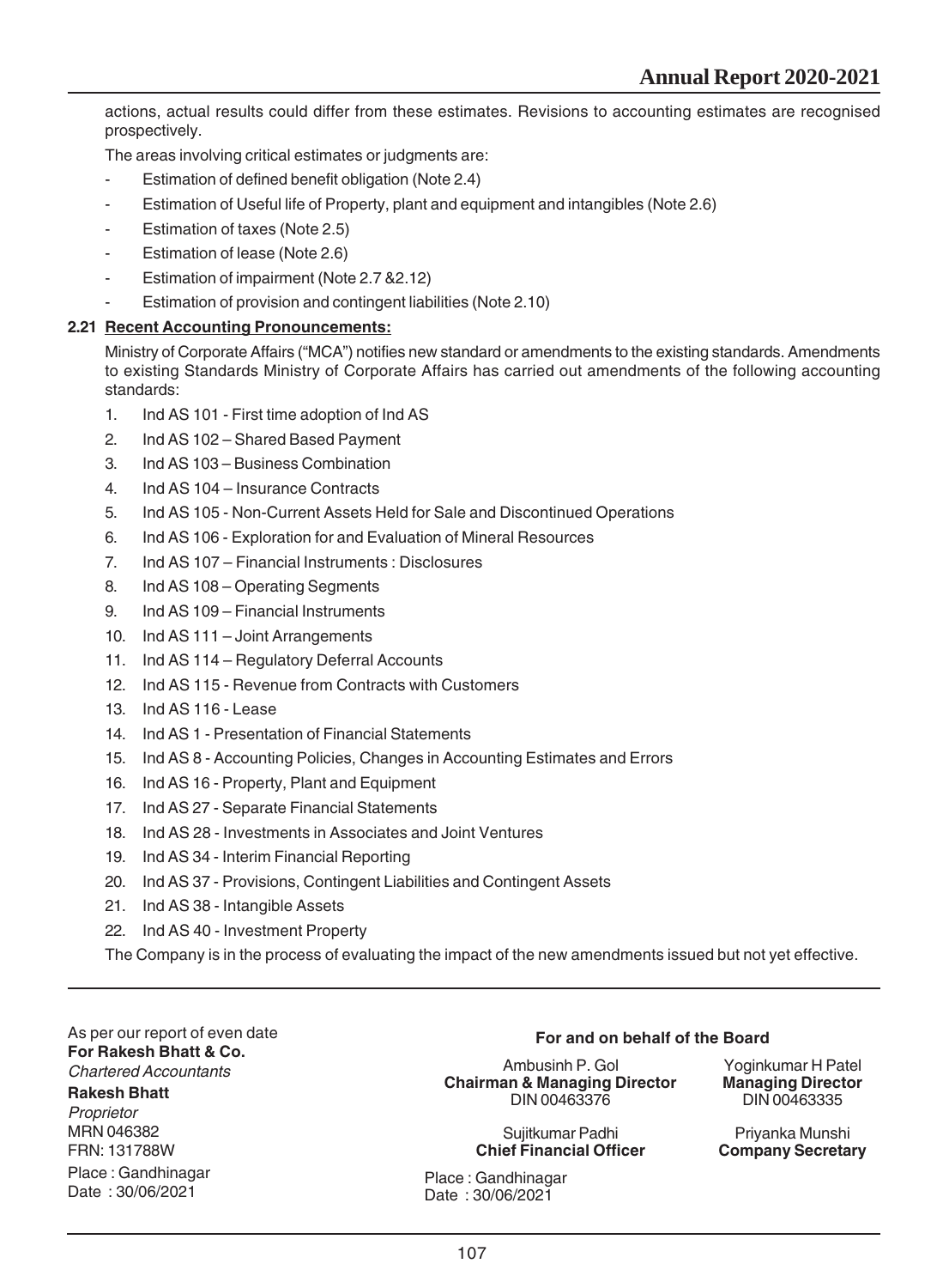actions, actual results could differ from these estimates. Revisions to accounting estimates are recognised prospectively.

The areas involving critical estimates or judgments are:

- Estimation of defined benefit obligation (Note 2.4)
- Estimation of Useful life of Property, plant and equipment and intangibles (Note 2.6)
- Estimation of taxes (Note 2.5)
- Estimation of lease (Note 2.6)
- Estimation of impairment (Note 2.7 &2.12)
- Estimation of provision and contingent liabilities (Note 2.10)

### 2.21 Recent Accounting Pronouncements:

Ministry of Corporate Affairs ("MCA") notifies new standard or amendments to the existing standards. Amendments to existing Standards Ministry of Corporate Affairs has carried out amendments of the following accounting standards:

1. Ind AS 101 - First time adoption of Ind AS
2. Ind AS 102 – Shared Based Payment
3. Ind AS 103 – Business Combination
4. Ind AS 104 – Insurance Contracts
5. Ind AS 105 - Non-Current Assets Held for Sale and Discontinued Operations
6. Ind AS 106 - Exploration for and Evaluation of Mineral Resources
7. Ind AS 107 – Financial Instruments : Disclosures
8. Ind AS 108 – Operating Segments
9. Ind AS 109 – Financial Instruments
10. Ind AS 111 – Joint Arrangements
11. Ind AS 114 – Regulatory Deferral Accounts
12. Ind AS 115 - Revenue from Contracts with Customers
13. Ind AS 116 - Lease
14. Ind AS 1 - Presentation of Financial Statements
15. Ind AS 8 - Accounting Policies, Changes in Accounting Estimates and Errors
16. Ind AS 16 - Property, Plant and Equipment
17. Ind AS 27 - Separate Financial Statements
18. Ind AS 28 - Investments in Associates and Joint Ventures
19. Ind AS 34 - Interim Financial Reporting
20. Ind AS 37 - Provisions, Contingent Liabilities and Contingent Assets
21. Ind AS 38 - Intangible Assets
22. Ind AS 40 - Investment Property

The Company is in the process of evaluating the impact of the new amendments issued but not yet effective.

As per our report of even date
**For Rakesh Bhatt & Co.**
*Chartered Accountants*
**Rakesh Bhatt**
*Proprietor*
MRN 046382
FRN: 131788W
Place : Gandhinagar
Date : 30/06/2021

**For and on behalf of the Board**

Ambusinh P. Gol
**Chairman & Managing Director**
DIN 00463376

Yoginkumar H Patel
**Managing Director**
DIN 00463335

Sujitkumar Padhi
**Chief Financial Officer**

Priyanka Munshi
**Company Secretary**

Place : Gandhinagar
Date : 30/06/2021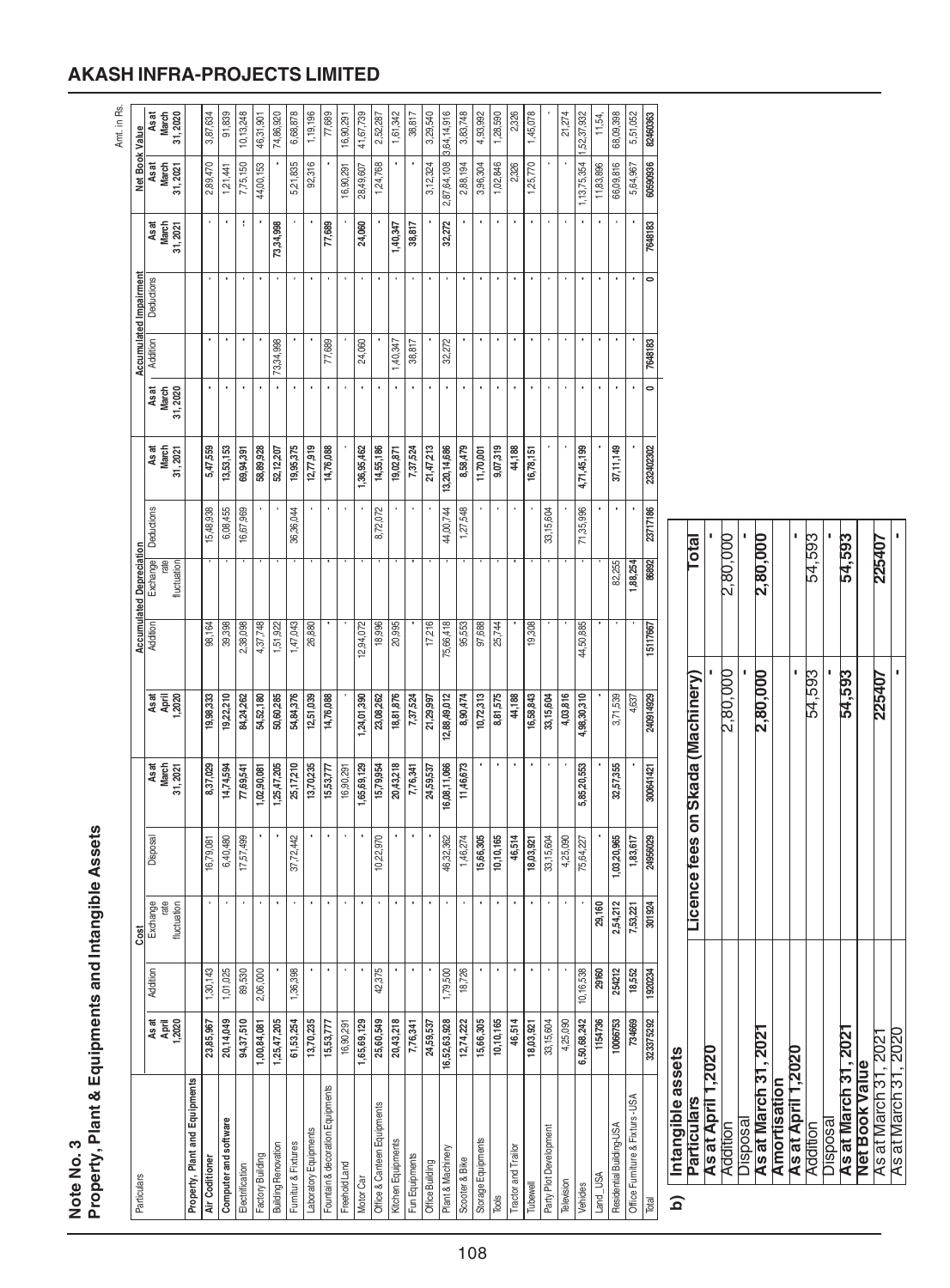## AKASH INFRA-PROJECTS LIMITED

**Note No. 3**

**Property, Plant & Equipments and Intangible Assets**

Amt. in Rs.

| Particulars | Cost | | | | | Accumulated Depreciation | | | | | Accumulated Impairment | | | | Net Book Value | |
|---|---|---|---|---|---|---|---|---|---|---|---|---|---|---|---|---|
| | As at April 1,2020 | Addition | Exchange rate fluctuation | Disposal | As at March 31, 2021 | As at April 1,2020 | Addition | Exchange rate fluctuation | Deductions | As at March 31, 2021 | As at March 31,2020 | Addition | Deductions | As at March 31,2021 | As at March 31,2021 | As at March 31,2020 |
| **Property, Plant and Equipments** | | | | | | | | | | | | | | | | |
| **Air Coditioner** | 23,85,967 | 1,30,143 | - | 16,79,081 | 8,37,029 | 19,98,333 | 98,164 | | 15,48,938 | 5,47,559 | - | - | - | - | 2,89,470 | 3,87,634 |
| **Computer and software** | 20,14,049 | 1,01,025 | - | 6,40,480 | 14,74,594 | 19,22,210 | 39,398 | | 6,08,455 | 13,53,153 | - | - | - | - | 1,21,441 | 91,839 |
| Electrification | 94,37,510 | 89,530 | - | 17,57,499 | 77,69,541 | 84,24,262 | 2,38,098 | | 16,67,969 | 69,94,391 | - | - | - | - | 7,75,150 | 10,13,248 |
| Factory Building | 1,00,84,081 | 2,06,000 | - | - | 1,02,90,081 | 54,52,180 | 4,37,748 | | - | 58,89,928 | - | - | - | - | 44,00,153 | 46,31,901 |
| Building Renovation | 1,25,47,205 | - | - | - | 1,25,47,205 | 50,60,285 | 1,51,922 | | - | 52,12,207 | - | 73,34,998 | - | 73,34,998 | - | 74,86,920 |
| Furnitur & Fixtures | 61,53,254 | 1,36,398 | - | 37,72,442 | 25,17,210 | 54,84,376 | 1,47,043 | | 36,36,044 | 19,95,375 | - | - | - | - | 5,21,835 | 6,68,878 |
| Laboratory Equipments | 13,70,235 | - | - | - | 13,70,235 | 12,51,039 | 26,880 | | - | 12,77,919 | - | - | - | - | 92,316 | 1,19,196 |
| Fountain & decoration Equipments | 15,53,777 | - | - | - | 15,53,777 | 14,76,088 | - | | - | 14,76,088 | - | 77,689 | - | 77,689 | - | 77,689 |
| Freehold Land | 16,90,291 | - | - | - | 16,90,291 | - | - | | - | - | - | - | - | - | 16,90,291 | 16,90,291 |
| Motor Car | 1,65,69,129 | - | - | - | 1,65,69,129 | 1,24,01,390 | 12,94,072 | | - | 1,36,95,462 | - | 24,060 | - | 24,060 | 28,49,607 | 41,67,739 |
| Office & Canteen Equipments | 25,60,549 | 42,375 | - | 10,22,970 | 15,79,954 | 23,08,262 | 18,996 | | 8,72,072 | 14,55,186 | - | - | - | - | 1,24,768 | 2,52,287 |
| Kitchen Equipments | 20,43,218 | - | - | - | 20,43,218 | 18,81,876 | 20,995 | | - | 19,02,871 | - | 1,40,347 | - | 1,40,347 | - | 1,61,342 |
| Fun Equipments | 7,76,341 | - | - | - | 7,76,341 | 7,37,524 | - | | - | 7,37,524 | - | 38,817 | - | 38,817 | - | 38,817 |
| Office Building | 24,59,537 | - | - | - | 24,59,537 | 21,29,997 | 17,216 | | - | 21,47,213 | - | - | - | - | 3,12,324 | 3,29,540 |
| Plant & Machinery | 16,52,63,928 | 1,79,500 | - | 46,32,362 | 16,08,11,066 | 12,88,49,012 | 75,66,418 | | 44,00,744 | 13,20,14,686 | - | 32,272 | - | 32,272 | 2,87,64,108 | 3,64,14,916 |
| Scooter & Bike | 12,74,222 | 18,726 | - | 1,46,274 | 11,46,673 | 8,90,474 | 95,553 | | 1,27,548 | 8,58,479 | - | - | - | - | 2,88,194 | 3,83,748 |
| Storage Equipments | 15,66,305 | - | - | 15,66,305 | - | 10,72,313 | 97,688 | | - | 11,70,001 | - | - | - | - | 3,96,304 | 4,93,992 |
| Tools | 10,10,165 | - | - | 10,10,165 | - | 8,81,575 | 25,744 | | - | 9,07,319 | - | - | - | - | 1,02,846 | 1,28,590 |
| Tractor and Trailor | 46,514 | - | - | 46,514 | - | 44,188 | - | | - | 44,188 | - | - | - | - | 2326 | 2,326 |
| Tubewell | 18,03,921 | - | - | 18,03,921 | - | 16,58,843 | 19,308 | | - | 16,78,151 | - | - | - | - | 1,25,770 | 1,45,078 |
| Party Plot Development | 33,15,604 | - | - | 33,15,604 | - | 33,15,604 | - | | 33,15,604 | - | - | - | - | - | - | - |
| Television | 4,25,090 | - | - | 4,25,090 | - | 4,03,816 | - | | - | - | - | - | - | - | - | 21,274 |
| Vehicles | 6,50,68,242 | 10,16,538 | - | 75,64,227 | 5,85,20,553 | 4,98,30,310 | 44,50,885 | | 71,35,996 | 4,71,45,199 | - | - | - | - | 1,13,75,354 | 1,52,37,932 |
| Land_USA | 1154736 | 29160 | 29,160 | - | - | - | - | | - | - | - | - | - | - | 11,83,896 | 11,54, |
| Residential Building-USA | 1006753 | 254212 | 2,54,212 | 1,03,20,965 | 32,57,355 | 3,71,539 | - | 82,255 | - | 37,11,149 | - | - | - | - | 66,09,816 | 68,09,398 |
| Office Furniture & Fixturs-USA | 734669 | 18,552 | 7,53,221 | 1,83,617 | - | 4,637 | - | 1,88,254 | - | - | - | - | - | - | 5,64,967 | 5,51,052 |
| Total | 323375292 | 1920234 | 301924 | 24956029 | 300641421 | 240914929 | 15117667 | 86892 | 23717186 | 232402302 | 0 | 7648183 | 0 | 7648183 | 60590936 | 82460363 |

**b) Intangible assets**

| Particulars | Licence fees on Skada (Machinery) | Total |
|---|---|---|
| **As at April 1,2020** | - | - |
| Addition | 2,80,000 | 2,80,000 |
| Disposal | - | - |
| **As at March 31, 2021** | **2,80,000** | **2,80,000** |
| **Amortisation** | | |
| **As at April 1,2020** | - | - |
| Addition | 54,593 | 54,593 |
| Disposal | - | - |
| **As at March 31, 2021** | **54,593** | **54,593** |
| **Net Book Value** | | |
| As at March 31, 2021 | **225407** | **225407** |
| As at March 31, 2020 | - | - |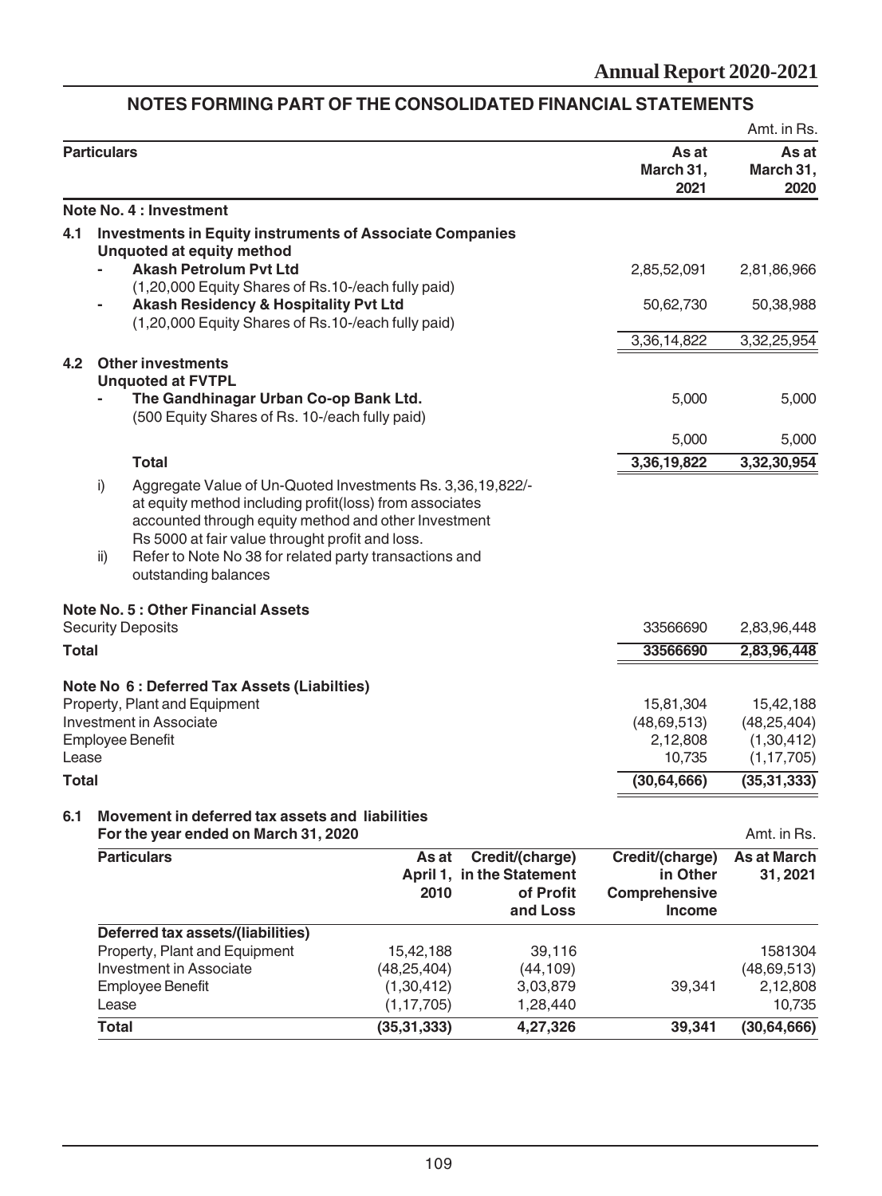## NOTES FORMING PART OF THE CONSOLIDATED FINANCIAL STATEMENTS

Amt. in Rs.

| Particulars | As at March 31, 2021 | As at March 31, 2020 |
|---|---|---|
| **Note No. 4 : Investment** | | |
| **4.1 Investments in Equity instruments of Associate Companies** | | |
| **Unquoted at equity method** | | |
| - **Akash Petrolum Pvt Ltd** (1,20,000 Equity Shares of Rs.10-/each fully paid) | 2,85,52,091 | 2,81,86,966 |
| - **Akash Residency & Hospitality Pvt Ltd** (1,20,000 Equity Shares of Rs.10-/each fully paid) | 50,62,730 | 50,38,988 |
| | 3,36,14,822 | 3,32,25,954 |
| **4.2 Other investments** | | |
| **Unquoted at FVTPL** | | |
| - **The Gandhinagar Urban Co-op Bank Ltd.** (500 Equity Shares of Rs. 10-/each fully paid) | 5,000 | 5,000 |
| | 5,000 | 5,000 |
| **Total** | **3,36,19,822** | **3,32,30,954** |

i) Aggregate Value of Un-Quoted Investments Rs. 3,36,19,822/- at equity method including profit(loss) from associates accounted through equity method and other Investment Rs 5000 at fair value throught profit and loss.

ii) Refer to Note No 38 for related party transactions and outstanding balances

| Particulars | As at March 31, 2021 | As at March 31, 2020 |
|---|---|---|
| **Note No. 5 : Other Financial Assets** | | |
| Security Deposits | 33566690 | 2,83,96,448 |
| **Total** | **33566690** | **2,83,96,448** |
| **Note No 6 : Deferred Tax Assets (Liabilties)** | | |
| Property, Plant and Equipment | 15,81,304 | 15,42,188 |
| Investment in Associate | (48,69,513) | (48,25,404) |
| Employee Benefit | 2,12,808 | (1,30,412) |
| Lease | 10,735 | (1,17,705) |
| **Total** | **(30,64,666)** | **(35,31,333)** |

**6.1 Movement in deferred tax assets and liabilities For the year ended on March 31, 2020**

Amt. in Rs.

| Particulars | As at April 1, 2010 | Credit/(charge) in the Statement of Profit and Loss | Credit/(charge) in Other Comprehensive Income | As at March 31, 2021 |
|---|---|---|---|---|
| **Deferred tax assets/(liabilities)** | | | | |
| Property, Plant and Equipment | 15,42,188 | 39,116 | | 1581304 |
| Investment in Associate | (48,25,404) | (44,109) | | (48,69,513) |
| Employee Benefit | (1,30,412) | 3,03,879 | 39,341 | 2,12,808 |
| Lease | (1,17,705) | 1,28,440 | | 10,735 |
| **Total** | **(35,31,333)** | **4,27,326** | **39,341** | **(30,64,666)** |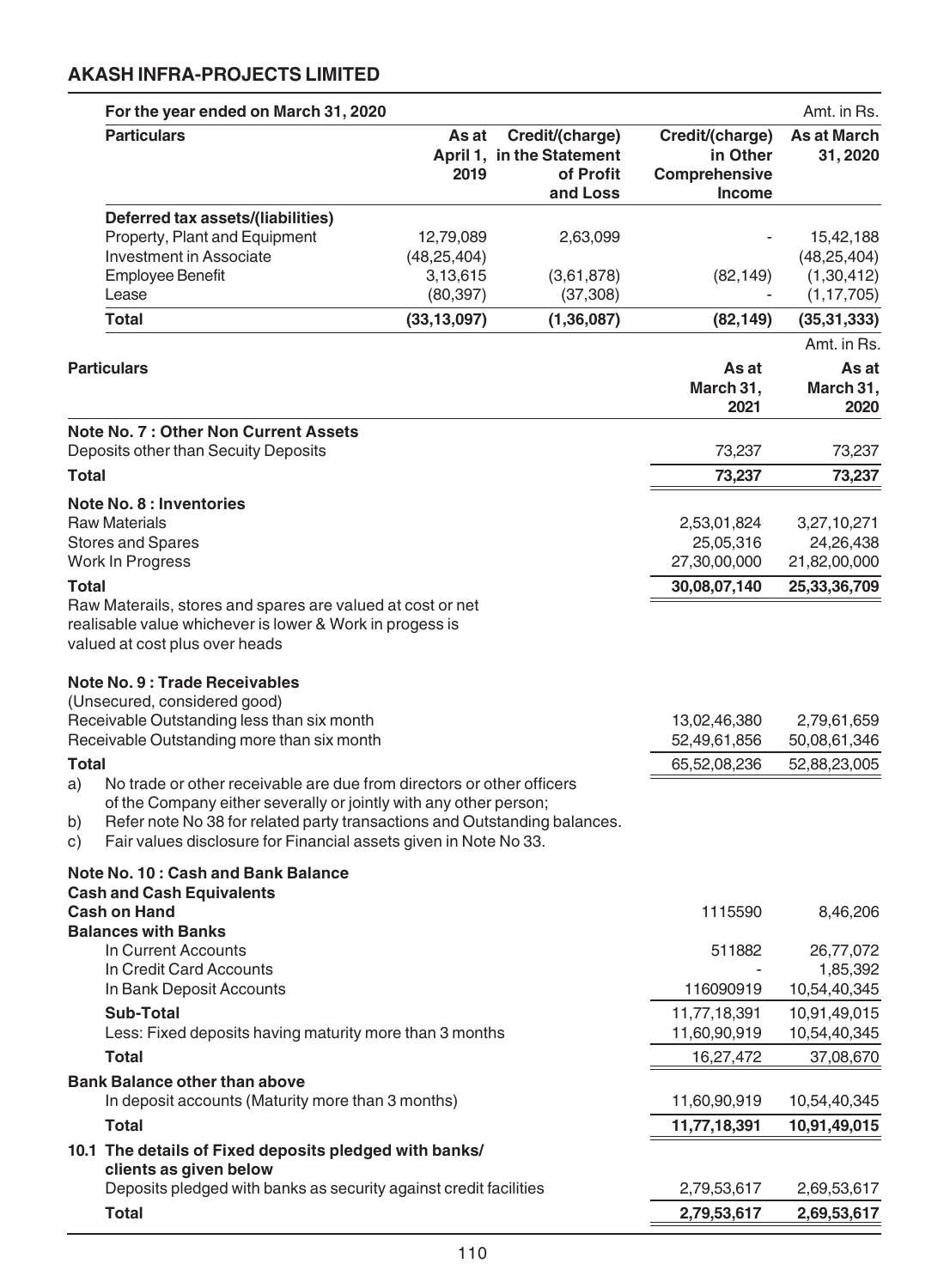## AKASH INFRA-PROJECTS LIMITED

**For the year ended on March 31, 2020** — Amt. in Rs.

| Particulars | As at April 1, 2019 | Credit/(charge) in the Statement of Profit and Loss | Credit/(charge) in Other Comprehensive Income | As at March 31, 2020 |
|---|---|---|---|---|
| **Deferred tax assets/(liabilities)** | | | | |
| Property, Plant and Equipment | 12,79,089 | 2,63,099 | - | 15,42,188 |
| Investment in Associate | (48,25,404) | | | (48,25,404) |
| Employee Benefit | 3,13,615 | (3,61,878) | (82,149) | (1,30,412) |
| Lease | (80,397) | (37,308) | - | (1,17,705) |
| **Total** | **(33,13,097)** | **(1,36,087)** | **(82,149)** | **(35,31,333)** |

Amt. in Rs.

| Particulars | As at March 31, 2021 | As at March 31, 2020 |
|---|---|---|
| **Note No. 7 : Other Non Current Assets** | | |
| Deposits other than Secuity Deposits | 73,237 | 73,237 |
| **Total** | **73,237** | **73,237** |
| **Note No. 8 : Inventories** | | |
| Raw Materials | 2,53,01,824 | 3,27,10,271 |
| Stores and Spares | 25,05,316 | 24,26,438 |
| Work In Progress | 27,30,00,000 | 21,82,00,000 |
| **Total** | **30,08,07,140** | **25,33,36,709** |
| Raw Materails, stores and spares are valued at cost or net realisable value whichever is lower & Work in progess is valued at cost plus over heads | | |
| **Note No. 9 : Trade Receivables** | | |
| (Unsecured, considered good) | | |
| Receivable Outstanding less than six month | 13,02,46,380 | 2,79,61,659 |
| Receivable Outstanding more than six month | 52,49,61,856 | 50,08,61,346 |
| **Total** | 65,52,08,236 | 52,88,23,005 |

a) No trade or other receivable are due from directors or other officers of the Company either severally or jointly with any other person;
b) Refer note No 38 for related party transactions and Outstanding balances.
c) Fair values disclosure for Financial assets given in Note No 33.

| Particulars | As at March 31, 2021 | As at March 31, 2020 |
|---|---|---|
| **Note No. 10 : Cash and Bank Balance** | | |
| **Cash and Cash Equivalents** | | |
| **Cash on Hand** | 1115590 | 8,46,206 |
| **Balances with Banks** | | |
| In Current Accounts | 511882 | 26,77,072 |
| In Credit Card Accounts | - | 1,85,392 |
| In Bank Deposit Accounts | 116090919 | 10,54,40,345 |
| **Sub-Total** | 11,77,18,391 | 10,91,49,015 |
| Less: Fixed deposits having maturity more than 3 months | 11,60,90,919 | 10,54,40,345 |
| **Total** | 16,27,472 | 37,08,670 |
| **Bank Balance other than above** | | |
| In deposit accounts (Maturity more than 3 months) | 11,60,90,919 | 10,54,40,345 |
| **Total** | **11,77,18,391** | **10,91,49,015** |
| **10.1 The details of Fixed deposits pledged with banks/ clients as given below** | | |
| Deposits pledged with banks as security against credit facilities | 2,79,53,617 | 2,69,53,617 |
| **Total** | **2,79,53,617** | **2,69,53,617** |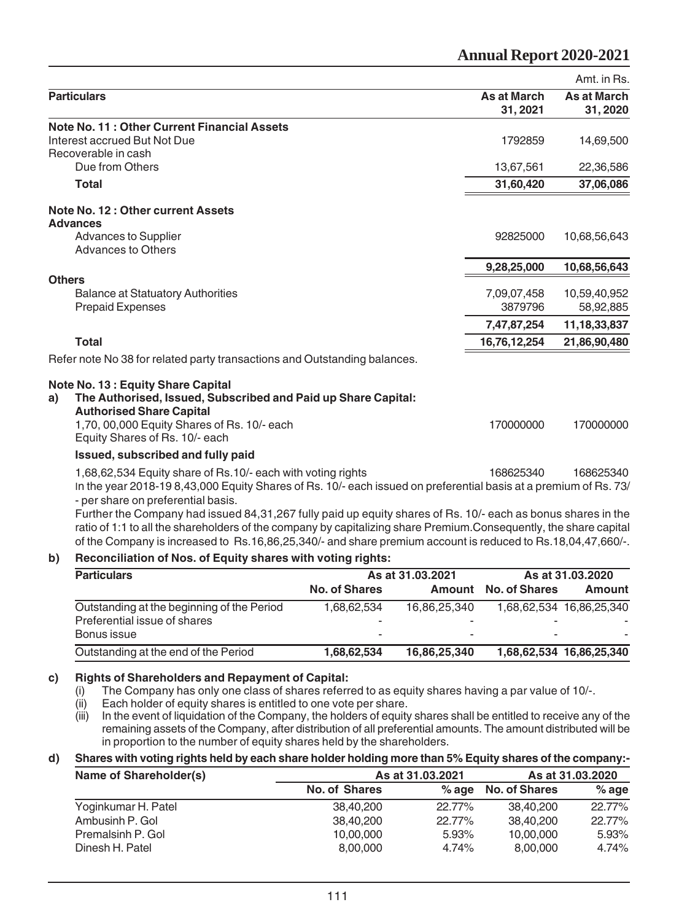Amt. in Rs.

| Particulars | As at March 31, 2021 | As at March 31, 2020 |
|---|---|---|
| **Note No. 11 : Other Current Financial Assets** | | |
| Interest accrued But Not Due | 1792859 | 14,69,500 |
| Recoverable in cash | | |
| Due from Others | 13,67,561 | 22,36,586 |
| **Total** | **31,60,420** | **37,06,086** |
| **Note No. 12 : Other current Assets** | | |
| **Advances** | | |
| Advances to Supplier | 92825000 | 10,68,56,643 |
| Advances to Others | | |
| | **9,28,25,000** | **10,68,56,643** |
| **Others** | | |
| Balance at Statuatory Authorities | 7,09,07,458 | 10,59,40,952 |
| Prepaid Expenses | 3879796 | 58,92,885 |
| | **7,47,87,254** | **11,18,33,837** |
| **Total** | **16,76,12,254** | **21,86,90,480** |

Refer note No 38 for related party transactions and Outstanding balances.

**Note No. 13 : Equity Share Capital**

**a) The Authorised, Issued, Subscribed and Paid up Share Capital:**

| | As at March 31, 2021 | As at March 31, 2020 |
|---|---|---|
| **Authorised Share Capital** | | |
| 1,70, 00,000 Equity Shares of Rs. 10/- each | 170000000 | 170000000 |
| Equity Shares of Rs. 10/- each | | |
| **Issued, subscribed and fully paid** | | |
| 1,68,62,534 Equity share of Rs.10/- each with voting rights | 168625340 | 168625340 |

In the year 2018-19 8,43,000 Equity Shares of Rs. 10/- each issued on preferential basis at a premium of Rs. 73/- per share on preferential basis.

Further the Company had issued 84,31,267 fully paid up equity shares of Rs. 10/- each as bonus shares in the ratio of 1:1 to all the shareholders of the company by capitalizing share Premium.Consequently, the share capital of the Company is increased to Rs.16,86,25,340/- and share premium account is reduced to Rs.18,04,47,660/-.

**b) Reconciliation of Nos. of Equity shares with voting rights:**

| Particulars | As at 31.03.2021 | | As at 31.03.2020 | |
|---|---|---|---|---|
| | **No. of Shares** | **Amount** | **No. of Shares** | **Amount** |
| Outstanding at the beginning of the Period | 1,68,62,534 | 16,86,25,340 | 1,68,62,534 | 16,86,25,340 |
| Preferential issue of shares | - | - | - | - |
| Bonus issue | - | - | - | - |
| Outstanding at the end of the Period | **1,68,62,534** | **16,86,25,340** | **1,68,62,534** | **16,86,25,340** |

**c) Rights of Shareholders and Repayment of Capital:**

(i) The Company has only one class of shares referred to as equity shares having a par value of 10/-.

(ii) Each holder of equity shares is entitled to one vote per share.

(iii) In the event of liquidation of the Company, the holders of equity shares shall be entitled to receive any of the remaining assets of the Company, after distribution of all preferential amounts. The amount distributed will be in proportion to the number of equity shares held by the shareholders.

**d) Shares with voting rights held by each share holder holding more than 5% Equity shares of the company:-**

| Name of Shareholder(s) | As at 31.03.2021 | | As at 31.03.2020 | |
|---|---|---|---|---|
| | **No. of Shares** | **% age** | **No. of Shares** | **% age** |
| Yoginkumar H. Patel | 38,40,200 | 22.77% | 38,40,200 | 22.77% |
| Ambusinh P. Gol | 38,40,200 | 22.77% | 38,40,200 | 22.77% |
| Premalsinh P. Gol | 10,00,000 | 5.93% | 10,00,000 | 5.93% |
| Dinesh H. Patel | 8,00,000 | 4.74% | 8,00,000 | 4.74% |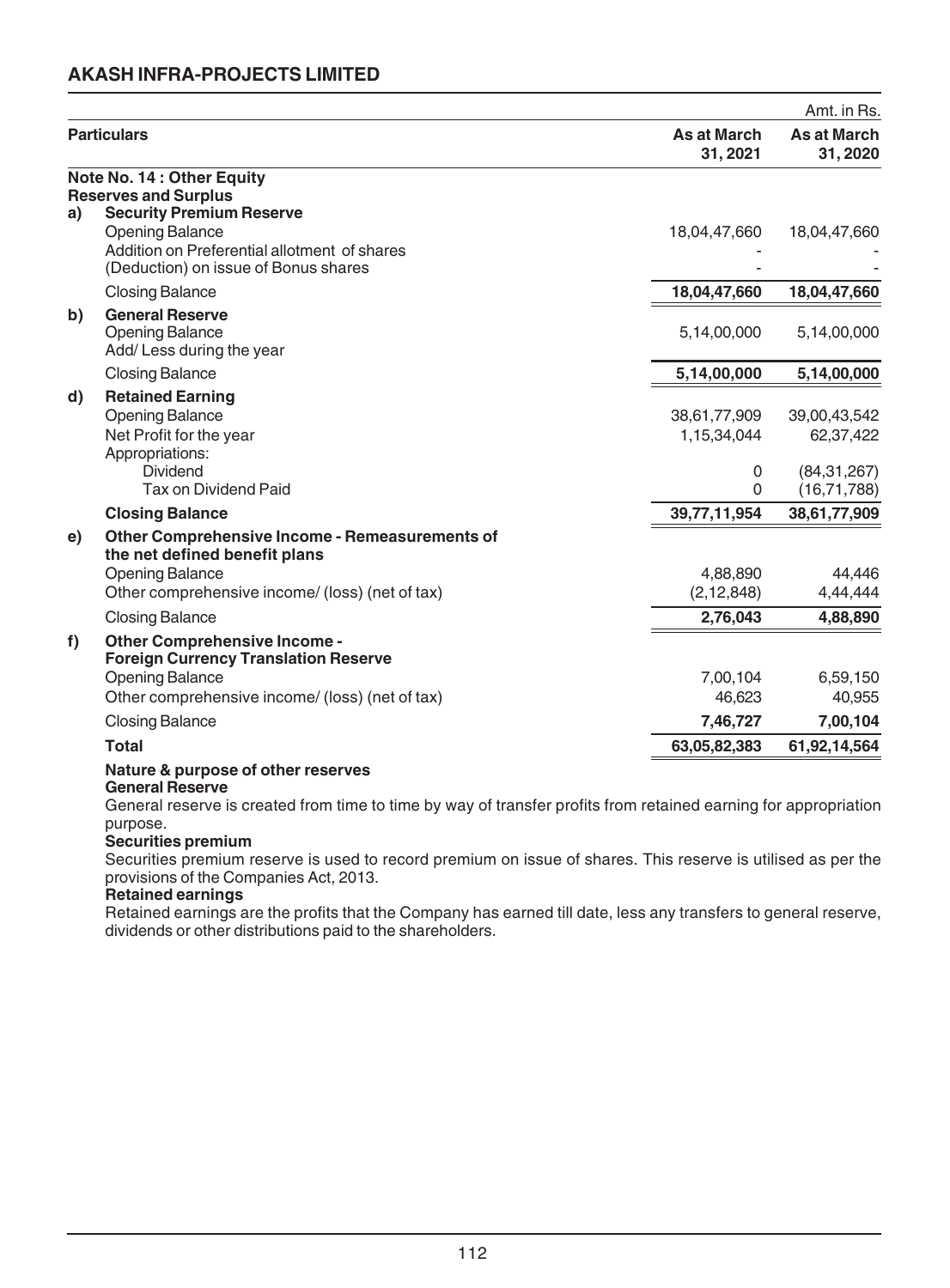Amt. in Rs.

| | Particulars | As at March 31, 2021 | As at March 31, 2020 |
|---|---|---|---|
| | **Note No. 14 : Other Equity** | | |
| | **Reserves and Surplus** | | |
| **a)** | **Security Premium Reserve** | | |
| | Opening Balance | 18,04,47,660 | 18,04,47,660 |
| | Addition on Preferential allotment of shares | - | - |
| | (Deduction) on issue of Bonus shares | - | - |
| | Closing Balance | **18,04,47,660** | **18,04,47,660** |
| **b)** | **General Reserve** | | |
| | Opening Balance | 5,14,00,000 | 5,14,00,000 |
| | Add/ Less during the year | | |
| | Closing Balance | **5,14,00,000** | **5,14,00,000** |
| **d)** | **Retained Earning** | | |
| | Opening Balance | 38,61,77,909 | 39,00,43,542 |
| | Net Profit for the year | 1,15,34,044 | 62,37,422 |
| | Appropriations: | | |
| | Dividend | 0 | (84,31,267) |
| | Tax on Dividend Paid | 0 | (16,71,788) |
| | **Closing Balance** | **39,77,11,954** | **38,61,77,909** |
| **e)** | **Other Comprehensive Income - Remeasurements of the net defined benefit plans** | | |
| | Opening Balance | 4,88,890 | 44,446 |
| | Other comprehensive income/ (loss) (net of tax) | (2,12,848) | 4,44,444 |
| | Closing Balance | **2,76,043** | **4,88,890** |
| **f)** | **Other Comprehensive Income - Foreign Currency Translation Reserve** | | |
| | Opening Balance | 7,00,104 | 6,59,150 |
| | Other comprehensive income/ (loss) (net of tax) | 46,623 | 40,955 |
| | Closing Balance | **7,46,727** | **7,00,104** |
| | **Total** | **63,05,82,383** | **61,92,14,564** |

**Nature & purpose of other reserves**

**General Reserve**

General reserve is created from time to time by way of transfer profits from retained earning for appropriation purpose.

**Securities premium**

Securities premium reserve is used to record premium on issue of shares. This reserve is utilised as per the provisions of the Companies Act, 2013.

**Retained earnings**

Retained earnings are the profits that the Company has earned till date, less any transfers to general reserve, dividends or other distributions paid to the shareholders.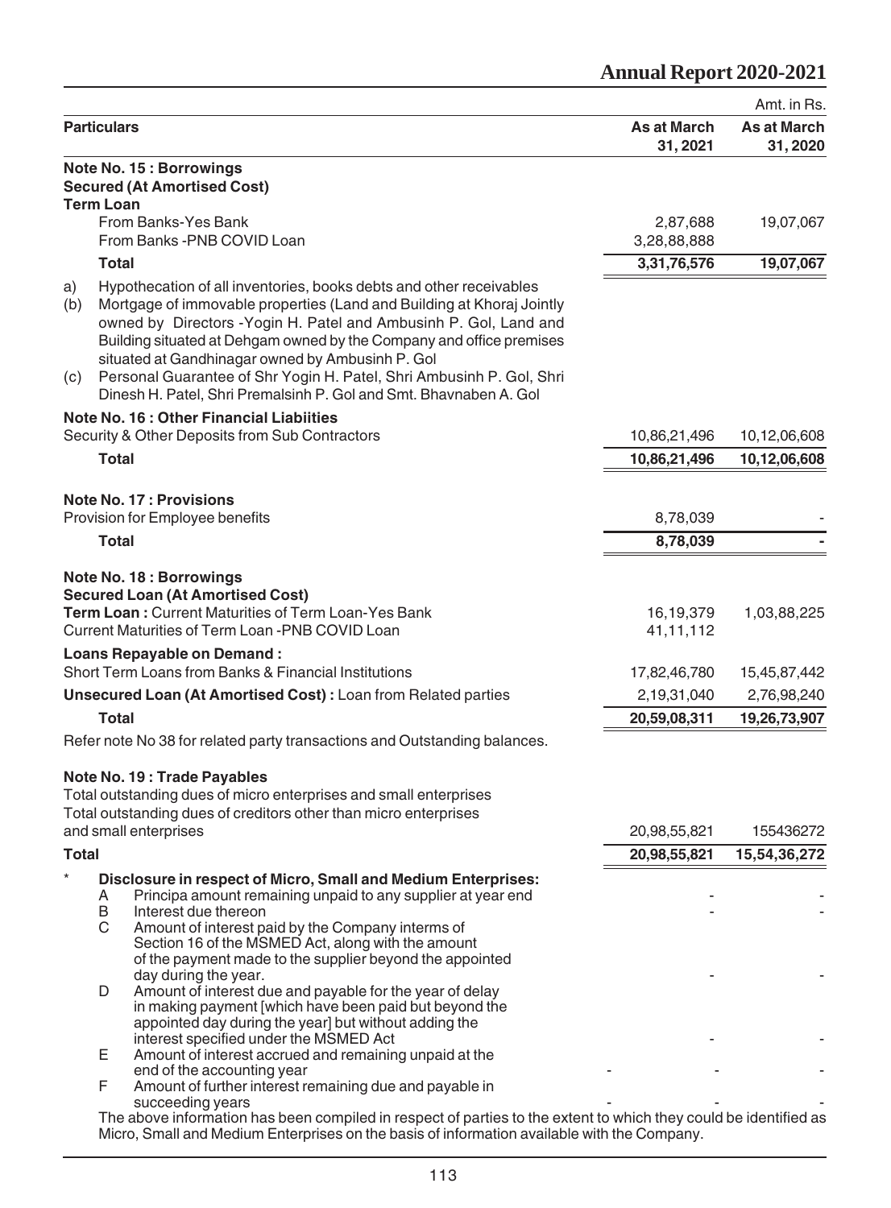Amt. in Rs.

| Particulars | As at March 31, 2021 | As at March 31, 2020 |
|---|---|---|
| **Note No. 15 : Borrowings** | | |
| **Secured (At Amortised Cost)** | | |
| **Term Loan** | | |
| From Banks-Yes Bank | 2,87,688 | 19,07,067 |
| From Banks -PNB COVID Loan | 3,28,88,888 | |
| **Total** | **3,31,76,576** | **19,07,067** |

a) Hypothecation of all inventories, books debts and other receivables

(b) Mortgage of immovable properties (Land and Building at Khoraj Jointly owned by Directors -Yogin H. Patel and Ambusinh P. Gol, Land and Building situated at Dehgam owned by the Company and office premises situated at Gandhinagar owned by Ambusinh P. Gol

(c) Personal Guarantee of Shr Yogin H. Patel, Shri Ambusinh P. Gol, Shri Dinesh H. Patel, Shri Premalsinh P. Gol and Smt. Bhavnaben A. Gol

| Particulars | As at March 31, 2021 | As at March 31, 2020 |
|---|---|---|
| **Note No. 16 : Other Financial Liabiities** | | |
| Security & Other Deposits from Sub Contractors | 10,86,21,496 | 10,12,06,608 |
| **Total** | **10,86,21,496** | **10,12,06,608** |
| **Note No. 17 : Provisions** | | |
| Provision for Employee benefits | 8,78,039 | - |
| **Total** | **8,78,039** | **-** |
| **Note No. 18 : Borrowings** | | |
| **Secured Loan (At Amortised Cost)** | | |
| **Term Loan :** Current Maturities of Term Loan-Yes Bank | 16,19,379 | 1,03,88,225 |
| Current Maturities of Term Loan -PNB COVID Loan | 41,11,112 | |
| **Loans Repayable on Demand :** | | |
| Short Term Loans from Banks & Financial Institutions | 17,82,46,780 | 15,45,87,442 |
| **Unsecured Loan (At Amortised Cost) :** Loan from Related parties | 2,19,31,040 | 2,76,98,240 |
| **Total** | **20,59,08,311** | **19,26,73,907** |

Refer note No 38 for related party transactions and Outstanding balances.

| Particulars | As at March 31, 2021 | As at March 31, 2020 |
|---|---|---|
| **Note No. 19 : Trade Payables** | | |
| Total outstanding dues of micro enterprises and small enterprises | | |
| Total outstanding dues of creditors other than micro enterprises and small enterprises | 20,98,55,821 | 155436272 |
| **Total** | **20,98,55,821** | **15,54,36,272** |

\* **Disclosure in respect of Micro, Small and Medium Enterprises:**

| | Particulars | | As at March 31, 2021 | As at March 31, 2020 |
|---|---|---|---|---|
| A | Principa amount remaining unpaid to any supplier at year end | | - | - |
| B | Interest due thereon | | - | - |
| C | Amount of interest paid by the Company interms of Section 16 of the MSMED Act, along with the amount of the payment made to the supplier beyond the appointed day during the year. | | - | - |
| D | Amount of interest due and payable for the year of delay in making payment [which have been paid but beyond the appointed day during the year] but without adding the interest specified under the MSMED Act | | - | - |
| E | Amount of interest accrued and remaining unpaid at the end of the accounting year | - | - | - |
| F | Amount of further interest remaining due and payable in succeeding years | - | - | - |

The above information has been compiled in respect of parties to the extent to which they could be identified as Micro, Small and Medium Enterprises on the basis of information available with the Company.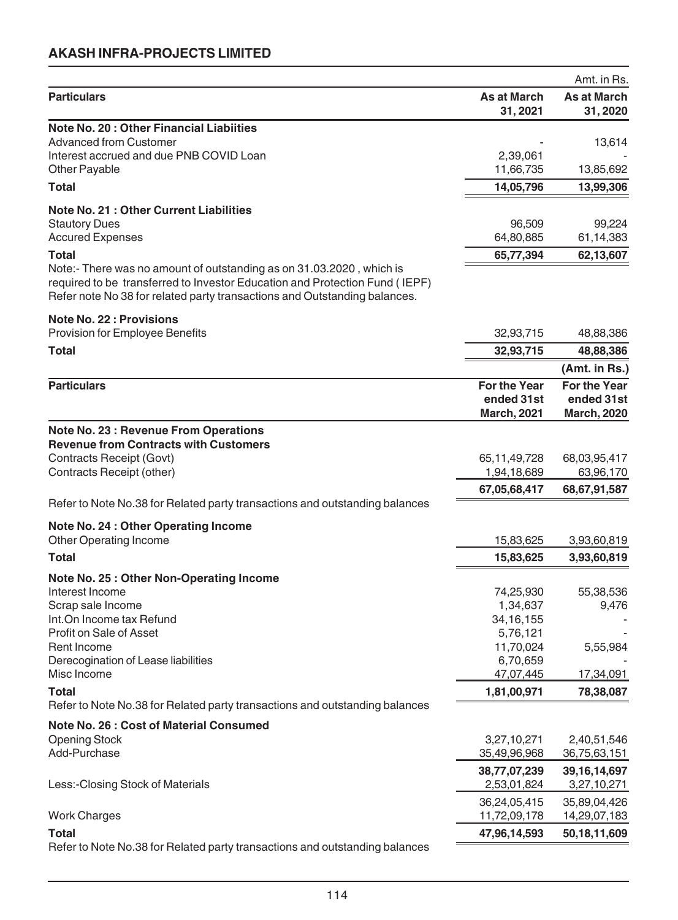# AKASH INFRA-PROJECTS LIMITED

Amt. in Rs.

| Particulars | As at March 31, 2021 | As at March 31, 2020 |
|---|---|---|
| **Note No. 20 : Other Financial Liabiities** | | |
| Advanced from Customer | - | 13,614 |
| Interest accrued and due PNB COVID Loan | 2,39,061 | - |
| Other Payable | 11,66,735 | 13,85,692 |
| **Total** | **14,05,796** | **13,99,306** |
| **Note No. 21 : Other Current Liabilities** | | |
| Stautory Dues | 96,509 | 99,224 |
| Accured Expenses | 64,80,885 | 61,14,383 |
| **Total** | **65,77,394** | **62,13,607** |

Note:- There was no amount of outstanding as on 31.03.2020 , which is required to be transferred to Investor Education and Protection Fund ( IEPF) Refer note No 38 for related party transactions and Outstanding balances.

| Particulars | As at March 31, 2021 | As at March 31, 2020 |
|---|---|---|
| **Note No. 22 : Provisions** | | |
| Provision for Employee Benefits | 32,93,715 | 48,88,386 |
| **Total** | **32,93,715** | **48,88,386** |

(Amt. in Rs.)

| Particulars | For the Year ended 31st March, 2021 | For the Year ended 31st March, 2020 |
|---|---|---|
| **Note No. 23 : Revenue From Operations** | | |
| **Revenue from Contracts with Customers** | | |
| Contracts Receipt (Govt) | 65,11,49,728 | 68,03,95,417 |
| Contracts Receipt (other) | 1,94,18,689 | 63,96,170 |
| | **67,05,68,417** | **68,67,91,587** |

Refer to Note No.38 for Related party transactions and outstanding balances

| Particulars | For the Year ended 31st March, 2021 | For the Year ended 31st March, 2020 |
|---|---|---|
| **Note No. 24 : Other Operating Income** | | |
| Other Operating Income | 15,83,625 | 3,93,60,819 |
| **Total** | **15,83,625** | **3,93,60,819** |
| **Note No. 25 : Other Non-Operating Income** | | |
| Interest Income | 74,25,930 | 55,38,536 |
| Scrap sale Income | 1,34,637 | 9,476 |
| Int.On Income tax Refund | 34,16,155 | - |
| Profit on Sale of Asset | 5,76,121 | - |
| Rent Income | 11,70,024 | 5,55,984 |
| Derecogination of Lease liabilities | 6,70,659 | - |
| Misc Income | 47,07,445 | 17,34,091 |
| **Total** | **1,81,00,971** | **78,38,087** |

Refer to Note No.38 for Related party transactions and outstanding balances

| Particulars | For the Year ended 31st March, 2021 | For the Year ended 31st March, 2020 |
|---|---|---|
| **Note No. 26 : Cost of Material Consumed** | | |
| Opening Stock | 3,27,10,271 | 2,40,51,546 |
| Add-Purchase | 35,49,96,968 | 36,75,63,151 |
| | **38,77,07,239** | **39,16,14,697** |
| Less:-Closing Stock of Materials | 2,53,01,824 | 3,27,10,271 |
| | 36,24,05,415 | 35,89,04,426 |
| Work Charges | 11,72,09,178 | 14,29,07,183 |
| **Total** | **47,96,14,593** | **50,18,11,609** |

Refer to Note No.38 for Related party transactions and outstanding balances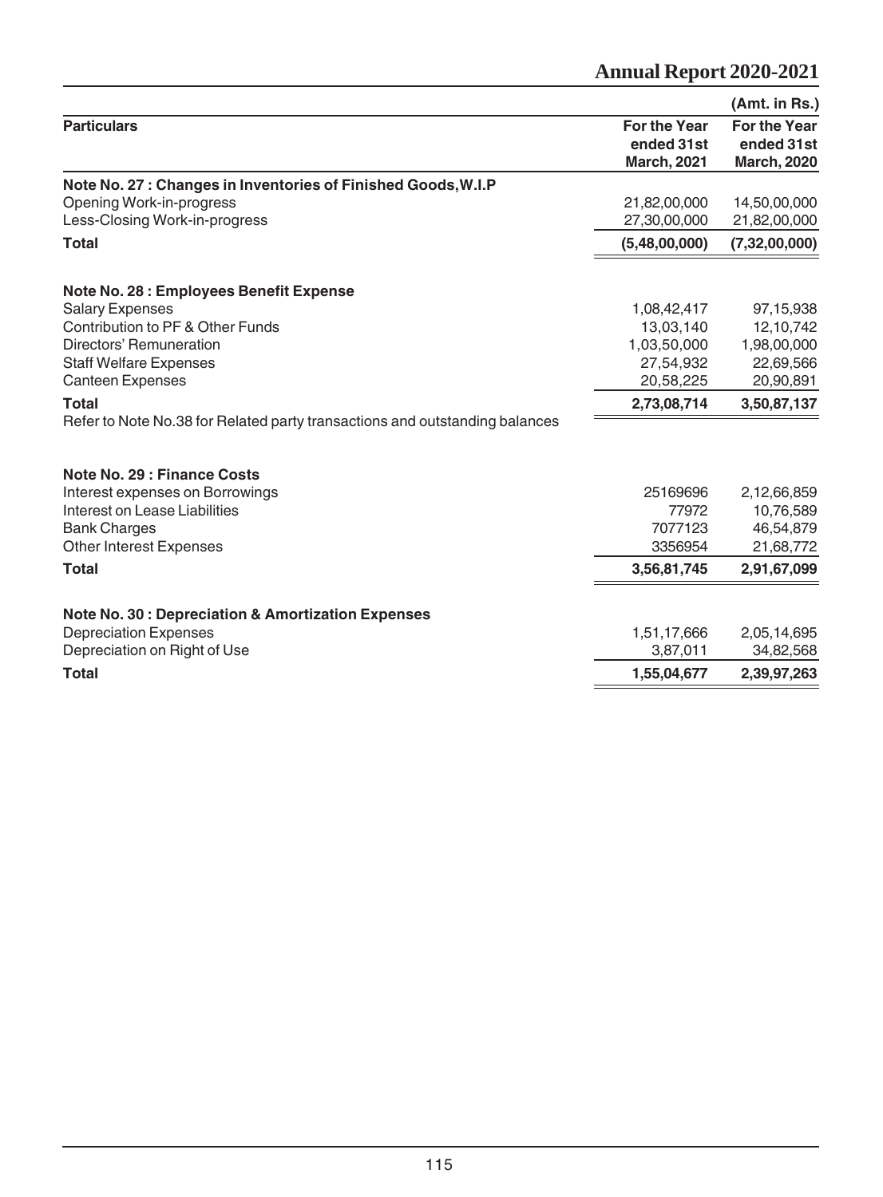(Amt. in Rs.)

| Particulars | For the Year ended 31st March, 2021 | For the Year ended 31st March, 2020 |
|---|---|---|
| **Note No. 27 : Changes in Inventories of Finished Goods,W.I.P** | | |
| Opening Work-in-progress | 21,82,00,000 | 14,50,00,000 |
| Less-Closing Work-in-progress | 27,30,00,000 | 21,82,00,000 |
| **Total** | **(5,48,00,000)** | **(7,32,00,000)** |
| **Note No. 28 : Employees Benefit Expense** | | |
| Salary Expenses | 1,08,42,417 | 97,15,938 |
| Contribution to PF & Other Funds | 13,03,140 | 12,10,742 |
| Directors' Remuneration | 1,03,50,000 | 1,98,00,000 |
| Staff Welfare Expenses | 27,54,932 | 22,69,566 |
| Canteen Expenses | 20,58,225 | 20,90,891 |
| **Total** | **2,73,08,714** | **3,50,87,137** |
| Refer to Note No.38 for Related party transactions and outstanding balances | | |
| **Note No. 29 : Finance Costs** | | |
| Interest expenses on Borrowings | 25169696 | 2,12,66,859 |
| Interest on Lease Liabilities | 77972 | 10,76,589 |
| Bank Charges | 7077123 | 46,54,879 |
| Other Interest Expenses | 3356954 | 21,68,772 |
| **Total** | **3,56,81,745** | **2,91,67,099** |
| **Note No. 30 : Depreciation & Amortization Expenses** | | |
| Depreciation Expenses | 1,51,17,666 | 2,05,14,695 |
| Depreciation on Right of Use | 3,87,011 | 34,82,568 |
| **Total** | **1,55,04,677** | **2,39,97,263** |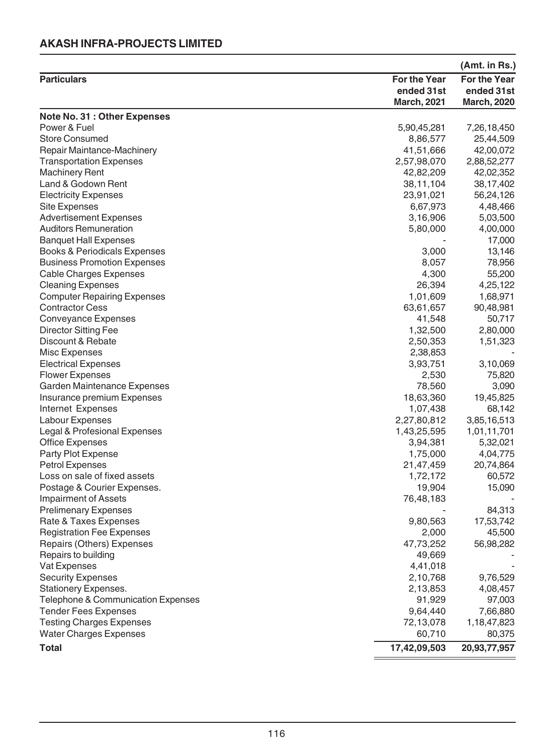## AKASH INFRA-PROJECTS LIMITED

(Amt. in Rs.)

| Particulars | For the Year ended 31st March, 2021 | For the Year ended 31st March, 2020 |
|---|---|---|
| **Note No. 31 : Other Expenses** | | |
| Power & Fuel | 5,90,45,281 | 7,26,18,450 |
| Store Consumed | 8,86,577 | 25,44,509 |
| Repair Maintance-Machinery | 41,51,666 | 42,00,072 |
| Transportation Expenses | 2,57,98,070 | 2,88,52,277 |
| Machinery Rent | 42,82,209 | 42,02,352 |
| Land & Godown Rent | 38,11,104 | 38,17,402 |
| Electricity Expenses | 23,91,021 | 56,24,126 |
| Site Expenses | 6,67,973 | 4,48,466 |
| Advertisement Expenses | 3,16,906 | 5,03,500 |
| Auditors Remuneration | 5,80,000 | 4,00,000 |
| Banquet Hall Expenses | - | 17,000 |
| Books & Periodicals Expenses | 3,000 | 13,146 |
| Business Promotion Expenses | 8,057 | 78,956 |
| Cable Charges Expenses | 4,300 | 55,200 |
| Cleaning Expenses | 26,394 | 4,25,122 |
| Computer Repairing Expenses | 1,01,609 | 1,68,971 |
| Contractor Cess | 63,61,657 | 90,48,981 |
| Conveyance Expenses | 41,548 | 50,717 |
| Director Sitting Fee | 1,32,500 | 2,80,000 |
| Discount & Rebate | 2,50,353 | 1,51,323 |
| Misc Expenses | 2,38,853 | - |
| Electrical Expenses | 3,93,751 | 3,10,069 |
| Flower Expenses | 2,530 | 75,820 |
| Garden Maintenance Expenses | 78,560 | 3,090 |
| Insurance premium Expenses | 18,63,360 | 19,45,825 |
| Internet Expenses | 1,07,438 | 68,142 |
| Labour Expenses | 2,27,80,812 | 3,85,16,513 |
| Legal & Profesional Expenses | 1,43,25,595 | 1,01,11,701 |
| Office Expenses | 3,94,381 | 5,32,021 |
| Party Plot Expense | 1,75,000 | 4,04,775 |
| Petrol Expenses | 21,47,459 | 20,74,864 |
| Loss on sale of fixed assets | 1,72,172 | 60,572 |
| Postage & Courier Expenses. | 19,904 | 15,090 |
| Impairment of Assets | 76,48,183 | - |
| Prelimenary Expenses | - | 84,313 |
| Rate & Taxes Expenses | 9,80,563 | 17,53,742 |
| Registration Fee Expenses | 2,000 | 45,500 |
| Repairs (Others) Expenses | 47,73,252 | 56,98,282 |
| Repairs to building | 49,669 | - |
| Vat Expenses | 4,41,018 | - |
| Security Expenses | 2,10,768 | 9,76,529 |
| Stationery Expenses. | 2,13,853 | 4,08,457 |
| Telephone & Communication Expenses | 91,929 | 97,003 |
| Tender Fees Expenses | 9,64,440 | 7,66,880 |
| Testing Charges Expenses | 72,13,078 | 1,18,47,823 |
| Water Charges Expenses | 60,710 | 80,375 |
| **Total** | **17,42,09,503** | **20,93,77,957** |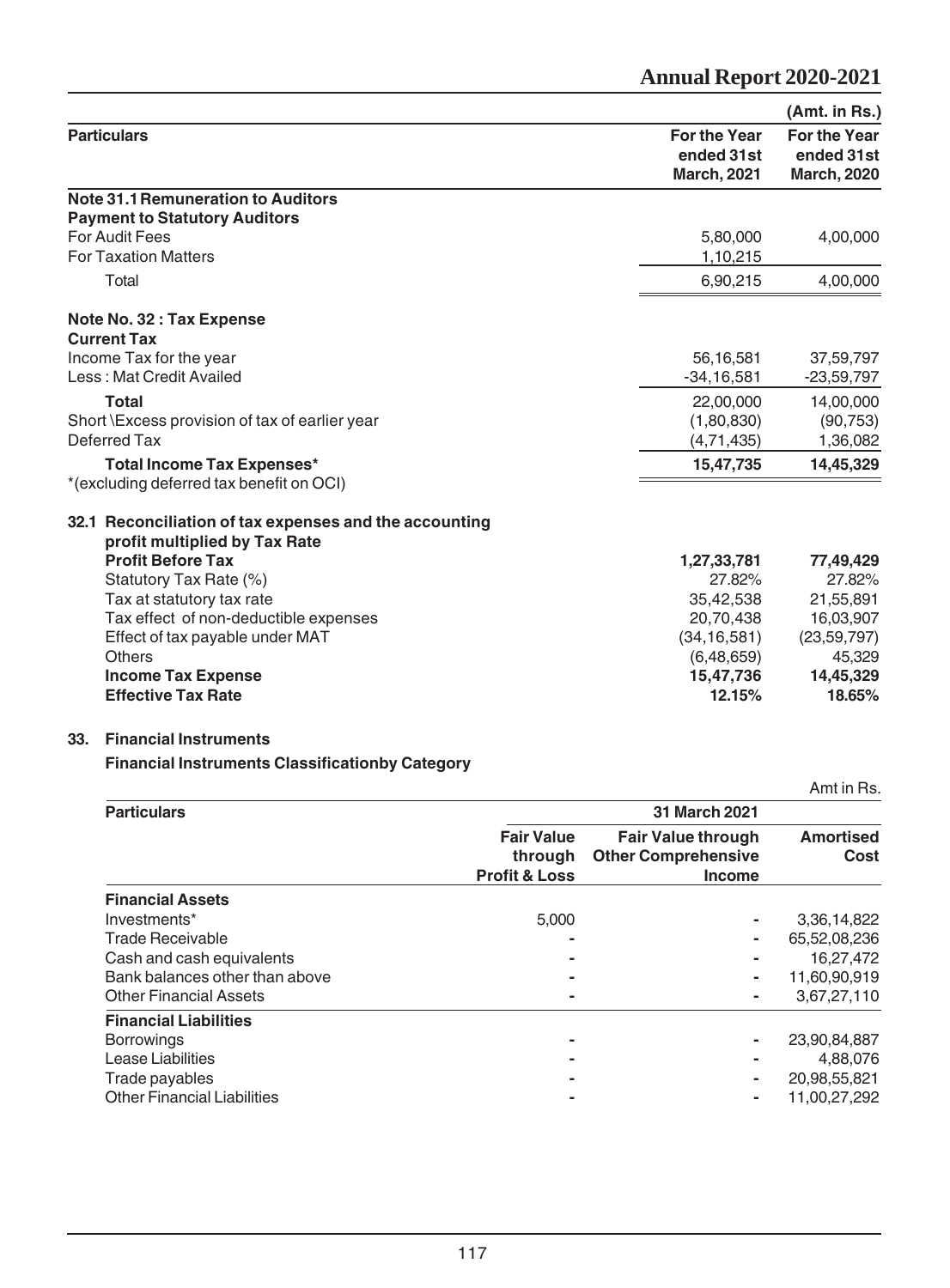(Amt. in Rs.)

| Particulars | For the Year ended 31st March, 2021 | For the Year ended 31st March, 2020 |
|---|---|---|
| **Note 31.1 Remuneration to Auditors** | | |
| **Payment to Statutory Auditors** | | |
| For Audit Fees | 5,80,000 | 4,00,000 |
| For Taxation Matters | 1,10,215 | |
| Total | 6,90,215 | 4,00,000 |
| **Note No. 32 : Tax Expense** | | |
| **Current Tax** | | |
| Income Tax for the year | 56,16,581 | 37,59,797 |
| Less : Mat Credit Availed | -34,16,581 | -23,59,797 |
| **Total** | 22,00,000 | 14,00,000 |
| Short \Excess provision of tax of earlier year | (1,80,830) | (90,753) |
| Deferred Tax | (4,71,435) | 1,36,082 |
| **Total Income Tax Expenses*** | **15,47,735** | **14,45,329** |
| *(excluding deferred tax benefit on OCI) | | |
| **32.1 Reconciliation of tax expenses and the accounting profit multiplied by Tax Rate** | | |
| **Profit Before Tax** | **1,27,33,781** | **77,49,429** |
| Statutory Tax Rate (%) | 27.82% | 27.82% |
| Tax at statutory tax rate | 35,42,538 | 21,55,891 |
| Tax effect of non-deductible expenses | 20,70,438 | 16,03,907 |
| Effect of tax payable under MAT | (34,16,581) | (23,59,797) |
| Others | (6,48,659) | 45,329 |
| **Income Tax Expense** | **15,47,736** | **14,45,329** |
| **Effective Tax Rate** | **12.15%** | **18.65%** |

## 33. Financial Instruments

**Financial Instruments Classificationby Category**

Amt in Rs.

| Particulars | 31 March 2021 | | |
|---|---|---|---|
| | **Fair Value through Profit & Loss** | **Fair Value through Other Comprehensive Income** | **Amortised Cost** |
| **Financial Assets** | | | |
| Investments* | 5,000 | - | 3,36,14,822 |
| Trade Receivable | - | - | 65,52,08,236 |
| Cash and cash equivalents | - | - | 16,27,472 |
| Bank balances other than above | - | - | 11,60,90,919 |
| Other Financial Assets | - | - | 3,67,27,110 |
| **Financial Liabilities** | | | |
| Borrowings | - | - | 23,90,84,887 |
| Lease Liabilities | - | - | 4,88,076 |
| Trade payables | - | - | 20,98,55,821 |
| Other Financial Liabilities | - | - | 11,00,27,292 |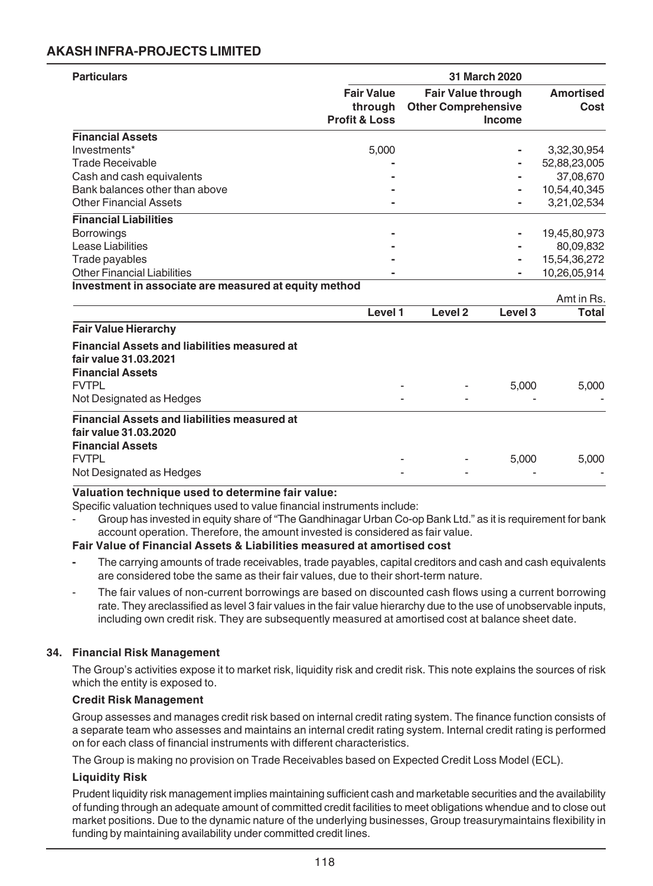| Particulars | 31 March 2020 | | |
|---|---|---|---|
| | Fair Value through Profit & Loss | Fair Value through Other Comprehensive Income | Amortised Cost |
| **Financial Assets** | | | |
| Investments* | 5,000 | - | 3,32,30,954 |
| Trade Receivable | - | - | 52,88,23,005 |
| Cash and cash equivalents | - | - | 37,08,670 |
| Bank balances other than above | - | - | 10,54,40,345 |
| Other Financial Assets | - | - | 3,21,02,534 |
| **Financial Liabilities** | | | |
| Borrowings | - | - | 19,45,80,973 |
| Lease Liabilities | - | - | 80,09,832 |
| Trade payables | - | - | 15,54,36,272 |
| Other Financial Liabilities | - | - | 10,26,05,914 |

**Investment in associate are measured at equity method**

Amt in Rs.

| | Level 1 | Level 2 | Level 3 | Total |
|---|---|---|---|---|
| **Fair Value Hierarchy** | | | | |
| **Financial Assets and liabilities measured at fair value 31.03.2021** | | | | |
| **Financial Assets** | | | | |
| FVTPL | - | - | 5,000 | 5,000 |
| Not Designated as Hedges | - | - | - | - |
| **Financial Assets and liabilities measured at fair value 31.03.2020** | | | | |
| **Financial Assets** | | | | |
| FVTPL | - | - | 5,000 | 5,000 |
| Not Designated as Hedges | - | - | - | - |

**Valuation technique used to determine fair value:**

Specific valuation techniques used to value financial instruments include:

- Group has invested in equity share of "The Gandhinagar Urban Co-op Bank Ltd." as it is requirement for bank account operation. Therefore, the amount invested is considered as fair value.

**Fair Value of Financial Assets & Liabilities measured at amortised cost**

- The carrying amounts of trade receivables, trade payables, capital creditors and cash and cash equivalents are considered tobe the same as their fair values, due to their short-term nature.
- The fair values of non-current borrowings are based on discounted cash flows using a current borrowing rate. They areclassified as level 3 fair values in the fair value hierarchy due to the use of unobservable inputs, including own credit risk. They are subsequently measured at amortised cost at balance sheet date.

### 34. Financial Risk Management

The Group's activities expose it to market risk, liquidity risk and credit risk. This note explains the sources of risk which the entity is exposed to.

**Credit Risk Management**

Group assesses and manages credit risk based on internal credit rating system. The finance function consists of a separate team who assesses and maintains an internal credit rating system. Internal credit rating is performed on for each class of financial instruments with different characteristics.

The Group is making no provision on Trade Receivables based on Expected Credit Loss Model (ECL).

**Liquidity Risk**

Prudent liquidity risk management implies maintaining sufficient cash and marketable securities and the availability of funding through an adequate amount of committed credit facilities to meet obligations whendue and to close out market positions. Due to the dynamic nature of the underlying businesses, Group treasurymaintains flexibility in funding by maintaining availability under committed credit lines.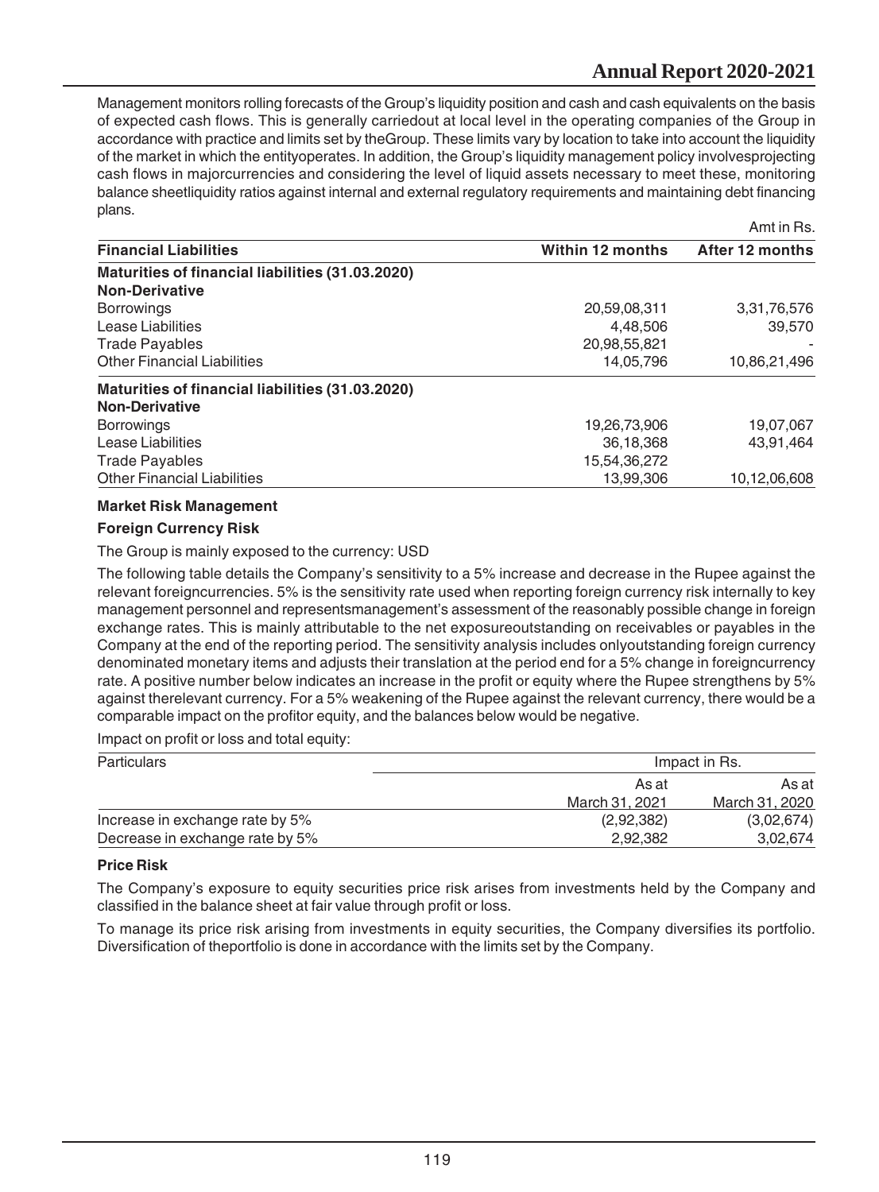Management monitors rolling forecasts of the Group's liquidity position and cash and cash equivalents on the basis of expected cash flows. This is generally carriedout at local level in the operating companies of the Group in accordance with practice and limits set by theGroup. These limits vary by location to take into account the liquidity of the market in which the entityoperates. In addition, the Group's liquidity management policy involvesprojecting cash flows in majorcurrencies and considering the level of liquid assets necessary to meet these, monitoring balance sheetliquidity ratios against internal and external regulatory requirements and maintaining debt financing plans.

Amt in Rs.

| Financial Liabilities | Within 12 months | After 12 months |
|---|---|---|
| **Maturities of financial liabilities (31.03.2020)** | | |
| **Non-Derivative** | | |
| Borrowings | 20,59,08,311 | 3,31,76,576 |
| Lease Liabilities | 4,48,506 | 39,570 |
| Trade Payables | 20,98,55,821 | - |
| Other Financial Liabilities | 14,05,796 | 10,86,21,496 |
| **Maturities of financial liabilities (31.03.2020)** | | |
| **Non-Derivative** | | |
| Borrowings | 19,26,73,906 | 19,07,067 |
| Lease Liabilities | 36,18,368 | 43,91,464 |
| Trade Payables | 15,54,36,272 | |
| Other Financial Liabilities | 13,99,306 | 10,12,06,608 |

**Market Risk Management**

**Foreign Currency Risk**

The Group is mainly exposed to the currency: USD

The following table details the Company's sensitivity to a 5% increase and decrease in the Rupee against the relevant foreigncurrencies. 5% is the sensitivity rate used when reporting foreign currency risk internally to key management personnel and representsmanagement's assessment of the reasonably possible change in foreign exchange rates. This is mainly attributable to the net exposureoutstanding on receivables or payables in the Company at the end of the reporting period. The sensitivity analysis includes onlyoutstanding foreign currency denominated monetary items and adjusts their translation at the period end for a 5% change in foreigncurrency rate. A positive number below indicates an increase in the profit or equity where the Rupee strengthens by 5% against therelevant currency. For a 5% weakening of the Rupee against the relevant currency, there would be a comparable impact on the profitor equity, and the balances below would be negative.

Impact on profit or loss and total equity:

| Particulars | Impact in Rs. | |
|---|---|---|
| | As at March 31, 2021 | As at March 31, 2020 |
| Increase in exchange rate by 5% | (2,92,382) | (3,02,674) |
| Decrease in exchange rate by 5% | 2,92,382 | 3,02,674 |

**Price Risk**

The Company's exposure to equity securities price risk arises from investments held by the Company and classified in the balance sheet at fair value through profit or loss.

To manage its price risk arising from investments in equity securities, the Company diversifies its portfolio. Diversification of theportfolio is done in accordance with the limits set by the Company.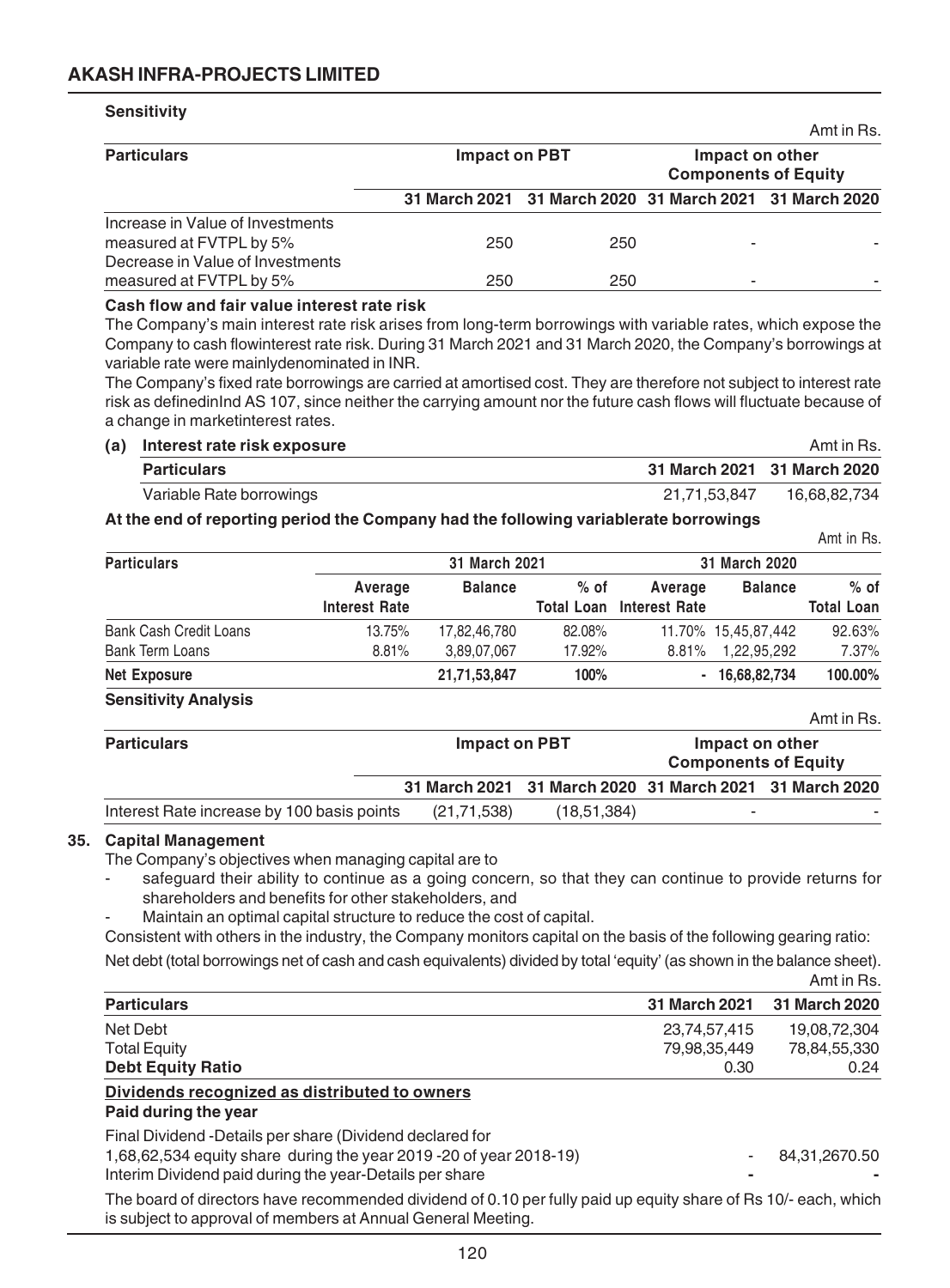**Sensitivity**

Amt in Rs.

| Particulars | Impact on PBT | | Impact on other Components of Equity | |
|---|---|---|---|---|
| | 31 March 2021 | 31 March 2020 | 31 March 2021 | 31 March 2020 |
| Increase in Value of Investments measured at FVTPL by 5% | 250 | 250 | - | - |
| Decrease in Value of Investments measured at FVTPL by 5% | 250 | 250 | - | - |

**Cash flow and fair value interest rate risk**

The Company's main interest rate risk arises from long-term borrowings with variable rates, which expose the Company to cash flowinterest rate risk. During 31 March 2021 and 31 March 2020, the Company's borrowings at variable rate were mainlydenominated in INR.

The Company's fixed rate borrowings are carried at amortised cost. They are therefore not subject to interest rate risk as definedinInd AS 107, since neither the carrying amount nor the future cash flows will fluctuate because of a change in marketinterest rates.

**(a) Interest rate risk exposure**

Amt in Rs.

| Particulars | 31 March 2021 | 31 March 2020 |
|---|---|---|
| Variable Rate borrowings | 21,71,53,847 | 16,68,82,734 |

**At the end of reporting period the Company had the following variablerate borrowings**

Amt in Rs.

| Particulars | 31 March 2021 | | | 31 March 2020 | | |
|---|---|---|---|---|---|---|
| | Average Interest Rate | Balance | % of Total Loan | Average Interest Rate | Balance | % of Total Loan |
| Bank Cash Credit Loans | 13.75% | 17,82,46,780 | 82.08% | 11.70% | 15,45,87,442 | 92.63% |
| Bank Term Loans | 8.81% | 3,89,07,067 | 17.92% | 8.81% | 1,22,95,292 | 7.37% |
| **Net Exposure** | | **21,71,53,847** | **100%** | - | **16,68,82,734** | **100.00%** |

**Sensitivity Analysis**

Amt in Rs.

| Particulars | Impact on PBT | | Impact on other Components of Equity | |
|---|---|---|---|---|
| | 31 March 2021 | 31 March 2020 | 31 March 2021 | 31 March 2020 |
| Interest Rate increase by 100 basis points | (21,71,538) | (18,51,384) | - | - |

## 35. Capital Management

The Company's objectives when managing capital are to

- safeguard their ability to continue as a going concern, so that they can continue to provide returns for shareholders and benefits for other stakeholders, and
- Maintain an optimal capital structure to reduce the cost of capital.

Consistent with others in the industry, the Company monitors capital on the basis of the following gearing ratio:

Net debt (total borrowings net of cash and cash equivalents) divided by total 'equity' (as shown in the balance sheet).

Amt in Rs.

| Particulars | 31 March 2021 | 31 March 2020 |
|---|---|---|
| Net Debt | 23,74,57,415 | 19,08,72,304 |
| Total Equity | 79,98,35,449 | 78,84,55,330 |
| **Debt Equity Ratio** | 0.30 | 0.24 |

**Dividends recognized as distributed to owners**

**Paid during the year**

| | | |
|---|---|---|
| Final Dividend -Details per share (Dividend declared for 1,68,62,534 equity share during the year 2019 -20 of year 2018-19) | - | 84,31,2670.50 |
| Interim Dividend paid during the year-Details per share | - | - |

The board of directors have recommended dividend of 0.10 per fully paid up equity share of Rs 10/- each, which is subject to approval of members at Annual General Meeting.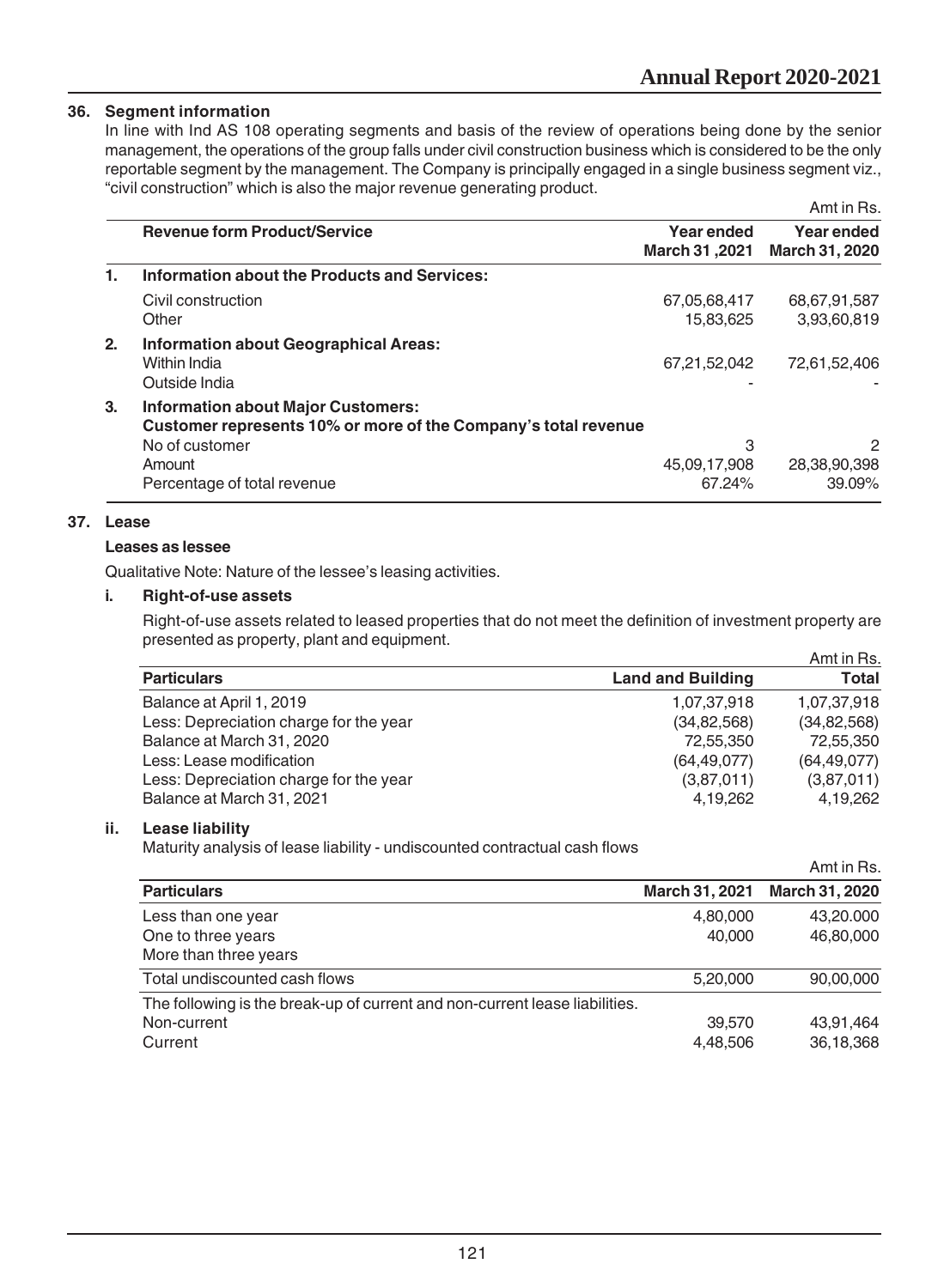## 36. Segment information

In line with Ind AS 108 operating segments and basis of the review of operations being done by the senior management, the operations of the group falls under civil construction business which is considered to be the only reportable segment by the management. The Company is principally engaged in a single business segment viz., "civil construction" which is also the major revenue generating product.

Amt in Rs.

| | Revenue form Product/Service | Year ended March 31 ,2021 | Year ended March 31, 2020 |
|---|---|---|---|
| **1.** | **Information about the Products and Services:** | | |
| | Civil construction | 67,05,68,417 | 68,67,91,587 |
| | Other | 15,83,625 | 3,93,60,819 |
| **2.** | **Information about Geographical Areas:** | | |
| | Within India | 67,21,52,042 | 72,61,52,406 |
| | Outside India | - | - |
| **3.** | **Information about Major Customers:** | | |
| | **Customer represents 10% or more of the Company's total revenue** | | |
| | No of customer | 3 | 2 |
| | Amount | 45,09,17,908 | 28,38,90,398 |
| | Percentage of total revenue | 67.24% | 39.09% |

## 37. Lease

### Leases as lessee

Qualitative Note: Nature of the lessee's leasing activities.

### i. Right-of-use assets

Right-of-use assets related to leased properties that do not meet the definition of investment property are presented as property, plant and equipment.

Amt in Rs.

| Particulars | Land and Building | Total |
|---|---|---|
| Balance at April 1, 2019 | 1,07,37,918 | 1,07,37,918 |
| Less: Depreciation charge for the year | (34,82,568) | (34,82,568) |
| Balance at March 31, 2020 | 72,55,350 | 72,55,350 |
| Less: Lease modification | (64,49,077) | (64,49,077) |
| Less: Depreciation charge for the year | (3,87,011) | (3,87,011) |
| Balance at March 31, 2021 | 4,19,262 | 4,19,262 |

### ii. Lease liability

Maturity analysis of lease liability - undiscounted contractual cash flows

Amt in Rs.

| Particulars | March 31, 2021 | March 31, 2020 |
|---|---|---|
| Less than one year | 4,80,000 | 43,20.000 |
| One to three years | 40,000 | 46,80,000 |
| More than three years | | |
| Total undiscounted cash flows | 5,20,000 | 90,00,000 |
| The following is the break-up of current and non-current lease liabilities. | | |
| Non-current | 39,570 | 43,91,464 |
| Current | 4,48,506 | 36,18,368 |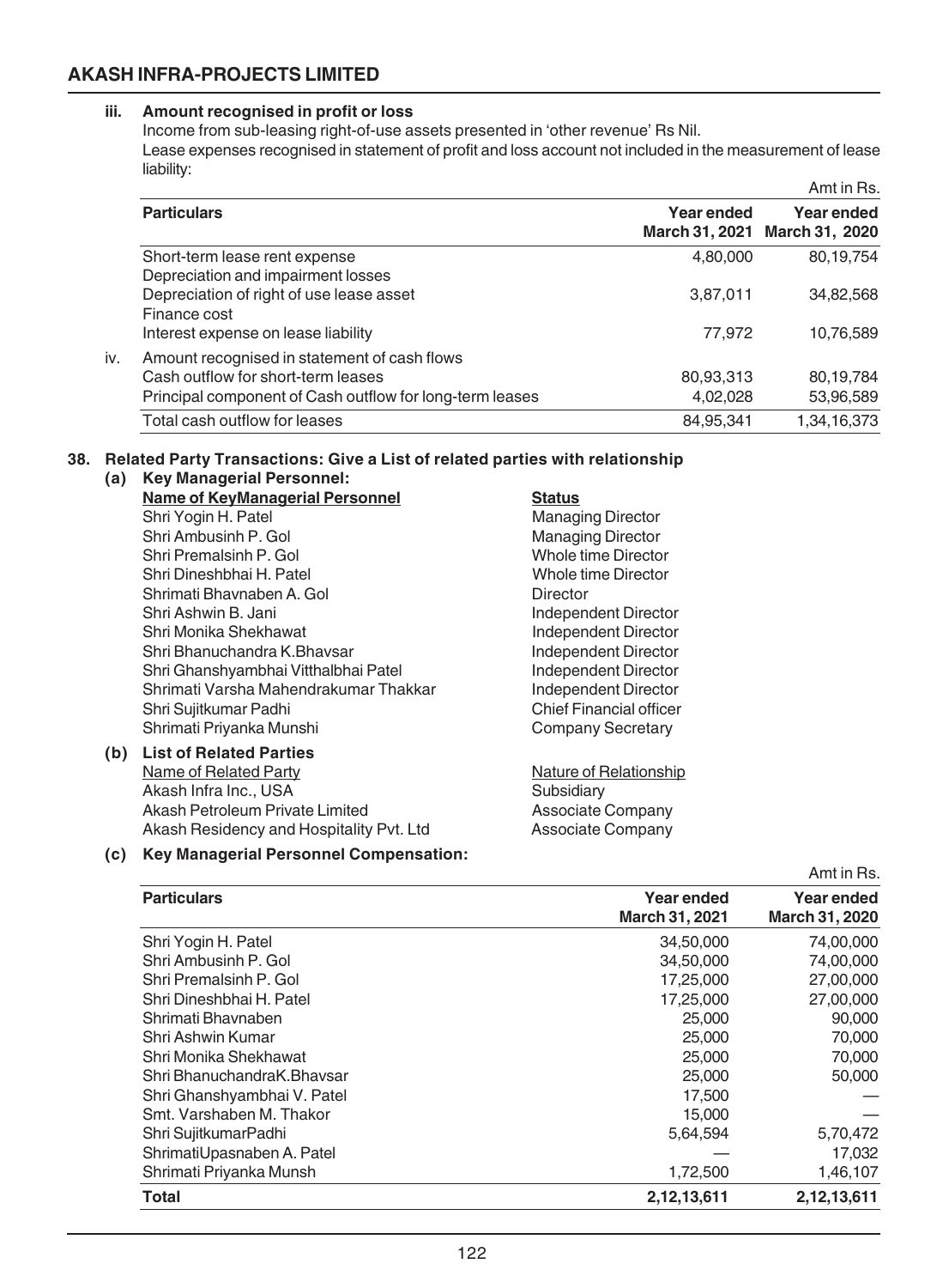### iii. Amount recognised in profit or loss

Income from sub-leasing right-of-use assets presented in 'other revenue' Rs Nil.

Lease expenses recognised in statement of profit and loss account not included in the measurement of lease liability:

Amt in Rs.

| Particulars | Year ended March 31, 2021 | Year ended March 31, 2020 |
|---|---|---|
| Short-term lease rent expense | 4,80,000 | 80,19,754 |
| Depreciation and impairment losses | | |
| Depreciation of right of use lease asset | 3,87,011 | 34,82,568 |
| Finance cost | | |
| Interest expense on lease liability | 77,972 | 10,76,589 |

### iv. Amount recognised in statement of cash flows

| Particulars | Year ended March 31, 2021 | Year ended March 31, 2020 |
|---|---|---|
| Cash outflow for short-term leases | 80,93,313 | 80,19,784 |
| Principal component of Cash outflow for long-term leases | 4,02,028 | 53,96,589 |
| Total cash outflow for leases | 84,95,341 | 1,34,16,373 |

## 38. Related Party Transactions: Give a List of related parties with relationship

### (a) Key Managerial Personnel:

| Name of KeyManagerial Personnel | Status |
|---|---|
| Shri Yogin H. Patel | Managing Director |
| Shri Ambusinh P. Gol | Managing Director |
| Shri Premalsinh P. Gol | Whole time Director |
| Shri Dineshbhai H. Patel | Whole time Director |
| Shrimati Bhavnaben A. Gol | Director |
| Shri Ashwin B. Jani | Independent Director |
| Shri Monika Shekhawat | Independent Director |
| Shri Bhanuchandra K.Bhavsar | Independent Director |
| Shri Ghanshyambhai Vitthalbhai Patel | Independent Director |
| Shrimati Varsha Mahendrakumar Thakkar | Independent Director |
| Shri Sujitkumar Padhi | Chief Financial officer |
| Shrimati Priyanka Munshi | Company Secretary |

### (b) List of Related Parties

| Name of Related Party | Nature of Relationship |
|---|---|
| Akash Infra Inc., USA | Subsidiary |
| Akash Petroleum Private Limited | Associate Company |
| Akash Residency and Hospitality Pvt. Ltd | Associate Company |

### (c) Key Managerial Personnel Compensation:

Amt in Rs.

| Particulars | Year ended March 31, 2021 | Year ended March 31, 2020 |
|---|---|---|
| Shri Yogin H. Patel | 34,50,000 | 74,00,000 |
| Shri Ambusinh P. Gol | 34,50,000 | 74,00,000 |
| Shri Premalsinh P. Gol | 17,25,000 | 27,00,000 |
| Shri Dineshbhai H. Patel | 17,25,000 | 27,00,000 |
| Shrimati Bhavnaben | 25,000 | 90,000 |
| Shri Ashwin Kumar | 25,000 | 70,000 |
| Shri Monika Shekhawat | 25,000 | 70,000 |
| Shri BhanuchandraK.Bhavsar | 25,000 | 50,000 |
| Shri Ghanshyambhai V. Patel | 17,500 | — |
| Smt. Varshaben M. Thakor | 15,000 | — |
| Shri SujitkumarPadhi | 5,64,594 | 5,70,472 |
| ShrimatiUpasnaben A. Patel | — | 17,032 |
| Shrimati Priyanka Munsh | 1,72,500 | 1,46,107 |
| **Total** | **2,12,13,611** | **2,12,13,611** |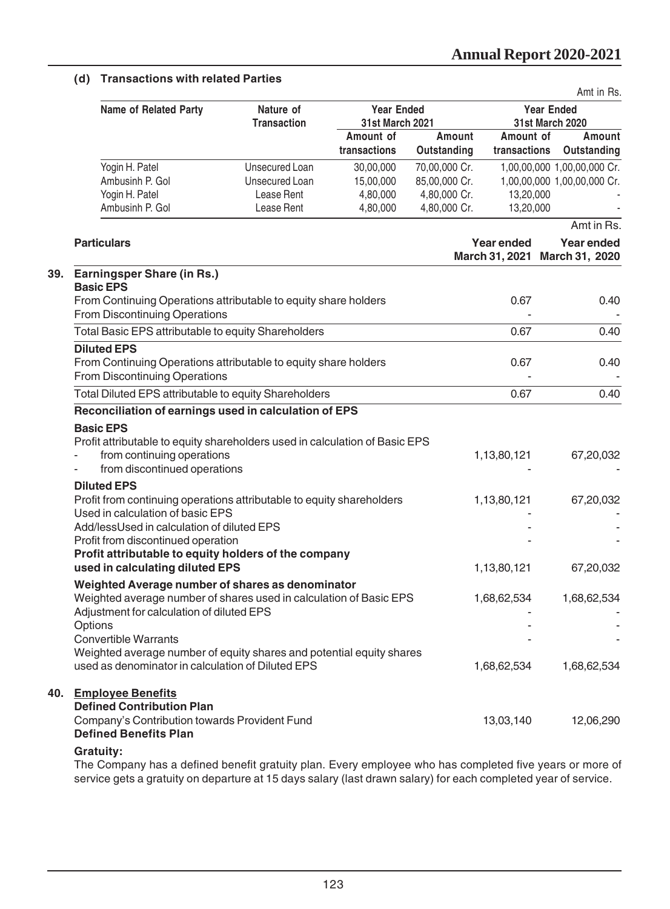### (d) Transactions with related Parties

Amt in Rs.

| Name of Related Party | Nature of Transaction | Year Ended 31st March 2021 | | Year Ended 31st March 2020 | |
|---|---|---|---|---|---|
| | | Amount of transactions | Amount Outstanding | Amount of transactions | Amount Outstanding |
| Yogin H. Patel | Unsecured Loan | 30,00,000 | 70,00,000 Cr. | 1,00,00,000 | 1,00,00,000 Cr. |
| Ambusinh P. Gol | Unsecured Loan | 15,00,000 | 85,00,000 Cr. | 1,00,00,000 | 1,00,00,000 Cr. |
| Yogin H. Patel | Lease Rent | 4,80,000 | 4,80,000 Cr. | 13,20,000 | - |
| Ambusinh P. Gol | Lease Rent | 4,80,000 | 4,80,000 Cr. | 13,20,000 | - |

Amt in Rs.

| Particulars | Year ended March 31, 2021 | Year ended March 31, 2020 |
|---|---|---|
| **39. Earningsper Share (in Rs.)** | | |
| **Basic EPS** | | |
| From Continuing Operations attributable to equity share holders | 0.67 | 0.40 |
| From Discontinuing Operations | - | - |
| Total Basic EPS attributable to equity Shareholders | 0.67 | 0.40 |
| **Diluted EPS** | | |
| From Continuing Operations attributable to equity share holders | 0.67 | 0.40 |
| From Discontinuing Operations | - | - |
| Total Diluted EPS attributable to equity Shareholders | 0.67 | 0.40 |
| **Reconciliation of earnings used in calculation of EPS** | | |
| **Basic EPS** | | |
| Profit attributable to equity shareholders used in calculation of Basic EPS | | |
| - from continuing operations | 1,13,80,121 | 67,20,032 |
| - from discontinued operations | - | - |
| **Diluted EPS** | | |
| Profit from continuing operations attributable to equity shareholders | 1,13,80,121 | 67,20,032 |
| Used in calculation of basic EPS | - | - |
| Add/lessUsed in calculation of diluted EPS | - | - |
| Profit from discontinued operation | - | - |
| **Profit attributable to equity holders of the company used in calculating diluted EPS** | 1,13,80,121 | 67,20,032 |
| **Weighted Average number of shares as denominator** | | |
| Weighted average number of shares used in calculation of Basic EPS | 1,68,62,534 | 1,68,62,534 |
| Adjustment for calculation of diluted EPS | - | - |
| Options | - | - |
| Convertible Warrants | - | - |
| Weighted average number of equity shares and potential equity shares used as denominator in calculation of Diluted EPS | 1,68,62,534 | 1,68,62,534 |
| **40. Employee Benefits** | | |
| **Defined Contribution Plan** | | |
| Company's Contribution towards Provident Fund | 13,03,140 | 12,06,290 |
| **Defined Benefits Plan** | | |

**Gratuity:**

The Company has a defined benefit gratuity plan. Every employee who has completed five years or more of service gets a gratuity on departure at 15 days salary (last drawn salary) for each completed year of service.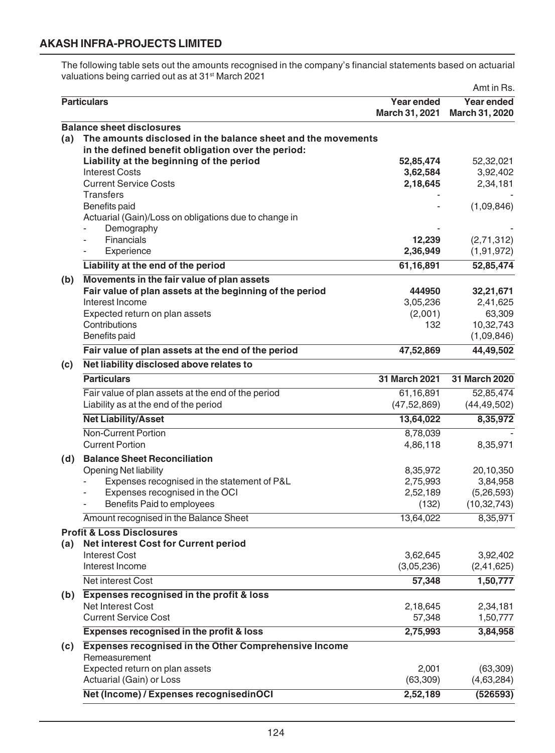## AKASH INFRA-PROJECTS LIMITED

The following table sets out the amounts recognised in the company's financial statements based on actuarial valuations being carried out as at 31st March 2021

Amt in Rs.

| | Particulars | Year ended March 31, 2021 | Year ended March 31, 2020 |
|---|---|---|---|
| | **Balance sheet disclosures** | | |
| **(a)** | **The amounts disclosed in the balance sheet and the movements in the defined benefit obligation over the period:** | | |
| | **Liability at the beginning of the period** | **52,85,474** | 52,32,021 |
| | Interest Costs | **3,62,584** | 3,92,402 |
| | Current Service Costs | **2,18,645** | 2,34,181 |
| | Transfers | - | - |
| | Benefits paid | - | (1,09,846) |
| | Actuarial (Gain)/Loss on obligations due to change in | | |
| | - Demography | - | - |
| | - Financials | **12,239** | (2,71,312) |
| | - Experience | **2,36,949** | (1,91,972) |
| | **Liability at the end of the period** | **61,16,891** | **52,85,474** |
| **(b)** | **Movements in the fair value of plan assets** | | |
| | **Fair value of plan assets at the beginning of the period** | **444950** | **32,21,671** |
| | Interest Income | 3,05,236 | 2,41,625 |
| | Expected return on plan assets | (2,001) | 63,309 |
| | Contributions | 132 | 10,32,743 |
| | Benefits paid | | (1,09,846) |
| | **Fair value of plan assets at the end of the period** | **47,52,869** | **44,49,502** |
| **(c)** | **Net liability disclosed above relates to** | | |
| | **Particulars** | **31 March 2021** | **31 March 2020** |
| | Fair value of plan assets at the end of the period | 61,16,891 | 52,85,474 |
| | Liability as at the end of the period | (47,52,869) | (44,49,502) |
| | **Net Liability/Asset** | **13,64,022** | **8,35,972** |
| | Non-Current Portion | 8,78,039 | - |
| | Current Portion | 4,86,118 | 8,35,971 |
| **(d)** | **Balance Sheet Reconciliation** | | |
| | Opening Net liability | 8,35,972 | 20,10,350 |
| | - Expenses recognised in the statement of P&L | 2,75,993 | 3,84,958 |
| | - Expenses recognised in the OCI | 2,52,189 | (5,26,593) |
| | - Benefits Paid to employees | (132) | (10,32,743) |
| | Amount recognised in the Balance Sheet | 13,64,022 | 8,35,971 |
| | **Profit & Loss Disclosures** | | |
| **(a)** | **Net interest Cost for Current period** | | |
| | Interest Cost | 3,62,645 | 3,92,402 |
| | Interest Income | (3,05,236) | (2,41,625) |
| | Net interest Cost | **57,348** | **1,50,777** |
| **(b)** | **Expenses recognised in the profit & loss** | | |
| | Net Interest Cost | 2,18,645 | 2,34,181 |
| | Current Service Cost | 57,348 | 1,50,777 |
| | **Expenses recognised in the profit & loss** | **2,75,993** | **3,84,958** |
| **(c)** | **Expenses recognised in the Other Comprehensive Income** | | |
| | Remeasurement | | |
| | Expected return on plan assets | 2,001 | (63,309) |
| | Actuarial (Gain) or Loss | (63,309) | (4,63,284) |
| | **Net (Income) / Expenses recognisedinOCI** | **2,52,189** | **(526593)** |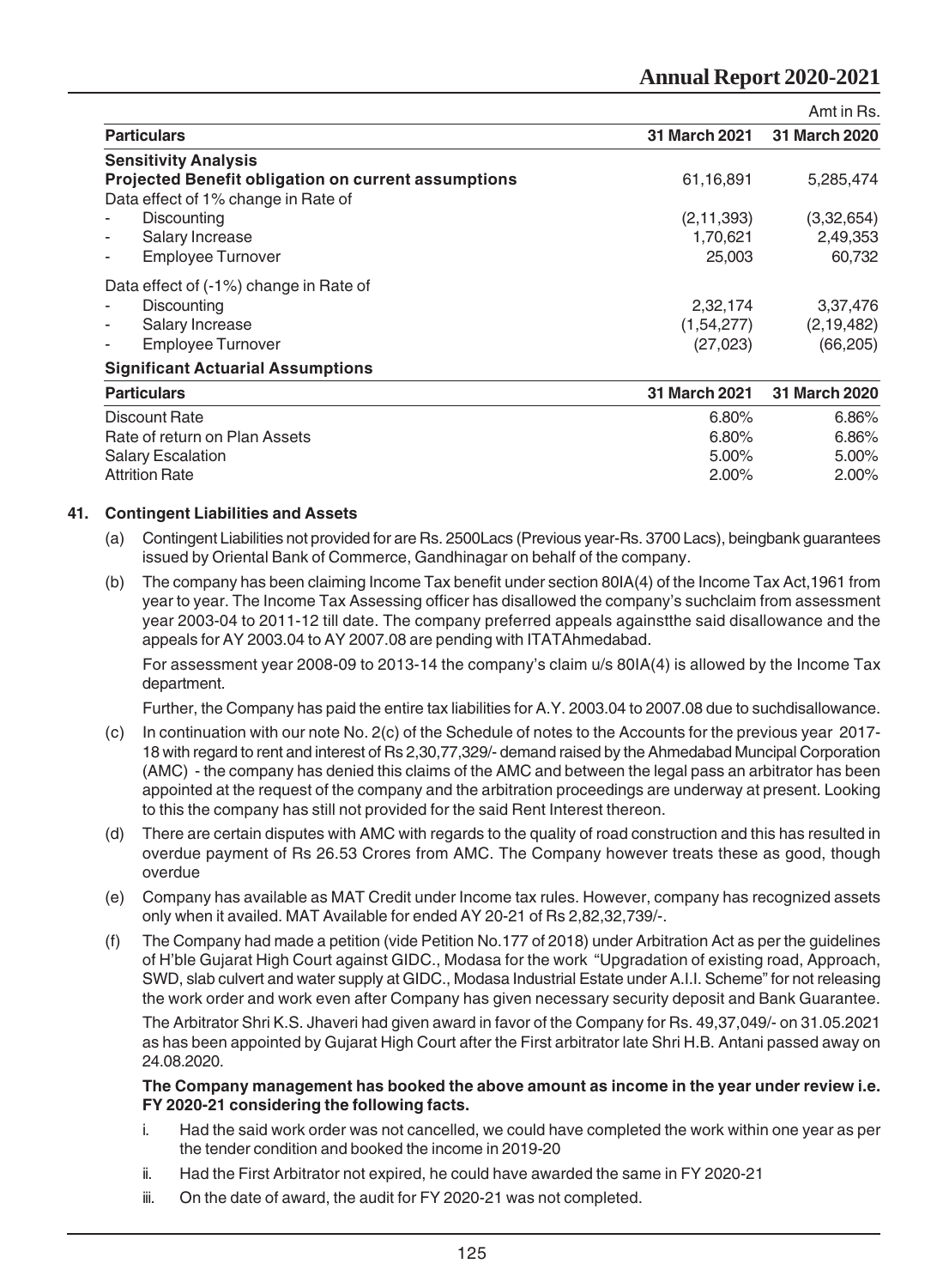Amt in Rs.

| Particulars | 31 March 2021 | 31 March 2020 |
|---|---|---|
| **Sensitivity Analysis** | | |
| **Projected Benefit obligation on current assumptions** | 61,16,891 | 5,285,474 |
| Data effect of 1% change in Rate of | | |
| - Discounting | (2,11,393) | (3,32,654) |
| - Salary Increase | 1,70,621 | 2,49,353 |
| - Employee Turnover | 25,003 | 60,732 |
| Data effect of (-1%) change in Rate of | | |
| - Discounting | 2,32,174 | 3,37,476 |
| - Salary Increase | (1,54,277) | (2,19,482) |
| - Employee Turnover | (27,023) | (66,205) |

**Significant Actuarial Assumptions**

| Particulars | 31 March 2021 | 31 March 2020 |
|---|---|---|
| Discount Rate | 6.80% | 6.86% |
| Rate of return on Plan Assets | 6.80% | 6.86% |
| Salary Escalation | 5.00% | 5.00% |
| Attrition Rate | 2.00% | 2.00% |

## 41. Contingent Liabilities and Assets

(a) Contingent Liabilities not provided for are Rs. 2500Lacs (Previous year-Rs. 3700 Lacs), beingbank guarantees issued by Oriental Bank of Commerce, Gandhinagar on behalf of the company.

(b) The company has been claiming Income Tax benefit under section 80IA(4) of the Income Tax Act,1961 from year to year. The Income Tax Assessing officer has disallowed the company's suchclaim from assessment year 2003-04 to 2011-12 till date. The company preferred appeals againstthe said disallowance and the appeals for AY 2003.04 to AY 2007.08 are pending with ITATAhmedabad.

For assessment year 2008-09 to 2013-14 the company's claim u/s 80IA(4) is allowed by the Income Tax department.

Further, the Company has paid the entire tax liabilities for A.Y. 2003.04 to 2007.08 due to suchdisallowance.

(c) In continuation with our note No. 2(c) of the Schedule of notes to the Accounts for the previous year 2017-18 with regard to rent and interest of Rs 2,30,77,329/- demand raised by the Ahmedabad Muncipal Corporation (AMC) - the company has denied this claims of the AMC and between the legal pass an arbitrator has been appointed at the request of the company and the arbitration proceedings are underway at present. Looking to this the company has still not provided for the said Rent Interest thereon.

(d) There are certain disputes with AMC with regards to the quality of road construction and this has resulted in overdue payment of Rs 26.53 Crores from AMC. The Company however treats these as good, though overdue

(e) Company has available as MAT Credit under Income tax rules. However, company has recognized assets only when it availed. MAT Available for ended AY 20-21 of Rs 2,82,32,739/-.

(f) The Company had made a petition (vide Petition No.177 of 2018) under Arbitration Act as per the guidelines of H'ble Gujarat High Court against GIDC., Modasa for the work "Upgradation of existing road, Approach, SWD, slab culvert and water supply at GIDC., Modasa Industrial Estate under A.I.I. Scheme" for not releasing the work order and work even after Company has given necessary security deposit and Bank Guarantee.

The Arbitrator Shri K.S. Jhaveri had given award in favor of the Company for Rs. 49,37,049/- on 31.05.2021 as has been appointed by Gujarat High Court after the First arbitrator late Shri H.B. Antani passed away on 24.08.2020.

**The Company management has booked the above amount as income in the year under review i.e. FY 2020-21 considering the following facts.**

i. Had the said work order was not cancelled, we could have completed the work within one year as per the tender condition and booked the income in 2019-20

ii. Had the First Arbitrator not expired, he could have awarded the same in FY 2020-21

iii. On the date of award, the audit for FY 2020-21 was not completed.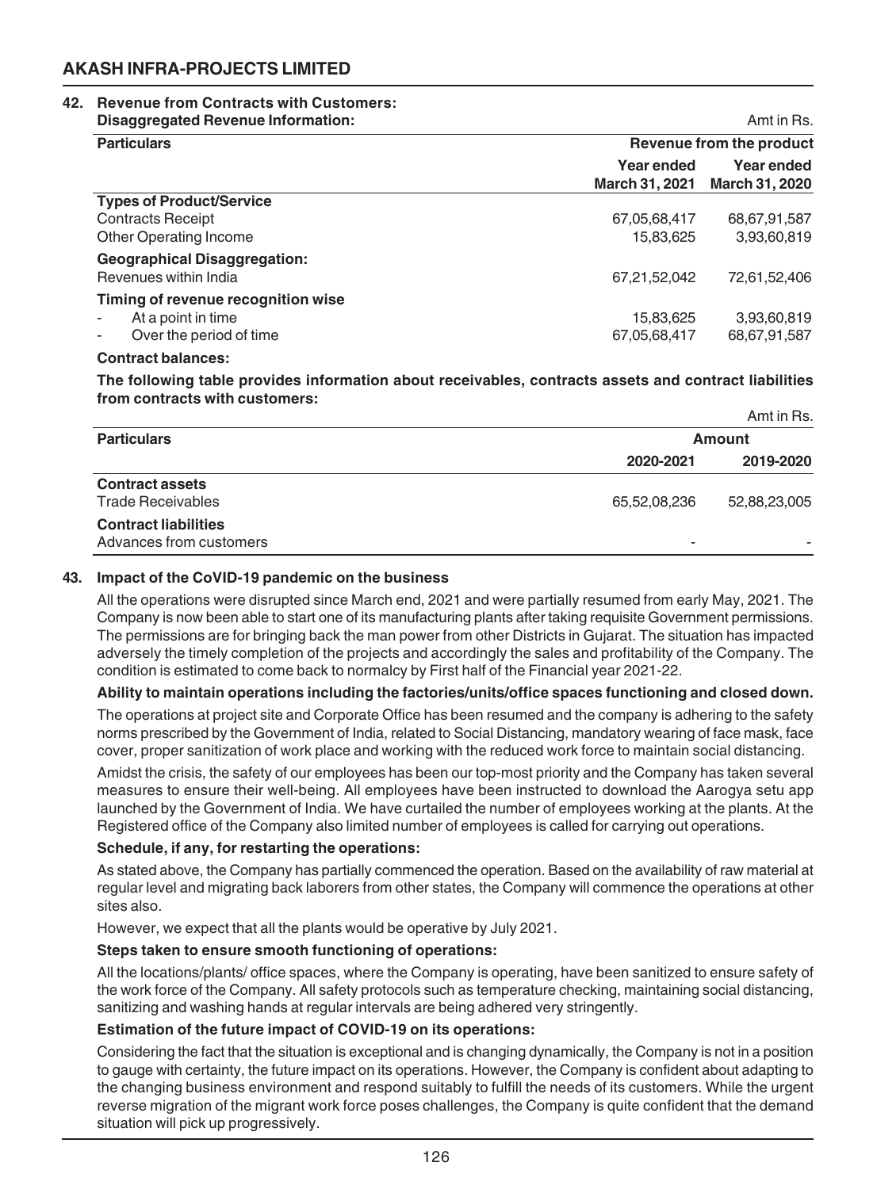## 42. Revenue from Contracts with Customers:

**Disaggregated Revenue Information:**

Amt in Rs.

| Particulars | Revenue from the product | |
|---|---|---|
| | Year ended March 31, 2021 | Year ended March 31, 2020 |
| **Types of Product/Service** | | |
| Contracts Receipt | 67,05,68,417 | 68,67,91,587 |
| Other Operating Income | 15,83,625 | 3,93,60,819 |
| **Geographical Disaggregation:** | | |
| Revenues within India | 67,21,52,042 | 72,61,52,406 |
| **Timing of revenue recognition wise** | | |
| - At a point in time | 15,83,625 | 3,93,60,819 |
| - Over the period of time | 67,05,68,417 | 68,67,91,587 |

**Contract balances:**

**The following table provides information about receivables, contracts assets and contract liabilities from contracts with customers:**

Amt in Rs.

| Particulars | Amount | |
|---|---|---|
| | 2020-2021 | 2019-2020 |
| **Contract assets** | | |
| Trade Receivables | 65,52,08,236 | 52,88,23,005 |
| **Contract liabilities** | | |
| Advances from customers | - | - |

## 43. Impact of the CoVID-19 pandemic on the business

All the operations were disrupted since March end, 2021 and were partially resumed from early May, 2021. The Company is now been able to start one of its manufacturing plants after taking requisite Government permissions. The permissions are for bringing back the man power from other Districts in Gujarat. The situation has impacted adversely the timely completion of the projects and accordingly the sales and profitability of the Company. The condition is estimated to come back to normalcy by First half of the Financial year 2021-22.

**Ability to maintain operations including the factories/units/office spaces functioning and closed down.**

The operations at project site and Corporate Office has been resumed and the company is adhering to the safety norms prescribed by the Government of India, related to Social Distancing, mandatory wearing of face mask, face cover, proper sanitization of work place and working with the reduced work force to maintain social distancing.

Amidst the crisis, the safety of our employees has been our top-most priority and the Company has taken several measures to ensure their well-being. All employees have been instructed to download the Aarogya setu app launched by the Government of India. We have curtailed the number of employees working at the plants. At the Registered office of the Company also limited number of employees is called for carrying out operations.

**Schedule, if any, for restarting the operations:**

As stated above, the Company has partially commenced the operation. Based on the availability of raw material at regular level and migrating back laborers from other states, the Company will commence the operations at other sites also.

However, we expect that all the plants would be operative by July 2021.

**Steps taken to ensure smooth functioning of operations:**

All the locations/plants/ office spaces, where the Company is operating, have been sanitized to ensure safety of the work force of the Company. All safety protocols such as temperature checking, maintaining social distancing, sanitizing and washing hands at regular intervals are being adhered very stringently.

**Estimation of the future impact of COVID-19 on its operations:**

Considering the fact that the situation is exceptional and is changing dynamically, the Company is not in a position to gauge with certainty, the future impact on its operations. However, the Company is confident about adapting to the changing business environment and respond suitably to fulfill the needs of its customers. While the urgent reverse migration of the migrant work force poses challenges, the Company is quite confident that the demand situation will pick up progressively.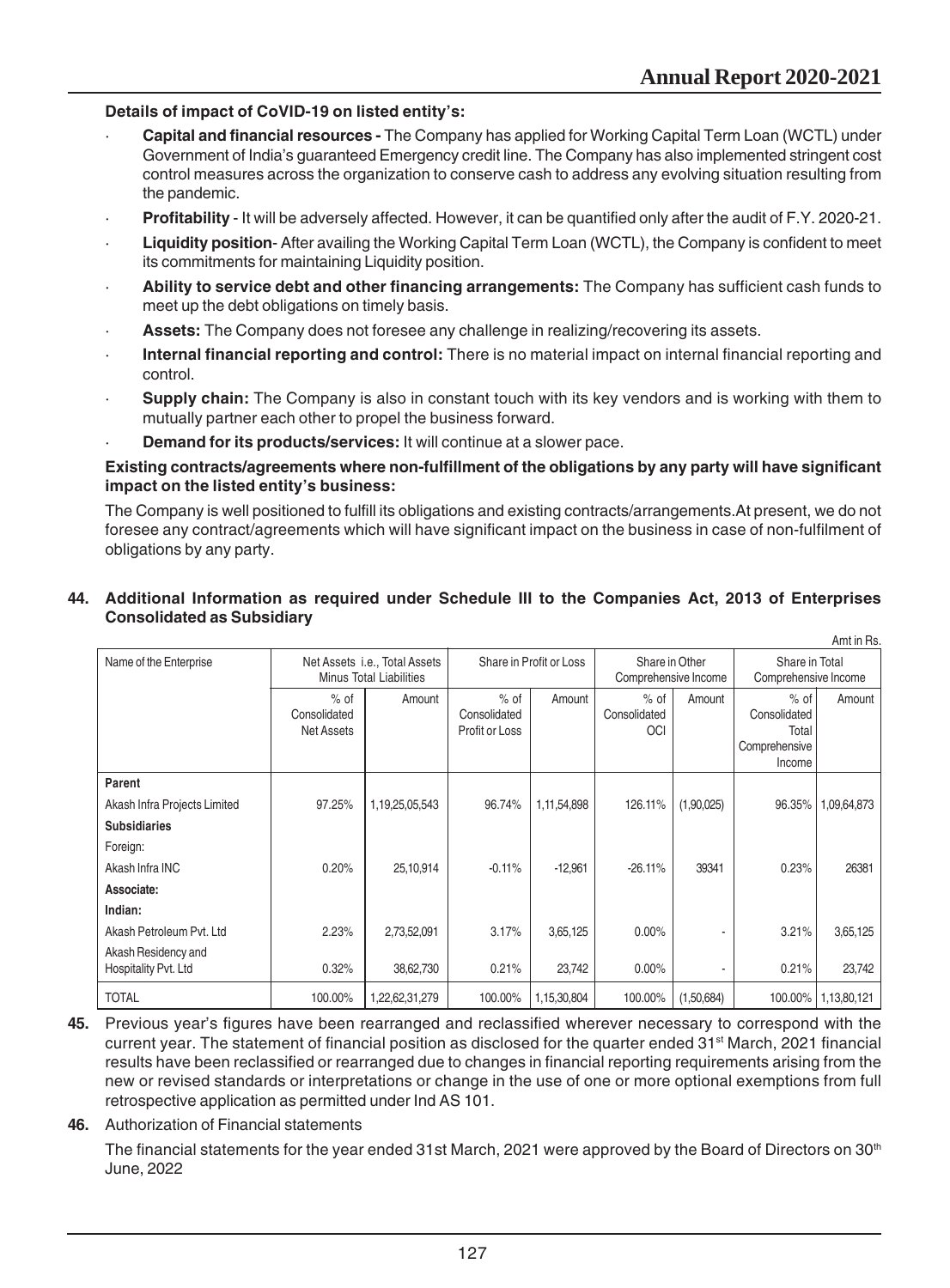**Details of impact of CoVID-19 on listed entity's:**

- **Capital and financial resources -** The Company has applied for Working Capital Term Loan (WCTL) under Government of India's guaranteed Emergency credit line. The Company has also implemented stringent cost control measures across the organization to conserve cash to address any evolving situation resulting from the pandemic.
- **Profitability** - It will be adversely affected. However, it can be quantified only after the audit of F.Y. 2020-21.
- **Liquidity position**- After availing the Working Capital Term Loan (WCTL), the Company is confident to meet its commitments for maintaining Liquidity position.
- **Ability to service debt and other financing arrangements:** The Company has sufficient cash funds to meet up the debt obligations on timely basis.
- **Assets:** The Company does not foresee any challenge in realizing/recovering its assets.
- **Internal financial reporting and control:** There is no material impact on internal financial reporting and control.
- **Supply chain:** The Company is also in constant touch with its key vendors and is working with them to mutually partner each other to propel the business forward.
- **Demand for its products/services:** It will continue at a slower pace.

**Existing contracts/agreements where non-fulfillment of the obligations by any party will have significant impact on the listed entity's business:**

The Company is well positioned to fulfill its obligations and existing contracts/arrangements.At present, we do not foresee any contract/agreements which will have significant impact on the business in case of non-fulfilment of obligations by any party.

**44. Additional Information as required under Schedule III to the Companies Act, 2013 of Enterprises Consolidated as Subsidiary**

Amt in Rs.

| Name of the Enterprise | Net Assets i.e., Total Assets Minus Total Liabilities | | Share in Profit or Loss | | Share in Other Comprehensive Income | | Share in Total Comprehensive Income | |
|---|---|---|---|---|---|---|---|---|
| | % of Consolidated Net Assets | Amount | % of Consolidated Profit or Loss | Amount | % of Consolidated OCI | Amount | % of Consolidated Total Comprehensive Income | Amount |
| **Parent** | | | | | | | | |
| Akash Infra Projects Limited | 97.25% | 1,19,25,05,543 | 96.74% | 1,11,54,898 | 126.11% | (1,90,025) | 96.35% | 1,09,64,873 |
| **Subsidiaries** | | | | | | | | |
| Foreign: | | | | | | | | |
| Akash Infra INC | 0.20% | 25,10,914 | -0.11% | -12,961 | -26.11% | 39341 | 0.23% | 26381 |
| **Associate:** | | | | | | | | |
| **Indian:** | | | | | | | | |
| Akash Petroleum Pvt. Ltd | 2.23% | 2,73,52,091 | 3.17% | 3,65,125 | 0.00% | - | 3.21% | 3,65,125 |
| Akash Residency and Hospitality Pvt. Ltd | 0.32% | 38,62,730 | 0.21% | 23,742 | 0.00% | - | 0.21% | 23,742 |
| TOTAL | 100.00% | 1,22,62,31,279 | 100.00% | 1,15,30,804 | 100.00% | (1,50,684) | 100.00% | 1,13,80,121 |

**45.** Previous year's figures have been rearranged and reclassified wherever necessary to correspond with the current year. The statement of financial position as disclosed for the quarter ended 31st March, 2021 financial results have been reclassified or rearranged due to changes in financial reporting requirements arising from the new or revised standards or interpretations or change in the use of one or more optional exemptions from full retrospective application as permitted under Ind AS 101.

**46.** Authorization of Financial statements

The financial statements for the year ended 31st March, 2021 were approved by the Board of Directors on 30th June, 2022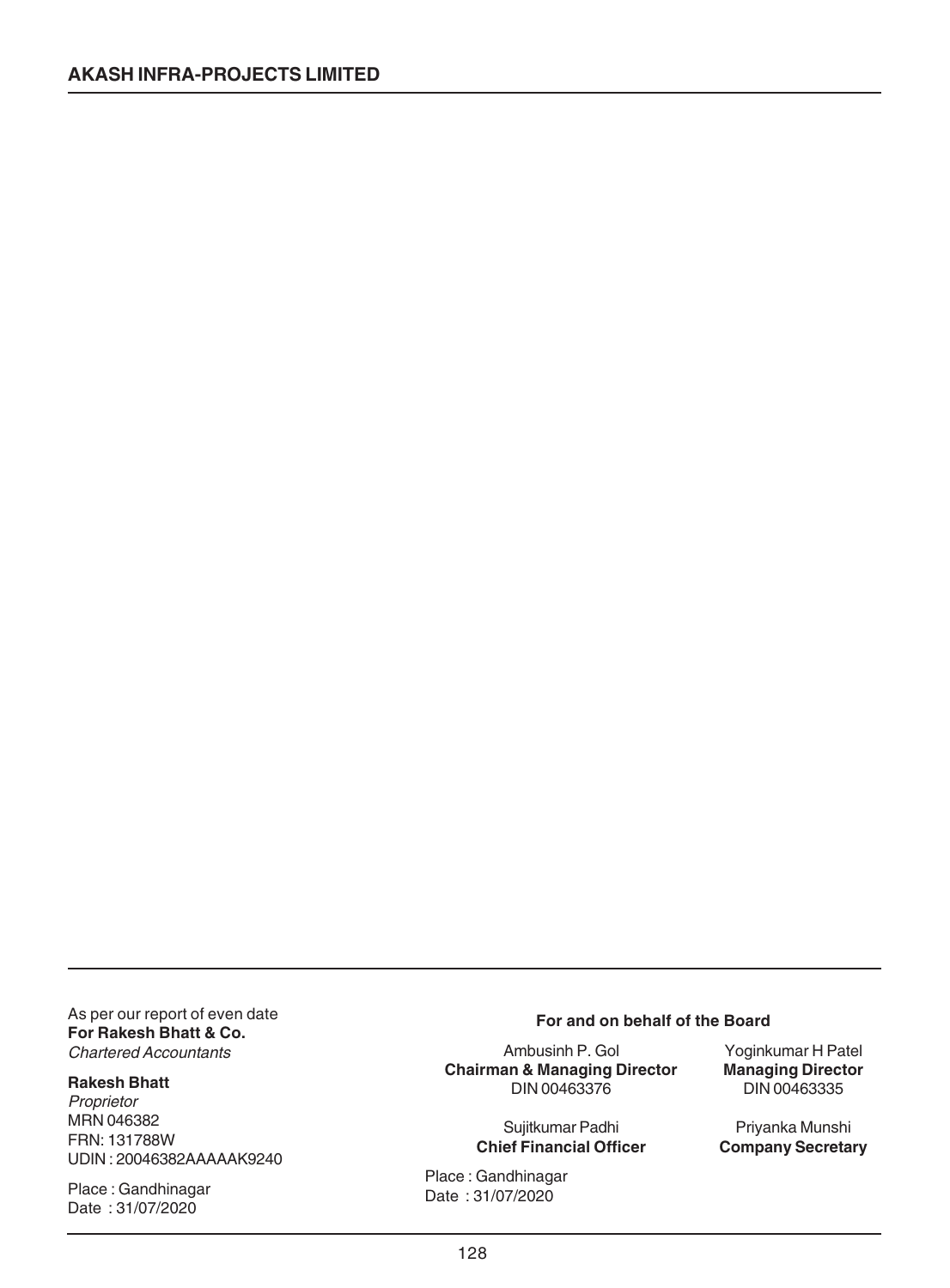As per our report of even date
**For Rakesh Bhatt & Co.**
*Chartered Accountants*

**Rakesh Bhatt**
*Proprietor*
MRN 046382
FRN: 131788W
UDIN : 20046382AAAAAK9240

Place : Gandhinagar
Date : 31/07/2020

**For and on behalf of the Board**

Ambusinh P. Gol
**Chairman & Managing Director**
DIN 00463376

Yoginkumar H Patel
**Managing Director**
DIN 00463335

Sujitkumar Padhi
**Chief Financial Officer**

Priyanka Munshi
**Company Secretary**

Place : Gandhinagar
Date : 31/07/2020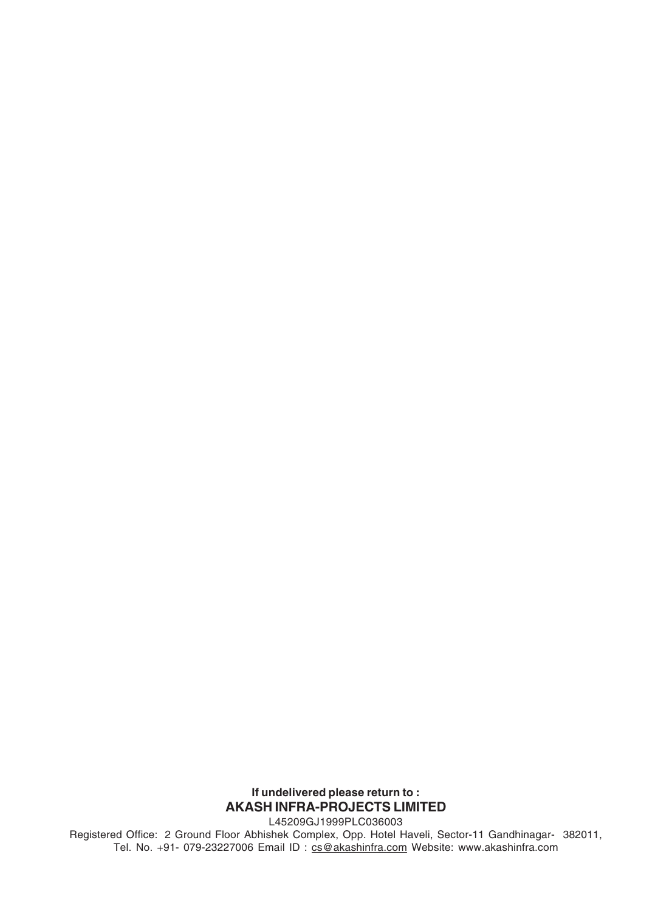**If undelivered please return to :**

**AKASH INFRA-PROJECTS LIMITED**

L45209GJ1999PLC036003

Registered Office: 2 Ground Floor Abhishek Complex, Opp. Hotel Haveli, Sector-11 Gandhinagar- 382011, Tel. No. +91- 079-23227006 Email ID : cs@akashinfra.com Website: www.akashinfra.com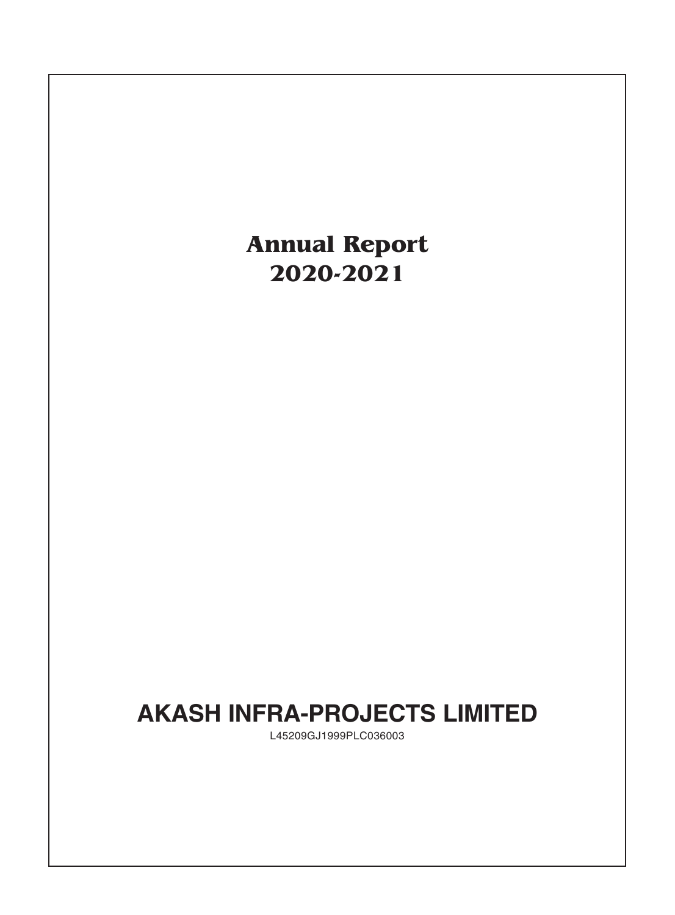# Annual Report
# 2020-2021

# AKASH INFRA-PROJECTS LIMITED

L45209GJ1999PLC036003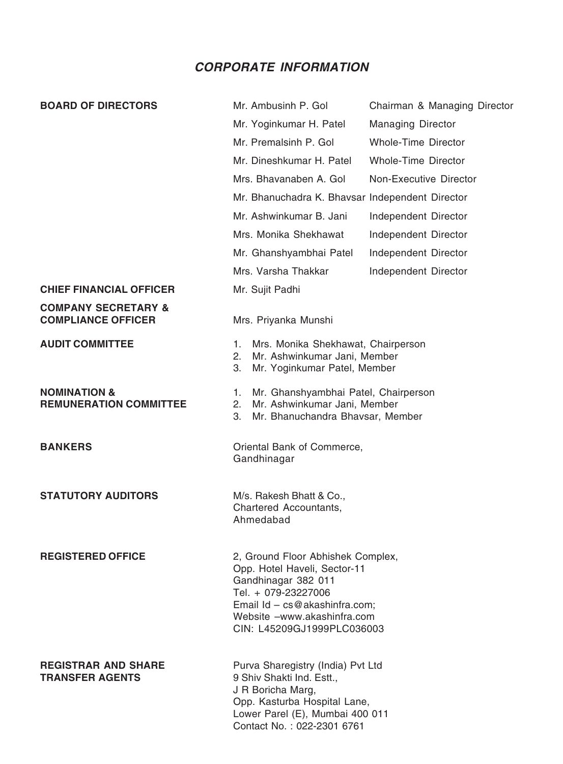# *CORPORATE INFORMATION*

| | | |
|---|---|---|
| **BOARD OF DIRECTORS** | Mr. Ambusinh P. Gol | Chairman & Managing Director |
| | Mr. Yoginkumar H. Patel | Managing Director |
| | Mr. Premalsinh P. Gol | Whole-Time Director |
| | Mr. Dineshkumar H. Patel | Whole-Time Director |
| | Mrs. Bhavanaben A. Gol | Non-Executive Director |
| | Mr. Bhanuchadra K. Bhavsar | Independent Director |
| | Mr. Ashwinkumar B. Jani | Independent Director |
| | Mrs. Monika Shekhawat | Independent Director |
| | Mr. Ghanshyambhai Patel | Independent Director |
| | Mrs. Varsha Thakkar | Independent Director |

**CHIEF FINANCIAL OFFICER**
Mr. Sujit Padhi

**COMPANY SECRETARY & COMPLIANCE OFFICER**
Mrs. Priyanka Munshi

**AUDIT COMMITTEE**
1. Mrs. Monika Shekhawat, Chairperson
2. Mr. Ashwinkumar Jani, Member
3. Mr. Yoginkumar Patel, Member

**NOMINATION & REMUNERATION COMMITTEE**
1. Mr. Ghanshyambhai Patel, Chairperson
2. Mr. Ashwinkumar Jani, Member
3. Mr. Bhanuchandra Bhavsar, Member

**BANKERS**
Oriental Bank of Commerce,
Gandhinagar

**STATUTORY AUDITORS**
M/s. Rakesh Bhatt & Co.,
Chartered Accountants,
Ahmedabad

**REGISTERED OFFICE**
2, Ground Floor Abhishek Complex,
Opp. Hotel Haveli, Sector-11
Gandhinagar 382 011
Tel. + 079-23227006
Email Id – cs@akashinfra.com;
Website –www.akashinfra.com
CIN: L45209GJ1999PLC036003

**REGISTRAR AND SHARE TRANSFER AGENTS**
Purva Sharegistry (India) Pvt Ltd
9 Shiv Shakti Ind. Estt.,
J R Boricha Marg,
Opp. Kasturba Hospital Lane,
Lower Parel (E), Mumbai 400 011
Contact No. : 022-2301 6761